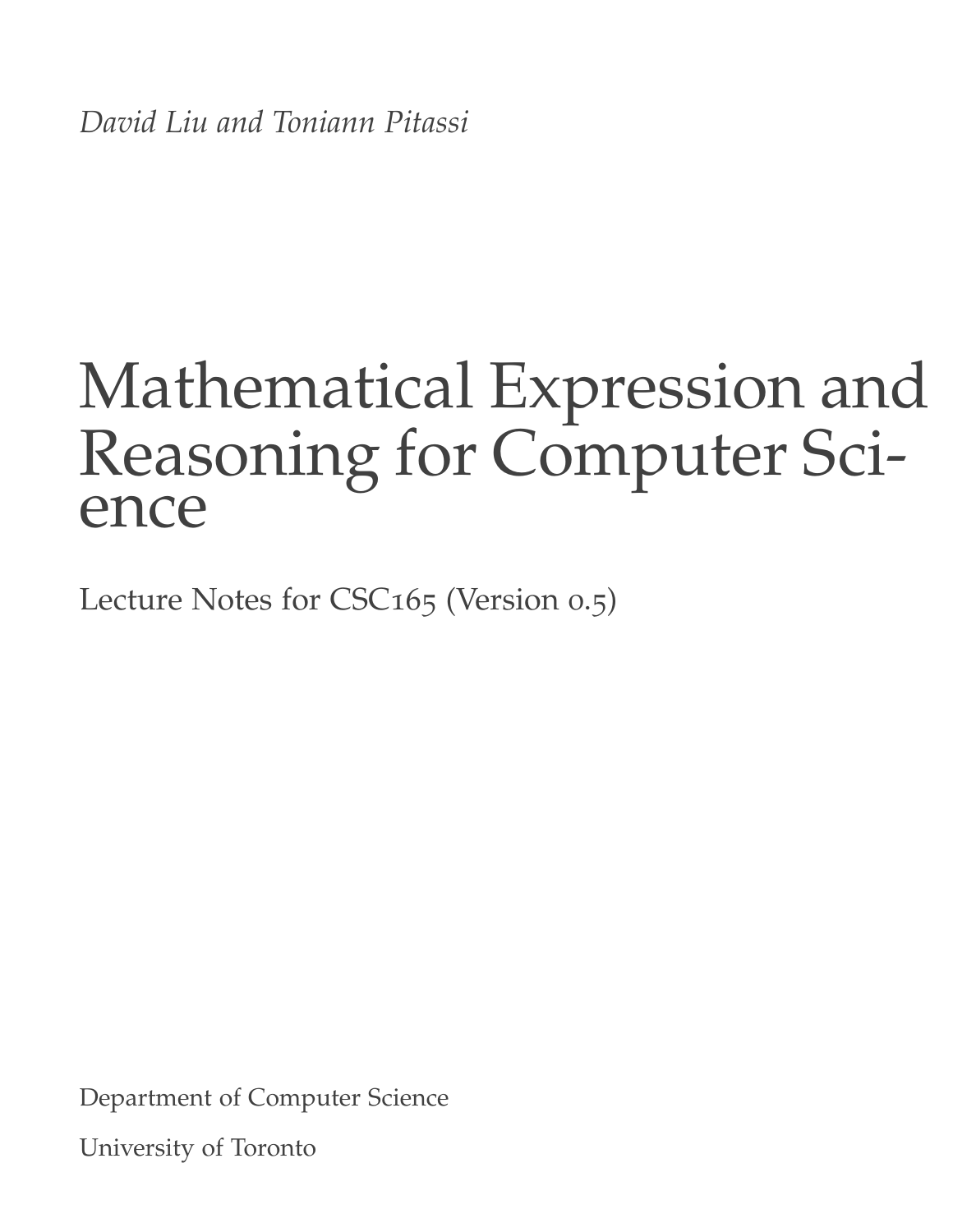*David Liu and Toniann Pitassi*

# Mathematical Expression and Reasoning for Computer Science

Lecture Notes for CSC165 (Version 0.5)

Department of Computer Science

University of Toronto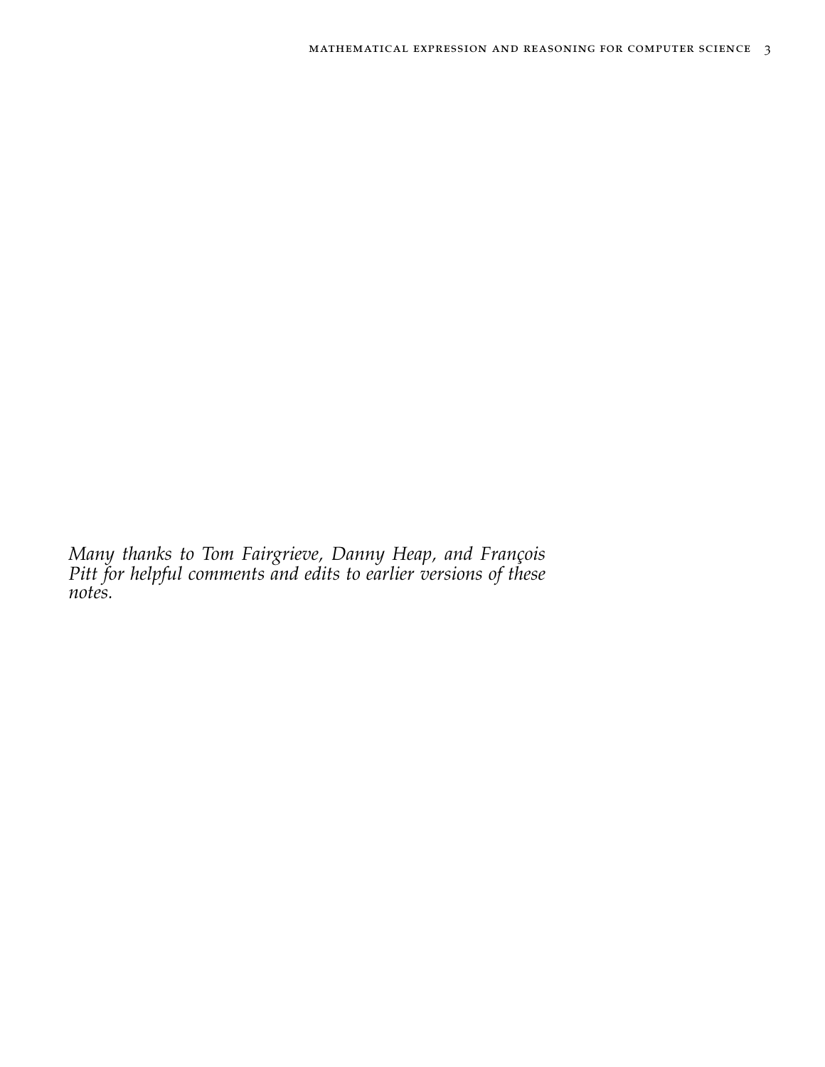*Many thanks to Tom Fairgrieve, Danny Heap, and François Pitt for helpful comments and edits to earlier versions of these notes.*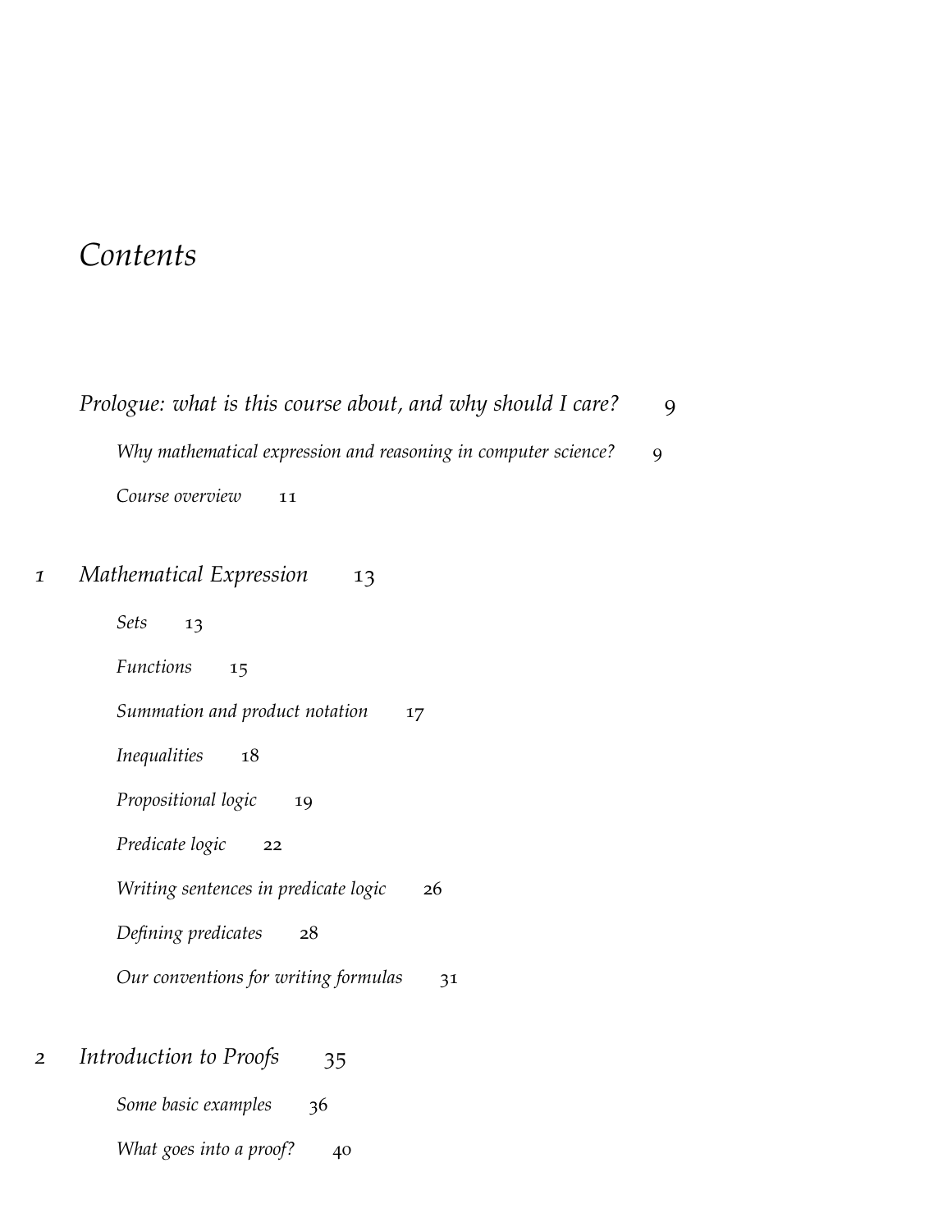# Contents

*Prologue: what is this course about, and why should I care?* 9

- *Why mathematical expression and reasoning in computer science?* 9
- *Course overview* 11

1 *Mathematical Expression* 13

- *Sets* 13
- *Functions* 15
- *Summation and product notation* 17
- *Inequalities* 18
- *Propositional logic* 19
- *Predicate logic* 22
- *Writing sentences in predicate logic* 26
- *Defining predicates* 28
- *Our conventions for writing formulas* 31

2 *Introduction to Proofs* 35

- *Some basic examples* 36
- *What goes into a proof?* 40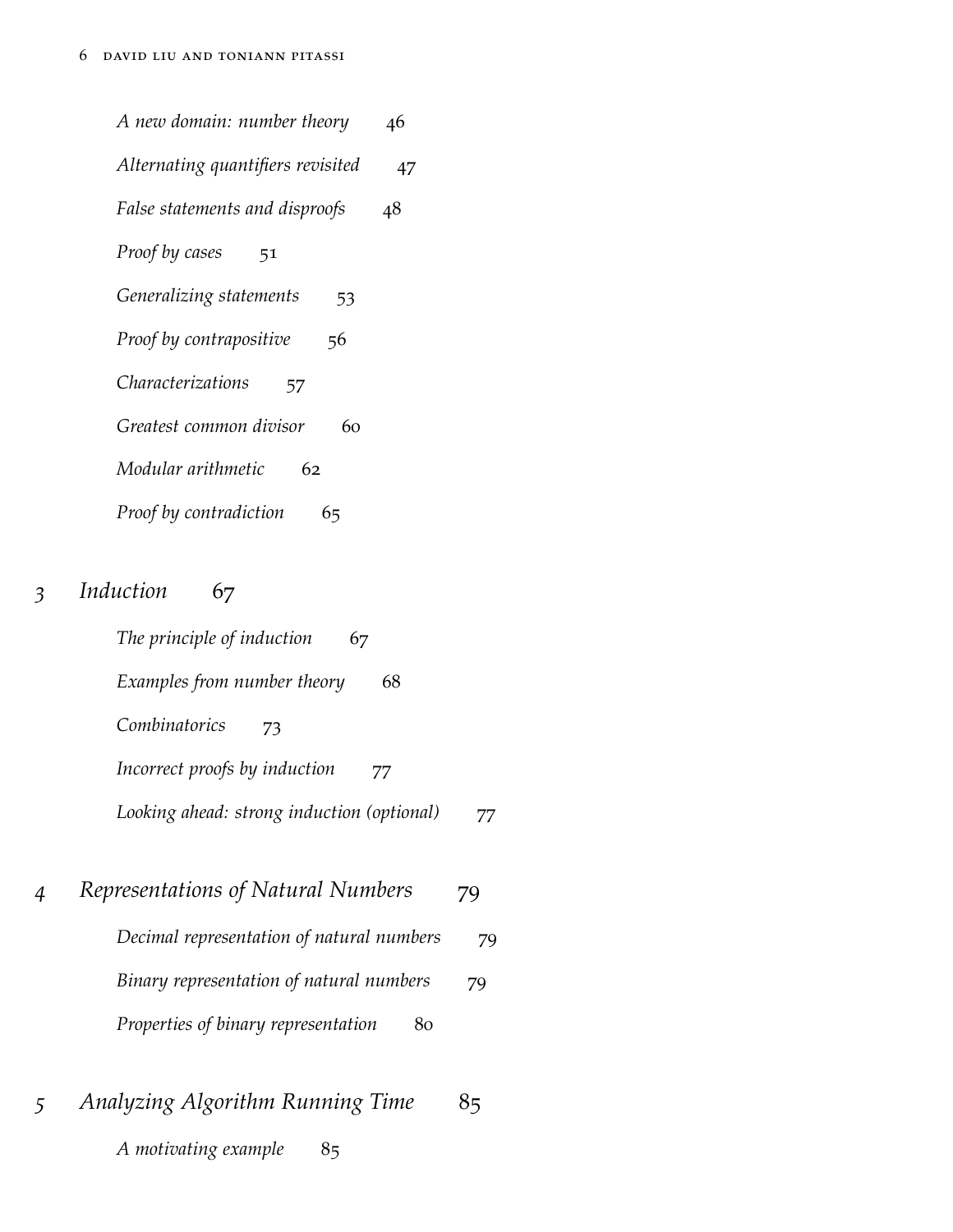*A new domain: number theory* 46

*Alternating quantifiers revisited* 47

*False statements and disproofs* 48

*Proof by cases* 51

*Generalizing statements* 53

*Proof by contrapositive* 56

*Characterizations* 57

*Greatest common divisor* 60

*Modular arithmetic* 62

*Proof by contradiction* 65

*3* *Induction* 67

*The principle of induction* 67

*Examples from number theory* 68

*Combinatorics* 73

*Incorrect proofs by induction* 77

*Looking ahead: strong induction (optional)* 77

*4* *Representations of Natural Numbers* 79

*Decimal representation of natural numbers* 79

*Binary representation of natural numbers* 79

*Properties of binary representation* 80

*5* *Analyzing Algorithm Running Time* 85

*A motivating example* 85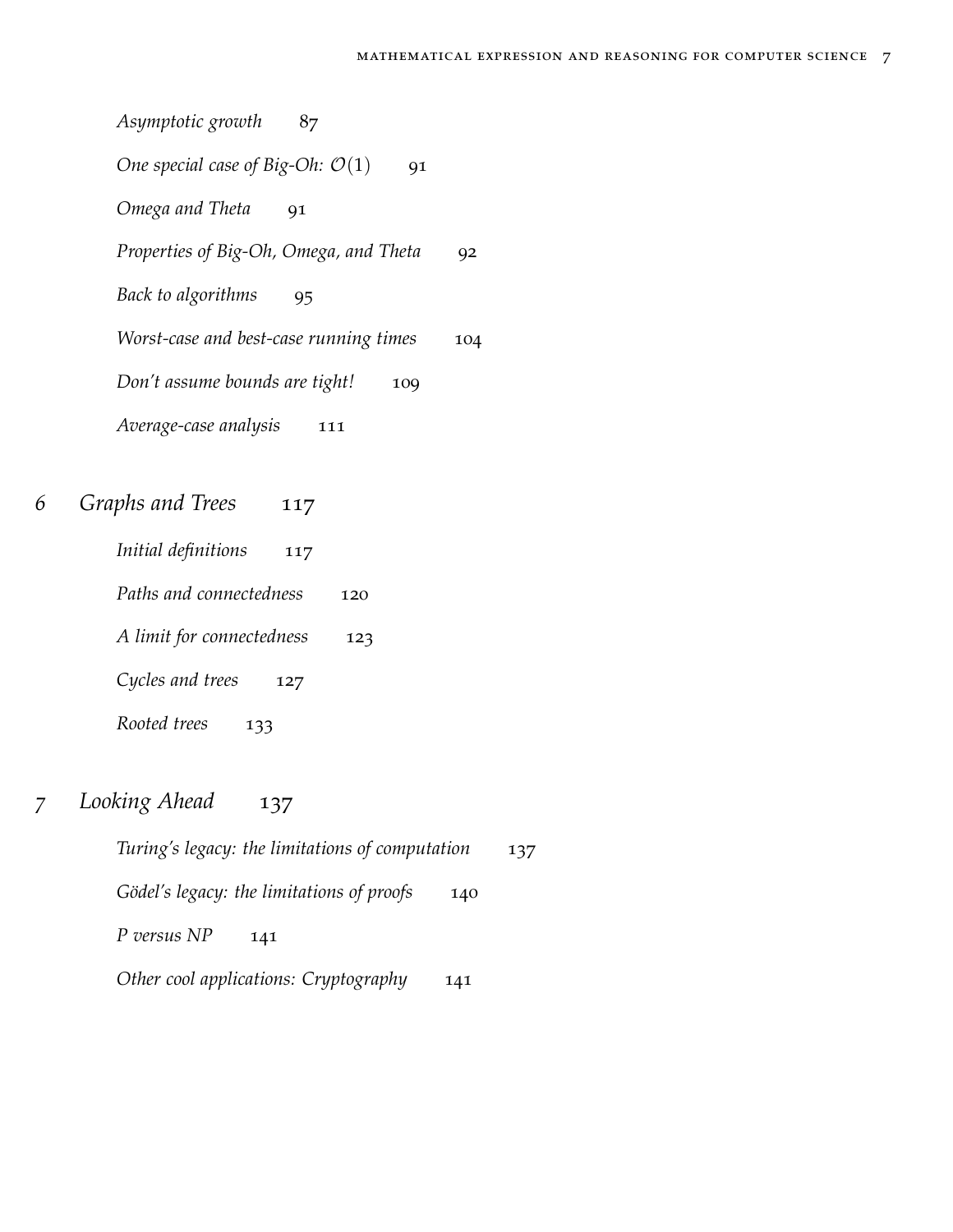*Asymptotic growth* 87

*One special case of Big-Oh: $\mathcal{O}(1)$* 91

*Omega and Theta* 91

*Properties of Big-Oh, Omega, and Theta* 92

*Back to algorithms* 95

*Worst-case and best-case running times* 104

*Don't assume bounds are tight!* 109

*Average-case analysis* 111

*6 Graphs and Trees* 117

*Initial definitions* 117

*Paths and connectedness* 120

*A limit for connectedness* 123

*Cycles and trees* 127

*Rooted trees* 133

*7 Looking Ahead* 137

*Turing's legacy: the limitations of computation* 137

*Gödel's legacy: the limitations of proofs* 140

*P versus NP* 141

*Other cool applications: Cryptography* 141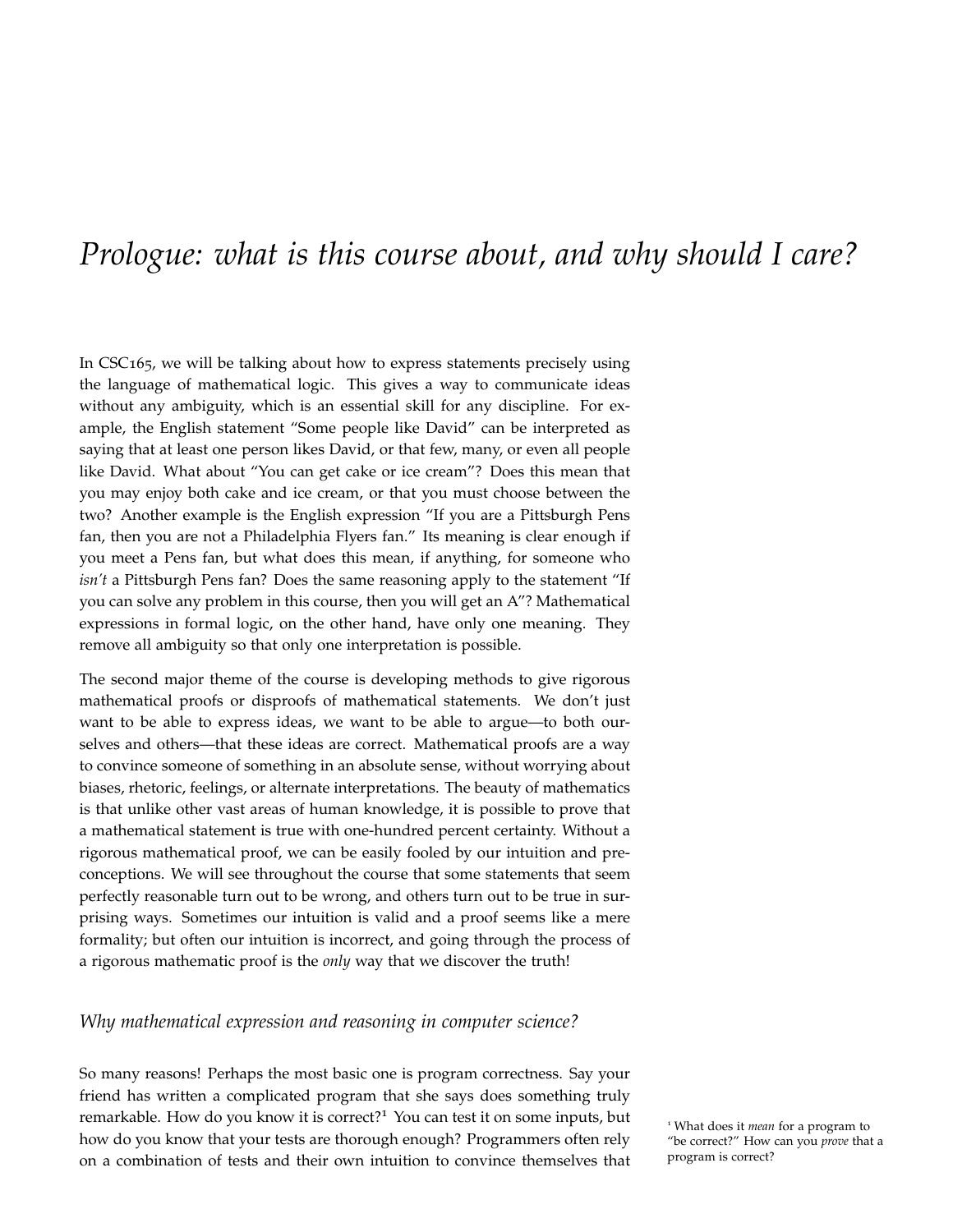# *Prologue: what is this course about, and why should I care?*

In CSC165, we will be talking about how to express statements precisely using the language of mathematical logic. This gives a way to communicate ideas without any ambiguity, which is an essential skill for any discipline. For example, the English statement "Some people like David" can be interpreted as saying that at least one person likes David, or that few, many, or even all people like David. What about "You can get cake or ice cream"? Does this mean that you may enjoy both cake and ice cream, or that you must choose between the two? Another example is the English expression "If you are a Pittsburgh Pens fan, then you are not a Philadelphia Flyers fan." Its meaning is clear enough if you meet a Pens fan, but what does this mean, if anything, for someone who *isn't* a Pittsburgh Pens fan? Does the same reasoning apply to the statement "If you can solve any problem in this course, then you will get an A"? Mathematical expressions in formal logic, on the other hand, have only one meaning. They remove all ambiguity so that only one interpretation is possible.

The second major theme of the course is developing methods to give rigorous mathematical proofs or disproofs of mathematical statements. We don't just want to be able to express ideas, we want to be able to argue—to both ourselves and others—that these ideas are correct. Mathematical proofs are a way to convince someone of something in an absolute sense, without worrying about biases, rhetoric, feelings, or alternate interpretations. The beauty of mathematics is that unlike other vast areas of human knowledge, it is possible to prove that a mathematical statement is true with one-hundred percent certainty. Without a rigorous mathematical proof, we can be easily fooled by our intuition and preconceptions. We will see throughout the course that some statements that seem perfectly reasonable turn out to be wrong, and others turn out to be true in surprising ways. Sometimes our intuition is valid and a proof seems like a mere formality; but often our intuition is incorrect, and going through the process of a rigorous mathematic proof is the *only* way that we discover the truth!

## *Why mathematical expression and reasoning in computer science?*

So many reasons! Perhaps the most basic one is program correctness. Say your friend has written a complicated program that she says does something truly remarkable. How do you know it is correct?[1] You can test it on some inputs, but how do you know that your tests are thorough enough? Programmers often rely on a combination of tests and their own intuition to convince themselves that

[1] What does it *mean* for a program to "be correct?" How can you *prove* that a program is correct?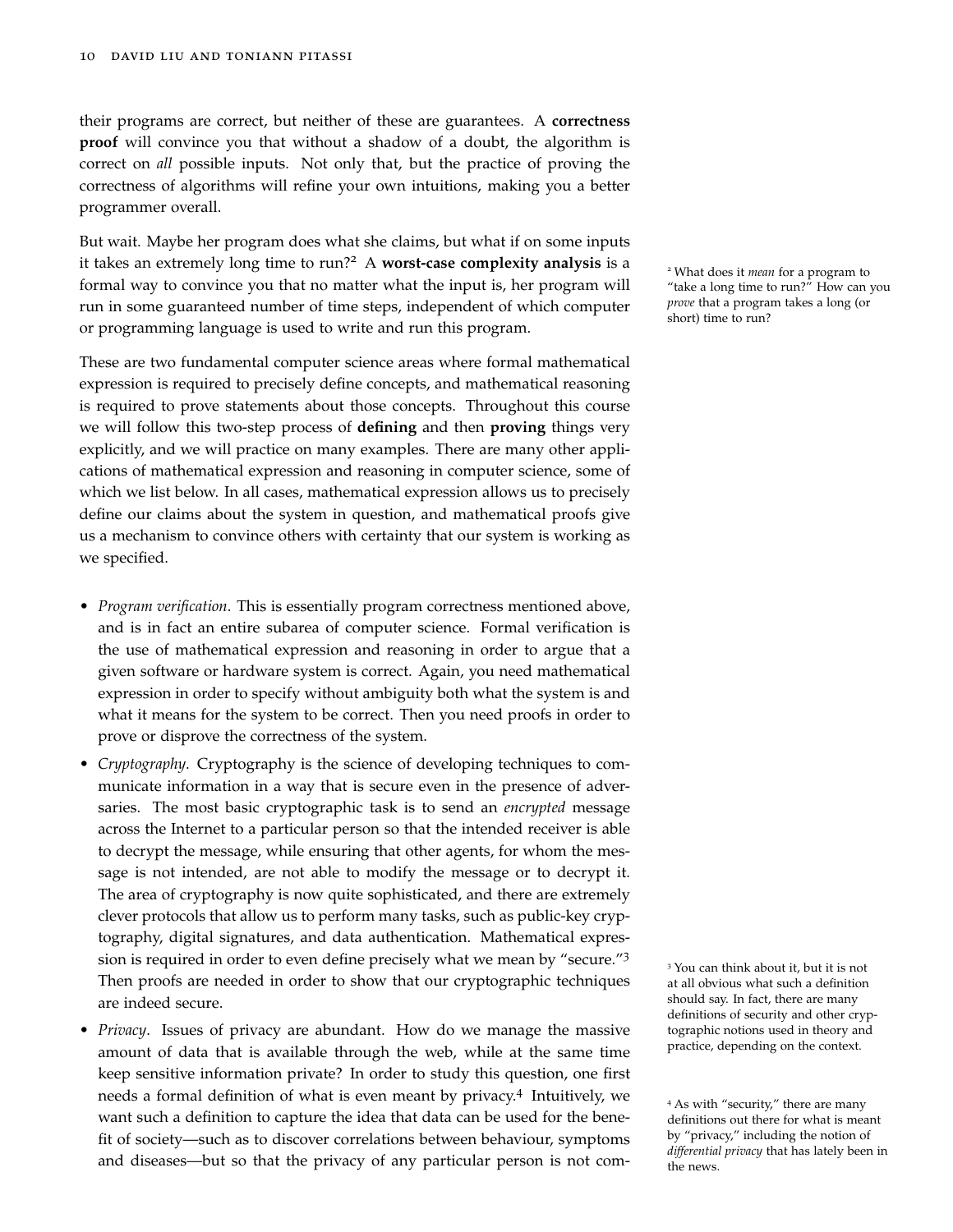their programs are correct, but neither of these are guarantees. A **correctness proof** will convince you that without a shadow of a doubt, the algorithm is correct on *all* possible inputs. Not only that, but the practice of proving the correctness of algorithms will refine your own intuitions, making you a better programmer overall.

But wait. Maybe her program does what she claims, but what if on some inputs it takes an extremely long time to run?[2] A **worst-case complexity analysis** is a formal way to convince you that no matter what the input is, her program will run in some guaranteed number of time steps, independent of which computer or programming language is used to write and run this program.

[2] What does it *mean* for a program to "take a long time to run?" How can you *prove* that a program takes a long (or short) time to run?

These are two fundamental computer science areas where formal mathematical expression is required to precisely define concepts, and mathematical reasoning is required to prove statements about those concepts. Throughout this course we will follow this two-step process of **defining** and then **proving** things very explicitly, and we will practice on many examples. There are many other applications of mathematical expression and reasoning in computer science, some of which we list below. In all cases, mathematical expression allows us to precisely define our claims about the system in question, and mathematical proofs give us a mechanism to convince others with certainty that our system is working as we specified.

- *Program verification*. This is essentially program correctness mentioned above, and is in fact an entire subarea of computer science. Formal verification is the use of mathematical expression and reasoning in order to argue that a given software or hardware system is correct. Again, you need mathematical expression in order to specify without ambiguity both what the system is and what it means for the system to be correct. Then you need proofs in order to prove or disprove the correctness of the system.
- *Cryptography*. Cryptography is the science of developing techniques to communicate information in a way that is secure even in the presence of adversaries. The most basic cryptographic task is to send an *encrypted* message across the Internet to a particular person so that the intended receiver is able to decrypt the message, while ensuring that other agents, for whom the message is not intended, are not able to modify the message or to decrypt it. The area of cryptography is now quite sophisticated, and there are extremely clever protocols that allow us to perform many tasks, such as public-key cryptography, digital signatures, and data authentication. Mathematical expression is required in order to even define precisely what we mean by "secure."[3] Then proofs are needed in order to show that our cryptographic techniques are indeed secure.
- *Privacy*. Issues of privacy are abundant. How do we manage the massive amount of data that is available through the web, while at the same time keep sensitive information private? In order to study this question, one first needs a formal definition of what is even meant by privacy.[4] Intuitively, we want such a definition to capture the idea that data can be used for the benefit of society—such as to discover correlations between behaviour, symptoms and diseases—but so that the privacy of any particular person is not com-

[3] You can think about it, but it is not at all obvious what such a definition should say. In fact, there are many definitions of security and other cryptographic notions used in theory and practice, depending on the context.

[4] As with "security," there are many definitions out there for what is meant by "privacy," including the notion of *differential privacy* that has lately been in the news.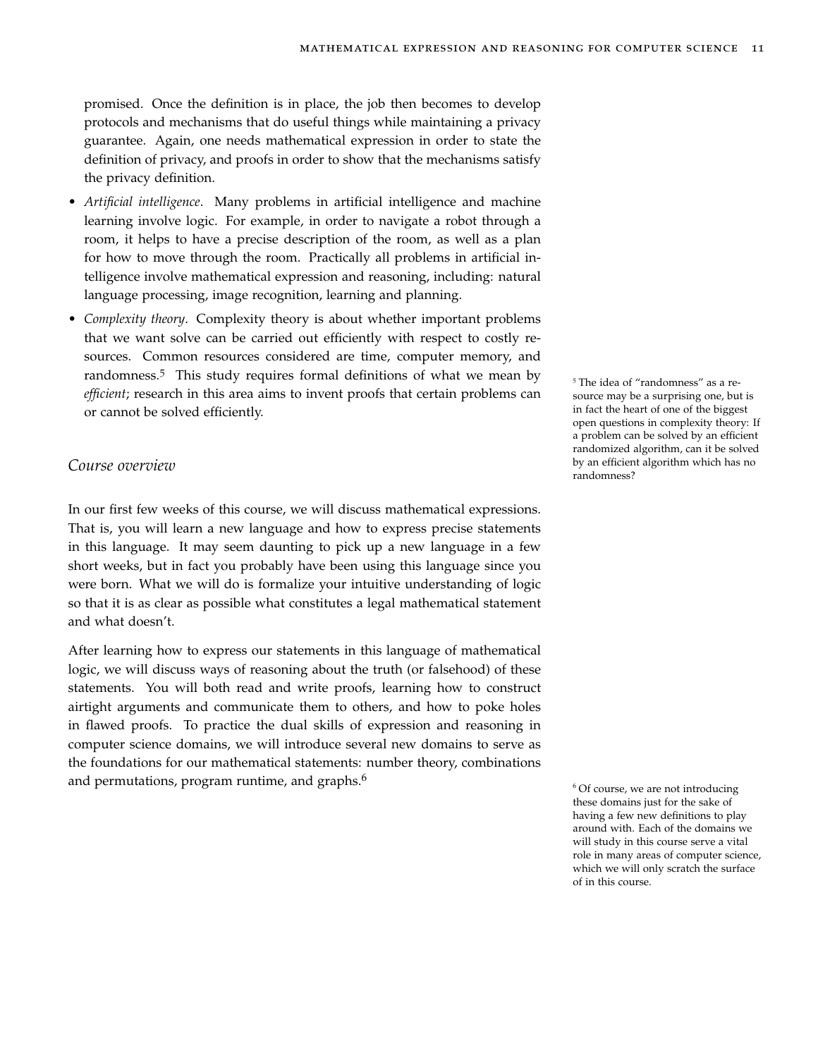promised. Once the definition is in place, the job then becomes to develop protocols and mechanisms that do useful things while maintaining a privacy guarantee. Again, one needs mathematical expression in order to state the definition of privacy, and proofs in order to show that the mechanisms satisfy the privacy definition.

- *Artificial intelligence*. Many problems in artificial intelligence and machine learning involve logic. For example, in order to navigate a robot through a room, it helps to have a precise description of the room, as well as a plan for how to move through the room. Practically all problems in artificial intelligence involve mathematical expression and reasoning, including: natural language processing, image recognition, learning and planning.
- *Complexity theory*. Complexity theory is about whether important problems that we want solve can be carried out efficiently with respect to costly resources. Common resources considered are time, computer memory, and randomness.[5] This study requires formal definitions of what we mean by *efficient*; research in this area aims to invent proofs that certain problems can or cannot be solved efficiently.

[5] The idea of "randomness" as a resource may be a surprising one, but is in fact the heart of one of the biggest open questions in complexity theory: If a problem can be solved by an efficient randomized algorithm, can it be solved by an efficient algorithm which has no randomness?

## *Course overview*

In our first few weeks of this course, we will discuss mathematical expressions. That is, you will learn a new language and how to express precise statements in this language. It may seem daunting to pick up a new language in a few short weeks, but in fact you probably have been using this language since you were born. What we will do is formalize your intuitive understanding of logic so that it is as clear as possible what constitutes a legal mathematical statement and what doesn't.

After learning how to express our statements in this language of mathematical logic, we will discuss ways of reasoning about the truth (or falsehood) of these statements. You will both read and write proofs, learning how to construct airtight arguments and communicate them to others, and how to poke holes in flawed proofs. To practice the dual skills of expression and reasoning in computer science domains, we will introduce several new domains to serve as the foundations for our mathematical statements: number theory, combinations and permutations, program runtime, and graphs.[6]

[6] Of course, we are not introducing these domains just for the sake of having a few new definitions to play around with. Each of the domains we will study in this course serve a vital role in many areas of computer science, which we will only scratch the surface of in this course.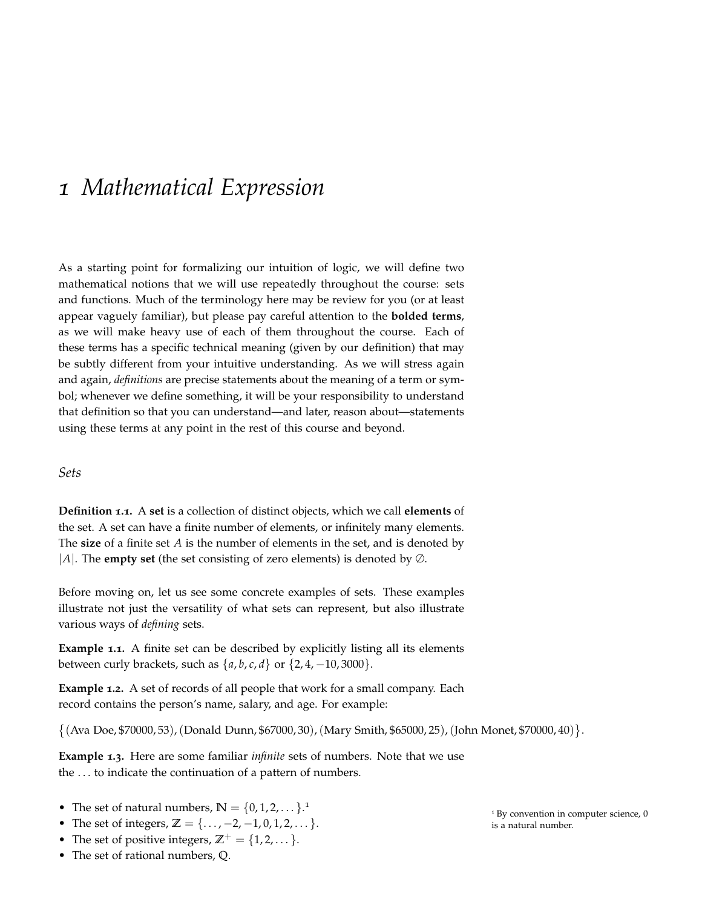# 1 Mathematical Expression

As a starting point for formalizing our intuition of logic, we will define two mathematical notions that we will use repeatedly throughout the course: sets and functions. Much of the terminology here may be review for you (or at least appear vaguely familiar), but please pay careful attention to the **bolded terms**, as we will make heavy use of each of them throughout the course. Each of these terms has a specific technical meaning (given by our definition) that may be subtly different from your intuitive understanding. As we will stress again and again, *definitions* are precise statements about the meaning of a term or symbol; whenever we define something, it will be your responsibility to understand that definition so that you can understand—and later, reason about—statements using these terms at any point in the rest of this course and beyond.

## *Sets*

**Definition 1.1.** A **set** is a collection of distinct objects, which we call **elements** of the set. A set can have a finite number of elements, or infinitely many elements. The **size** of a finite set $A$ is the number of elements in the set, and is denoted by $|A|$. The **empty set** (the set consisting of zero elements) is denoted by $\emptyset$.

Before moving on, let us see some concrete examples of sets. These examples illustrate not just the versatility of what sets can represent, but also illustrate various ways of *defining* sets.

**Example 1.1.** A finite set can be described by explicitly listing all its elements between curly brackets, such as $\{a, b, c, d\}$ or $\{2, 4, -10, 3000\}$.

**Example 1.2.** A set of records of all people that work for a small company. Each record contains the person's name, salary, and age. For example:

$$\{(\text{Ava Doe}, \$70000, 53), (\text{Donald Dunn}, \$67000, 30), (\text{Mary Smith}, \$65000, 25), (\text{John Monet}, \$70000, 40)\}.$$

**Example 1.3.** Here are some familiar *infinite* sets of numbers. Note that we use the ... to indicate the continuation of a pattern of numbers.

- The set of natural numbers, $\mathbb{N} = \{0, 1, 2, \dots\}$.[1]
- The set of integers, $\mathbb{Z} = \{\dots, -2, -1, 0, 1, 2, \dots\}$.
- The set of positive integers, $\mathbb{Z}^+ = \{1, 2, \dots\}$.
- The set of rational numbers, $\mathbb{Q}$.

[1] By convention in computer science, 0 is a natural number.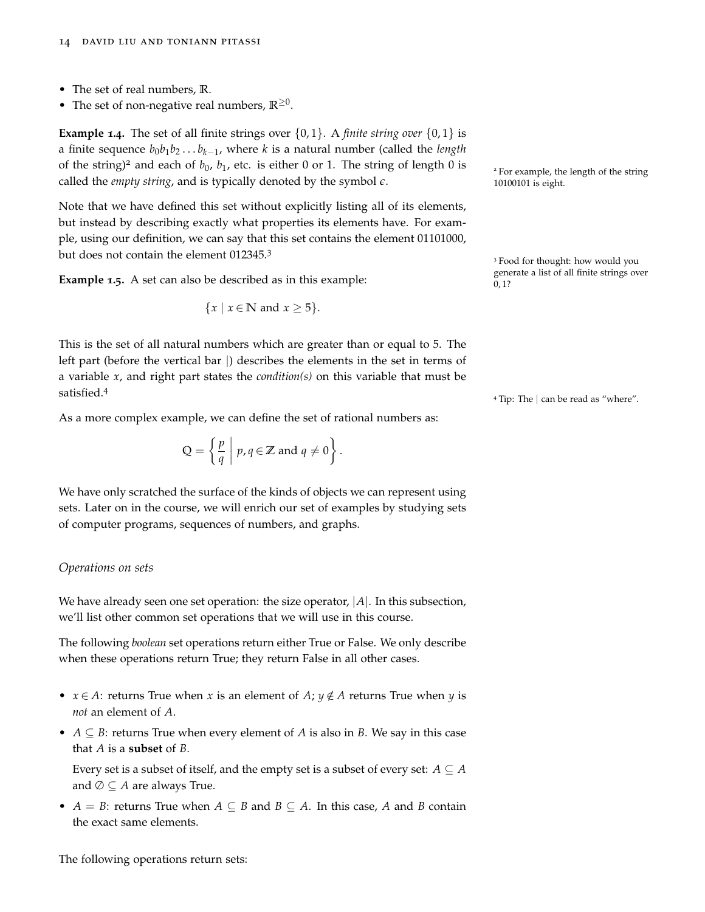- The set of real numbers, $\mathbb{R}$.
- The set of non-negative real numbers, $\mathbb{R}^{\geq 0}$.

**Example 1.4.** The set of all finite strings over $\{0,1\}$. A *finite string over* $\{0,1\}$ is a finite sequence $b_0 b_1 b_2 \ldots b_{k-1}$, where $k$ is a natural number (called the *length* of the string)[2] and each of $b_0$, $b_1$, etc. is either 0 or 1. The string of length 0 is called the *empty string*, and is typically denoted by the symbol $\epsilon$.

[2] For example, the length of the string 10100101 is eight.

Note that we have defined this set without explicitly listing all of its elements, but instead by describing exactly what properties its elements have. For example, using our definition, we can say that this set contains the element 01101000, but does not contain the element 012345.[3]

[3] Food for thought: how would you generate a list of all finite strings over 0, 1?

**Example 1.5.** A set can also be described as in this example:

$$\{x \mid x \in \mathbb{N} \text{ and } x \geq 5\}.$$

This is the set of all natural numbers which are greater than or equal to 5. The left part (before the vertical bar |) describes the elements in the set in terms of a variable $x$, and right part states the *condition(s)* on this variable that must be satisfied.[4]

[4] Tip: The | can be read as "where".

As a more complex example, we can define the set of rational numbers as:

$$\mathbb{Q} = \left\{ \frac{p}{q} \;\middle|\; p, q \in \mathbb{Z} \text{ and } q \neq 0 \right\}.$$

We have only scratched the surface of the kinds of objects we can represent using sets. Later on in the course, we will enrich our set of examples by studying sets of computer programs, sequences of numbers, and graphs.

### *Operations on sets*

We have already seen one set operation: the size operator, $|A|$. In this subsection, we'll list other common set operations that we will use in this course.

The following *boolean* set operations return either True or False. We only describe when these operations return True; they return False in all other cases.

- $x \in A$: returns True when $x$ is an element of $A$; $y \notin A$ returns True when $y$ is *not* an element of $A$.
- $A \subseteq B$: returns True when every element of $A$ is also in $B$. We say in this case that $A$ is a **subset** of $B$.

  Every set is a subset of itself, and the empty set is a subset of every set: $A \subseteq A$ and $\emptyset \subseteq A$ are always True.
- $A = B$: returns True when $A \subseteq B$ and $B \subseteq A$. In this case, $A$ and $B$ contain the exact same elements.

The following operations return sets: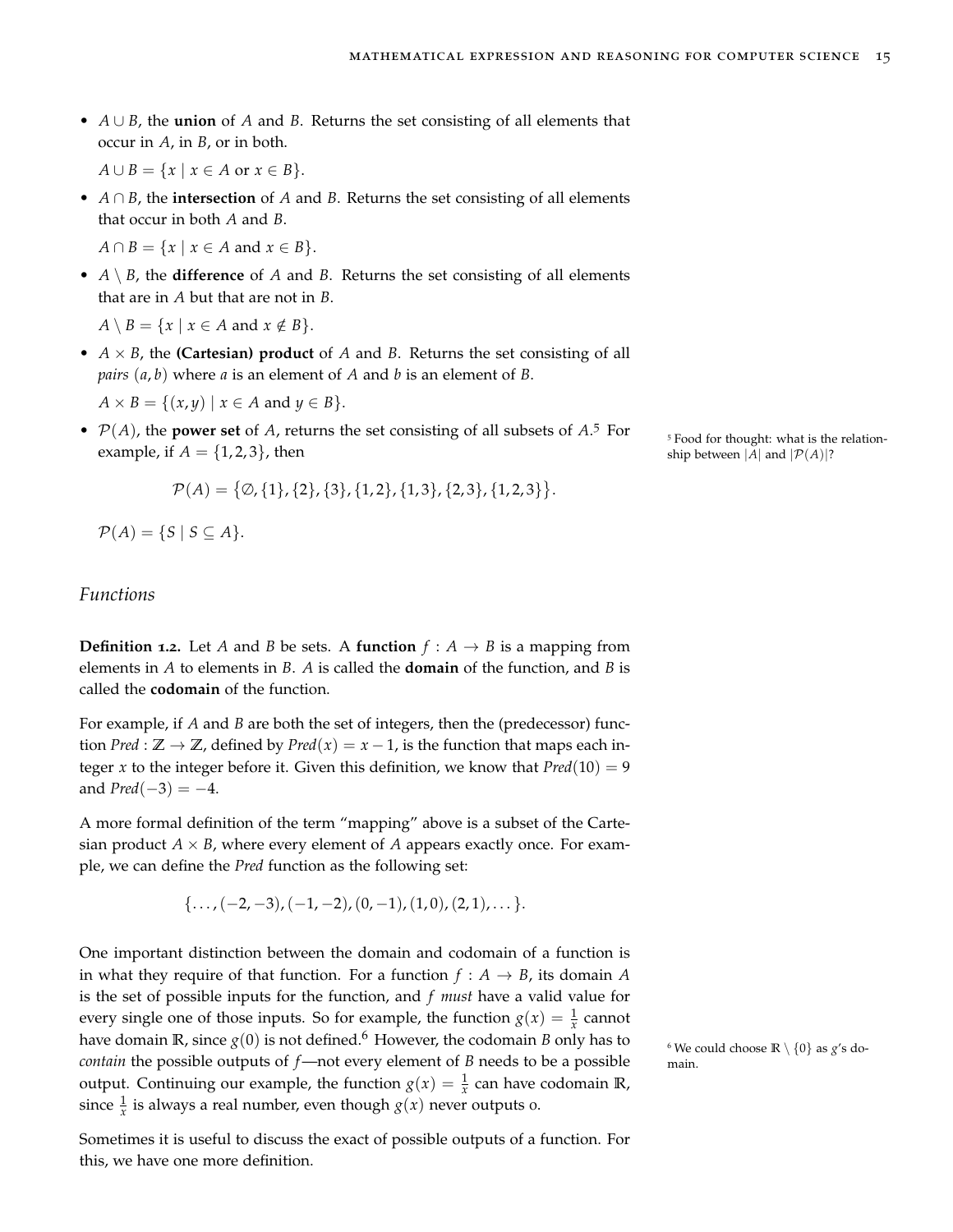- $A \cup B$, the **union** of $A$ and $B$. Returns the set consisting of all elements that occur in $A$, in $B$, or in both.

  $A \cup B = \{x \mid x \in A \text{ or } x \in B\}$.
- $A \cap B$, the **intersection** of $A$ and $B$. Returns the set consisting of all elements that occur in both $A$ and $B$.

  $A \cap B = \{x \mid x \in A \text{ and } x \in B\}$.
- $A \setminus B$, the **difference** of $A$ and $B$. Returns the set consisting of all elements that are in $A$ but that are not in $B$.

  $A \setminus B = \{x \mid x \in A \text{ and } x \notin B\}$.
- $A \times B$, the **(Cartesian) product** of $A$ and $B$. Returns the set consisting of all *pairs* $(a, b)$ where $a$ is an element of $A$ and $b$ is an element of $B$.

  $A \times B = \{(x, y) \mid x \in A \text{ and } y \in B\}$.
- $\mathcal{P}(A)$, the **power set** of $A$, returns the set consisting of all subsets of $A$.[5] For example, if $A = \{1, 2, 3\}$, then

  $$\mathcal{P}(A) = \big\{\emptyset, \{1\}, \{2\}, \{3\}, \{1,2\}, \{1,3\}, \{2,3\}, \{1,2,3\}\big\}.$$

  $\mathcal{P}(A) = \{S \mid S \subseteq A\}$.

[5] Food for thought: what is the relationship between $|A|$ and $|\mathcal{P}(A)|$?

## *Functions*

**Definition 1.2.** Let $A$ and $B$ be sets. A **function** $f : A \to B$ is a mapping from elements in $A$ to elements in $B$. $A$ is called the **domain** of the function, and $B$ is called the **codomain** of the function.

For example, if $A$ and $B$ are both the set of integers, then the (predecessor) function $Pred : \mathbb{Z} \to \mathbb{Z}$, defined by $Pred(x) = x - 1$, is the function that maps each integer $x$ to the integer before it. Given this definition, we know that $Pred(10) = 9$ and $Pred(-3) = -4$.

A more formal definition of the term "mapping" above is a subset of the Cartesian product $A \times B$, where every element of $A$ appears exactly once. For example, we can define the $Pred$ function as the following set:

$$\{\dots, (-2, -3), (-1, -2), (0, -1), (1, 0), (2, 1), \dots\}.$$

One important distinction between the domain and codomain of a function is in what they require of that function. For a function $f : A \to B$, its domain $A$ is the set of possible inputs for the function, and $f$ *must* have a valid value for every single one of those inputs. So for example, the function $g(x) = \frac{1}{x}$ cannot have domain $\mathbb{R}$, since $g(0)$ is not defined.[6] However, the codomain $B$ only has to *contain* the possible outputs of $f$—not every element of $B$ needs to be a possible output. Continuing our example, the function $g(x) = \frac{1}{x}$ can have codomain $\mathbb{R}$, since $\frac{1}{x}$ is always a real number, even though $g(x)$ never outputs 0.

[6] We could choose $\mathbb{R} \setminus \{0\}$ as $g$'s domain.

Sometimes it is useful to discuss the exact of possible outputs of a function. For this, we have one more definition.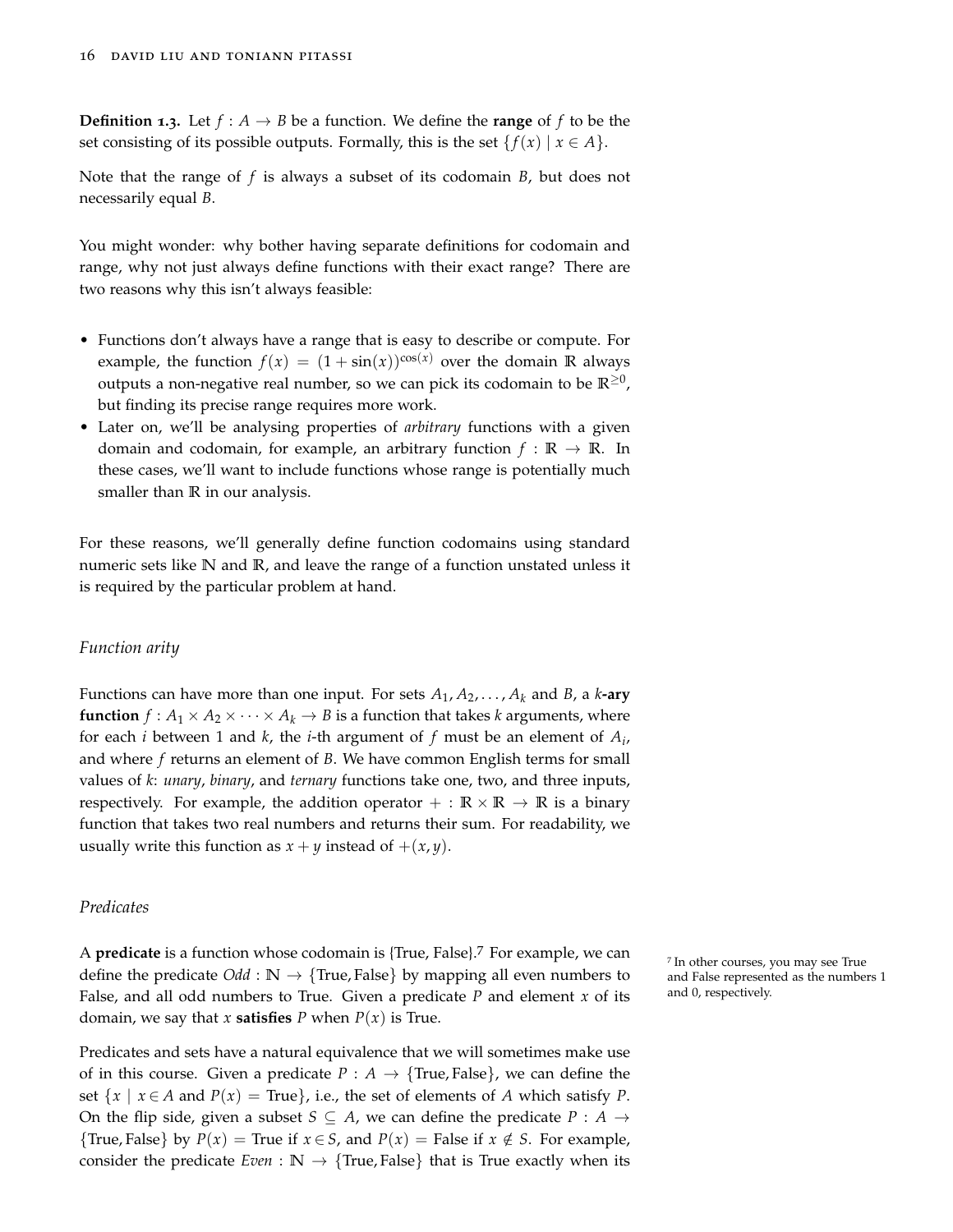**Definition 1.3.** Let $f : A \to B$ be a function. We define the **range** of $f$ to be the set consisting of its possible outputs. Formally, this is the set $\{f(x) \mid x \in A\}$.

Note that the range of $f$ is always a subset of its codomain $B$, but does not necessarily equal $B$.

You might wonder: why bother having separate definitions for codomain and range, why not just always define functions with their exact range? There are two reasons why this isn't always feasible:

- Functions don't always have a range that is easy to describe or compute. For example, the function $f(x) = (1 + \sin(x))^{\cos(x)}$ over the domain $\mathbb{R}$ always outputs a non-negative real number, so we can pick its codomain to be $\mathbb{R}^{\geq 0}$, but finding its precise range requires more work.
- Later on, we'll be analysing properties of *arbitrary* functions with a given domain and codomain, for example, an arbitrary function $f : \mathbb{R} \to \mathbb{R}$. In these cases, we'll want to include functions whose range is potentially much smaller than $\mathbb{R}$ in our analysis.

For these reasons, we'll generally define function codomains using standard numeric sets like $\mathbb{N}$ and $\mathbb{R}$, and leave the range of a function unstated unless it is required by the particular problem at hand.

### *Function arity*

Functions can have more than one input. For sets $A_1, A_2, \dots, A_k$ and $B$, a $k$**-ary function** $f : A_1 \times A_2 \times \cdots \times A_k \to B$ is a function that takes $k$ arguments, where for each $i$ between 1 and $k$, the $i$-th argument of $f$ must be an element of $A_i$, and where $f$ returns an element of $B$. We have common English terms for small values of $k$: *unary*, *binary*, and *ternary* functions take one, two, and three inputs, respectively. For example, the addition operator $+ : \mathbb{R} \times \mathbb{R} \to \mathbb{R}$ is a binary function that takes two real numbers and returns their sum. For readability, we usually write this function as $x + y$ instead of $+(x, y)$.

### *Predicates*

A **predicate** is a function whose codomain is {True, False}.[7] For example, we can define the predicate $Odd : \mathbb{N} \to \{\text{True}, \text{False}\}$ by mapping all even numbers to False, and all odd numbers to True. Given a predicate $P$ and element $x$ of its domain, we say that $x$ **satisfies** $P$ when $P(x)$ is True.

[7] In other courses, you may see True and False represented as the numbers 1 and 0, respectively.

Predicates and sets have a natural equivalence that we will sometimes make use of in this course. Given a predicate $P : A \to \{\text{True}, \text{False}\}$, we can define the set $\{x \mid x \in A \text{ and } P(x) = \text{True}\}$, i.e., the set of elements of $A$ which satisfy $P$. On the flip side, given a subset $S \subseteq A$, we can define the predicate $P : A \to \{\text{True}, \text{False}\}$ by $P(x) = \text{True}$ if $x \in S$, and $P(x) = \text{False}$ if $x \notin S$. For example, consider the predicate $Even : \mathbb{N} \to \{\text{True}, \text{False}\}$ that is True exactly when its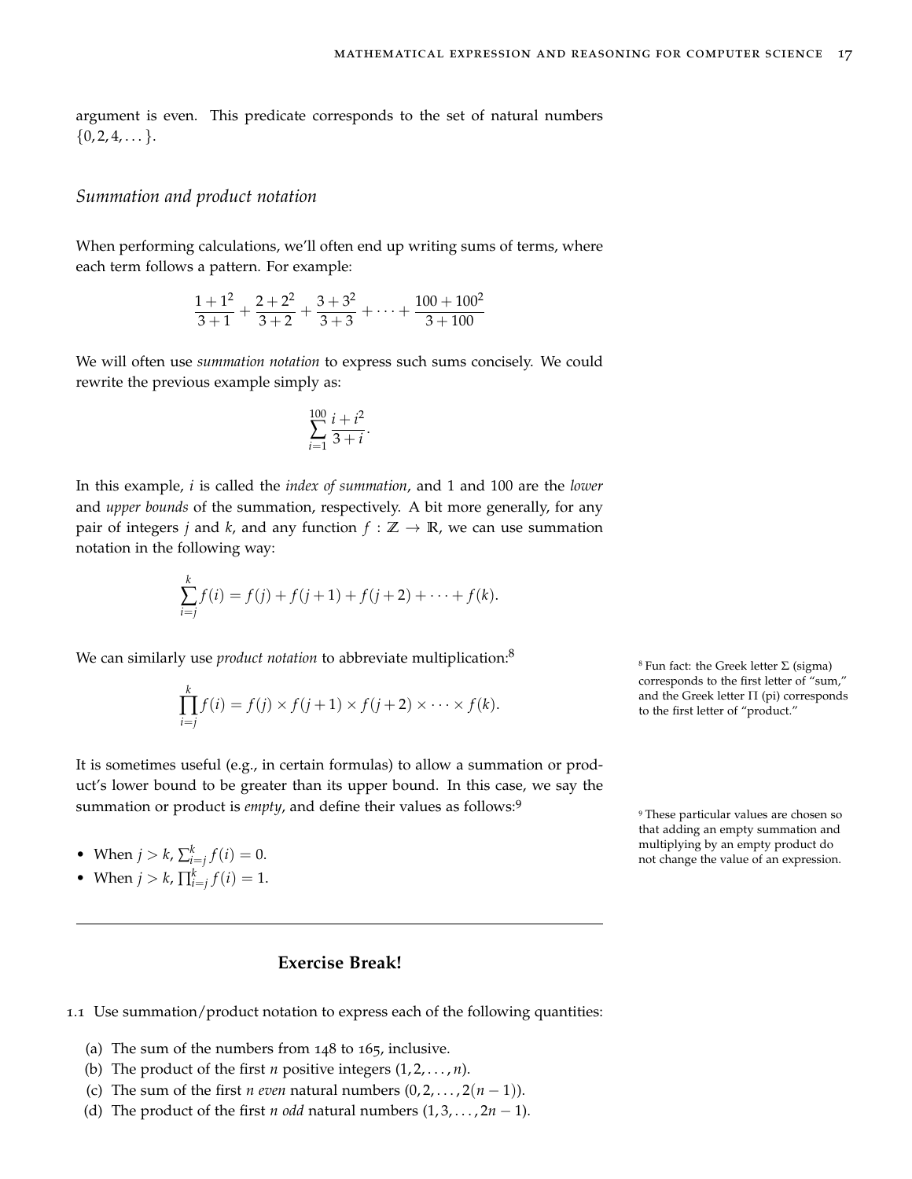argument is even. This predicate corresponds to the set of natural numbers $\{0, 2, 4, \dots\}$.

### Summation and product notation

When performing calculations, we'll often end up writing sums of terms, where each term follows a pattern. For example:

$$\frac{1+1^2}{3+1} + \frac{2+2^2}{3+2} + \frac{3+3^2}{3+3} + \cdots + \frac{100+100^2}{3+100}$$

We will often use *summation notation* to express such sums concisely. We could rewrite the previous example simply as:

$$\sum_{i=1}^{100} \frac{i+i^2}{3+i}.$$

In this example, $i$ is called the *index of summation*, and 1 and 100 are the *lower* and *upper bounds* of the summation, respectively. A bit more generally, for any pair of integers $j$ and $k$, and any function $f : \mathbb{Z} \to \mathbb{R}$, we can use summation notation in the following way:

$$\sum_{i=j}^{k} f(i) = f(j) + f(j+1) + f(j+2) + \cdots + f(k).$$

We can similarly use *product notation* to abbreviate multiplication:[8]

$$\prod_{i=j}^{k} f(i) = f(j) \times f(j+1) \times f(j+2) \times \cdots \times f(k).$$

[8] Fun fact: the Greek letter $\Sigma$ (sigma) corresponds to the first letter of "sum," and the Greek letter $\Pi$ (pi) corresponds to the first letter of "product."

It is sometimes useful (e.g., in certain formulas) to allow a summation or product's lower bound to be greater than its upper bound. In this case, we say the summation or product is *empty*, and define their values as follows:[9]

- When $j > k$, $\sum_{i=j}^{k} f(i) = 0$.
- When $j > k$, $\prod_{i=j}^{k} f(i) = 1$.

[9] These particular values are chosen so that adding an empty summation and multiplying by an empty product do not change the value of an expression.

---

**Exercise Break!**

1.1 Use summation/product notation to express each of the following quantities:

(a) The sum of the numbers from 148 to 165, inclusive.
(b) The product of the first $n$ positive integers $(1, 2, \dots, n)$.
(c) The sum of the first $n$ *even* natural numbers $(0, 2, \dots, 2(n-1))$.
(d) The product of the first $n$ *odd* natural numbers $(1, 3, \dots, 2n-1)$.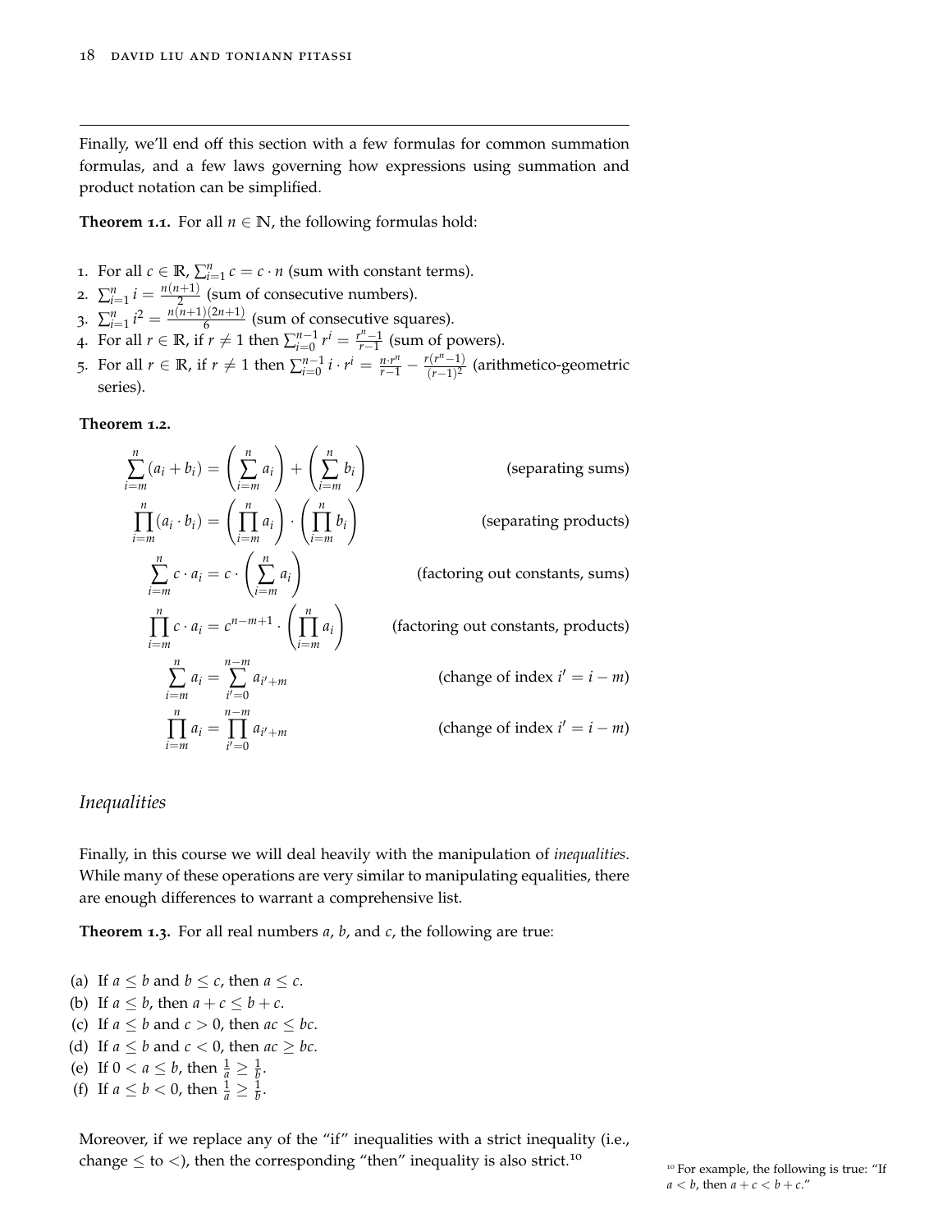---

Finally, we'll end off this section with a few formulas for common summation formulas, and a few laws governing how expressions using summation and product notation can be simplified.

**Theorem 1.1.** For all $n \in \mathbb{N}$, the following formulas hold:

1. For all $c \in \mathbb{R}$, $\sum_{i=1}^{n} c = c \cdot n$ (sum with constant terms).
2. $\sum_{i=1}^{n} i = \frac{n(n+1)}{2}$ (sum of consecutive numbers).
3. $\sum_{i=1}^{n} i^2 = \frac{n(n+1)(2n+1)}{6}$ (sum of consecutive squares).
4. For all $r \in \mathbb{R}$, if $r \neq 1$ then $\sum_{i=0}^{n-1} r^i = \frac{r^n - 1}{r-1}$ (sum of powers).
5. For all $r \in \mathbb{R}$, if $r \neq 1$ then $\sum_{i=0}^{n-1} i \cdot r^i = \frac{n \cdot r^n}{r-1} - \frac{r(r^n-1)}{(r-1)^2}$ (arithmetico-geometric series).

**Theorem 1.2.**

$$\sum_{i=m}^{n} (a_i + b_i) = \left(\sum_{i=m}^{n} a_i\right) + \left(\sum_{i=m}^{n} b_i\right) \qquad \text{(separating sums)}$$

$$\prod_{i=m}^{n} (a_i \cdot b_i) = \left(\prod_{i=m}^{n} a_i\right) \cdot \left(\prod_{i=m}^{n} b_i\right) \qquad \text{(separating products)}$$

$$\sum_{i=m}^{n} c \cdot a_i = c \cdot \left(\sum_{i=m}^{n} a_i\right) \qquad \text{(factoring out constants, sums)}$$

$$\prod_{i=m}^{n} c \cdot a_i = c^{n-m+1} \cdot \left(\prod_{i=m}^{n} a_i\right) \qquad \text{(factoring out constants, products)}$$

$$\sum_{i=m}^{n} a_i = \sum_{i'=0}^{n-m} a_{i'+m} \qquad \text{(change of index } i' = i - m\text{)}$$

$$\prod_{i=m}^{n} a_i = \prod_{i'=0}^{n-m} a_{i'+m} \qquad \text{(change of index } i' = i - m\text{)}$$

## *Inequalities*

Finally, in this course we will deal heavily with the manipulation of *inequalities*. While many of these operations are very similar to manipulating equalities, there are enough differences to warrant a comprehensive list.

**Theorem 1.3.** For all real numbers $a$, $b$, and $c$, the following are true:

(a) If $a \leq b$ and $b \leq c$, then $a \leq c$.
(b) If $a \leq b$, then $a + c \leq b + c$.
(c) If $a \leq b$ and $c > 0$, then $ac \leq bc$.
(d) If $a \leq b$ and $c < 0$, then $ac \geq bc$.
(e) If $0 < a \leq b$, then $\frac{1}{a} \geq \frac{1}{b}$.
(f) If $a \leq b < 0$, then $\frac{1}{a} \geq \frac{1}{b}$.

Moreover, if we replace any of the "if" inequalities with a strict inequality (i.e., change $\leq$ to $<$), then the corresponding "then" inequality is also strict.[10]

[10] For example, the following is true: "If $a < b$, then $a + c < b + c$."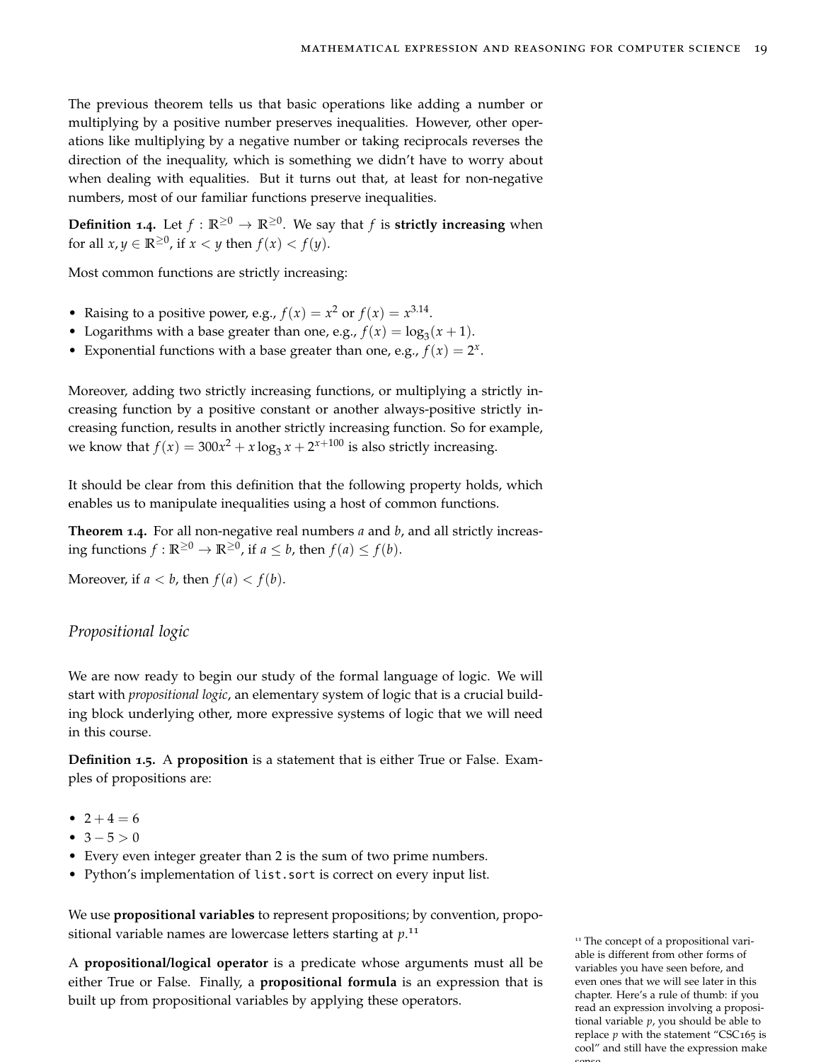The previous theorem tells us that basic operations like adding a number or multiplying by a positive number preserves inequalities. However, other operations like multiplying by a negative number or taking reciprocals reverses the direction of the inequality, which is something we didn't have to worry about when dealing with equalities. But it turns out that, at least for non-negative numbers, most of our familiar functions preserve inequalities.

**Definition 1.4.** Let $f : \mathbb{R}^{\geq 0} \to \mathbb{R}^{\geq 0}$. We say that $f$ is **strictly increasing** when for all $x, y \in \mathbb{R}^{\geq 0}$, if $x < y$ then $f(x) < f(y)$.

Most common functions are strictly increasing:

- Raising to a positive power, e.g., $f(x) = x^2$ or $f(x) = x^{3.14}$.
- Logarithms with a base greater than one, e.g., $f(x) = \log_3(x+1)$.
- Exponential functions with a base greater than one, e.g., $f(x) = 2^x$.

Moreover, adding two strictly increasing functions, or multiplying a strictly increasing function by a positive constant or another always-positive strictly increasing function, results in another strictly increasing function. So for example, we know that $f(x) = 300x^2 + x\log_3 x + 2^{x+100}$ is also strictly increasing.

It should be clear from this definition that the following property holds, which enables us to manipulate inequalities using a host of common functions.

**Theorem 1.4.** For all non-negative real numbers $a$ and $b$, and all strictly increasing functions $f : \mathbb{R}^{\geq 0} \to \mathbb{R}^{\geq 0}$, if $a \leq b$, then $f(a) \leq f(b)$.

Moreover, if $a < b$, then $f(a) < f(b)$.

## *Propositional logic*

We are now ready to begin our study of the formal language of logic. We will start with *propositional logic*, an elementary system of logic that is a crucial building block underlying other, more expressive systems of logic that we will need in this course.

**Definition 1.5.** A **proposition** is a statement that is either True or False. Examples of propositions are:

- $2 + 4 = 6$
- $3 - 5 > 0$
- Every even integer greater than 2 is the sum of two prime numbers.
- Python's implementation of `list.sort` is correct on every input list.

We use **propositional variables** to represent propositions; by convention, propositional variable names are lowercase letters starting at $p$.[11]

A **propositional/logical operator** is a predicate whose arguments must all be either True or False. Finally, a **propositional formula** is an expression that is built up from propositional variables by applying these operators.

[11] The concept of a propositional variable is different from other forms of variables you have seen before, and even ones that we will see later in this chapter. Here's a rule of thumb: if you read an expression involving a propositional variable $p$, you should be able to replace $p$ with the statement "CSC165 is cool" and still have the expression make sense.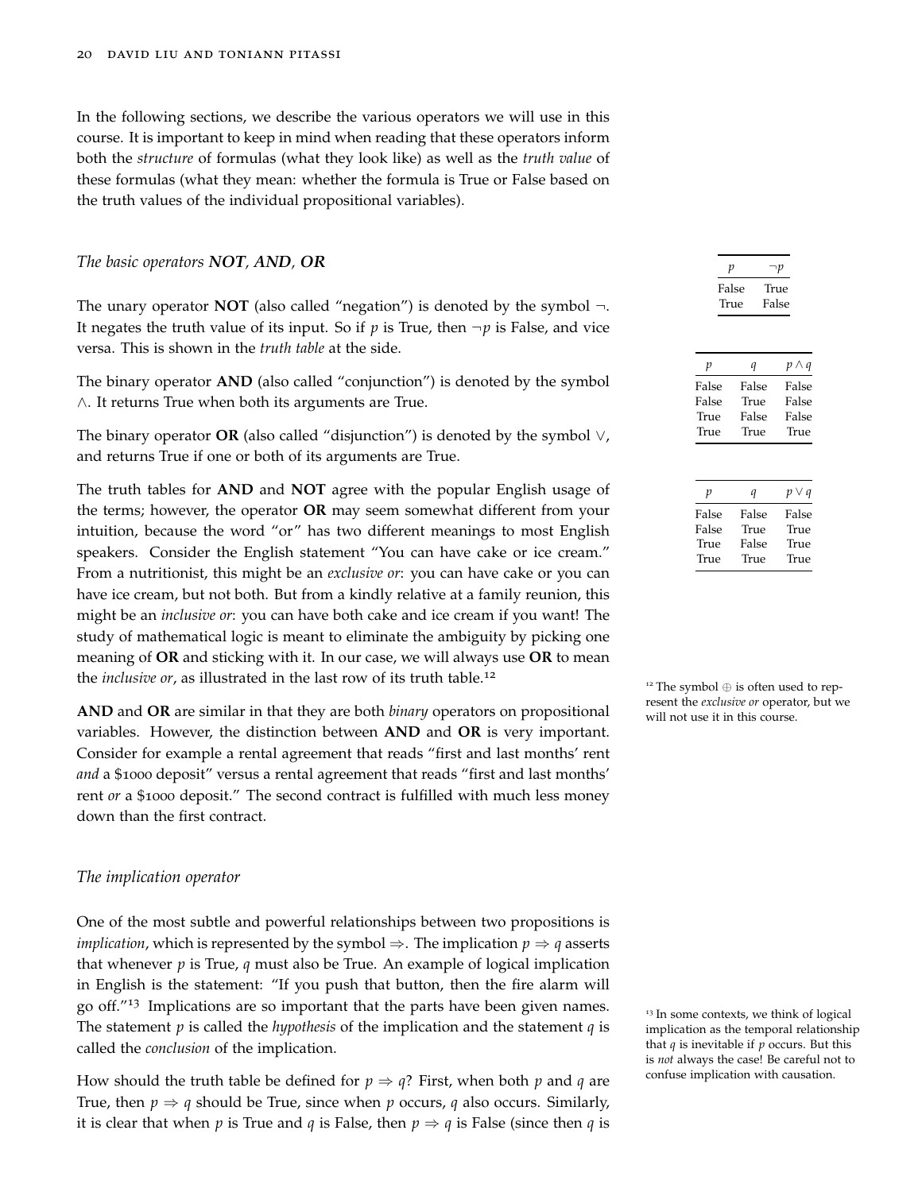In the following sections, we describe the various operators we will use in this course. It is important to keep in mind when reading that these operators inform both the *structure* of formulas (what they look like) as well as the *truth value* of these formulas (what they mean: whether the formula is True or False based on the truth values of the individual propositional variables).

### *The basic operators **NOT**, **AND**, **OR***

The unary operator **NOT** (also called "negation") is denoted by the symbol $\neg$. It negates the truth value of its input. So if $p$ is True, then $\neg p$ is False, and vice versa. This is shown in the *truth table* at the side.

| $p$ | $\neg p$ |
|---|---|
| False | True |
| True | False |

The binary operator **AND** (also called "conjunction") is denoted by the symbol $\wedge$. It returns True when both its arguments are True.

| $p$ | $q$ | $p \wedge q$ |
|---|---|---|
| False | False | False |
| False | True | False |
| True | False | False |
| True | True | True |

The binary operator **OR** (also called "disjunction") is denoted by the symbol $\vee$, and returns True if one or both of its arguments are True.

| $p$ | $q$ | $p \vee q$ |
|---|---|---|
| False | False | False |
| False | True | True |
| True | False | True |
| True | True | True |

The truth tables for **AND** and **NOT** agree with the popular English usage of the terms; however, the operator **OR** may seem somewhat different from your intuition, because the word "or" has two different meanings to most English speakers. Consider the English statement "You can have cake or ice cream." From a nutritionist, this might be an *exclusive or*: you can have cake or you can have ice cream, but not both. But from a kindly relative at a family reunion, this might be an *inclusive or*: you can have both cake and ice cream if you want! The study of mathematical logic is meant to eliminate the ambiguity by picking one meaning of **OR** and sticking with it. In our case, we will always use **OR** to mean the *inclusive or*, as illustrated in the last row of its truth table.[12]

[12] The symbol $\oplus$ is often used to represent the *exclusive or* operator, but we will not use it in this course.

**AND** and **OR** are similar in that they are both *binary* operators on propositional variables. However, the distinction between **AND** and **OR** is very important. Consider for example a rental agreement that reads "first and last months' rent *and* a \$1000 deposit" versus a rental agreement that reads "first and last months' rent *or* a \$1000 deposit." The second contract is fulfilled with much less money down than the first contract.

### *The implication operator*

One of the most subtle and powerful relationships between two propositions is *implication*, which is represented by the symbol $\Rightarrow$. The implication $p \Rightarrow q$ asserts that whenever $p$ is True, $q$ must also be True. An example of logical implication in English is the statement: "If you push that button, then the fire alarm will go off."[13] Implications are so important that the parts have been given names. The statement $p$ is called the *hypothesis* of the implication and the statement $q$ is called the *conclusion* of the implication.

[13] In some contexts, we think of logical implication as the temporal relationship that $q$ is inevitable if $p$ occurs. But this is *not* always the case! Be careful not to confuse implication with causation.

How should the truth table be defined for $p \Rightarrow q$? First, when both $p$ and $q$ are True, then $p \Rightarrow q$ should be True, since when $p$ occurs, $q$ also occurs. Similarly, it is clear that when $p$ is True and $q$ is False, then $p \Rightarrow q$ is False (since then $q$ is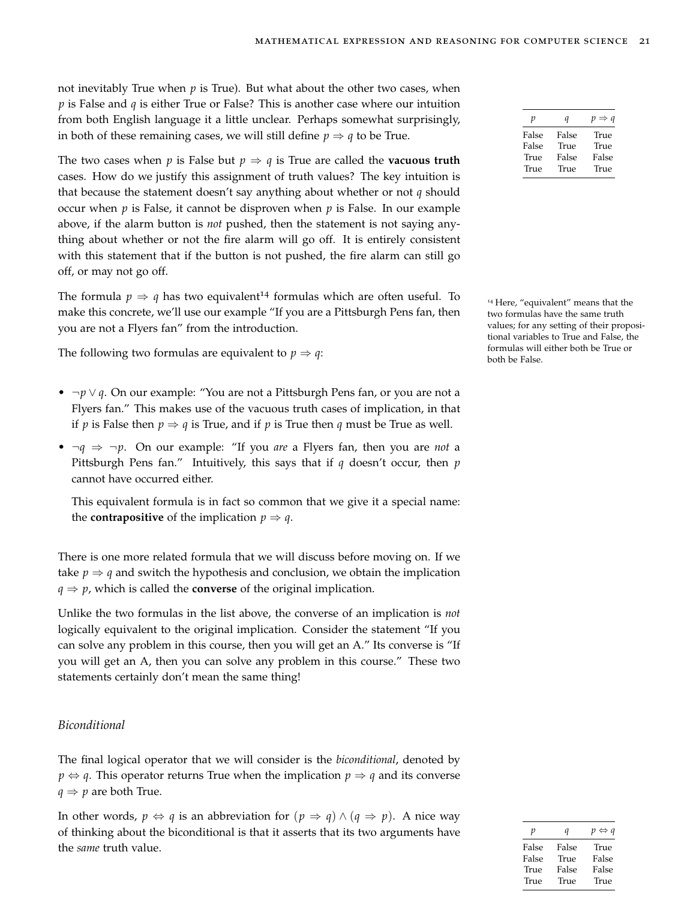not inevitably True when $p$ is True). But what about the other two cases, when $p$ is False and $q$ is either True or False? This is another case where our intuition from both English language it a little unclear. Perhaps somewhat surprisingly, in both of these remaining cases, we will still define $p \Rightarrow q$ to be True.

| $p$ | $q$ | $p \Rightarrow q$ |
|---|---|---|
| False | False | True |
| False | True | True |
| True | False | False |
| True | True | True |

The two cases when $p$ is False but $p \Rightarrow q$ is True are called the **vacuous truth** cases. How do we justify this assignment of truth values? The key intuition is that because the statement doesn't say anything about whether or not $q$ should occur when $p$ is False, it cannot be disproven when $p$ is False. In our example above, if the alarm button is *not* pushed, then the statement is not saying anything about whether or not the fire alarm will go off. It is entirely consistent with this statement that if the button is not pushed, the fire alarm can still go off, or may not go off.

The formula $p \Rightarrow q$ has two equivalent[14] formulas which are often useful. To make this concrete, we'll use our example "If you are a Pittsburgh Pens fan, then you are not a Flyers fan" from the introduction.

[14] Here, "equivalent" means that the two formulas have the same truth values; for any setting of their propositional variables to True and False, the formulas will either both be True or both be False.

The following two formulas are equivalent to $p \Rightarrow q$:

- $\neg p \lor q$. On our example: "You are not a Pittsburgh Pens fan, or you are not a Flyers fan." This makes use of the vacuous truth cases of implication, in that if $p$ is False then $p \Rightarrow q$ is True, and if $p$ is True then $q$ must be True as well.
- $\neg q \Rightarrow \neg p$. On our example: "If you *are* a Flyers fan, then you are *not* a Pittsburgh Pens fan." Intuitively, this says that if $q$ doesn't occur, then $p$ cannot have occurred either.

  This equivalent formula is in fact so common that we give it a special name: the **contrapositive** of the implication $p \Rightarrow q$.

There is one more related formula that we will discuss before moving on. If we take $p \Rightarrow q$ and switch the hypothesis and conclusion, we obtain the implication $q \Rightarrow p$, which is called the **converse** of the original implication.

Unlike the two formulas in the list above, the converse of an implication is *not* logically equivalent to the original implication. Consider the statement "If you can solve any problem in this course, then you will get an A." Its converse is "If you will get an A, then you can solve any problem in this course." These two statements certainly don't mean the same thing!

### *Biconditional*

The final logical operator that we will consider is the *biconditional*, denoted by $p \Leftrightarrow q$. This operator returns True when the implication $p \Rightarrow q$ and its converse $q \Rightarrow p$ are both True.

In other words, $p \Leftrightarrow q$ is an abbreviation for $(p \Rightarrow q) \land (q \Rightarrow p)$. A nice way of thinking about the biconditional is that it asserts that its two arguments have the *same* truth value.

| $p$ | $q$ | $p \Leftrightarrow q$ |
|---|---|---|
| False | False | True |
| False | True | False |
| True | False | False |
| True | True | True |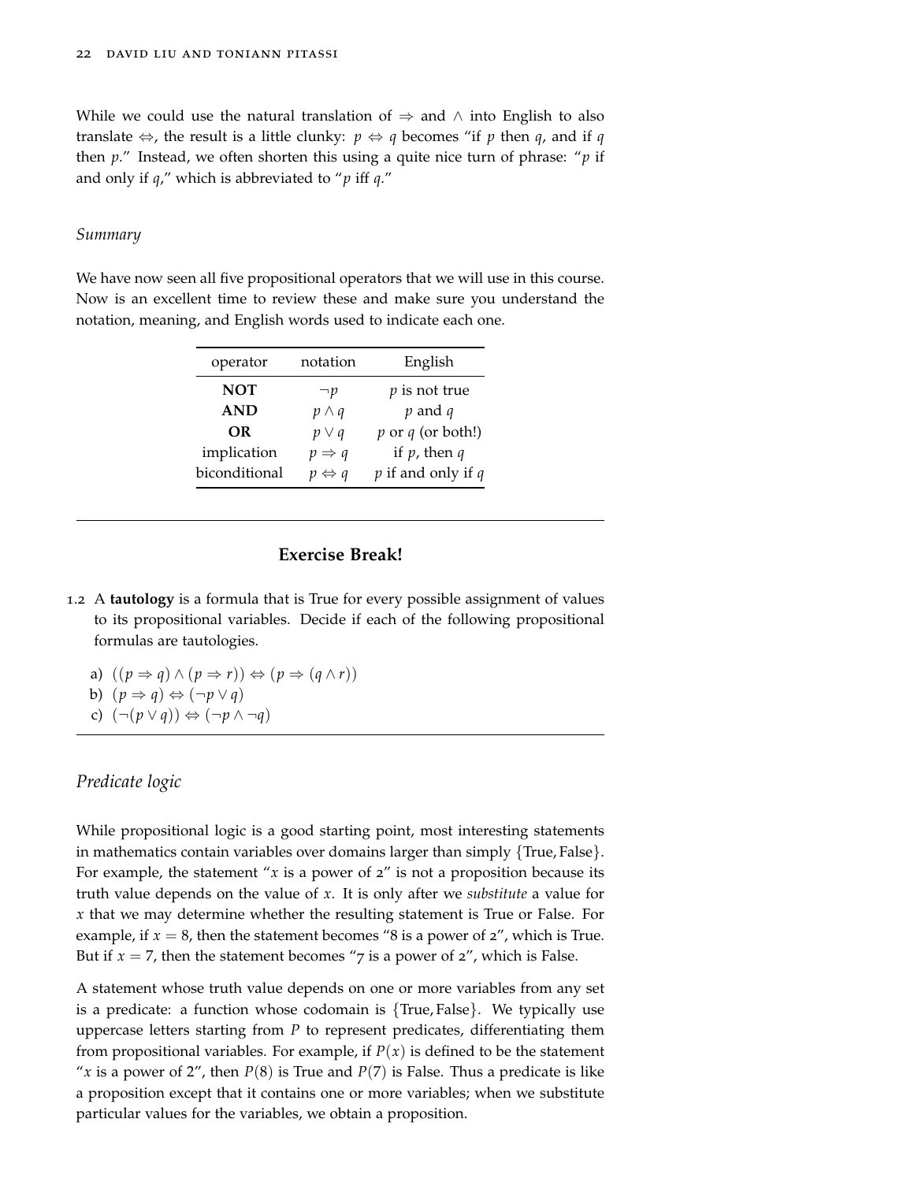While we could use the natural translation of $\Rightarrow$ and $\wedge$ into English to also translate $\Leftrightarrow$, the result is a little clunky: $p \Leftrightarrow q$ becomes "if $p$ then $q$, and if $q$ then $p$." Instead, we often shorten this using a quite nice turn of phrase: "$p$ if and only if $q$," which is abbreviated to "$p$ iff $q$."

### *Summary*

We have now seen all five propositional operators that we will use in this course. Now is an excellent time to review these and make sure you understand the notation, meaning, and English words used to indicate each one.

| operator | notation | English |
|---|---|---|
| **NOT** | $\neg p$ | $p$ is not true |
| **AND** | $p \wedge q$ | $p$ and $q$ |
| **OR** | $p \vee q$ | $p$ or $q$ (or both!) |
| implication | $p \Rightarrow q$ | if $p$, then $q$ |
| biconditional | $p \Leftrightarrow q$ | $p$ if and only if $q$ |

---

**Exercise Break!**

1.2 A **tautology** is a formula that is True for every possible assignment of values to its propositional variables. Decide if each of the following propositional formulas are tautologies.

a) $((p \Rightarrow q) \wedge (p \Rightarrow r)) \Leftrightarrow (p \Rightarrow (q \wedge r))$
b) $(p \Rightarrow q) \Leftrightarrow (\neg p \vee q)$
c) $(\neg(p \vee q)) \Leftrightarrow (\neg p \wedge \neg q)$

---

## *Predicate logic*

While propositional logic is a good starting point, most interesting statements in mathematics contain variables over domains larger than simply $\{\text{True}, \text{False}\}$. For example, the statement "$x$ is a power of 2" is not a proposition because its truth value depends on the value of $x$. It is only after we *substitute* a value for $x$ that we may determine whether the resulting statement is True or False. For example, if $x = 8$, then the statement becomes "8 is a power of 2", which is True. But if $x = 7$, then the statement becomes "7 is a power of 2", which is False.

A statement whose truth value depends on one or more variables from any set is a predicate: a function whose codomain is $\{\text{True}, \text{False}\}$. We typically use uppercase letters starting from $P$ to represent predicates, differentiating them from propositional variables. For example, if $P(x)$ is defined to be the statement "$x$ is a power of 2", then $P(8)$ is True and $P(7)$ is False. Thus a predicate is like a proposition except that it contains one or more variables; when we substitute particular values for the variables, we obtain a proposition.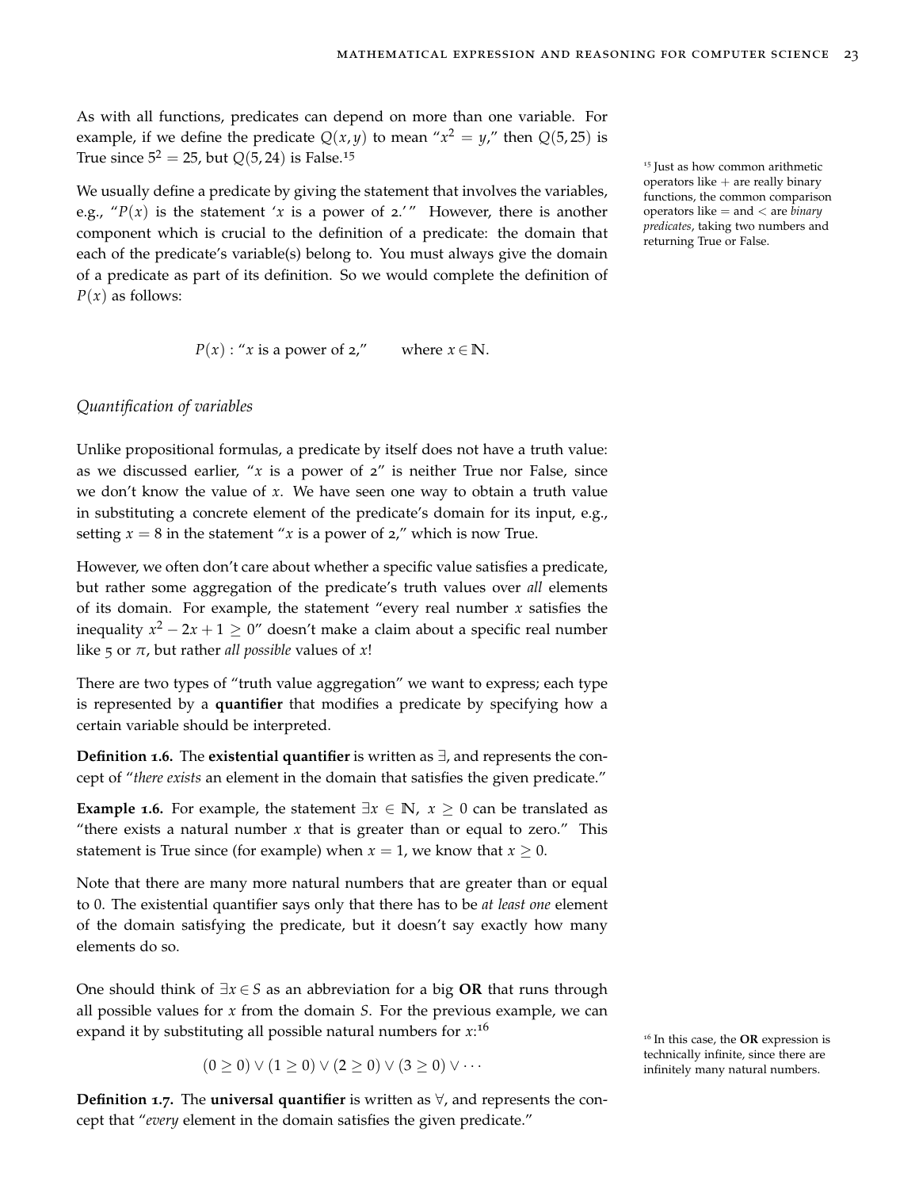As with all functions, predicates can depend on more than one variable. For example, if we define the predicate $Q(x, y)$ to mean "$x^2 = y$," then $Q(5, 25)$ is True since $5^2 = 25$, but $Q(5, 24)$ is False.[15]

We usually define a predicate by giving the statement that involves the variables, e.g., "$P(x)$ is the statement '$x$ is a power of 2.'" However, there is another component which is crucial to the definition of a predicate: the domain that each of the predicate's variable(s) belong to. You must always give the domain of a predicate as part of its definition. So we would complete the definition of $P(x)$ as follows:

$$P(x): \text{“}x \text{ is a power of 2,”} \qquad \text{where } x \in \mathbb{N}.$$

### *Quantification of variables*

Unlike propositional formulas, a predicate by itself does not have a truth value: as we discussed earlier, "$x$ is a power of 2" is neither True nor False, since we don't know the value of $x$. We have seen one way to obtain a truth value in substituting a concrete element of the predicate's domain for its input, e.g., setting $x = 8$ in the statement "$x$ is a power of 2," which is now True.

However, we often don't care about whether a specific value satisfies a predicate, but rather some aggregation of the predicate's truth values over *all* elements of its domain. For example, the statement "every real number $x$ satisfies the inequality $x^2 - 2x + 1 \geq 0$" doesn't make a claim about a specific real number like 5 or $\pi$, but rather *all possible* values of $x$!

There are two types of "truth value aggregation" we want to express; each type is represented by a **quantifier** that modifies a predicate by specifying how a certain variable should be interpreted.

**Definition 1.6.** The **existential quantifier** is written as $\exists$, and represents the concept of "*there exists* an element in the domain that satisfies the given predicate."

**Example 1.6.** For example, the statement $\exists x \in \mathbb{N},\ x \geq 0$ can be translated as "there exists a natural number $x$ that is greater than or equal to zero." This statement is True since (for example) when $x = 1$, we know that $x \geq 0$.

Note that there are many more natural numbers that are greater than or equal to 0. The existential quantifier says only that there has to be *at least one* element of the domain satisfying the predicate, but it doesn't say exactly how many elements do so.

One should think of $\exists x \in S$ as an abbreviation for a big **OR** that runs through all possible values for $x$ from the domain $S$. For the previous example, we can expand it by substituting all possible natural numbers for $x$:[16]

$$(0 \geq 0) \vee (1 \geq 0) \vee (2 \geq 0) \vee (3 \geq 0) \vee \cdots$$

**Definition 1.7.** The **universal quantifier** is written as $\forall$, and represents the concept that "*every* element in the domain satisfies the given predicate."

---

[15] Just as how common arithmetic operators like + are really binary functions, the common comparison operators like = and < are *binary predicates*, taking two numbers and returning True or False.

[16] In this case, the **OR** expression is technically infinite, since there are infinitely many natural numbers.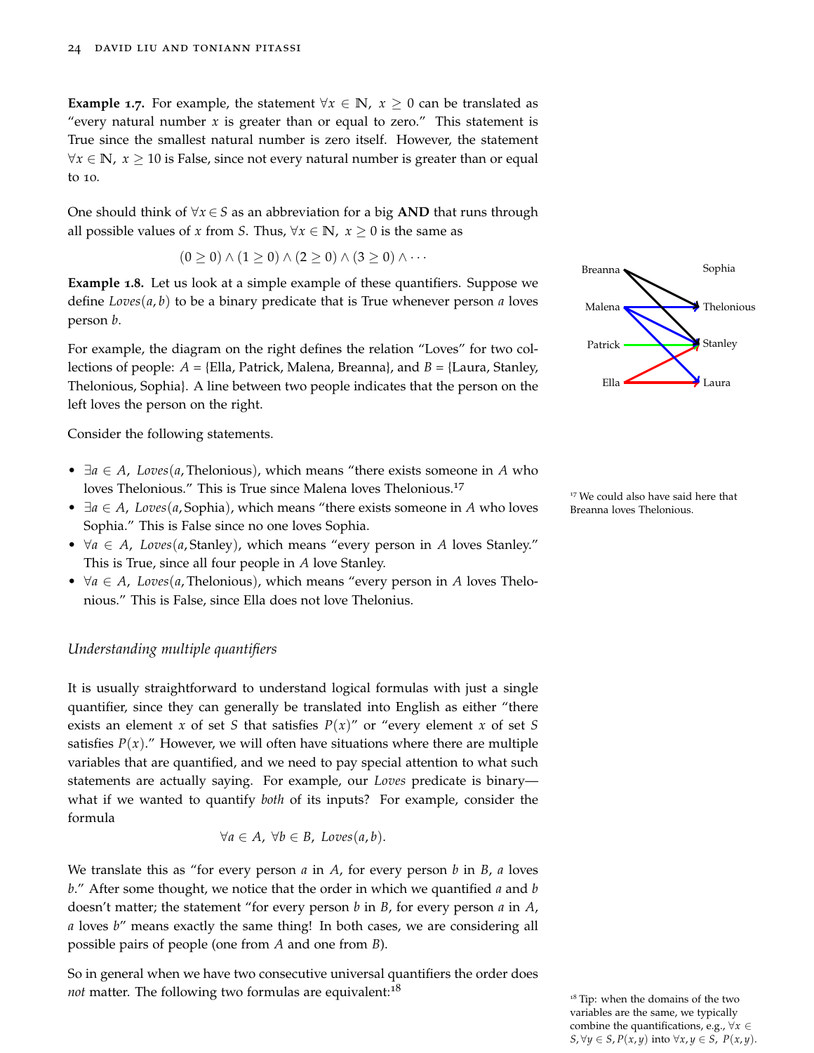**Example 1.7.** For example, the statement $\forall x \in \mathbb{N},\ x \geq 0$ can be translated as "every natural number $x$ is greater than or equal to zero." This statement is True since the smallest natural number is zero itself. However, the statement $\forall x \in \mathbb{N},\ x \geq 10$ is False, since not every natural number is greater than or equal to 10.

One should think of $\forall x \in S$ as an abbreviation for a big **AND** that runs through all possible values of $x$ from $S$. Thus, $\forall x \in \mathbb{N},\ x \geq 0$ is the same as

$$(0 \geq 0) \wedge (1 \geq 0) \wedge (2 \geq 0) \wedge (3 \geq 0) \wedge \cdots$$

**Example 1.8.** Let us look at a simple example of these quantifiers. Suppose we define $Loves(a, b)$ to be a binary predicate that is True whenever person $a$ loves person $b$.

For example, the diagram on the right defines the relation "Loves" for two collections of people: $A$ = {Ella, Patrick, Malena, Breanna}, and $B$ = {Laura, Stanley, Thelonious, Sophia}. A line between two people indicates that the person on the left loves the person on the right.

Consider the following statements.

- $\exists a \in A,\ Loves(a, \text{Thelonious})$, which means "there exists someone in $A$ who loves Thelonious." This is True since Malena loves Thelonious.[17]
- $\exists a \in A,\ Loves(a, \text{Sophia})$, which means "there exists someone in $A$ who loves Sophia." This is False since no one loves Sophia.
- $\forall a \in A,\ Loves(a, \text{Stanley})$, which means "every person in $A$ loves Stanley." This is True, since all four people in $A$ love Stanley.
- $\forall a \in A,\ Loves(a, \text{Thelonious})$, which means "every person in $A$ loves Thelonious." This is False, since Ella does not love Thelonius.

[17] We could also have said here that Breanna loves Thelonious.

### *Understanding multiple quantifiers*

It is usually straightforward to understand logical formulas with just a single quantifier, since they can generally be translated into English as either "there exists an element $x$ of set $S$ that satisfies $P(x)$" or "every element $x$ of set $S$ satisfies $P(x)$." However, we will often have situations where there are multiple variables that are quantified, and we need to pay special attention to what such statements are actually saying. For example, our *Loves* predicate is binary—what if we wanted to quantify *both* of its inputs? For example, consider the formula

$$\forall a \in A,\ \forall b \in B,\ Loves(a, b).$$

We translate this as "for every person $a$ in $A$, for every person $b$ in $B$, $a$ loves $b$." After some thought, we notice that the order in which we quantified $a$ and $b$ doesn't matter; the statement "for every person $b$ in $B$, for every person $a$ in $A$, $a$ loves $b$" means exactly the same thing! In both cases, we are considering all possible pairs of people (one from $A$ and one from $B$).

So in general when we have two consecutive universal quantifiers the order does *not* matter. The following two formulas are equivalent:[18]

[18] Tip: when the domains of the two variables are the same, we typically combine the quantifications, e.g., $\forall x \in S, \forall y \in S, P(x, y)$ into $\forall x, y \in S,\ P(x, y)$.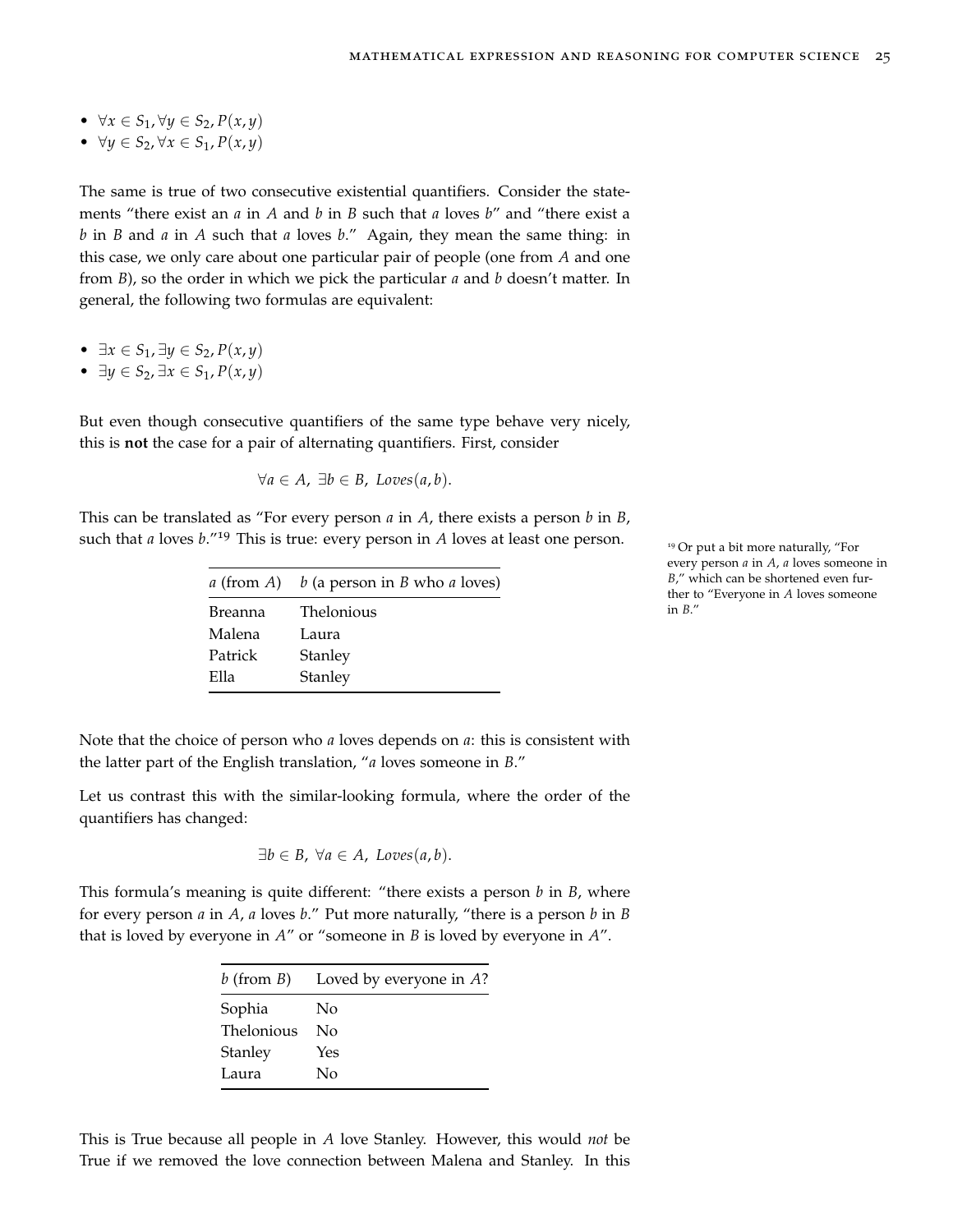- $\forall x \in S_1, \forall y \in S_2, P(x,y)$
- $\forall y \in S_2, \forall x \in S_1, P(x,y)$

The same is true of two consecutive existential quantifiers. Consider the statements "there exist an $a$ in $A$ and $b$ in $B$ such that $a$ loves $b$" and "there exist a $b$ in $B$ and $a$ in $A$ such that $a$ loves $b$." Again, they mean the same thing: in this case, we only care about one particular pair of people (one from $A$ and one from $B$), so the order in which we pick the particular $a$ and $b$ doesn't matter. In general, the following two formulas are equivalent:

- $\exists x \in S_1, \exists y \in S_2, P(x,y)$
- $\exists y \in S_2, \exists x \in S_1, P(x,y)$

But even though consecutive quantifiers of the same type behave very nicely, this is **not** the case for a pair of alternating quantifiers. First, consider

$$\forall a \in A,\ \exists b \in B,\ Loves(a,b).$$

This can be translated as "For every person $a$ in $A$, there exists a person $b$ in $B$, such that $a$ loves $b$."[19] This is true: every person in $A$ loves at least one person.

[19] Or put a bit more naturally, "For every person $a$ in $A$, $a$ loves someone in $B$," which can be shortened even further to "Everyone in $A$ loves someone in $B$."

| $a$ (from $A$) | $b$ (a person in $B$ who $a$ loves) |
|---|---|
| Breanna | Thelonious |
| Malena | Laura |
| Patrick | Stanley |
| Ella | Stanley |

Note that the choice of person who $a$ loves depends on $a$: this is consistent with the latter part of the English translation, "$a$ loves someone in $B$."

Let us contrast this with the similar-looking formula, where the order of the quantifiers has changed:

$$\exists b \in B,\ \forall a \in A,\ Loves(a,b).$$

This formula's meaning is quite different: "there exists a person $b$ in $B$, where for every person $a$ in $A$, $a$ loves $b$." Put more naturally, "there is a person $b$ in $B$ that is loved by everyone in $A$" or "someone in $B$ is loved by everyone in $A$".

| $b$ (from $B$) | Loved by everyone in $A$? |
|---|---|
| Sophia | No |
| Thelonious | No |
| Stanley | Yes |
| Laura | No |

This is True because all people in $A$ love Stanley. However, this would *not* be True if we removed the love connection between Malena and Stanley. In this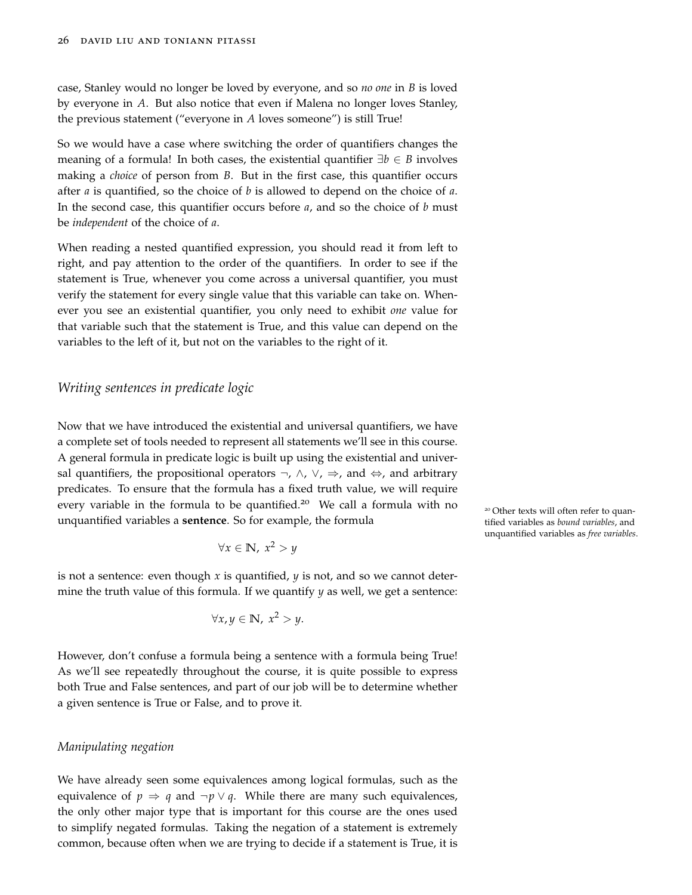case, Stanley would no longer be loved by everyone, and so *no one* in $B$ is loved by everyone in $A$. But also notice that even if Malena no longer loves Stanley, the previous statement ("everyone in $A$ loves someone") is still True!

So we would have a case where switching the order of quantifiers changes the meaning of a formula! In both cases, the existential quantifier $\exists b \in B$ involves making a *choice* of person from $B$. But in the first case, this quantifier occurs after $a$ is quantified, so the choice of $b$ is allowed to depend on the choice of $a$. In the second case, this quantifier occurs before $a$, and so the choice of $b$ must be *independent* of the choice of $a$.

When reading a nested quantified expression, you should read it from left to right, and pay attention to the order of the quantifiers. In order to see if the statement is True, whenever you come across a universal quantifier, you must verify the statement for every single value that this variable can take on. Whenever you see an existential quantifier, you only need to exhibit *one* value for that variable such that the statement is True, and this value can depend on the variables to the left of it, but not on the variables to the right of it.

## *Writing sentences in predicate logic*

Now that we have introduced the existential and universal quantifiers, we have a complete set of tools needed to represent all statements we'll see in this course. A general formula in predicate logic is built up using the existential and universal quantifiers, the propositional operators $\neg$, $\land$, $\lor$, $\Rightarrow$, and $\Leftrightarrow$, and arbitrary predicates. To ensure that the formula has a fixed truth value, we will require every variable in the formula to be quantified.[20] We call a formula with no unquantified variables a **sentence**. So for example, the formula

$$\forall x \in \mathbb{N},\ x^2 > y$$

is not a sentence: even though $x$ is quantified, $y$ is not, and so we cannot determine the truth value of this formula. If we quantify $y$ as well, we get a sentence:

$$\forall x, y \in \mathbb{N},\ x^2 > y.$$

However, don't confuse a formula being a sentence with a formula being True! As we'll see repeatedly throughout the course, it is quite possible to express both True and False sentences, and part of our job will be to determine whether a given sentence is True or False, and to prove it.

## *Manipulating negation*

We have already seen some equivalences among logical formulas, such as the equivalence of $p \Rightarrow q$ and $\neg p \lor q$. While there are many such equivalences, the only other major type that is important for this course are the ones used to simplify negated formulas. Taking the negation of a statement is extremely common, because often when we are trying to decide if a statement is True, it is

[20] Other texts will often refer to quantified variables as *bound variables*, and unquantified variables as *free variables*.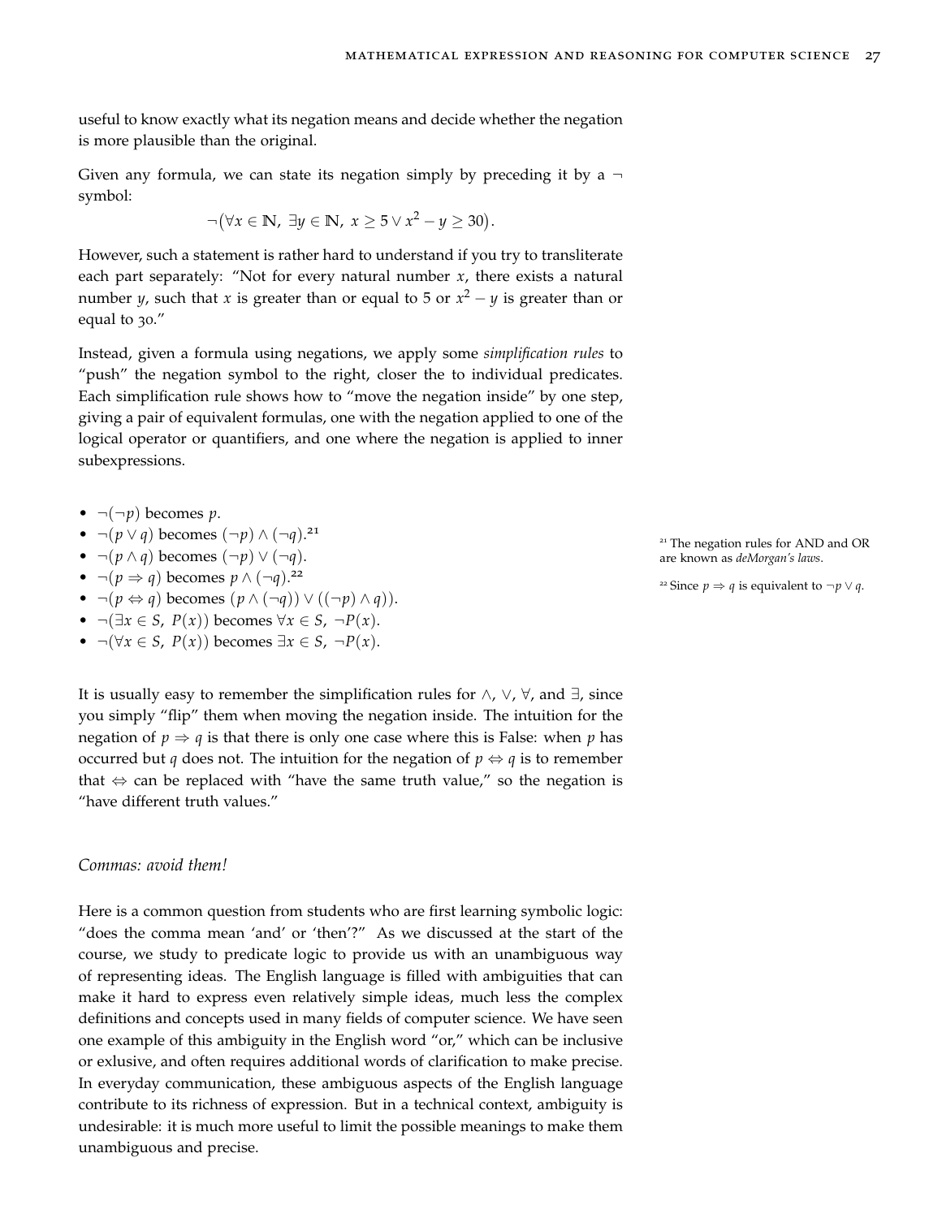useful to know exactly what its negation means and decide whether the negation is more plausible than the original.

Given any formula, we can state its negation simply by preceding it by a $\neg$ symbol:

$$\neg\big(\forall x \in \mathbb{N},\ \exists y \in \mathbb{N},\ x \geq 5 \lor x^2 - y \geq 30\big).$$

However, such a statement is rather hard to understand if you try to transliterate each part separately: "Not for every natural number $x$, there exists a natural number $y$, such that $x$ is greater than or equal to 5 or $x^2 - y$ is greater than or equal to 30."

Instead, given a formula using negations, we apply some *simplification rules* to "push" the negation symbol to the right, closer the to individual predicates. Each simplification rule shows how to "move the negation inside" by one step, giving a pair of equivalent formulas, one with the negation applied to one of the logical operator or quantifiers, and one where the negation is applied to inner subexpressions.

- $\neg(\neg p)$ becomes $p$.
- $\neg(p \lor q)$ becomes $(\neg p) \land (\neg q)$.[21]
- $\neg(p \land q)$ becomes $(\neg p) \lor (\neg q)$.
- $\neg(p \Rightarrow q)$ becomes $p \land (\neg q)$.[22]
- $\neg(p \Leftrightarrow q)$ becomes $(p \land (\neg q)) \lor ((\neg p) \land q))$.
- $\neg(\exists x \in S,\ P(x))$ becomes $\forall x \in S,\ \neg P(x)$.
- $\neg(\forall x \in S,\ P(x))$ becomes $\exists x \in S,\ \neg P(x)$.

[21] The negation rules for AND and OR are known as *deMorgan's laws*.

[22] Since $p \Rightarrow q$ is equivalent to $\neg p \lor q$.

It is usually easy to remember the simplification rules for $\land$, $\lor$, $\forall$, and $\exists$, since you simply "flip" them when moving the negation inside. The intuition for the negation of $p \Rightarrow q$ is that there is only one case where this is False: when $p$ has occurred but $q$ does not. The intuition for the negation of $p \Leftrightarrow q$ is to remember that $\Leftrightarrow$ can be replaced with "have the same truth value," so the negation is "have different truth values."

### *Commas: avoid them!*

Here is a common question from students who are first learning symbolic logic: "does the comma mean 'and' or 'then'?" As we discussed at the start of the course, we study to predicate logic to provide us with an unambiguous way of representing ideas. The English language is filled with ambiguities that can make it hard to express even relatively simple ideas, much less the complex definitions and concepts used in many fields of computer science. We have seen one example of this ambiguity in the English word "or," which can be inclusive or exlusive, and often requires additional words of clarification to make precise. In everyday communication, these ambiguous aspects of the English language contribute to its richness of expression. But in a technical context, ambiguity is undesirable: it is much more useful to limit the possible meanings to make them unambiguous and precise.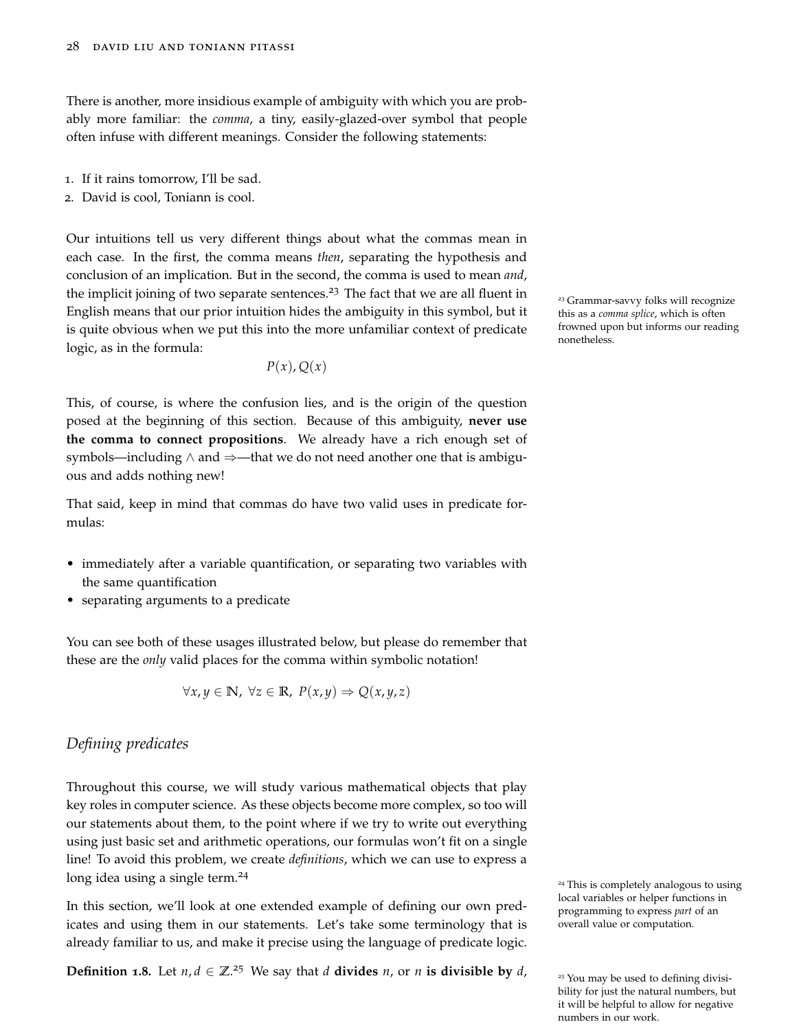There is another, more insidious example of ambiguity with which you are probably more familiar: the *comma*, a tiny, easily-glazed-over symbol that people often infuse with different meanings. Consider the following statements:

1. If it rains tomorrow, I'll be sad.
2. David is cool, Toniann is cool.

Our intuitions tell us very different things about what the commas mean in each case. In the first, the comma means *then*, separating the hypothesis and conclusion of an implication. But in the second, the comma is used to mean *and*, the implicit joining of two separate sentences.[23] The fact that we are all fluent in English means that our prior intuition hides the ambiguity in this symbol, but it is quite obvious when we put this into the more unfamiliar context of predicate logic, as in the formula:

$$P(x), Q(x)$$

This, of course, is where the confusion lies, and is the origin of the question posed at the beginning of this section. Because of this ambiguity, **never use the comma to connect propositions**. We already have a rich enough set of symbols—including $\land$ and $\Rightarrow$—that we do not need another one that is ambiguous and adds nothing new!

That said, keep in mind that commas do have two valid uses in predicate formulas:

- immediately after a variable quantification, or separating two variables with the same quantification
- separating arguments to a predicate

You can see both of these usages illustrated below, but please do remember that these are the *only* valid places for the comma within symbolic notation!

$$\forall x, y \in \mathbb{N},\ \forall z \in \mathbb{R},\ P(x, y) \Rightarrow Q(x, y, z)$$

## *Defining predicates*

Throughout this course, we will study various mathematical objects that play key roles in computer science. As these objects become more complex, so too will our statements about them, to the point where if we try to write out everything using just basic set and arithmetic operations, our formulas won't fit on a single line! To avoid this problem, we create *definitions*, which we can use to express a long idea using a single term.[24]

In this section, we'll look at one extended example of defining our own predicates and using them in our statements. Let's take some terminology that is already familiar to us, and make it precise using the language of predicate logic.

**Definition 1.8.** Let $n, d \in \mathbb{Z}$.[25] We say that $d$ **divides** $n$, or $n$ **is divisible by** $d$,

[23] Grammar-savvy folks will recognize this as a *comma splice*, which is often frowned upon but informs our reading nonetheless.

[24] This is completely analogous to using local variables or helper functions in programming to express *part* of an overall value or computation.

[25] You may be used to defining divisibility for just the natural numbers, but it will be helpful to allow for negative numbers in our work.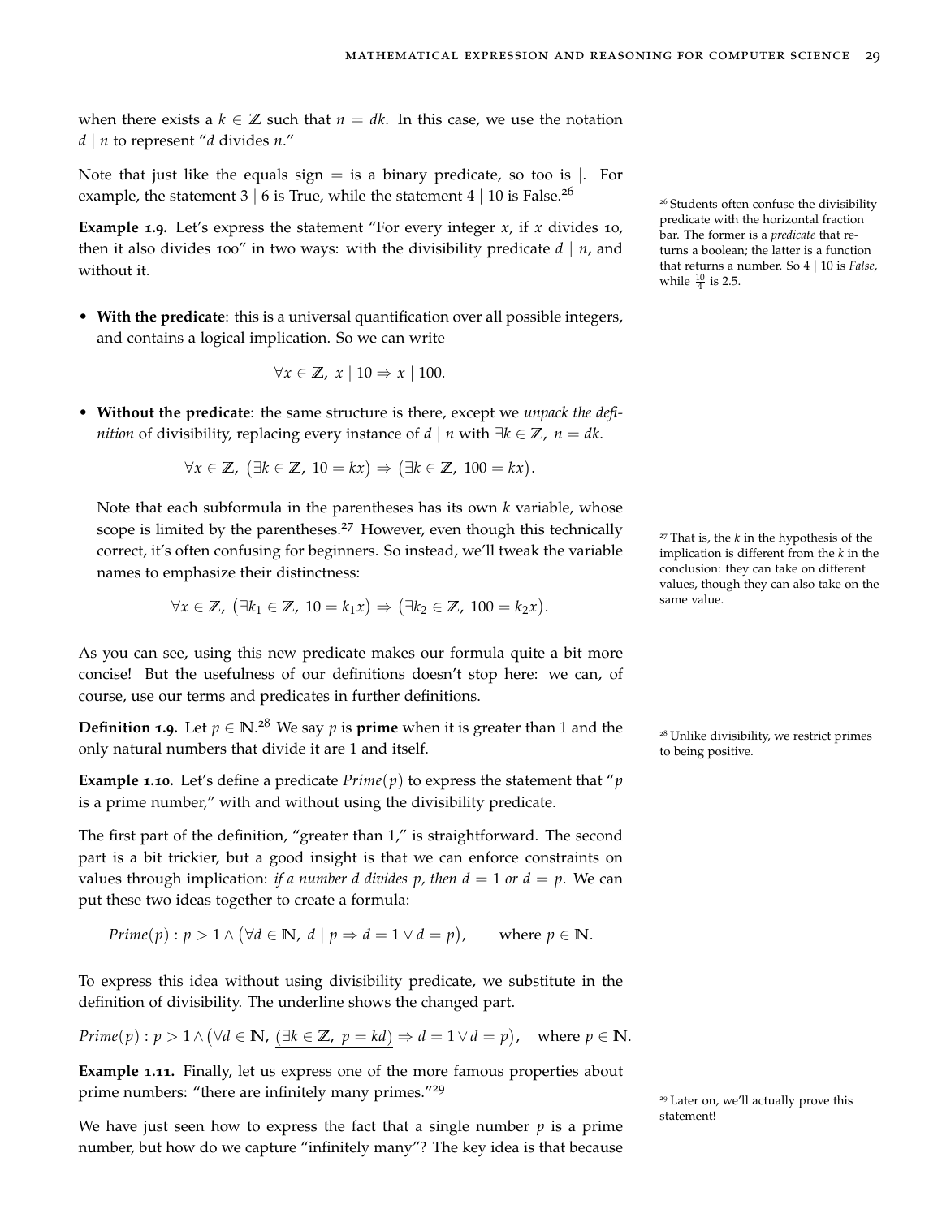when there exists a $k \in \mathbb{Z}$ such that $n = dk$. In this case, we use the notation $d \mid n$ to represent "$d$ divides $n$."

Note that just like the equals sign $=$ is a binary predicate, so too is $\mid$. For example, the statement $3 \mid 6$ is True, while the statement $4 \mid 10$ is False.[26]

[26] Students often confuse the divisibility predicate with the horizontal fraction bar. The former is a *predicate* that returns a boolean; the latter is a function that returns a number. So $4 \mid 10$ is *False*, while $\frac{10}{4}$ is 2.5.

**Example 1.9.** Let's express the statement "For every integer $x$, if $x$ divides 10, then it also divides 100" in two ways: with the divisibility predicate $d \mid n$, and without it.

- **With the predicate**: this is a universal quantification over all possible integers, and contains a logical implication. So we can write

$$\forall x \in \mathbb{Z},\ x \mid 10 \Rightarrow x \mid 100.$$

- **Without the predicate**: the same structure is there, except we *unpack the definition* of divisibility, replacing every instance of $d \mid n$ with $\exists k \in \mathbb{Z},\ n = dk$.

$$\forall x \in \mathbb{Z},\ \big(\exists k \in \mathbb{Z},\ 10 = kx\big) \Rightarrow \big(\exists k \in \mathbb{Z},\ 100 = kx\big).$$

  Note that each subformula in the parentheses has its own $k$ variable, whose scope is limited by the parentheses.[27] However, even though this technically correct, it's often confusing for beginners. So instead, we'll tweak the variable names to emphasize their distinctness:

$$\forall x \in \mathbb{Z},\ \big(\exists k_1 \in \mathbb{Z},\ 10 = k_1 x\big) \Rightarrow \big(\exists k_2 \in \mathbb{Z},\ 100 = k_2 x\big).$$

[27] That is, the $k$ in the hypothesis of the implication is different from the $k$ in the conclusion: they can take on different values, though they can also take on the same value.

As you can see, using this new predicate makes our formula quite a bit more concise! But the usefulness of our definitions doesn't stop here: we can, of course, use our terms and predicates in further definitions.

**Definition 1.9.** Let $p \in \mathbb{N}$.[28] We say $p$ is **prime** when it is greater than 1 and the only natural numbers that divide it are 1 and itself.

[28] Unlike divisibility, we restrict primes to being positive.

**Example 1.10.** Let's define a predicate $Prime(p)$ to express the statement that "$p$ is a prime number," with and without using the divisibility predicate.

The first part of the definition, "greater than 1," is straightforward. The second part is a bit trickier, but a good insight is that we can enforce constraints on values through implication: *if a number $d$ divides $p$, then $d = 1$ or $d = p$.* We can put these two ideas together to create a formula:

$$Prime(p) : p > 1 \land \big(\forall d \in \mathbb{N},\ d \mid p \Rightarrow d = 1 \lor d = p\big), \qquad \text{where } p \in \mathbb{N}.$$

To express this idea without using divisibility predicate, we substitute in the definition of divisibility. The underline shows the changed part.

$$Prime(p) : p > 1 \land \big(\forall d \in \mathbb{N},\ \underline{(\exists k \in \mathbb{Z},\ p = kd)} \Rightarrow d = 1 \lor d = p\big), \quad \text{where } p \in \mathbb{N}.$$

**Example 1.11.** Finally, let us express one of the more famous properties about prime numbers: "there are infinitely many primes."[29]

[29] Later on, we'll actually prove this statement!

We have just seen how to express the fact that a single number $p$ is a prime number, but how do we capture "infinitely many"? The key idea is that because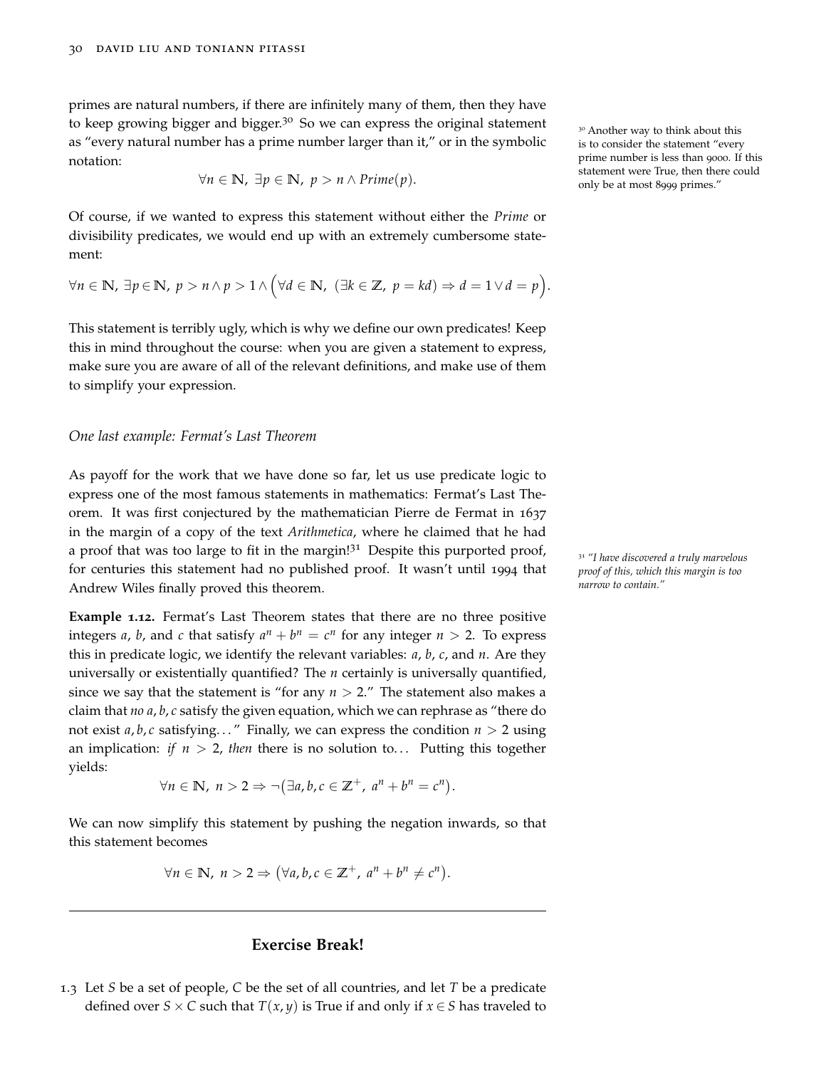primes are natural numbers, if there are infinitely many of them, then they have to keep growing bigger and bigger.[30] So we can express the original statement as "every natural number has a prime number larger than it," or in the symbolic notation:

$$\forall n \in \mathbb{N},\ \exists p \in \mathbb{N},\ p > n \land Prime(p).$$

[30] Another way to think about this is to consider the statement "every prime number is less than 9000. If this statement were True, then there could only be at most 8999 primes."

Of course, if we wanted to express this statement without either the *Prime* or divisibility predicates, we would end up with an extremely cumbersome statement:

$$\forall n \in \mathbb{N},\ \exists p \in \mathbb{N},\ p > n \land p > 1 \land \Big( \forall d \in \mathbb{N},\ (\exists k \in \mathbb{Z},\ p = kd) \Rightarrow d = 1 \lor d = p \Big).$$

This statement is terribly ugly, which is why we define our own predicates! Keep this in mind throughout the course: when you are given a statement to express, make sure you are aware of all of the relevant definitions, and make use of them to simplify your expression.

### *One last example: Fermat's Last Theorem*

As payoff for the work that we have done so far, let us use predicate logic to express one of the most famous statements in mathematics: Fermat's Last Theorem. It was first conjectured by the mathematician Pierre de Fermat in 1637 in the margin of a copy of the text *Arithmetica*, where he claimed that he had a proof that was too large to fit in the margin![31] Despite this purported proof, for centuries this statement had no published proof. It wasn't until 1994 that Andrew Wiles finally proved this theorem.

[31] *"I have discovered a truly marvelous proof of this, which this margin is too narrow to contain."*

**Example 1.12.** Fermat's Last Theorem states that there are no three positive integers $a$, $b$, and $c$ that satisfy $a^n + b^n = c^n$ for any integer $n > 2$. To express this in predicate logic, we identify the relevant variables: $a$, $b$, $c$, and $n$. Are they universally or existentially quantified? The $n$ certainly is universally quantified, since we say that the statement is "for any $n > 2$." The statement also makes a claim that *no* $a, b, c$ satisfy the given equation, which we can rephrase as "there do not exist $a, b, c$ satisfying..." Finally, we can express the condition $n > 2$ using an implication: *if* $n > 2$, *then* there is no solution to... Putting this together yields:

$$\forall n \in \mathbb{N},\ n > 2 \Rightarrow \neg\big(\exists a, b, c \in \mathbb{Z}^+,\ a^n + b^n = c^n\big).$$

We can now simplify this statement by pushing the negation inwards, so that this statement becomes

$$\forall n \in \mathbb{N},\ n > 2 \Rightarrow \big(\forall a, b, c \in \mathbb{Z}^+,\ a^n + b^n \neq c^n\big).$$

---

## Exercise Break!

1.3 Let $S$ be a set of people, $C$ be the set of all countries, and let $T$ be a predicate defined over $S \times C$ such that $T(x, y)$ is True if and only if $x \in S$ has traveled to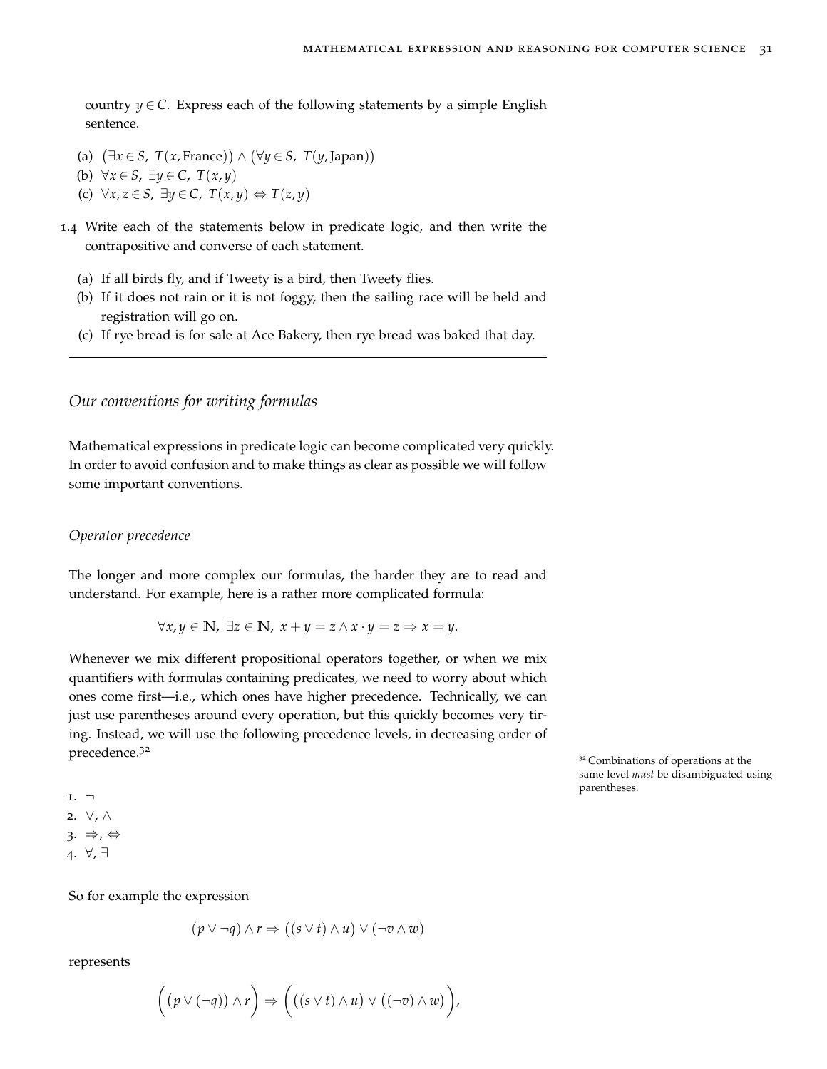country $y \in C$. Express each of the following statements by a simple English sentence.

(a) $(\exists x \in S,\ T(x, \text{France})) \land (\forall y \in S,\ T(y, \text{Japan}))$
(b) $\forall x \in S,\ \exists y \in C,\ T(x, y)$
(c) $\forall x, z \in S,\ \exists y \in C,\ T(x, y) \Leftrightarrow T(z, y)$

1.4 Write each of the statements below in predicate logic, and then write the contrapositive and converse of each statement.

(a) If all birds fly, and if Tweety is a bird, then Tweety flies.
(b) If it does not rain or it is not foggy, then the sailing race will be held and registration will go on.
(c) If rye bread is for sale at Ace Bakery, then rye bread was baked that day.

---

## *Our conventions for writing formulas*

Mathematical expressions in predicate logic can become complicated very quickly. In order to avoid confusion and to make things as clear as possible we will follow some important conventions.

### *Operator precedence*

The longer and more complex our formulas, the harder they are to read and understand. For example, here is a rather more complicated formula:

$$\forall x, y \in \mathbb{N},\ \exists z \in \mathbb{N},\ x + y = z \land x \cdot y = z \Rightarrow x = y.$$

Whenever we mix different propositional operators together, or when we mix quantifiers with formulas containing predicates, we need to worry about which ones come first—i.e., which ones have higher precedence. Technically, we can just use parentheses around every operation, but this quickly becomes very tiring. Instead, we will use the following precedence levels, in decreasing order of precedence.[32]

[32] Combinations of operations at the same level *must* be disambiguated using parentheses.

1. $\neg$
2. $\lor$, $\land$
3. $\Rightarrow$, $\Leftrightarrow$
4. $\forall$, $\exists$

So for example the expression

$$(p \lor \neg q) \land r \Rightarrow \big((s \lor t) \land u\big) \lor (\neg v \land w)$$

represents

$$\Big(\big(p \lor (\neg q)\big) \land r\Big) \Rightarrow \Big(\big((s \lor t) \land u\big) \lor \big((\neg v) \land w\big)\Big),$$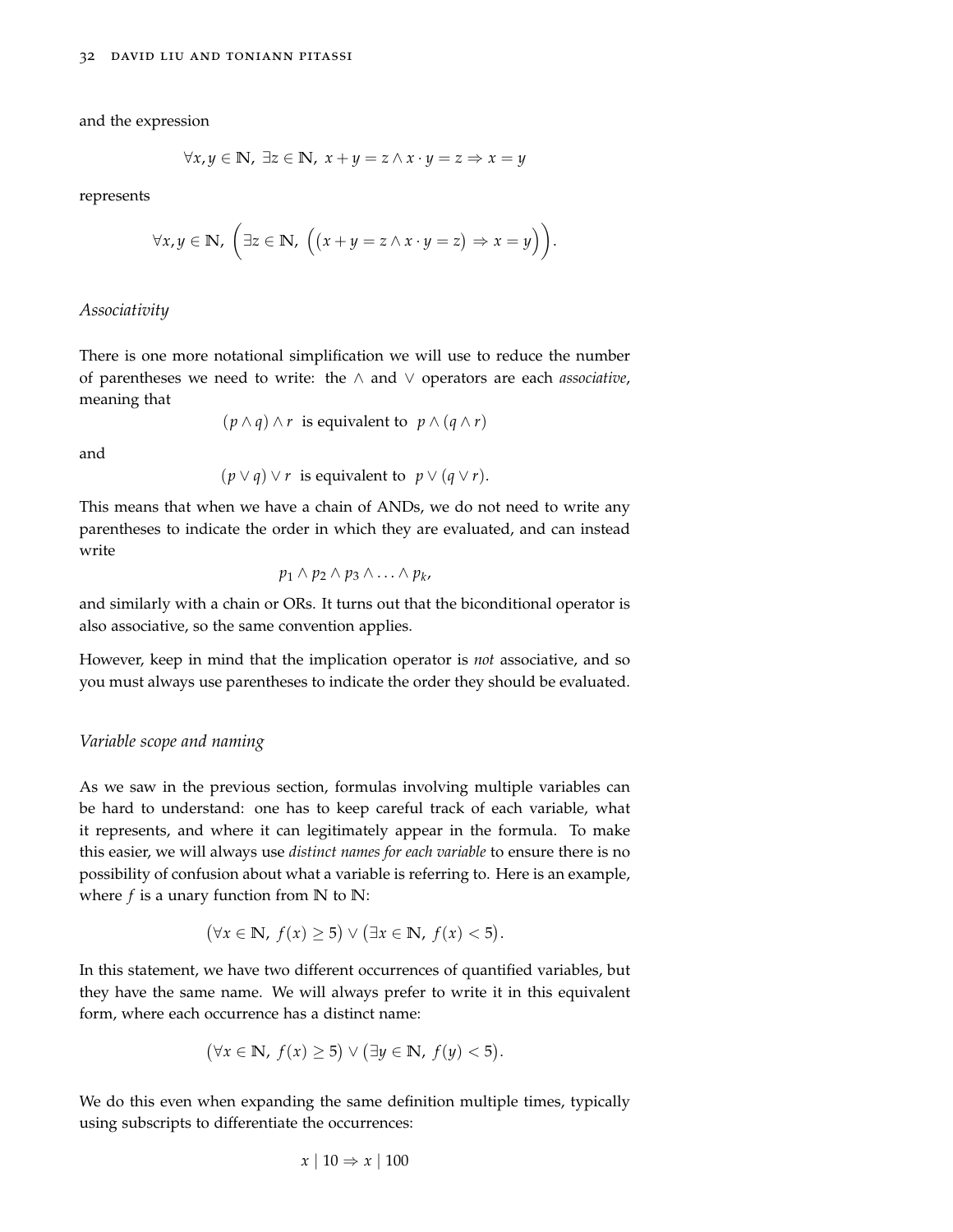and the expression

$$\forall x, y \in \mathbb{N},\ \exists z \in \mathbb{N},\ x + y = z \land x \cdot y = z \Rightarrow x = y$$

represents

$$\forall x, y \in \mathbb{N},\ \Big(\exists z \in \mathbb{N},\ \big((x + y = z \land x \cdot y = z) \Rightarrow x = y\big)\Big).$$

### *Associativity*

There is one more notational simplification we will use to reduce the number of parentheses we need to write: the $\land$ and $\lor$ operators are each *associative*, meaning that

$$(p \land q) \land r \text{ is equivalent to } p \land (q \land r)$$

and

$$(p \lor q) \lor r \text{ is equivalent to } p \lor (q \lor r).$$

This means that when we have a chain of ANDs, we do not need to write any parentheses to indicate the order in which they are evaluated, and can instead write

$$p_1 \land p_2 \land p_3 \land \ldots \land p_k,$$

and similarly with a chain or ORs. It turns out that the biconditional operator is also associative, so the same convention applies.

However, keep in mind that the implication operator is *not* associative, and so you must always use parentheses to indicate the order they should be evaluated.

### *Variable scope and naming*

As we saw in the previous section, formulas involving multiple variables can be hard to understand: one has to keep careful track of each variable, what it represents, and where it can legitimately appear in the formula. To make this easier, we will always use *distinct names for each variable* to ensure there is no possibility of confusion about what a variable is referring to. Here is an example, where $f$ is a unary function from $\mathbb{N}$ to $\mathbb{N}$:

$$\big(\forall x \in \mathbb{N},\ f(x) \geq 5\big) \lor \big(\exists x \in \mathbb{N},\ f(x) < 5\big).$$

In this statement, we have two different occurrences of quantified variables, but they have the same name. We will always prefer to write it in this equivalent form, where each occurrence has a distinct name:

$$\big(\forall x \in \mathbb{N},\ f(x) \geq 5\big) \lor \big(\exists y \in \mathbb{N},\ f(y) < 5\big).$$

We do this even when expanding the same definition multiple times, typically using subscripts to differentiate the occurrences:

$$x \mid 10 \Rightarrow x \mid 100$$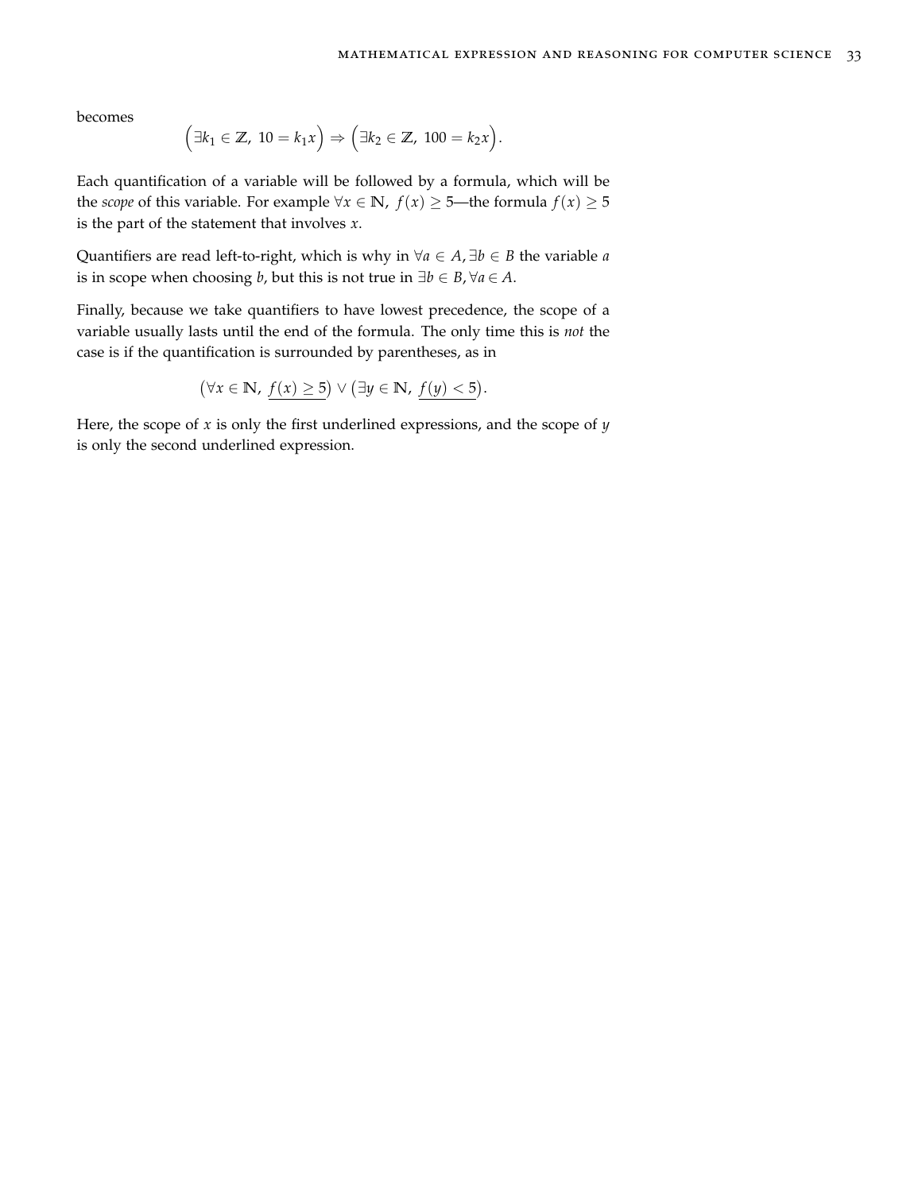becomes

$$\Big(\exists k_1 \in \mathbb{Z},\ 10 = k_1 x\Big) \Rightarrow \Big(\exists k_2 \in \mathbb{Z},\ 100 = k_2 x\Big).$$

Each quantification of a variable will be followed by a formula, which will be the *scope* of this variable. For example $\forall x \in \mathbb{N},\ f(x) \geq 5$—the formula $f(x) \geq 5$ is the part of the statement that involves $x$.

Quantifiers are read left-to-right, which is why in $\forall a \in A, \exists b \in B$ the variable $a$ is in scope when choosing $b$, but this is not true in $\exists b \in B, \forall a \in A$.

Finally, because we take quantifiers to have lowest precedence, the scope of a variable usually lasts until the end of the formula. The only time this is *not* the case is if the quantification is surrounded by parentheses, as in

$$\big(\forall x \in \mathbb{N},\ \underline{f(x) \geq 5}\big) \vee \big(\exists y \in \mathbb{N},\ \underline{f(y) < 5}\big).$$

Here, the scope of $x$ is only the first underlined expressions, and the scope of $y$ is only the second underlined expression.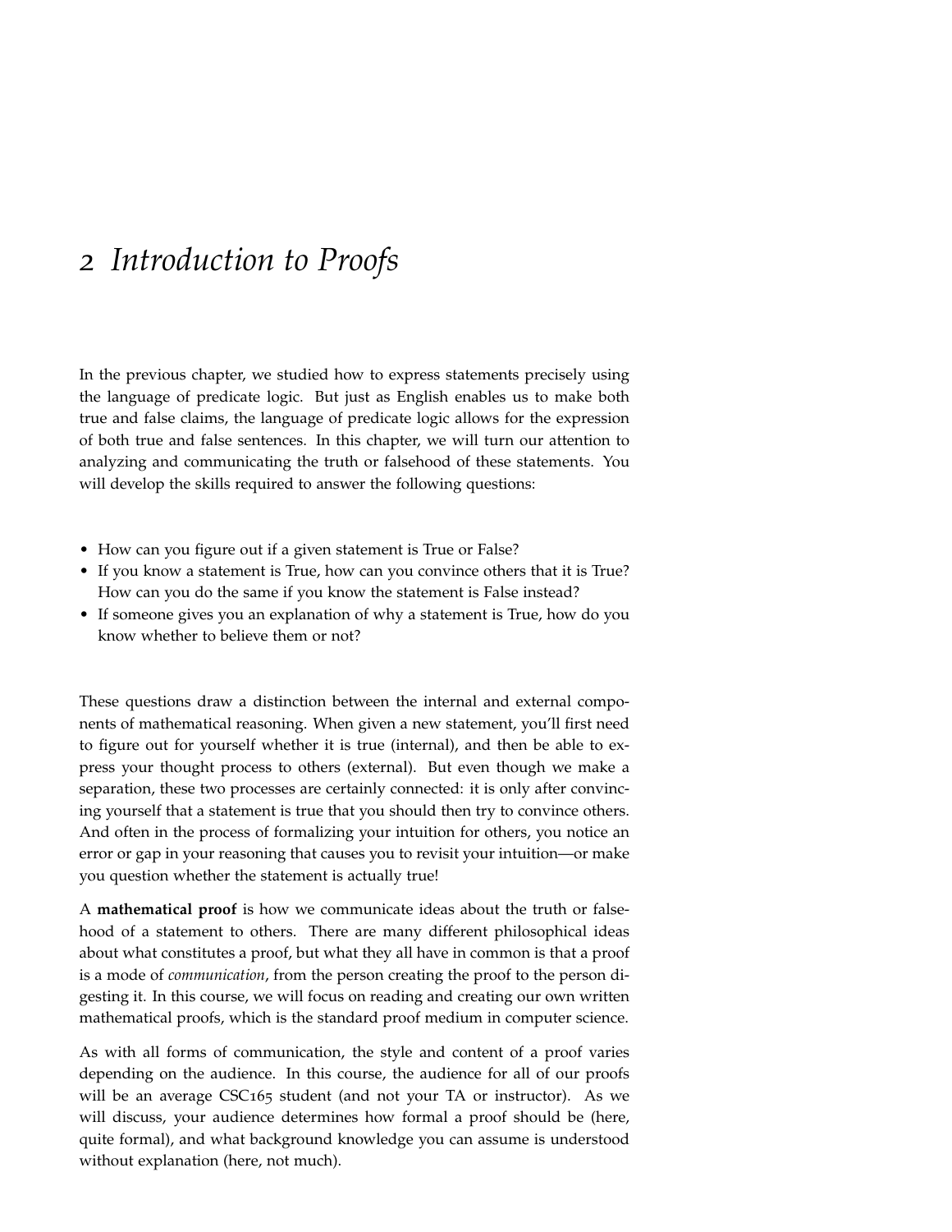# 2 *Introduction to Proofs*

In the previous chapter, we studied how to express statements precisely using the language of predicate logic. But just as English enables us to make both true and false claims, the language of predicate logic allows for the expression of both true and false sentences. In this chapter, we will turn our attention to analyzing and communicating the truth or falsehood of these statements. You will develop the skills required to answer the following questions:

- How can you figure out if a given statement is True or False?
- If you know a statement is True, how can you convince others that it is True? How can you do the same if you know the statement is False instead?
- If someone gives you an explanation of why a statement is True, how do you know whether to believe them or not?

These questions draw a distinction between the internal and external components of mathematical reasoning. When given a new statement, you'll first need to figure out for yourself whether it is true (internal), and then be able to express your thought process to others (external). But even though we make a separation, these two processes are certainly connected: it is only after convincing yourself that a statement is true that you should then try to convince others. And often in the process of formalizing your intuition for others, you notice an error or gap in your reasoning that causes you to revisit your intuition—or make you question whether the statement is actually true!

A **mathematical proof** is how we communicate ideas about the truth or falsehood of a statement to others. There are many different philosophical ideas about what constitutes a proof, but what they all have in common is that a proof is a mode of *communication*, from the person creating the proof to the person digesting it. In this course, we will focus on reading and creating our own written mathematical proofs, which is the standard proof medium in computer science.

As with all forms of communication, the style and content of a proof varies depending on the audience. In this course, the audience for all of our proofs will be an average CSC165 student (and not your TA or instructor). As we will discuss, your audience determines how formal a proof should be (here, quite formal), and what background knowledge you can assume is understood without explanation (here, not much).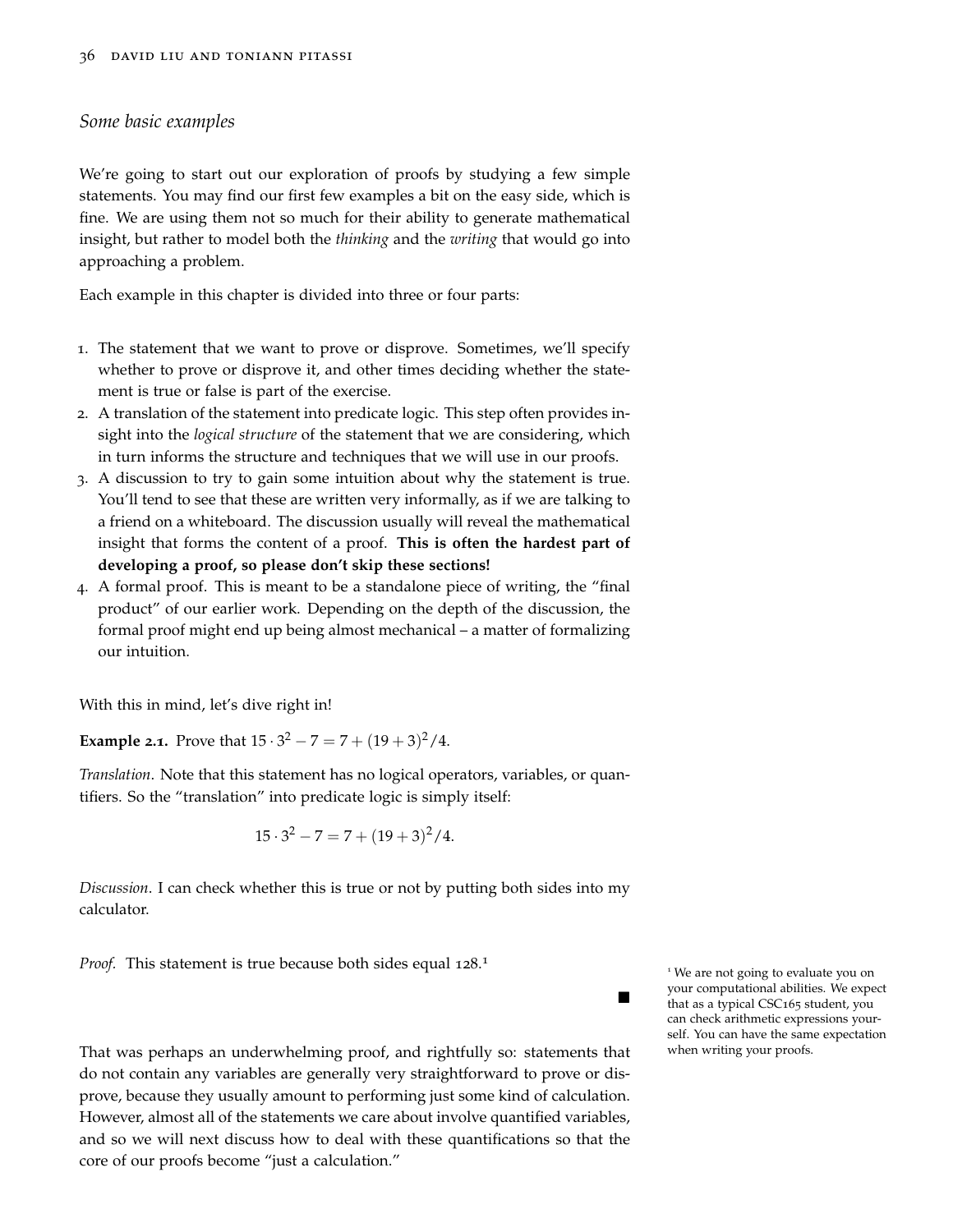### *Some basic examples*

We're going to start out our exploration of proofs by studying a few simple statements. You may find our first few examples a bit on the easy side, which is fine. We are using them not so much for their ability to generate mathematical insight, but rather to model both the *thinking* and the *writing* that would go into approaching a problem.

Each example in this chapter is divided into three or four parts:

1. The statement that we want to prove or disprove. Sometimes, we'll specify whether to prove or disprove it, and other times deciding whether the statement is true or false is part of the exercise.
2. A translation of the statement into predicate logic. This step often provides insight into the *logical structure* of the statement that we are considering, which in turn informs the structure and techniques that we will use in our proofs.
3. A discussion to try to gain some intuition about why the statement is true. You'll tend to see that these are written very informally, as if we are talking to a friend on a whiteboard. The discussion usually will reveal the mathematical insight that forms the content of a proof. **This is often the hardest part of developing a proof, so please don't skip these sections!**
4. A formal proof. This is meant to be a standalone piece of writing, the "final product" of our earlier work. Depending on the depth of the discussion, the formal proof might end up being almost mechanical – a matter of formalizing our intuition.

With this in mind, let's dive right in!

**Example 2.1.** Prove that $15 \cdot 3^2 - 7 = 7 + (19+3)^2/4$.

*Translation*. Note that this statement has no logical operators, variables, or quantifiers. So the "translation" into predicate logic is simply itself:

$$15 \cdot 3^2 - 7 = 7 + (19+3)^2/4.$$

*Discussion*. I can check whether this is true or not by putting both sides into my calculator.

*Proof.* This statement is true because both sides equal 128.[1] ∎

[1] We are not going to evaluate you on your computational abilities. We expect that as a typical CSC165 student, you can check arithmetic expressions yourself. You can have the same expectation when writing your proofs.

That was perhaps an underwhelming proof, and rightfully so: statements that do not contain any variables are generally very straightforward to prove or disprove, because they usually amount to performing just some kind of calculation. However, almost all of the statements we care about involve quantified variables, and so we will next discuss how to deal with these quantifications so that the core of our proofs become "just a calculation."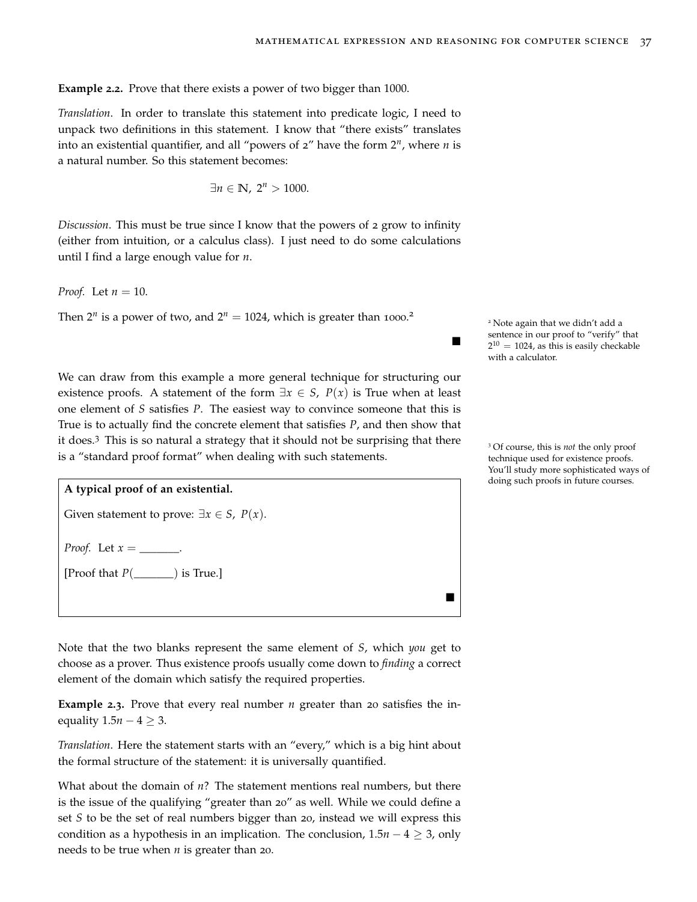**Example 2.2.** Prove that there exists a power of two bigger than 1000.

*Translation*. In order to translate this statement into predicate logic, I need to unpack two definitions in this statement. I know that "there exists" translates into an existential quantifier, and all "powers of 2" have the form $2^n$, where $n$ is a natural number. So this statement becomes:

$$\exists n \in \mathbb{N},\ 2^n > 1000.$$

*Discussion*. This must be true since I know that the powers of 2 grow to infinity (either from intuition, or a calculus class). I just need to do some calculations until I find a large enough value for $n$.

*Proof.* Let $n = 10$.

Then $2^n$ is a power of two, and $2^n = 1024$, which is greater than 1000.[2]

■

[2] Note again that we didn't add a sentence in our proof to "verify" that $2^{10} = 1024$, as this is easily checkable with a calculator.

We can draw from this example a more general technique for structuring our existence proofs. A statement of the form $\exists x \in S,\ P(x)$ is True when at least one element of $S$ satisfies $P$. The easiest way to convince someone that this is True is to actually find the concrete element that satisfies $P$, and then show that it does.[3] This is so natural a strategy that it should not be surprising that there is a "standard proof format" when dealing with such statements.

[3] Of course, this is *not* the only proof technique used for existence proofs. You'll study more sophisticated ways of doing such proofs in future courses.

> **A typical proof of an existential.**
>
> Given statement to prove: $\exists x \in S,\ P(x)$.
>
> *Proof.* Let $x =$ _______.
>
> [Proof that $P($_______$)$ is True.]
>
> ■

Note that the two blanks represent the same element of $S$, which *you* get to choose as a prover. Thus existence proofs usually come down to *finding* a correct element of the domain which satisfy the required properties.

**Example 2.3.** Prove that every real number $n$ greater than 20 satisfies the inequality $1.5n - 4 \geq 3$.

*Translation*. Here the statement starts with an "every," which is a big hint about the formal structure of the statement: it is universally quantified.

What about the domain of $n$? The statement mentions real numbers, but there is the issue of the qualifying "greater than 20" as well. While we could define a set $S$ to be the set of real numbers bigger than 20, instead we will express this condition as a hypothesis in an implication. The conclusion, $1.5n - 4 \geq 3$, only needs to be true when $n$ is greater than 20.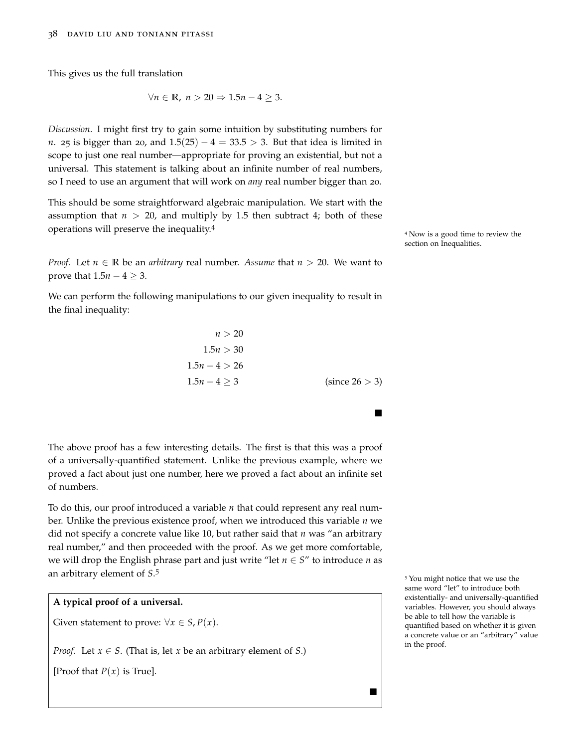This gives us the full translation

$$\forall n \in \mathbb{R},\ n > 20 \Rightarrow 1.5n - 4 \geq 3.$$

*Discussion.* I might first try to gain some intuition by substituting numbers for $n$. 25 is bigger than 20, and $1.5(25) - 4 = 33.5 > 3$. But that idea is limited in scope to just one real number—appropriate for proving an existential, but not a universal. This statement is talking about an infinite number of real numbers, so I need to use an argument that will work on *any* real number bigger than 20.

This should be some straightforward algebraic manipulation. We start with the assumption that $n > 20$, and multiply by 1.5 then subtract 4; both of these operations will preserve the inequality.[4]

[4] Now is a good time to review the section on Inequalities.

*Proof.* Let $n \in \mathbb{R}$ be an *arbitrary* real number. *Assume* that $n > 20$. We want to prove that $1.5n - 4 \geq 3$.

We can perform the following manipulations to our given inequality to result in the final inequality:

$$\begin{aligned}
n &> 20 \\
1.5n &> 30 \\
1.5n - 4 &> 26 \\
1.5n - 4 &\geq 3 && \text{(since } 26 > 3\text{)}
\end{aligned}$$

■

The above proof has a few interesting details. The first is that this was a proof of a universally-quantified statement. Unlike the previous example, where we proved a fact about just one number, here we proved a fact about an infinite set of numbers.

To do this, our proof introduced a variable $n$ that could represent any real number. Unlike the previous existence proof, when we introduced this variable $n$ we did not specify a concrete value like 10, but rather said that $n$ was "an arbitrary real number," and then proceeded with the proof. As we get more comfortable, we will drop the English phrase part and just write "let $n \in S$" to introduce $n$ as an arbitrary element of $S$.[5]

[5] You might notice that we use the same word "let" to introduce both existentially- and universally-quantified variables. However, you should always be able to tell how the variable is quantified based on whether it is given a concrete value or an "arbitrary" value in the proof.

> **A typical proof of a universal.**
>
> Given statement to prove: $\forall x \in S, P(x)$.
>
> *Proof.* Let $x \in S$. (That is, let $x$ be an arbitrary element of $S$.)
>
> [Proof that $P(x)$ is True].
>
> ■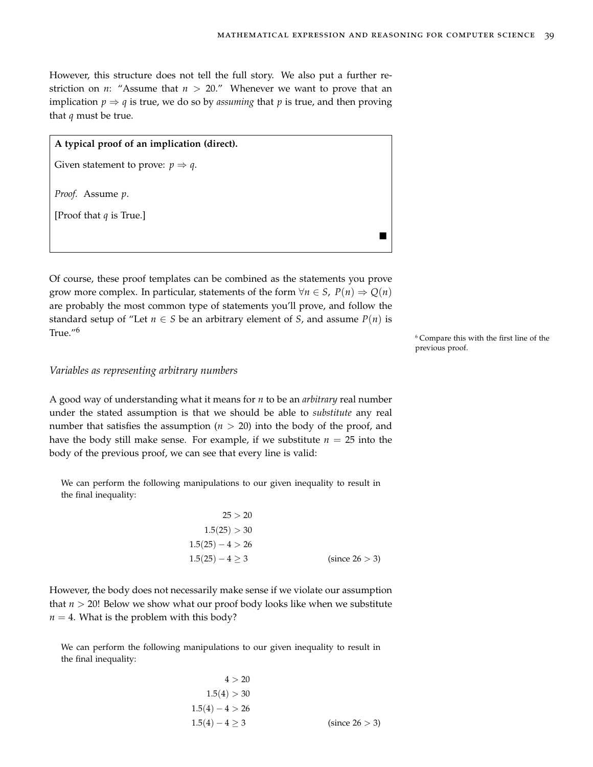However, this structure does not tell the full story. We also put a further restriction on $n$: "Assume that $n > 20$." Whenever we want to prove that an implication $p \Rightarrow q$ is true, we do so by *assuming* that $p$ is true, and then proving that $q$ must be true.

> **A typical proof of an implication (direct).**
>
> Given statement to prove: $p \Rightarrow q$.
>
> *Proof.* Assume $p$.
>
> [Proof that $q$ is True.]
>
> ■

Of course, these proof templates can be combined as the statements you prove grow more complex. In particular, statements of the form $\forall n \in S,\ P(n) \Rightarrow Q(n)$ are probably the most common type of statements you'll prove, and follow the standard setup of "Let $n \in S$ be an arbitrary element of $S$, and assume $P(n)$ is True."[6]

[6] Compare this with the first line of the previous proof.

### *Variables as representing arbitrary numbers*

A good way of understanding what it means for $n$ to be an *arbitrary* real number under the stated assumption is that we should be able to *substitute* any real number that satisfies the assumption ($n > 20$) into the body of the proof, and have the body still make sense. For example, if we substitute $n = 25$ into the body of the previous proof, we can see that every line is valid:

> We can perform the following manipulations to our given inequality to result in the final inequality:
>
> $$\begin{aligned} 25 &> 20 \\ 1.5(25) &> 30 \\ 1.5(25) - 4 &> 26 \\ 1.5(25) - 4 &\geq 3 && \text{(since } 26 > 3\text{)} \end{aligned}$$

However, the body does not necessarily make sense if we violate our assumption that $n > 20$! Below we show what our proof body looks like when we substitute $n = 4$. What is the problem with this body?

> We can perform the following manipulations to our given inequality to result in the final inequality:
>
> $$\begin{aligned} 4 &> 20 \\ 1.5(4) &> 30 \\ 1.5(4) - 4 &> 26 \\ 1.5(4) - 4 &\geq 3 && \text{(since } 26 > 3\text{)} \end{aligned}$$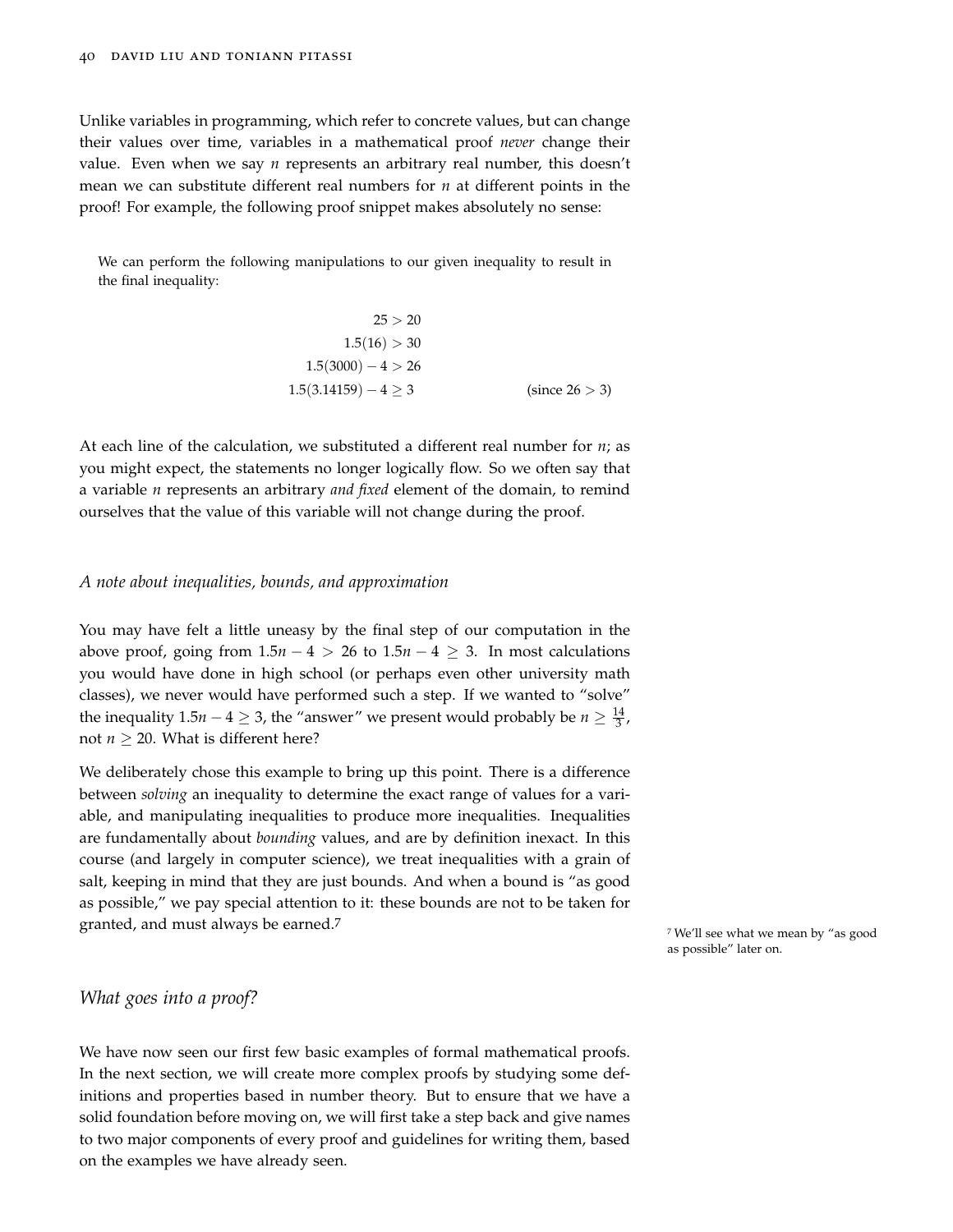Unlike variables in programming, which refer to concrete values, but can change their values over time, variables in a mathematical proof *never* change their value. Even when we say $n$ represents an arbitrary real number, this doesn't mean we can substitute different real numbers for $n$ at different points in the proof! For example, the following proof snippet makes absolutely no sense:

> We can perform the following manipulations to our given inequality to result in the final inequality:
>
> $$\begin{aligned} 25 &> 20 \\ 1.5(16) &> 30 \\ 1.5(3000) - 4 &> 26 \\ 1.5(3.14159) - 4 &\geq 3 && \text{(since } 26 > 3) \end{aligned}$$

At each line of the calculation, we substituted a different real number for $n$; as you might expect, the statements no longer logically flow. So we often say that a variable $n$ represents an arbitrary *and fixed* element of the domain, to remind ourselves that the value of this variable will not change during the proof.

### *A note about inequalities, bounds, and approximation*

You may have felt a little uneasy by the final step of our computation in the above proof, going from $1.5n - 4 > 26$ to $1.5n - 4 \geq 3$. In most calculations you would have done in high school (or perhaps even other university math classes), we never would have performed such a step. If we wanted to "solve" the inequality $1.5n - 4 \geq 3$, the "answer" we present would probably be $n \geq \frac{14}{3}$, not $n \geq 20$. What is different here?

We deliberately chose this example to bring up this point. There is a difference between *solving* an inequality to determine the exact range of values for a variable, and manipulating inequalities to produce more inequalities. Inequalities are fundamentally about *bounding* values, and are by definition inexact. In this course (and largely in computer science), we treat inequalities with a grain of salt, keeping in mind that they are just bounds. And when a bound is "as good as possible," we pay special attention to it: these bounds are not to be taken for granted, and must always be earned.[7]

[7] We'll see what we mean by "as good as possible" later on.

## *What goes into a proof?*

We have now seen our first few basic examples of formal mathematical proofs. In the next section, we will create more complex proofs by studying some definitions and properties based in number theory. But to ensure that we have a solid foundation before moving on, we will first take a step back and give names to two major components of every proof and guidelines for writing them, based on the examples we have already seen.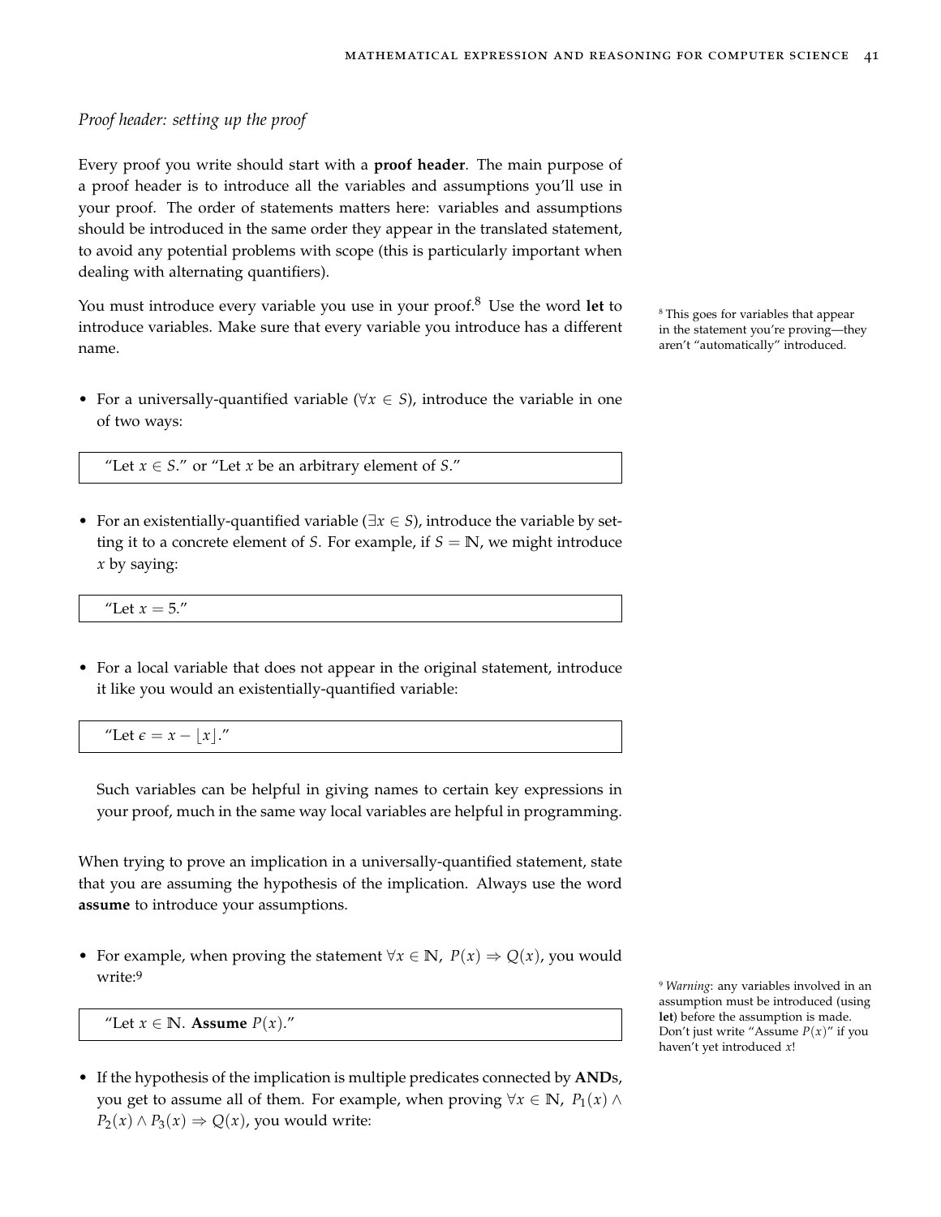*Proof header: setting up the proof*

Every proof you write should start with a **proof header**. The main purpose of a proof header is to introduce all the variables and assumptions you'll use in your proof. The order of statements matters here: variables and assumptions should be introduced in the same order they appear in the translated statement, to avoid any potential problems with scope (this is particularly important when dealing with alternating quantifiers).

You must introduce every variable you use in your proof.[8] Use the word **let** to introduce variables. Make sure that every variable you introduce has a different name.

[8] This goes for variables that appear in the statement you're proving—they aren't "automatically" introduced.

- For a universally-quantified variable ($\forall x \in S$), introduce the variable in one of two ways:

  > "Let $x \in S$." or "Let $x$ be an arbitrary element of $S$."

- For an existentially-quantified variable ($\exists x \in S$), introduce the variable by setting it to a concrete element of $S$. For example, if $S = \mathbb{N}$, we might introduce $x$ by saying:

  > "Let $x = 5$."

- For a local variable that does not appear in the original statement, introduce it like you would an existentially-quantified variable:

  > "Let $\epsilon = x - \lfloor x \rfloor$."

  Such variables can be helpful in giving names to certain key expressions in your proof, much in the same way local variables are helpful in programming.

When trying to prove an implication in a universally-quantified statement, state that you are assuming the hypothesis of the implication. Always use the word **assume** to introduce your assumptions.

- For example, when proving the statement $\forall x \in \mathbb{N},\ P(x) \Rightarrow Q(x)$, you would write:[9]

  > "Let $x \in \mathbb{N}$. **Assume** $P(x)$."

[9] *Warning:* any variables involved in an assumption must be introduced (using **let**) before the assumption is made. Don't just write "Assume $P(x)$" if you haven't yet introduced $x$!

- If the hypothesis of the implication is multiple predicates connected by **AND**s, you get to assume all of them. For example, when proving $\forall x \in \mathbb{N},\ P_1(x) \land P_2(x) \land P_3(x) \Rightarrow Q(x)$, you would write: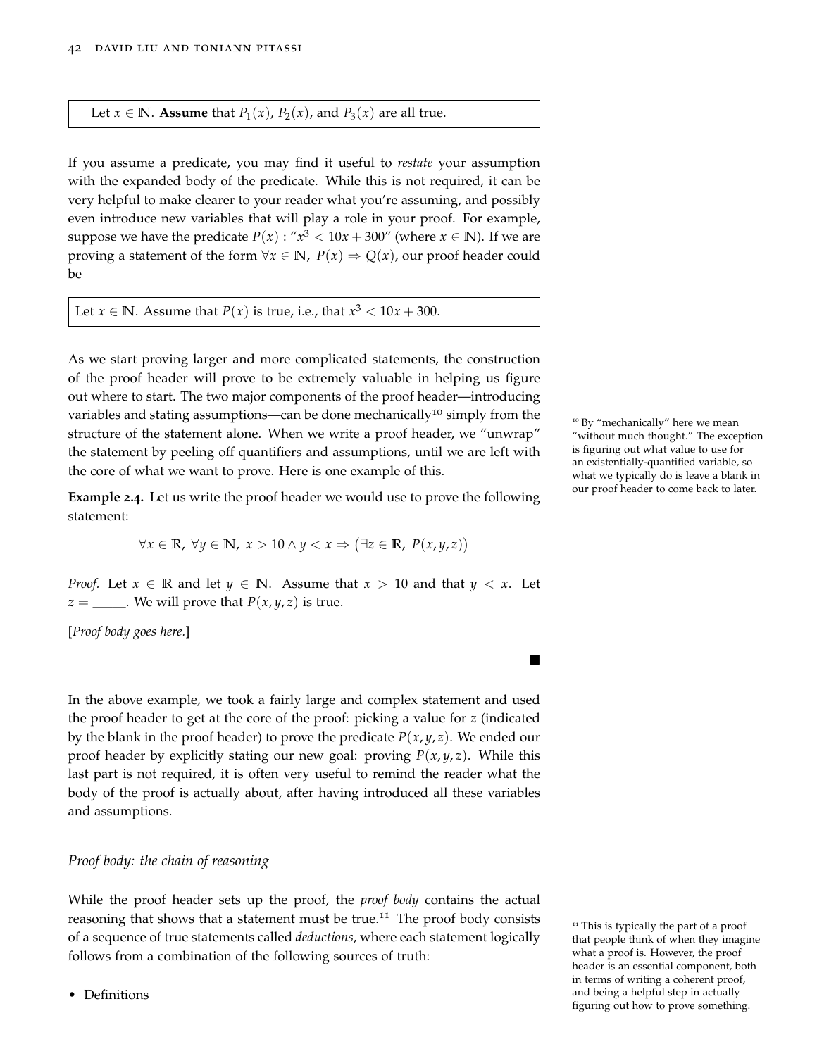> Let $x \in \mathbb{N}$. **Assume** that $P_1(x)$, $P_2(x)$, and $P_3(x)$ are all true.

If you assume a predicate, you may find it useful to *restate* your assumption with the expanded body of the predicate. While this is not required, it can be very helpful to make clearer to your reader what you're assuming, and possibly even introduce new variables that will play a role in your proof. For example, suppose we have the predicate $P(x)$ : "$x^3 < 10x + 300$" (where $x \in \mathbb{N}$). If we are proving a statement of the form $\forall x \in \mathbb{N},\ P(x) \Rightarrow Q(x)$, our proof header could be

> Let $x \in \mathbb{N}$. Assume that $P(x)$ is true, i.e., that $x^3 < 10x + 300$.

As we start proving larger and more complicated statements, the construction of the proof header will prove to be extremely valuable in helping us figure out where to start. The two major components of the proof header—introducing variables and stating assumptions—can be done mechanically[10] simply from the structure of the statement alone. When we write a proof header, we "unwrap" the statement by peeling off quantifiers and assumptions, until we are left with the core of what we want to prove. Here is one example of this.

[10] By "mechanically" here we mean "without much thought." The exception is figuring out what value to use for an existentially-quantified variable, so what we typically do is leave a blank in our proof header to come back to later.

**Example 2.4.** Let us write the proof header we would use to prove the following statement:

$$\forall x \in \mathbb{R},\ \forall y \in \mathbb{N},\ x > 10 \land y < x \Rightarrow \big(\exists z \in \mathbb{R},\ P(x, y, z)\big)$$

*Proof.* Let $x \in \mathbb{R}$ and let $y \in \mathbb{N}$. Assume that $x > 10$ and that $y < x$. Let $z =$ \_\_\_\_\_. We will prove that $P(x, y, z)$ is true.

[*Proof body goes here.*]

■

In the above example, we took a fairly large and complex statement and used the proof header to get at the core of the proof: picking a value for $z$ (indicated by the blank in the proof header) to prove the predicate $P(x, y, z)$. We ended our proof header by explicitly stating our new goal: proving $P(x, y, z)$. While this last part is not required, it is often very useful to remind the reader what the body of the proof is actually about, after having introduced all these variables and assumptions.

### *Proof body: the chain of reasoning*

While the proof header sets up the proof, the *proof body* contains the actual reasoning that shows that a statement must be true.[11] The proof body consists of a sequence of true statements called *deductions*, where each statement logically follows from a combination of the following sources of truth:

[11] This is typically the part of a proof that people think of when they imagine what a proof is. However, the proof header is an essential component, both in terms of writing a coherent proof, and being a helpful step in actually figuring out how to prove something.

- Definitions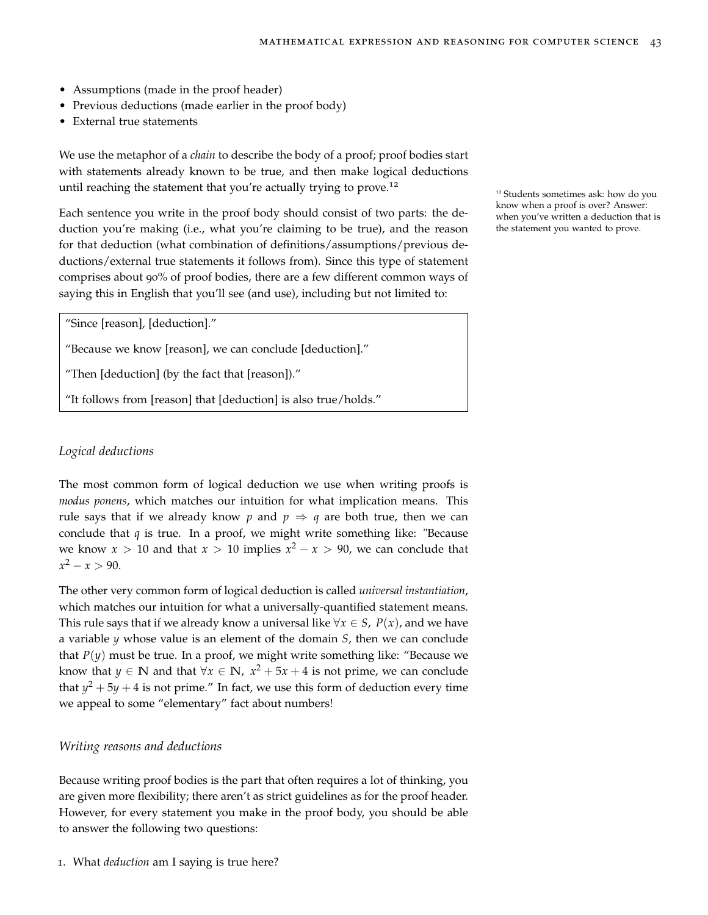- Assumptions (made in the proof header)
- Previous deductions (made earlier in the proof body)
- External true statements

We use the metaphor of a *chain* to describe the body of a proof; proof bodies start with statements already known to be true, and then make logical deductions until reaching the statement that you're actually trying to prove.[12]

[12] Students sometimes ask: how do you know when a proof is over? Answer: when you've written a deduction that is the statement you wanted to prove.

Each sentence you write in the proof body should consist of two parts: the deduction you're making (i.e., what you're claiming to be true), and the reason for that deduction (what combination of definitions/assumptions/previous deductions/external true statements it follows from). Since this type of statement comprises about 90% of proof bodies, there are a few different common ways of saying this in English that you'll see (and use), including but not limited to:

> "Since [reason], [deduction]."
>
> "Because we know [reason], we can conclude [deduction]."
>
> "Then [deduction] (by the fact that [reason])."
>
> "It follows from [reason] that [deduction] is also true/holds."

### *Logical deductions*

The most common form of logical deduction we use when writing proofs is *modus ponens*, which matches our intuition for what implication means. This rule says that if we already know $p$ and $p \Rightarrow q$ are both true, then we can conclude that $q$ is true. In a proof, we might write something like: "Because we know $x > 10$ and that $x > 10$ implies $x^2 - x > 90$, we can conclude that $x^2 - x > 90$.

The other very common form of logical deduction is called *universal instantiation*, which matches our intuition for what a universally-quantified statement means. This rule says that if we already know a universal like $\forall x \in S,\ P(x)$, and we have a variable $y$ whose value is an element of the domain $S$, then we can conclude that $P(y)$ must be true. In a proof, we might write something like: "Because we know that $y \in \mathbb{N}$ and that $\forall x \in \mathbb{N},\ x^2 + 5x + 4$ is not prime, we can conclude that $y^2 + 5y + 4$ is not prime." In fact, we use this form of deduction every time we appeal to some "elementary" fact about numbers!

### *Writing reasons and deductions*

Because writing proof bodies is the part that often requires a lot of thinking, you are given more flexibility; there aren't as strict guidelines as for the proof header. However, for every statement you make in the proof body, you should be able to answer the following two questions:

1. What *deduction* am I saying is true here?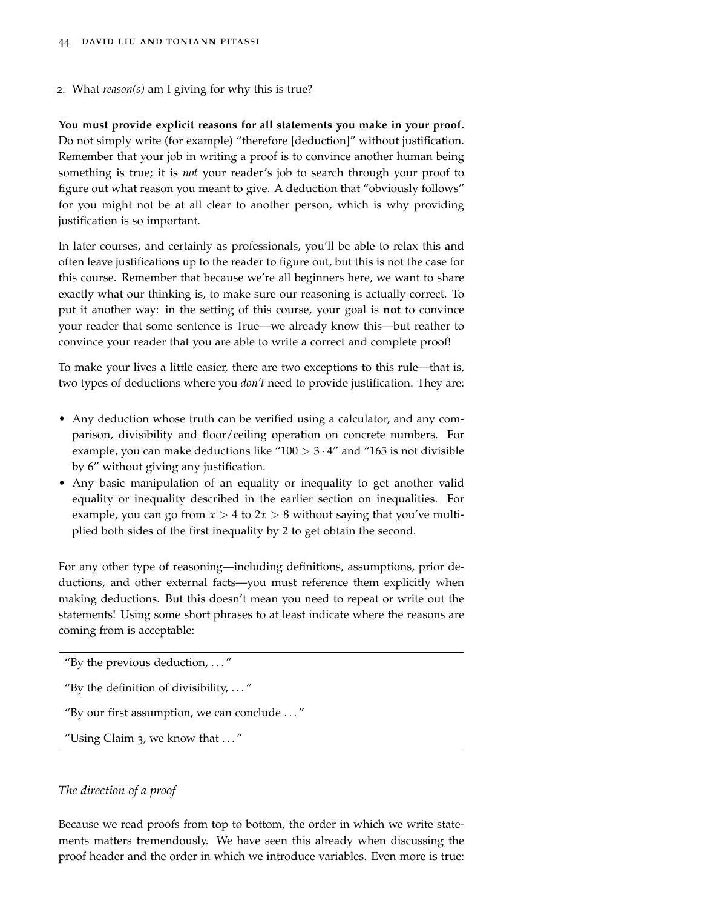2. What *reason(s)* am I giving for why this is true?

**You must provide explicit reasons for all statements you make in your proof.** Do not simply write (for example) "therefore [deduction]" without justification. Remember that your job in writing a proof is to convince another human being something is true; it is *not* your reader's job to search through your proof to figure out what reason you meant to give. A deduction that "obviously follows" for you might not be at all clear to another person, which is why providing justification is so important.

In later courses, and certainly as professionals, you'll be able to relax this and often leave justifications up to the reader to figure out, but this is not the case for this course. Remember that because we're all beginners here, we want to share exactly what our thinking is, to make sure our reasoning is actually correct. To put it another way: in the setting of this course, your goal is **not** to convince your reader that some sentence is True—we already know this—but reather to convince your reader that you are able to write a correct and complete proof!

To make your lives a little easier, there are two exceptions to this rule—that is, two types of deductions where you *don't* need to provide justification. They are:

- Any deduction whose truth can be verified using a calculator, and any comparison, divisibility and floor/ceiling operation on concrete numbers. For example, you can make deductions like "$100 > 3 \cdot 4$" and "165 is not divisible by 6" without giving any justification.
- Any basic manipulation of an equality or inequality to get another valid equality or inequality described in the earlier section on inequalities. For example, you can go from $x > 4$ to $2x > 8$ without saying that you've multiplied both sides of the first inequality by 2 to get obtain the second.

For any other type of reasoning—including definitions, assumptions, prior deductions, and other external facts—you must reference them explicitly when making deductions. But this doesn't mean you need to repeat or write out the statements! Using some short phrases to at least indicate where the reasons are coming from is acceptable:

> "By the previous deduction, ..."
>
> "By the definition of divisibility, ..."
>
> "By our first assumption, we can conclude ..."
>
> "Using Claim 3, we know that ..."

### *The direction of a proof*

Because we read proofs from top to bottom, the order in which we write statements matters tremendously. We have seen this already when discussing the proof header and the order in which we introduce variables. Even more is true: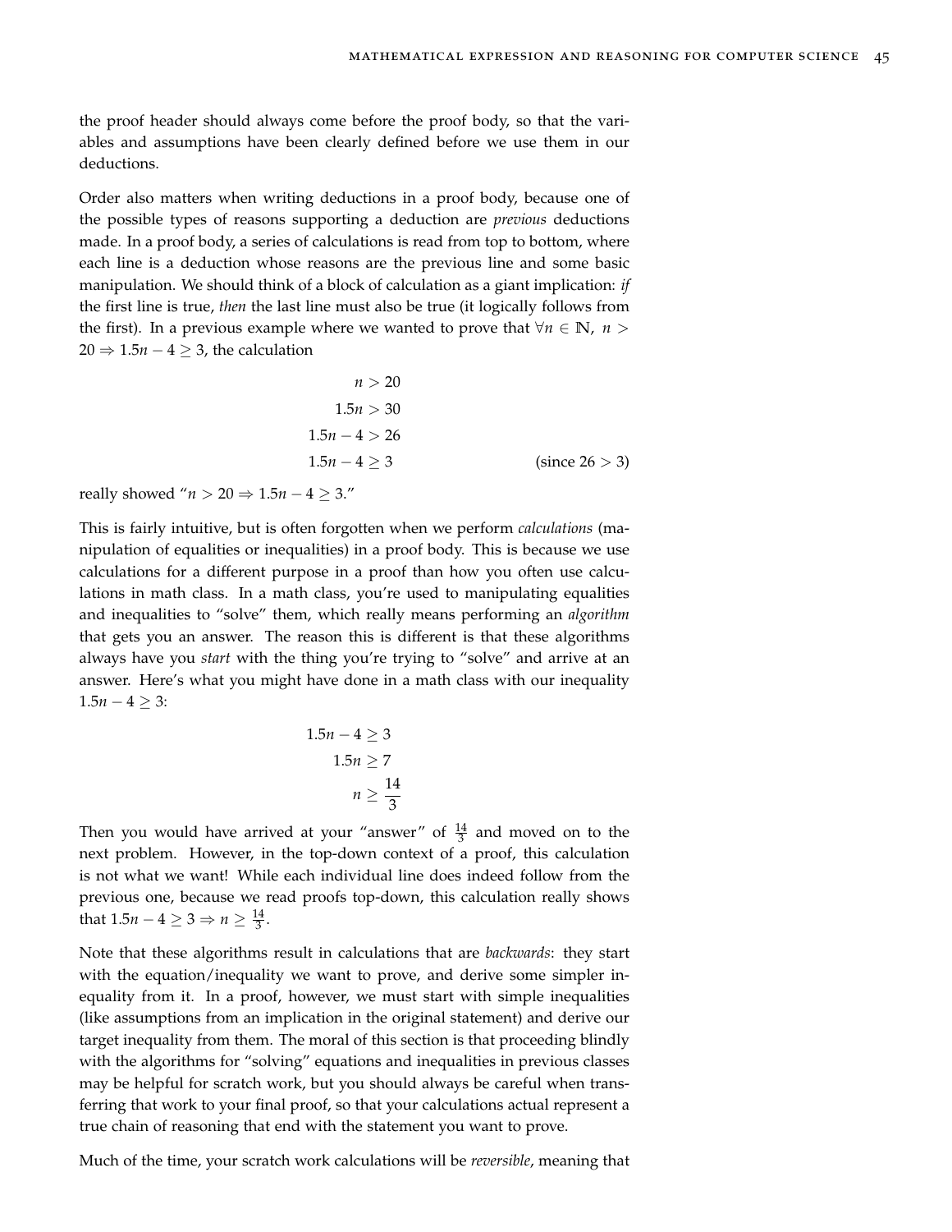the proof header should always come before the proof body, so that the variables and assumptions have been clearly defined before we use them in our deductions.

Order also matters when writing deductions in a proof body, because one of the possible types of reasons supporting a deduction are *previous* deductions made. In a proof body, a series of calculations is read from top to bottom, where each line is a deduction whose reasons are the previous line and some basic manipulation. We should think of a block of calculation as a giant implication: *if* the first line is true, *then* the last line must also be true (it logically follows from the first). In a previous example where we wanted to prove that $\forall n \in \mathbb{N},\ n > 20 \Rightarrow 1.5n - 4 \geq 3$, the calculation

$$
\begin{aligned}
n &> 20 \\
1.5n &> 30 \\
1.5n - 4 &> 26 \\
1.5n - 4 &\geq 3 && \text{(since } 26 > 3\text{)}
\end{aligned}
$$

really showed "$n > 20 \Rightarrow 1.5n - 4 \geq 3$."

This is fairly intuitive, but is often forgotten when we perform *calculations* (manipulation of equalities or inequalities) in a proof body. This is because we use calculations for a different purpose in a proof than how you often use calculations in math class. In a math class, you're used to manipulating equalities and inequalities to "solve" them, which really means performing an *algorithm* that gets you an answer. The reason this is different is that these algorithms always have you *start* with the thing you're trying to "solve" and arrive at an answer. Here's what you might have done in a math class with our inequality $1.5n - 4 \geq 3$:

$$
\begin{aligned}
1.5n - 4 &\geq 3 \\
1.5n &\geq 7 \\
n &\geq \frac{14}{3}
\end{aligned}
$$

Then you would have arrived at your "answer" of $\frac{14}{3}$ and moved on to the next problem. However, in the top-down context of a proof, this calculation is not what we want! While each individual line does indeed follow from the previous one, because we read proofs top-down, this calculation really shows that $1.5n - 4 \geq 3 \Rightarrow n \geq \frac{14}{3}$.

Note that these algorithms result in calculations that are *backwards*: they start with the equation/inequality we want to prove, and derive some simpler inequality from it. In a proof, however, we must start with simple inequalities (like assumptions from an implication in the original statement) and derive our target inequality from them. The moral of this section is that proceeding blindly with the algorithms for "solving" equations and inequalities in previous classes may be helpful for scratch work, but you should always be careful when transferring that work to your final proof, so that your calculations actual represent a true chain of reasoning that end with the statement you want to prove.

Much of the time, your scratch work calculations will be *reversible*, meaning that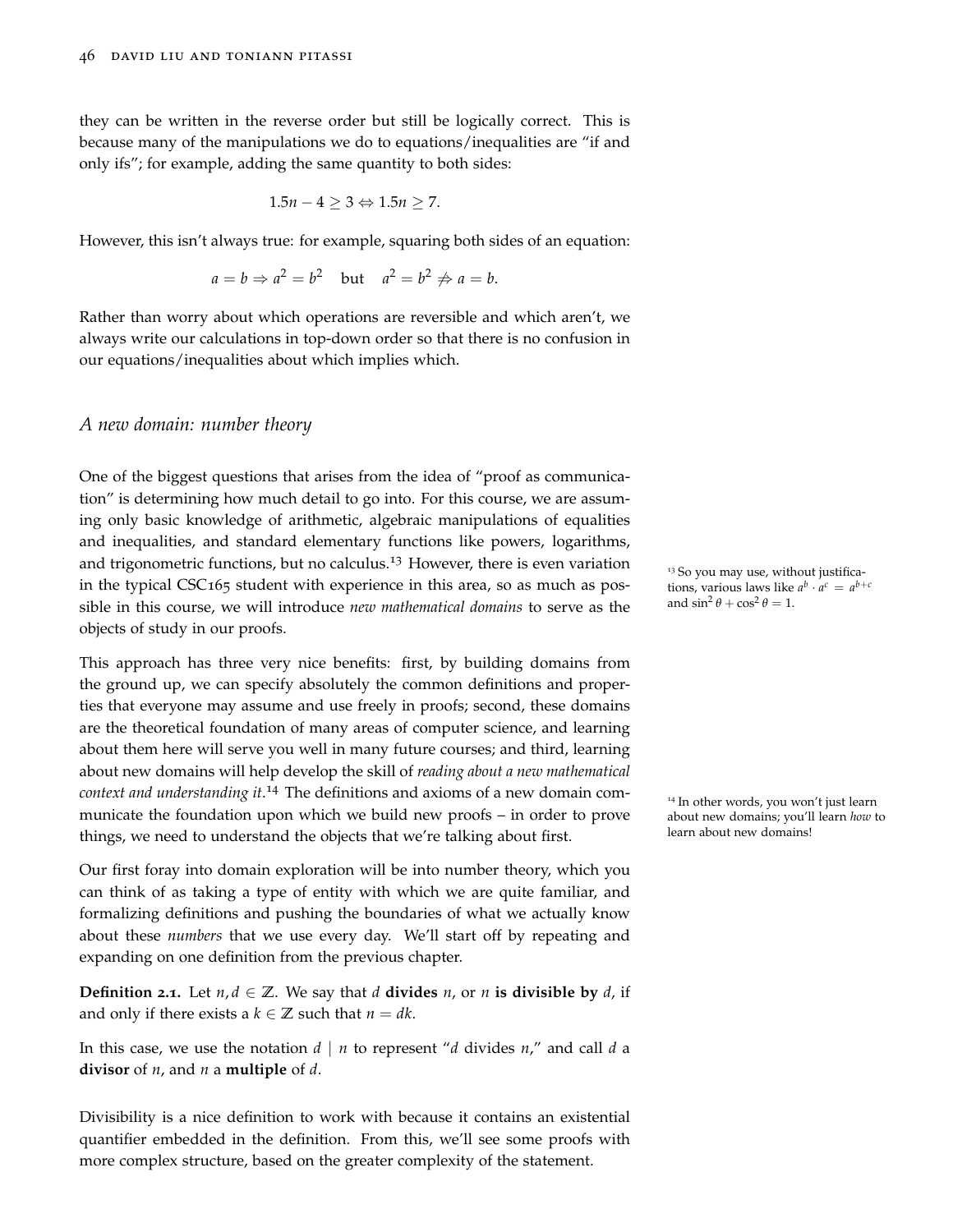they can be written in the reverse order but still be logically correct. This is because many of the manipulations we do to equations/inequalities are "if and only ifs"; for example, adding the same quantity to both sides:

$$1.5n - 4 \geq 3 \Leftrightarrow 1.5n \geq 7.$$

However, this isn't always true: for example, squaring both sides of an equation:

$$a = b \Rightarrow a^2 = b^2 \quad \text{but} \quad a^2 = b^2 \not\Rightarrow a = b.$$

Rather than worry about which operations are reversible and which aren't, we always write our calculations in top-down order so that there is no confusion in our equations/inequalities about which implies which.

## *A new domain: number theory*

One of the biggest questions that arises from the idea of "proof as communication" is determining how much detail to go into. For this course, we are assuming only basic knowledge of arithmetic, algebraic manipulations of equalities and inequalities, and standard elementary functions like powers, logarithms, and trigonometric functions, but no calculus.[13] However, there is even variation in the typical CSC165 student with experience in this area, so as much as possible in this course, we will introduce *new mathematical domains* to serve as the objects of study in our proofs.

[13] So you may use, without justifications, various laws like $a^b \cdot a^c = a^{b+c}$ and $\sin^2\theta + \cos^2\theta = 1$.

This approach has three very nice benefits: first, by building domains from the ground up, we can specify absolutely the common definitions and properties that everyone may assume and use freely in proofs; second, these domains are the theoretical foundation of many areas of computer science, and learning about them here will serve you well in many future courses; and third, learning about new domains will help develop the skill of *reading about a new mathematical context and understanding it*.[14] The definitions and axioms of a new domain communicate the foundation upon which we build new proofs – in order to prove things, we need to understand the objects that we're talking about first.

[14] In other words, you won't just learn about new domains; you'll learn *how* to learn about new domains!

Our first foray into domain exploration will be into number theory, which you can think of as taking a type of entity with which we are quite familiar, and formalizing definitions and pushing the boundaries of what we actually know about these *numbers* that we use every day. We'll start off by repeating and expanding on one definition from the previous chapter.

**Definition 2.1.** Let $n, d \in \mathbb{Z}$. We say that $d$ **divides** $n$, or $n$ **is divisible by** $d$, if and only if there exists a $k \in \mathbb{Z}$ such that $n = dk$.

In this case, we use the notation $d \mid n$ to represent "$d$ divides $n$," and call $d$ a **divisor** of $n$, and $n$ a **multiple** of $d$.

Divisibility is a nice definition to work with because it contains an existential quantifier embedded in the definition. From this, we'll see some proofs with more complex structure, based on the greater complexity of the statement.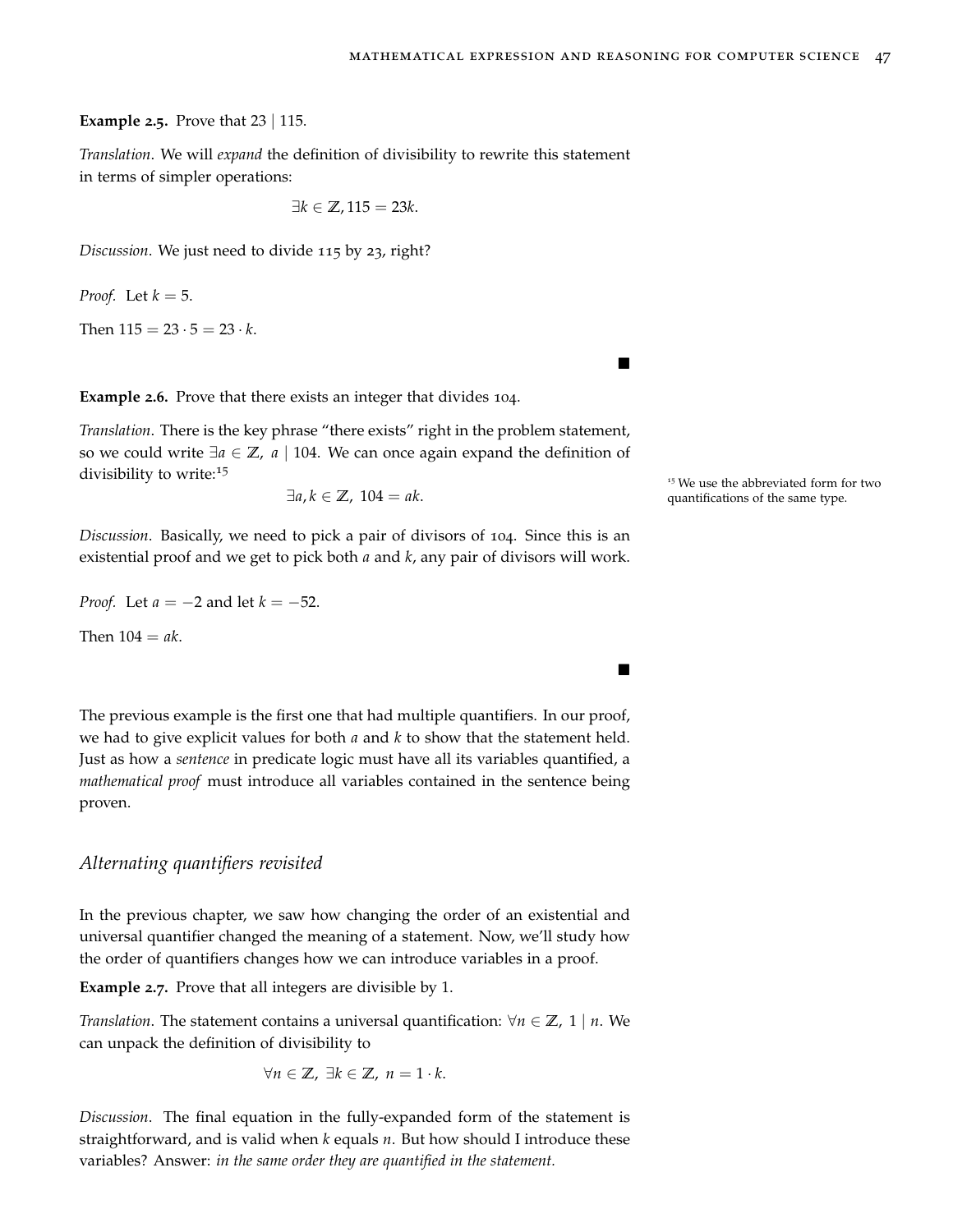**Example 2.5.** Prove that $23 \mid 115$.

*Translation*. We will *expand* the definition of divisibility to rewrite this statement in terms of simpler operations:

$$\exists k \in \mathbb{Z}, 115 = 23k.$$

*Discussion*. We just need to divide 115 by 23, right?

*Proof.* Let $k = 5$.

Then $115 = 23 \cdot 5 = 23 \cdot k$.

■

**Example 2.6.** Prove that there exists an integer that divides 104.

*Translation*. There is the key phrase "there exists" right in the problem statement, so we could write $\exists a \in \mathbb{Z},\ a \mid 104$. We can once again expand the definition of divisibility to write:[15]

$$\exists a, k \in \mathbb{Z},\ 104 = ak.$$

[15] We use the abbreviated form for two quantifications of the same type.

*Discussion*. Basically, we need to pick a pair of divisors of 104. Since this is an existential proof and we get to pick both $a$ and $k$, any pair of divisors will work.

*Proof.* Let $a = -2$ and let $k = -52$.

Then $104 = ak$.

■

The previous example is the first one that had multiple quantifiers. In our proof, we had to give explicit values for both $a$ and $k$ to show that the statement held. Just as how a *sentence* in predicate logic must have all its variables quantified, a *mathematical proof* must introduce all variables contained in the sentence being proven.

### *Alternating quantifiers revisited*

In the previous chapter, we saw how changing the order of an existential and universal quantifier changed the meaning of a statement. Now, we'll study how the order of quantifiers changes how we can introduce variables in a proof.

**Example 2.7.** Prove that all integers are divisible by 1.

*Translation*. The statement contains a universal quantification: $\forall n \in \mathbb{Z},\ 1 \mid n$. We can unpack the definition of divisibility to

$$\forall n \in \mathbb{Z},\ \exists k \in \mathbb{Z},\ n = 1 \cdot k.$$

*Discussion*. The final equation in the fully-expanded form of the statement is straightforward, and is valid when $k$ equals $n$. But how should I introduce these variables? Answer: *in the same order they are quantified in the statement.*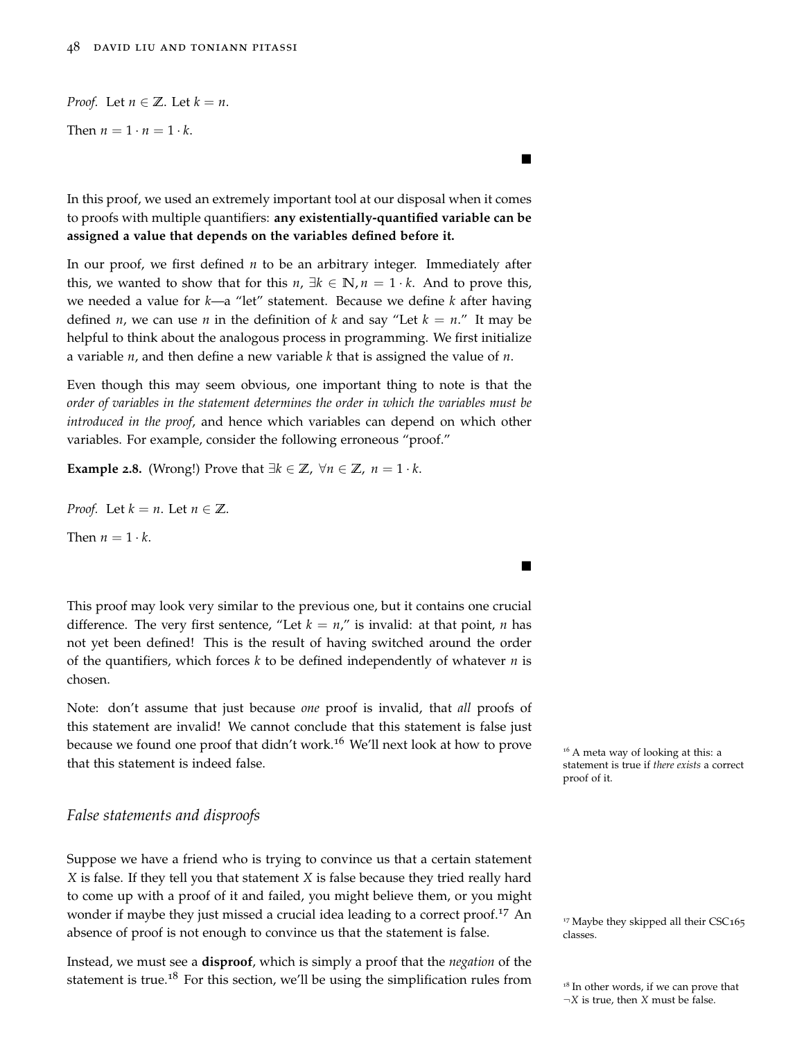*Proof.* Let $n \in \mathbb{Z}$. Let $k = n$.

Then $n = 1 \cdot n = 1 \cdot k$.

■

In this proof, we used an extremely important tool at our disposal when it comes to proofs with multiple quantifiers: **any existentially-quantified variable can be assigned a value that depends on the variables defined before it.**

In our proof, we first defined $n$ to be an arbitrary integer. Immediately after this, we wanted to show that for this $n$, $\exists k \in \mathbb{N}, n = 1 \cdot k$. And to prove this, we needed a value for $k$—a "let" statement. Because we define $k$ after having defined $n$, we can use $n$ in the definition of $k$ and say "Let $k = n$." It may be helpful to think about the analogous process in programming. We first initialize a variable $n$, and then define a new variable $k$ that is assigned the value of $n$.

Even though this may seem obvious, one important thing to note is that the *order of variables in the statement determines the order in which the variables must be introduced in the proof*, and hence which variables can depend on which other variables. For example, consider the following erroneous "proof."

**Example 2.8.** (Wrong!) Prove that $\exists k \in \mathbb{Z},\ \forall n \in \mathbb{Z},\ n = 1 \cdot k$.

*Proof.* Let $k = n$. Let $n \in \mathbb{Z}$.

Then $n = 1 \cdot k$.

■

This proof may look very similar to the previous one, but it contains one crucial difference. The very first sentence, "Let $k = n$," is invalid: at that point, $n$ has not yet been defined! This is the result of having switched around the order of the quantifiers, which forces $k$ to be defined independently of whatever $n$ is chosen.

Note: don't assume that just because *one* proof is invalid, that *all* proofs of this statement are invalid! We cannot conclude that this statement is false just because we found one proof that didn't work.[16] We'll next look at how to prove that this statement is indeed false.

[16] A meta way of looking at this: a statement is true if *there exists* a correct proof of it.

## *False statements and disproofs*

Suppose we have a friend who is trying to convince us that a certain statement $X$ is false. If they tell you that statement $X$ is false because they tried really hard to come up with a proof of it and failed, you might believe them, or you might wonder if maybe they just missed a crucial idea leading to a correct proof.[17] An absence of proof is not enough to convince us that the statement is false.

[17] Maybe they skipped all their CSC165 classes.

Instead, we must see a **disproof**, which is simply a proof that the *negation* of the statement is true.[18] For this section, we'll be using the simplification rules from

[18] In other words, if we can prove that $\neg X$ is true, then $X$ must be false.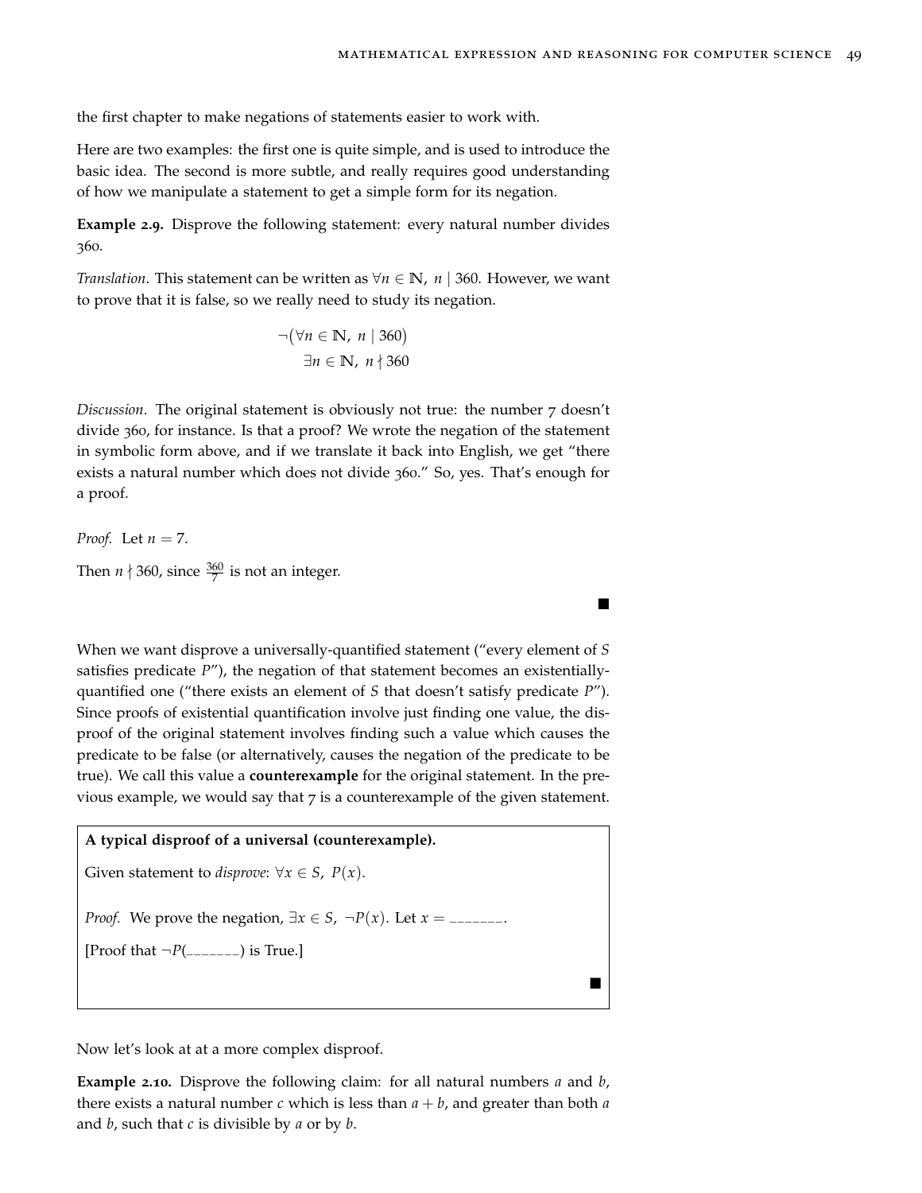the first chapter to make negations of statements easier to work with.

Here are two examples: the first one is quite simple, and is used to introduce the basic idea. The second is more subtle, and really requires good understanding of how we manipulate a statement to get a simple form for its negation.

**Example 2.9.** Disprove the following statement: every natural number divides 360.

*Translation*. This statement can be written as $\forall n \in \mathbb{N},\ n \mid 360$. However, we want to prove that it is false, so we really need to study its negation.

$$\neg\big(\forall n \in \mathbb{N},\ n \mid 360\big)$$
$$\exists n \in \mathbb{N},\ n \nmid 360$$

*Discussion*. The original statement is obviously not true: the number 7 doesn't divide 360, for instance. Is that a proof? We wrote the negation of the statement in symbolic form above, and if we translate it back into English, we get "there exists a natural number which does not divide 360." So, yes. That's enough for a proof.

*Proof.* Let $n = 7$.

Then $n \nmid 360$, since $\frac{360}{7}$ is not an integer.

■

When we want disprove a universally-quantified statement ("every element of $S$ satisfies predicate $P$"), the negation of that statement becomes an existentially-quantified one ("there exists an element of $S$ that doesn't satisfy predicate $P$"). Since proofs of existential quantification involve just finding one value, the disproof of the original statement involves finding such a value which causes the predicate to be false (or alternatively, causes the negation of the predicate to be true). We call this value a **counterexample** for the original statement. In the previous example, we would say that 7 is a counterexample of the given statement.

**A typical disproof of a universal (counterexample).**

Given statement to *disprove*: $\forall x \in S,\ P(x)$.

*Proof.* We prove the negation, $\exists x \in S,\ \neg P(x)$. Let $x =$ _______.

[Proof that $\neg P($_______$)$ is True.]

■

Now let's look at at a more complex disproof.

**Example 2.10.** Disprove the following claim: for all natural numbers $a$ and $b$, there exists a natural number $c$ which is less than $a + b$, and greater than both $a$ and $b$, such that $c$ is divisible by $a$ or by $b$.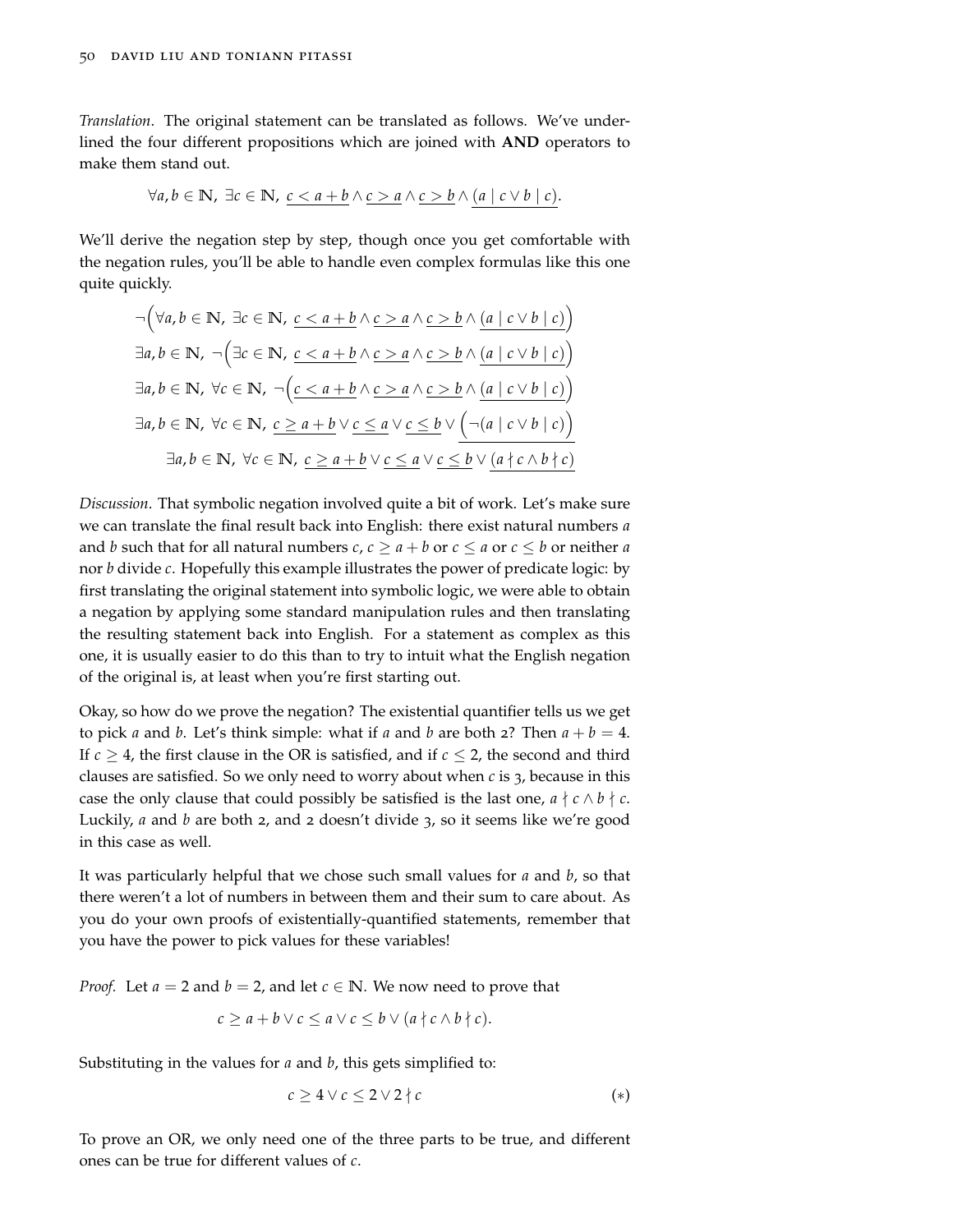*Translation*. The original statement can be translated as follows. We've underlined the four different propositions which are joined with **AND** operators to make them stand out.

$$\forall a, b \in \mathbb{N},\ \exists c \in \mathbb{N},\ \underline{c < a + b} \land \underline{c > a} \land \underline{c > b} \land \underline{(a \mid c \lor b \mid c)}.$$

We'll derive the negation step by step, though once you get comfortable with the negation rules, you'll be able to handle even complex formulas like this one quite quickly.

$$\neg\Big(\forall a, b \in \mathbb{N},\ \exists c \in \mathbb{N},\ \underline{c < a + b} \land \underline{c > a} \land \underline{c > b} \land \underline{(a \mid c \lor b \mid c)}\Big)$$

$$\exists a, b \in \mathbb{N},\ \neg\Big(\exists c \in \mathbb{N},\ \underline{c < a + b} \land \underline{c > a} \land \underline{c > b} \land \underline{(a \mid c \lor b \mid c)}\Big)$$

$$\exists a, b \in \mathbb{N},\ \forall c \in \mathbb{N},\ \neg\Big(\underline{c < a + b} \land \underline{c > a} \land \underline{c > b} \land \underline{(a \mid c \lor b \mid c)}\Big)$$

$$\exists a, b \in \mathbb{N},\ \forall c \in \mathbb{N},\ \underline{c \geq a + b} \lor \underline{c \leq a} \lor \underline{c \leq b} \lor \underline{\Big(\neg(a \mid c \lor b \mid c)\Big)}$$

$$\exists a, b \in \mathbb{N},\ \forall c \in \mathbb{N},\ \underline{c \geq a + b} \lor \underline{c \leq a} \lor \underline{c \leq b} \lor \underline{(a \nmid c \land b \nmid c)}$$

*Discussion*. That symbolic negation involved quite a bit of work. Let's make sure we can translate the final result back into English: there exist natural numbers $a$ and $b$ such that for all natural numbers $c$, $c \geq a + b$ or $c \leq a$ or $c \leq b$ or neither $a$ nor $b$ divide $c$. Hopefully this example illustrates the power of predicate logic: by first translating the original statement into symbolic logic, we were able to obtain a negation by applying some standard manipulation rules and then translating the resulting statement back into English. For a statement as complex as this one, it is usually easier to do this than to try to intuit what the English negation of the original is, at least when you're first starting out.

Okay, so how do we prove the negation? The existential quantifier tells us we get to pick $a$ and $b$. Let's think simple: what if $a$ and $b$ are both 2? Then $a + b = 4$. If $c \geq 4$, the first clause in the OR is satisfied, and if $c \leq 2$, the second and third clauses are satisfied. So we only need to worry about when $c$ is 3, because in this case the only clause that could possibly be satisfied is the last one, $a \nmid c \land b \nmid c$. Luckily, $a$ and $b$ are both 2, and 2 doesn't divide 3, so it seems like we're good in this case as well.

It was particularly helpful that we chose such small values for $a$ and $b$, so that there weren't a lot of numbers in between them and their sum to care about. As you do your own proofs of existentially-quantified statements, remember that you have the power to pick values for these variables!

*Proof.* Let $a = 2$ and $b = 2$, and let $c \in \mathbb{N}$. We now need to prove that

$$c \geq a + b \lor c \leq a \lor c \leq b \lor (a \nmid c \land b \nmid c).$$

Substituting in the values for $a$ and $b$, this gets simplified to:

$$c \geq 4 \lor c \leq 2 \lor 2 \nmid c \qquad (*)$$

To prove an OR, we only need one of the three parts to be true, and different ones can be true for different values of $c$.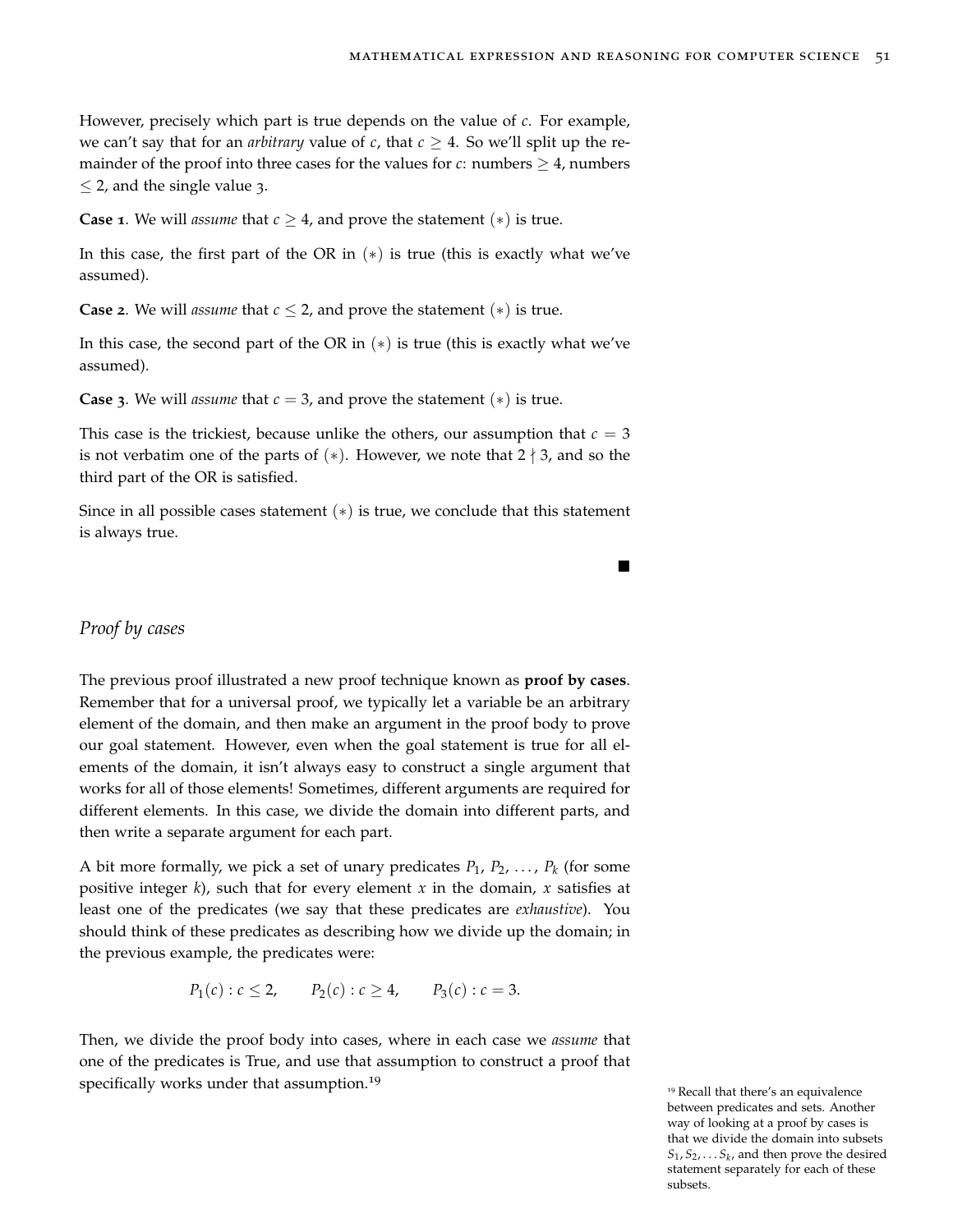However, precisely which part is true depends on the value of $c$. For example, we can't say that for an *arbitrary* value of $c$, that $c \geq 4$. So we'll split up the remainder of the proof into three cases for the values for $c$: numbers $\geq 4$, numbers $\leq 2$, and the single value 3.

**Case 1**. We will *assume* that $c \geq 4$, and prove the statement $(*)$ is true.

In this case, the first part of the OR in $(*)$ is true (this is exactly what we've assumed).

**Case 2**. We will *assume* that $c \leq 2$, and prove the statement $(*)$ is true.

In this case, the second part of the OR in $(*)$ is true (this is exactly what we've assumed).

**Case 3**. We will *assume* that $c = 3$, and prove the statement $(*)$ is true.

This case is the trickiest, because unlike the others, our assumption that $c = 3$ is not verbatim one of the parts of $(*)$. However, we note that $2 \nmid 3$, and so the third part of the OR is satisfied.

Since in all possible cases statement $(*)$ is true, we conclude that this statement is always true.

■

### *Proof by cases*

The previous proof illustrated a new proof technique known as **proof by cases**. Remember that for a universal proof, we typically let a variable be an arbitrary element of the domain, and then make an argument in the proof body to prove our goal statement. However, even when the goal statement is true for all elements of the domain, it isn't always easy to construct a single argument that works for all of those elements! Sometimes, different arguments are required for different elements. In this case, we divide the domain into different parts, and then write a separate argument for each part.

A bit more formally, we pick a set of unary predicates $P_1$, $P_2$, ..., $P_k$ (for some positive integer $k$), such that for every element $x$ in the domain, $x$ satisfies at least one of the predicates (we say that these predicates are *exhaustive*). You should think of these predicates as describing how we divide up the domain; in the previous example, the predicates were:

$$P_1(c) : c \leq 2, \qquad P_2(c) : c \geq 4, \qquad P_3(c) : c = 3.$$

Then, we divide the proof body into cases, where in each case we *assume* that one of the predicates is True, and use that assumption to construct a proof that specifically works under that assumption.[19]

[19] Recall that there's an equivalence between predicates and sets. Another way of looking at a proof by cases is that we divide the domain into subsets $S_1, S_2, \ldots S_k$, and then prove the desired statement separately for each of these subsets.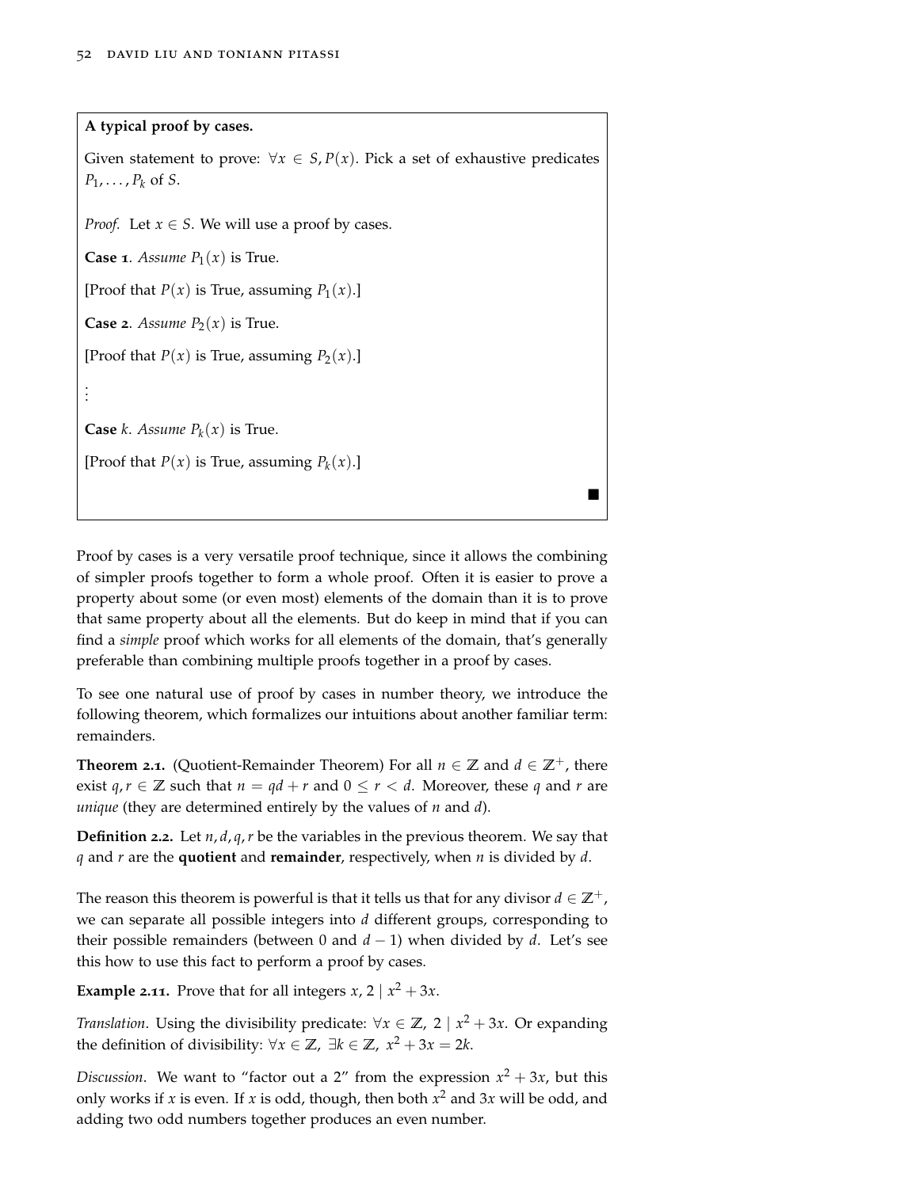**A typical proof by cases.**

Given statement to prove: $\forall x \in S, P(x)$. Pick a set of exhaustive predicates $P_1, \dots, P_k$ of $S$.

*Proof.* Let $x \in S$. We will use a proof by cases.

**Case 1**. *Assume* $P_1(x)$ is True.

[Proof that $P(x)$ is True, assuming $P_1(x)$.]

**Case 2**. *Assume* $P_2(x)$ is True.

[Proof that $P(x)$ is True, assuming $P_2(x)$.]

$\vdots$

**Case** $k$. *Assume* $P_k(x)$ is True.

[Proof that $P(x)$ is True, assuming $P_k(x)$.]

■

Proof by cases is a very versatile proof technique, since it allows the combining of simpler proofs together to form a whole proof. Often it is easier to prove a property about some (or even most) elements of the domain than it is to prove that same property about all the elements. But do keep in mind that if you can find a *simple* proof which works for all elements of the domain, that's generally preferable than combining multiple proofs together in a proof by cases.

To see one natural use of proof by cases in number theory, we introduce the following theorem, which formalizes our intuitions about another familiar term: remainders.

**Theorem 2.1.** (Quotient-Remainder Theorem) For all $n \in \mathbb{Z}$ and $d \in \mathbb{Z}^+$, there exist $q, r \in \mathbb{Z}$ such that $n = qd + r$ and $0 \leq r < d$. Moreover, these $q$ and $r$ are *unique* (they are determined entirely by the values of $n$ and $d$).

**Definition 2.2.** Let $n, d, q, r$ be the variables in the previous theorem. We say that $q$ and $r$ are the **quotient** and **remainder**, respectively, when $n$ is divided by $d$.

The reason this theorem is powerful is that it tells us that for any divisor $d \in \mathbb{Z}^+$, we can separate all possible integers into $d$ different groups, corresponding to their possible remainders (between $0$ and $d - 1$) when divided by $d$. Let's see this how to use this fact to perform a proof by cases.

**Example 2.11.** Prove that for all integers $x$, $2 \mid x^2 + 3x$.

*Translation*. Using the divisibility predicate: $\forall x \in \mathbb{Z},\ 2 \mid x^2 + 3x$. Or expanding the definition of divisibility: $\forall x \in \mathbb{Z},\ \exists k \in \mathbb{Z},\ x^2 + 3x = 2k$.

*Discussion*. We want to "factor out a 2" from the expression $x^2 + 3x$, but this only works if $x$ is even. If $x$ is odd, though, then both $x^2$ and $3x$ will be odd, and adding two odd numbers together produces an even number.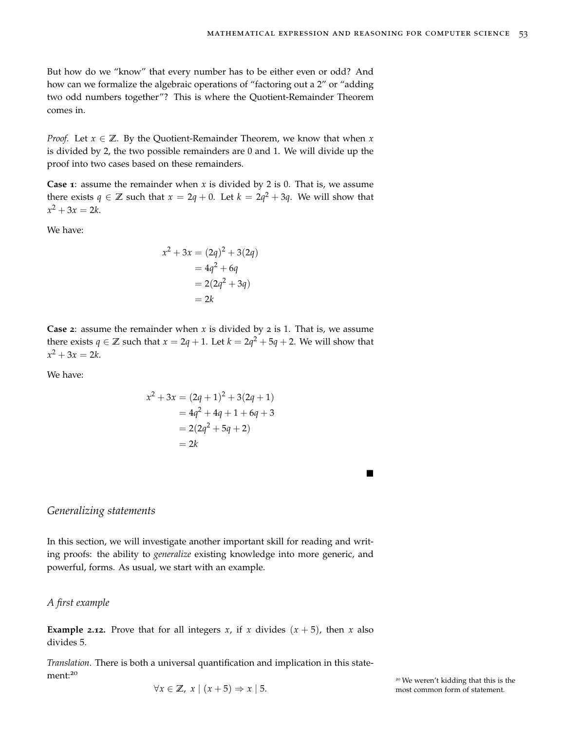But how do we "know" that every number has to be either even or odd? And how can we formalize the algebraic operations of "factoring out a 2" or "adding two odd numbers together"? This is where the Quotient-Remainder Theorem comes in.

*Proof.* Let $x \in \mathbb{Z}$. By the Quotient-Remainder Theorem, we know that when $x$ is divided by 2, the two possible remainders are 0 and 1. We will divide up the proof into two cases based on these remainders.

**Case 1**: assume the remainder when $x$ is divided by 2 is 0. That is, we assume there exists $q \in \mathbb{Z}$ such that $x = 2q + 0$. Let $k = 2q^2 + 3q$. We will show that $x^2 + 3x = 2k$.

We have:

$$\begin{aligned}
x^2 + 3x &= (2q)^2 + 3(2q) \\
&= 4q^2 + 6q \\
&= 2(2q^2 + 3q) \\
&= 2k
\end{aligned}$$

**Case 2**: assume the remainder when $x$ is divided by 2 is 1. That is, we assume there exists $q \in \mathbb{Z}$ such that $x = 2q + 1$. Let $k = 2q^2 + 5q + 2$. We will show that $x^2 + 3x = 2k$.

We have:

$$\begin{aligned}
x^2 + 3x &= (2q+1)^2 + 3(2q+1) \\
&= 4q^2 + 4q + 1 + 6q + 3 \\
&= 2(2q^2 + 5q + 2) \\
&= 2k
\end{aligned}$$

■

## *Generalizing statements*

In this section, we will investigate another important skill for reading and writing proofs: the ability to *generalize* existing knowledge into more generic, and powerful, forms. As usual, we start with an example.

### *A first example*

**Example 2.12.** Prove that for all integers $x$, if $x$ divides $(x + 5)$, then $x$ also divides 5.

*Translation*. There is both a universal quantification and implication in this statement:[20]

$$\forall x \in \mathbb{Z},\ x \mid (x + 5) \Rightarrow x \mid 5.$$

[20] We weren't kidding that this is the most common form of statement.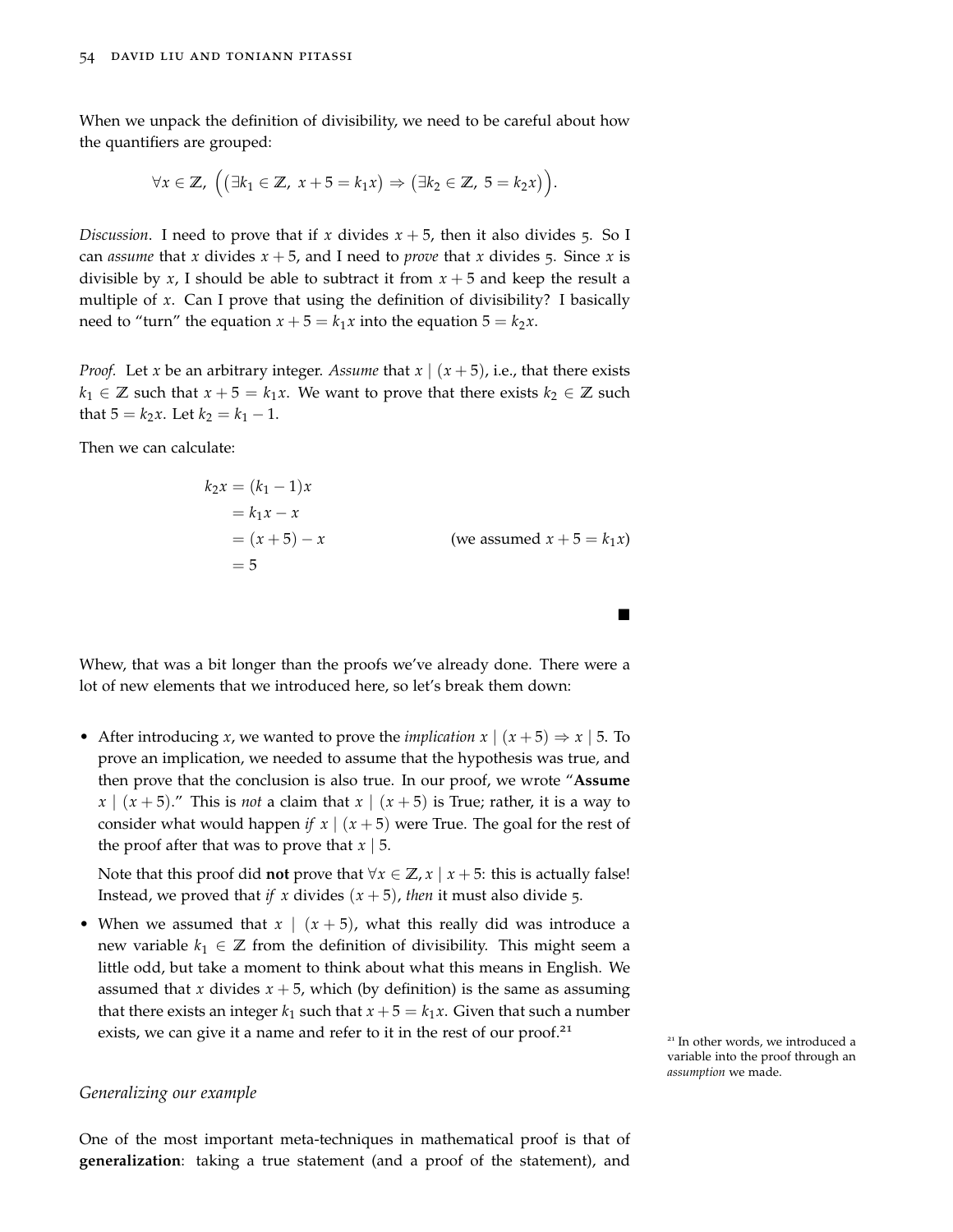When we unpack the definition of divisibility, we need to be careful about how the quantifiers are grouped:

$$\forall x \in \mathbb{Z},\ \Big(\big(\exists k_1 \in \mathbb{Z},\ x + 5 = k_1 x\big) \Rightarrow \big(\exists k_2 \in \mathbb{Z},\ 5 = k_2 x\big)\Big).$$

*Discussion*. I need to prove that if $x$ divides $x+5$, then it also divides 5. So I can *assume* that $x$ divides $x+5$, and I need to *prove* that $x$ divides 5. Since $x$ is divisible by $x$, I should be able to subtract it from $x+5$ and keep the result a multiple of $x$. Can I prove that using the definition of divisibility? I basically need to "turn" the equation $x + 5 = k_1 x$ into the equation $5 = k_2 x$.

*Proof.* Let $x$ be an arbitrary integer. *Assume* that $x \mid (x+5)$, i.e., that there exists $k_1 \in \mathbb{Z}$ such that $x + 5 = k_1 x$. We want to prove that there exists $k_2 \in \mathbb{Z}$ such that $5 = k_2 x$. Let $k_2 = k_1 - 1$.

Then we can calculate:

$$\begin{aligned}
k_2 x &= (k_1 - 1)x \\
&= k_1 x - x \\
&= (x+5) - x && \text{(we assumed } x + 5 = k_1 x\text{)} \\
&= 5
\end{aligned}$$

■

Whew, that was a bit longer than the proofs we've already done. There were a lot of new elements that we introduced here, so let's break them down:

- After introducing $x$, we wanted to prove the *implication* $x \mid (x+5) \Rightarrow x \mid 5$. To prove an implication, we needed to assume that the hypothesis was true, and then prove that the conclusion is also true. In our proof, we wrote "**Assume** $x \mid (x+5)$." This is *not* a claim that $x \mid (x+5)$ is True; rather, it is a way to consider what would happen *if* $x \mid (x+5)$ were True. The goal for the rest of the proof after that was to prove that $x \mid 5$.

  Note that this proof did **not** prove that $\forall x \in \mathbb{Z}, x \mid x+5$: this is actually false! Instead, we proved that *if* $x$ divides $(x+5)$, *then* it must also divide 5.

- When we assumed that $x \mid (x+5)$, what this really did was introduce a new variable $k_1 \in \mathbb{Z}$ from the definition of divisibility. This might seem a little odd, but take a moment to think about what this means in English. We assumed that $x$ divides $x+5$, which (by definition) is the same as assuming that there exists an integer $k_1$ such that $x + 5 = k_1 x$. Given that such a number exists, we can give it a name and refer to it in the rest of our proof.[21]

[21] In other words, we introduced a variable into the proof through an *assumption* we made.

*Generalizing our example*

One of the most important meta-techniques in mathematical proof is that of **generalization**: taking a true statement (and a proof of the statement), and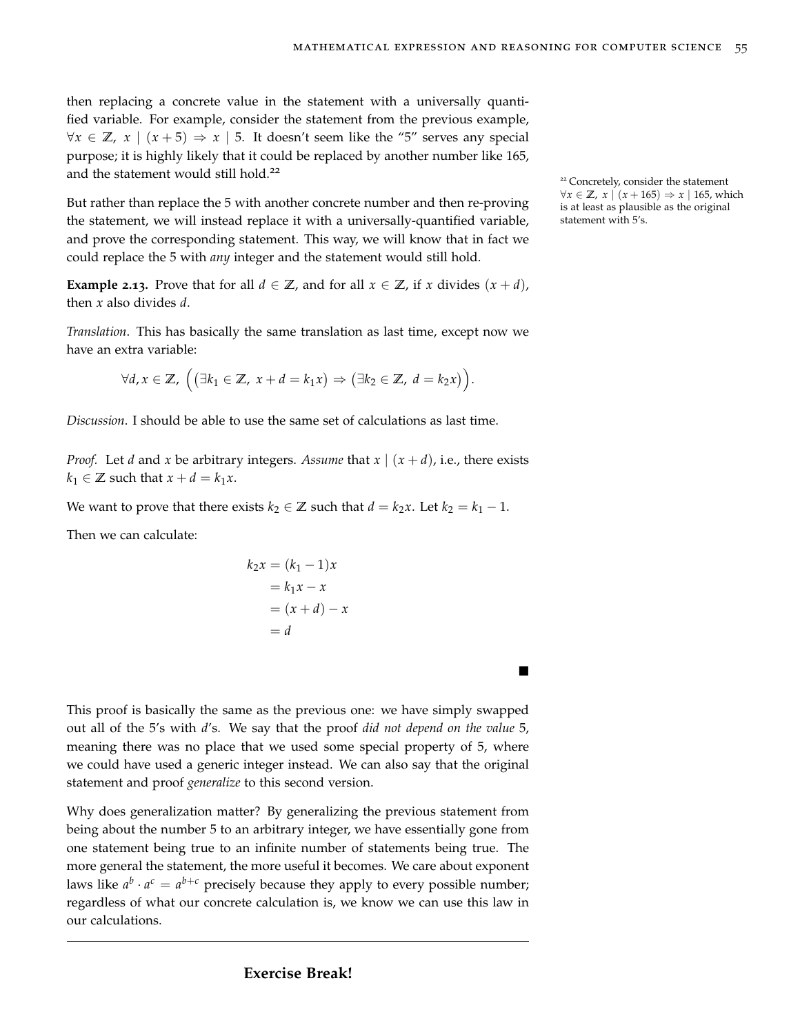then replacing a concrete value in the statement with a universally quantified variable. For example, consider the statement from the previous example, $\forall x \in \mathbb{Z},\ x \mid (x+5) \Rightarrow x \mid 5$. It doesn't seem like the "5" serves any special purpose; it is highly likely that it could be replaced by another number like 165, and the statement would still hold.[22]

[22] Concretely, consider the statement $\forall x \in \mathbb{Z},\ x \mid (x+165) \Rightarrow x \mid 165$, which is at least as plausible as the original statement with 5's.

But rather than replace the 5 with another concrete number and then re-proving the statement, we will instead replace it with a universally-quantified variable, and prove the corresponding statement. This way, we will know that in fact we could replace the 5 with *any* integer and the statement would still hold.

**Example 2.13.** Prove that for all $d \in \mathbb{Z}$, and for all $x \in \mathbb{Z}$, if $x$ divides $(x+d)$, then $x$ also divides $d$.

*Translation*. This has basically the same translation as last time, except now we have an extra variable:

$$\forall d, x \in \mathbb{Z},\ \Big( \big( \exists k_1 \in \mathbb{Z},\ x + d = k_1 x \big) \Rightarrow \big( \exists k_2 \in \mathbb{Z},\ d = k_2 x \big) \Big).$$

*Discussion*. I should be able to use the same set of calculations as last time.

*Proof.* Let $d$ and $x$ be arbitrary integers. *Assume* that $x \mid (x+d)$, i.e., there exists $k_1 \in \mathbb{Z}$ such that $x + d = k_1 x$.

We want to prove that there exists $k_2 \in \mathbb{Z}$ such that $d = k_2 x$. Let $k_2 = k_1 - 1$.

Then we can calculate:

$$\begin{aligned} k_2 x &= (k_1 - 1)x \\ &= k_1 x - x \\ &= (x + d) - x \\ &= d \end{aligned}$$

■

This proof is basically the same as the previous one: we have simply swapped out all of the 5's with $d$'s. We say that the proof *did not depend on the value* 5, meaning there was no place that we used some special property of 5, where we could have used a generic integer instead. We can also say that the original statement and proof *generalize* to this second version.

Why does generalization matter? By generalizing the previous statement from being about the number 5 to an arbitrary integer, we have essentially gone from one statement being true to an infinite number of statements being true. The more general the statement, the more useful it becomes. We care about exponent laws like $a^b \cdot a^c = a^{b+c}$ precisely because they apply to every possible number; regardless of what our concrete calculation is, we know we can use this law in our calculations.

---

**Exercise Break!**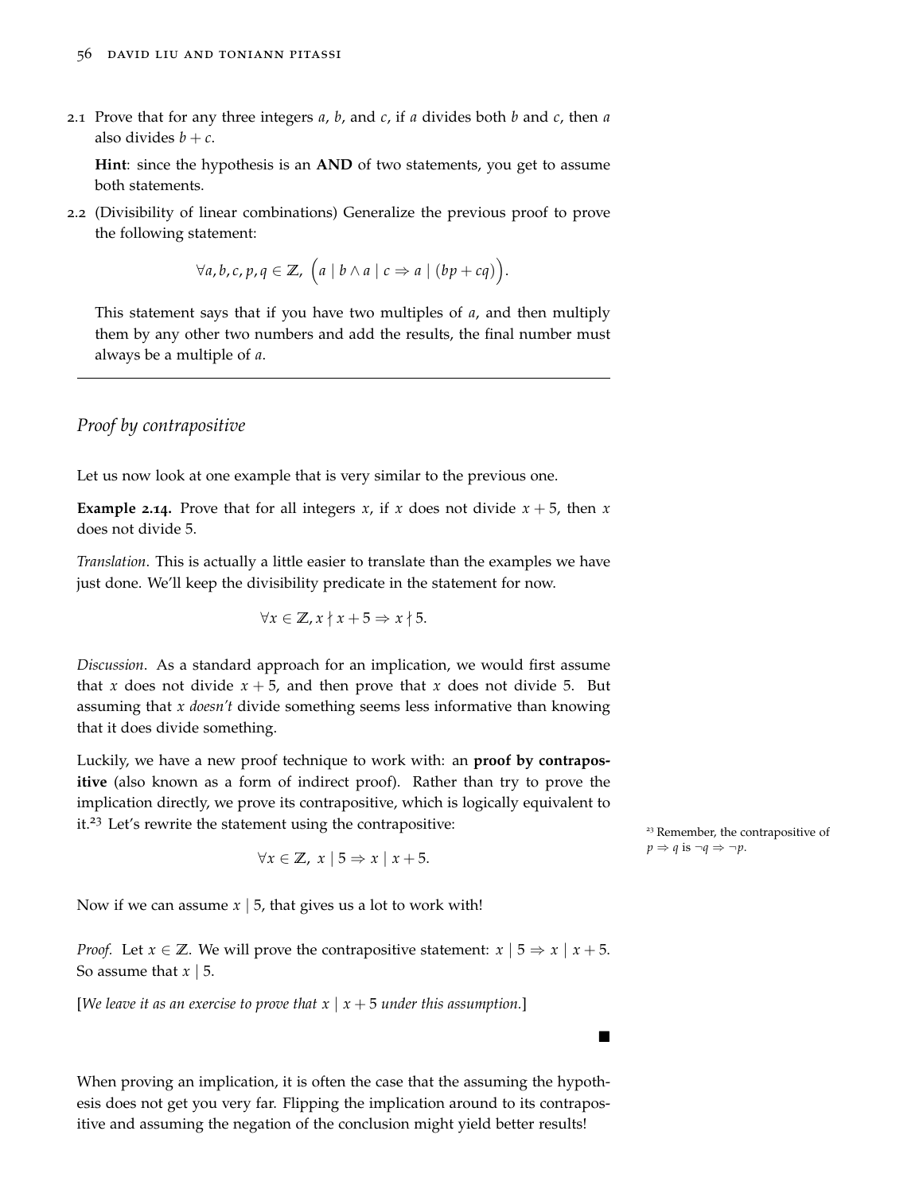2.1 Prove that for any three integers $a$, $b$, and $c$, if $a$ divides both $b$ and $c$, then $a$ also divides $b + c$.

**Hint**: since the hypothesis is an **AND** of two statements, you get to assume both statements.

2.2 (Divisibility of linear combinations) Generalize the previous proof to prove the following statement:

$$\forall a, b, c, p, q \in \mathbb{Z},\ \Big(a \mid b \land a \mid c \Rightarrow a \mid (bp + cq)\Big).$$

This statement says that if you have two multiples of $a$, and then multiply them by any other two numbers and add the results, the final number must always be a multiple of $a$.

---

## *Proof by contrapositive*

Let us now look at one example that is very similar to the previous one.

**Example 2.14.** Prove that for all integers $x$, if $x$ does not divide $x + 5$, then $x$ does not divide 5.

*Translation*. This is actually a little easier to translate than the examples we have just done. We'll keep the divisibility predicate in the statement for now.

$$\forall x \in \mathbb{Z}, x \nmid x + 5 \Rightarrow x \nmid 5.$$

*Discussion*. As a standard approach for an implication, we would first assume that $x$ does not divide $x + 5$, and then prove that $x$ does not divide 5. But assuming that $x$ *doesn't* divide something seems less informative than knowing that it does divide something.

Luckily, we have a new proof technique to work with: an **proof by contrapositive** (also known as a form of indirect proof). Rather than try to prove the implication directly, we prove its contrapositive, which is logically equivalent to it.[23] Let's rewrite the statement using the contrapositive:

[23] Remember, the contrapositive of $p \Rightarrow q$ is $\neg q \Rightarrow \neg p$.

$$\forall x \in \mathbb{Z},\ x \mid 5 \Rightarrow x \mid x + 5.$$

Now if we can assume $x \mid 5$, that gives us a lot to work with!

*Proof.* Let $x \in \mathbb{Z}$. We will prove the contrapositive statement: $x \mid 5 \Rightarrow x \mid x + 5$. So assume that $x \mid 5$.

[*We leave it as an exercise to prove that $x \mid x + 5$ under this assumption.*]

■

When proving an implication, it is often the case that the assuming the hypothesis does not get you very far. Flipping the implication around to its contrapositive and assuming the negation of the conclusion might yield better results!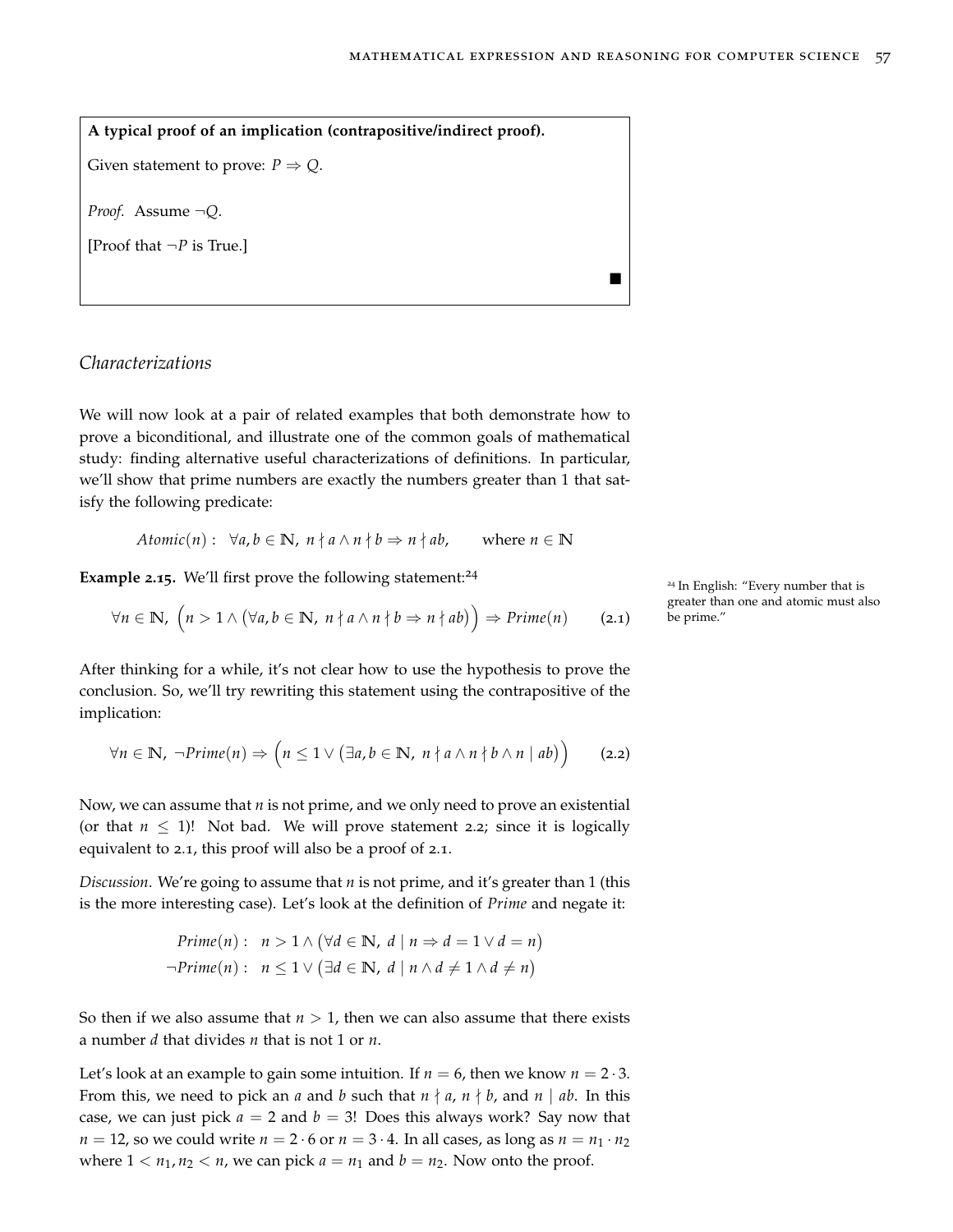**A typical proof of an implication (contrapositive/indirect proof).**

Given statement to prove: $P \Rightarrow Q$.

*Proof.* Assume $\neg Q$.

[Proof that $\neg P$ is True.] ■

## *Characterizations*

We will now look at a pair of related examples that both demonstrate how to prove a biconditional, and illustrate one of the common goals of mathematical study: finding alternative useful characterizations of definitions. In particular, we'll show that prime numbers are exactly the numbers greater than 1 that satisfy the following predicate:

$$Atomic(n): \ \forall a, b \in \mathbb{N},\ n \nmid a \land n \nmid b \Rightarrow n \nmid ab, \qquad \text{where } n \in \mathbb{N}$$

**Example 2.15.** We'll first prove the following statement:[24]

$$\forall n \in \mathbb{N},\ \Big(n > 1 \land \big(\forall a, b \in \mathbb{N},\ n \nmid a \land n \nmid b \Rightarrow n \nmid ab\big)\Big) \Rightarrow Prime(n) \tag{2.1}$$

[24] In English: "Every number that is greater than one and atomic must also be prime."

After thinking for a while, it's not clear how to use the hypothesis to prove the conclusion. So, we'll try rewriting this statement using the contrapositive of the implication:

$$\forall n \in \mathbb{N},\ \neg Prime(n) \Rightarrow \Big(n \le 1 \lor \big(\exists a, b \in \mathbb{N},\ n \nmid a \land n \nmid b \land n \mid ab\big)\Big) \tag{2.2}$$

Now, we can assume that $n$ is not prime, and we only need to prove an existential (or that $n \le 1$)! Not bad. We will prove statement 2.2; since it is logically equivalent to 2.1, this proof will also be a proof of 2.1.

*Discussion.* We're going to assume that $n$ is not prime, and it's greater than 1 (this is the more interesting case). Let's look at the definition of *Prime* and negate it:

$$\begin{aligned} Prime(n): &\ \ n > 1 \land \big(\forall d \in \mathbb{N},\ d \mid n \Rightarrow d = 1 \lor d = n\big) \\ \neg Prime(n): &\ \ n \le 1 \lor \big(\exists d \in \mathbb{N},\ d \mid n \land d \ne 1 \land d \ne n\big) \end{aligned}$$

So then if we also assume that $n > 1$, then we can also assume that there exists a number $d$ that divides $n$ that is not 1 or $n$.

Let's look at an example to gain some intuition. If $n = 6$, then we know $n = 2 \cdot 3$. From this, we need to pick an $a$ and $b$ such that $n \nmid a$, $n \nmid b$, and $n \mid ab$. In this case, we can just pick $a = 2$ and $b = 3$! Does this always work? Say now that $n = 12$, so we could write $n = 2 \cdot 6$ or $n = 3 \cdot 4$. In all cases, as long as $n = n_1 \cdot n_2$ where $1 < n_1, n_2 < n$, we can pick $a = n_1$ and $b = n_2$. Now onto the proof.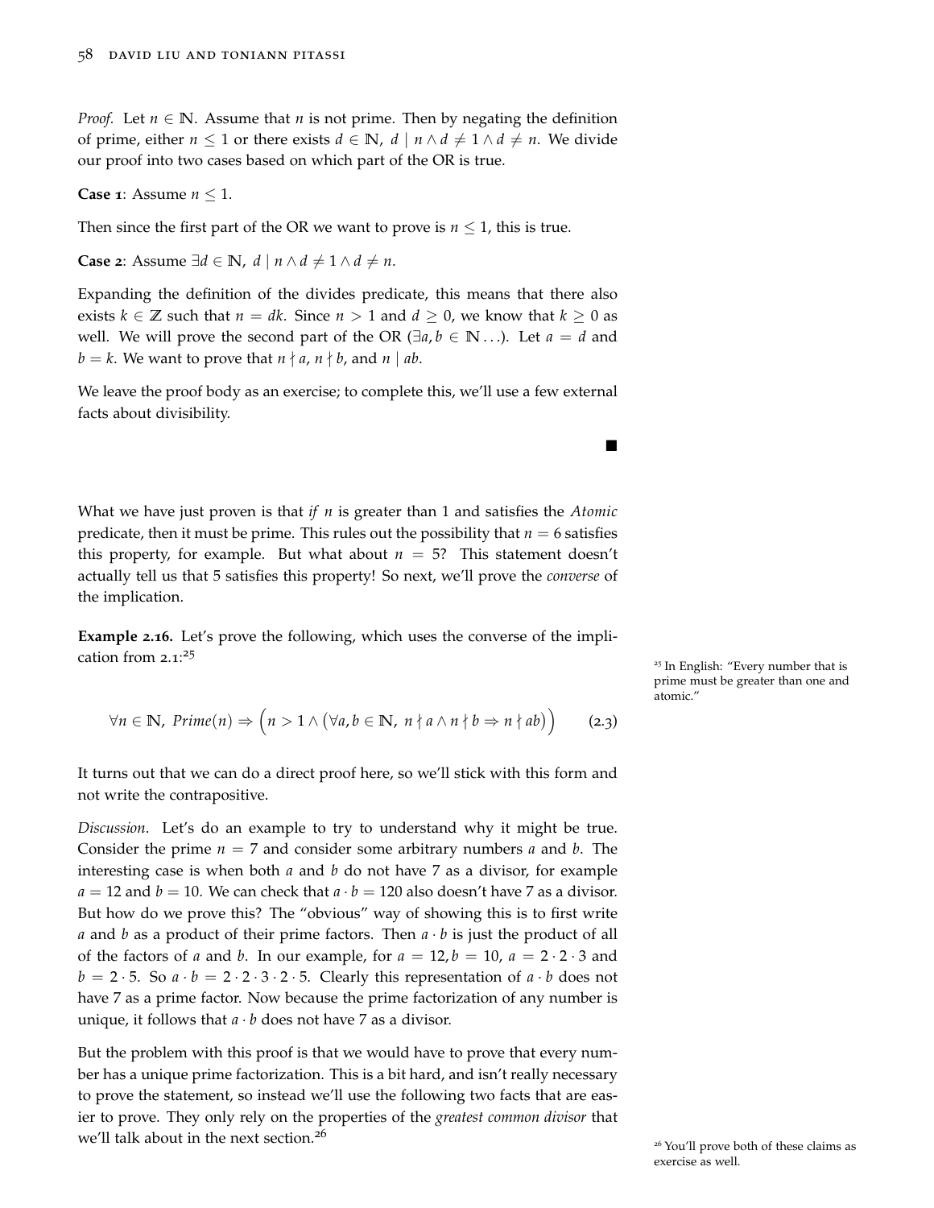*Proof.* Let $n \in \mathbb{N}$. Assume that $n$ is not prime. Then by negating the definition of prime, either $n \leq 1$ or there exists $d \in \mathbb{N},\ d \mid n \land d \neq 1 \land d \neq n$. We divide our proof into two cases based on which part of the OR is true.

**Case 1**: Assume $n \leq 1$.

Then since the first part of the OR we want to prove is $n \leq 1$, this is true.

**Case 2**: Assume $\exists d \in \mathbb{N},\ d \mid n \land d \neq 1 \land d \neq n$.

Expanding the definition of the divides predicate, this means that there also exists $k \in \mathbb{Z}$ such that $n = dk$. Since $n > 1$ and $d \geq 0$, we know that $k \geq 0$ as well. We will prove the second part of the OR ($\exists a, b \in \mathbb{N} \ldots$). Let $a = d$ and $b = k$. We want to prove that $n \nmid a$, $n \nmid b$, and $n \mid ab$.

We leave the proof body as an exercise; to complete this, we'll use a few external facts about divisibility. ■

What we have just proven is that *if* $n$ is greater than 1 and satisfies the *Atomic* predicate, then it must be prime. This rules out the possibility that $n = 6$ satisfies this property, for example. But what about $n = 5$? This statement doesn't actually tell us that 5 satisfies this property! So next, we'll prove the *converse* of the implication.

**Example 2.16.** Let's prove the following, which uses the converse of the implication from 2.1:[25]

$$\forall n \in \mathbb{N},\ Prime(n) \Rightarrow \Big(n > 1 \land \big(\forall a, b \in \mathbb{N},\ n \nmid a \land n \nmid b \Rightarrow n \nmid ab\big)\Big) \tag{2.3}$$

[25] In English: "Every number that is prime must be greater than one and atomic."

It turns out that we can do a direct proof here, so we'll stick with this form and not write the contrapositive.

*Discussion*. Let's do an example to try to understand why it might be true. Consider the prime $n = 7$ and consider some arbitrary numbers $a$ and $b$. The interesting case is when both $a$ and $b$ do not have 7 as a divisor, for example $a = 12$ and $b = 10$. We can check that $a \cdot b = 120$ also doesn't have 7 as a divisor. But how do we prove this? The "obvious" way of showing this is to first write $a$ and $b$ as a product of their prime factors. Then $a \cdot b$ is just the product of all of the factors of $a$ and $b$. In our example, for $a = 12, b = 10$, $a = 2 \cdot 2 \cdot 3$ and $b = 2 \cdot 5$. So $a \cdot b = 2 \cdot 2 \cdot 3 \cdot 2 \cdot 5$. Clearly this representation of $a \cdot b$ does not have 7 as a prime factor. Now because the prime factorization of any number is unique, it follows that $a \cdot b$ does not have 7 as a divisor.

But the problem with this proof is that we would have to prove that every number has a unique prime factorization. This is a bit hard, and isn't really necessary to prove the statement, so instead we'll use the following two facts that are easier to prove. They only rely on the properties of the *greatest common divisor* that we'll talk about in the next section.[26]

[26] You'll prove both of these claims as exercise as well.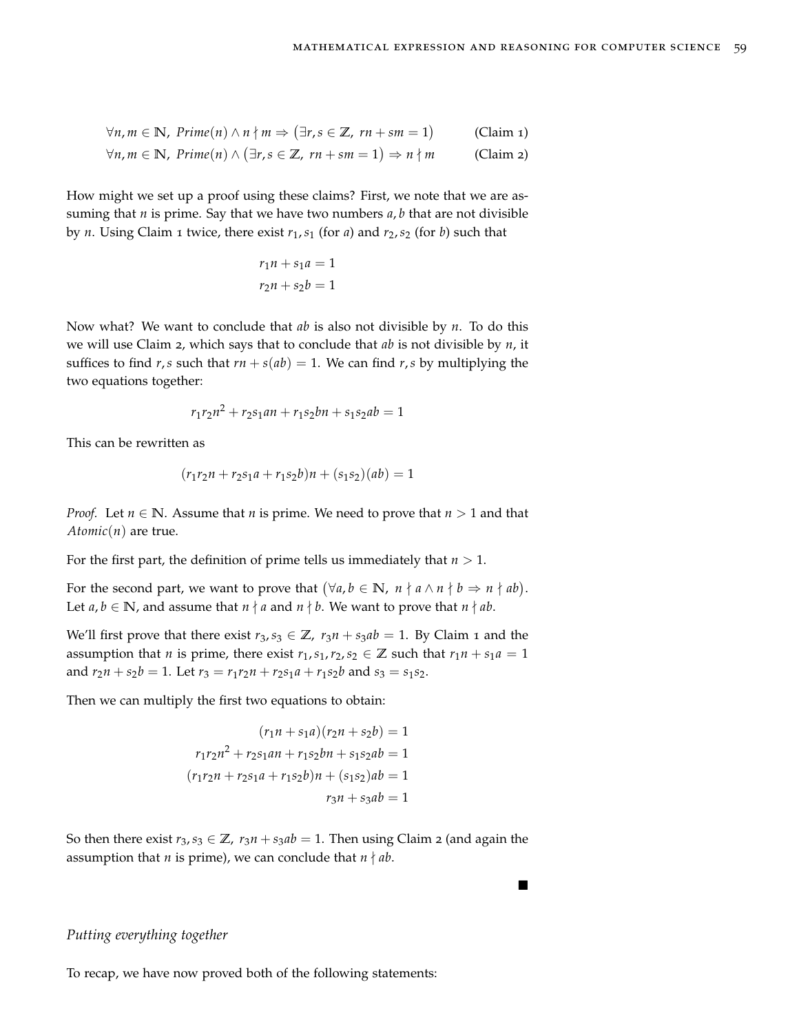$$\forall n, m \in \mathbb{N},\ Prime(n) \land n \nmid m \Rightarrow \big(\exists r, s \in \mathbb{Z},\ rn + sm = 1\big) \qquad \text{(Claim 1)}$$

$$\forall n, m \in \mathbb{N},\ Prime(n) \land \big(\exists r, s \in \mathbb{Z},\ rn + sm = 1\big) \Rightarrow n \nmid m \qquad \text{(Claim 2)}$$

How might we set up a proof using these claims? First, we note that we are assuming that $n$ is prime. Say that we have two numbers $a, b$ that are not divisible by $n$. Using Claim 1 twice, there exist $r_1, s_1$ (for $a$) and $r_2, s_2$ (for $b$) such that

$$r_1 n + s_1 a = 1$$
$$r_2 n + s_2 b = 1$$

Now what? We want to conclude that $ab$ is also not divisible by $n$. To do this we will use Claim 2, which says that to conclude that $ab$ is not divisible by $n$, it suffices to find $r, s$ such that $rn + s(ab) = 1$. We can find $r, s$ by multiplying the two equations together:

$$r_1 r_2 n^2 + r_2 s_1 a n + r_1 s_2 b n + s_1 s_2 a b = 1$$

This can be rewritten as

$$(r_1 r_2 n + r_2 s_1 a + r_1 s_2 b) n + (s_1 s_2)(ab) = 1$$

*Proof.* Let $n \in \mathbb{N}$. Assume that $n$ is prime. We need to prove that $n > 1$ and that $Atomic(n)$ are true.

For the first part, the definition of prime tells us immediately that $n > 1$.

For the second part, we want to prove that $\big(\forall a, b \in \mathbb{N},\ n \nmid a \land n \nmid b \Rightarrow n \nmid ab\big)$. Let $a, b \in \mathbb{N}$, and assume that $n \nmid a$ and $n \nmid b$. We want to prove that $n \nmid ab$.

We'll first prove that there exist $r_3, s_3 \in \mathbb{Z},\ r_3 n + s_3 ab = 1$. By Claim 1 and the assumption that $n$ is prime, there exist $r_1, s_1, r_2, s_2 \in \mathbb{Z}$ such that $r_1 n + s_1 a = 1$ and $r_2 n + s_2 b = 1$. Let $r_3 = r_1 r_2 n + r_2 s_1 a + r_1 s_2 b$ and $s_3 = s_1 s_2$.

Then we can multiply the first two equations to obtain:

$$
\begin{aligned}
(r_1 n + s_1 a)(r_2 n + s_2 b) &= 1 \\
r_1 r_2 n^2 + r_2 s_1 a n + r_1 s_2 b n + s_1 s_2 a b &= 1 \\
(r_1 r_2 n + r_2 s_1 a + r_1 s_2 b) n + (s_1 s_2) ab &= 1 \\
r_3 n + s_3 ab &= 1
\end{aligned}
$$

So then there exist $r_3, s_3 \in \mathbb{Z},\ r_3 n + s_3 ab = 1$. Then using Claim 2 (and again the assumption that $n$ is prime), we can conclude that $n \nmid ab$.

■

*Putting everything together*

To recap, we have now proved both of the following statements: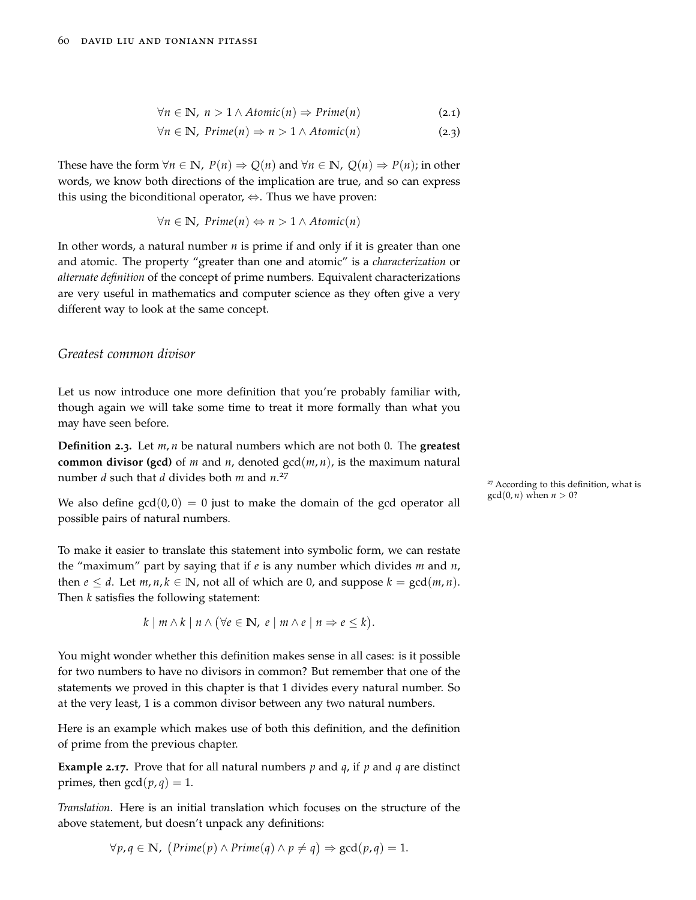$$\forall n \in \mathbb{N},\ n > 1 \land Atomic(n) \Rightarrow Prime(n) \tag{2.1}$$

$$\forall n \in \mathbb{N},\ Prime(n) \Rightarrow n > 1 \land Atomic(n) \tag{2.3}$$

These have the form $\forall n \in \mathbb{N},\ P(n) \Rightarrow Q(n)$ and $\forall n \in \mathbb{N},\ Q(n) \Rightarrow P(n)$; in other words, we know both directions of the implication are true, and so can express this using the biconditional operator, $\Leftrightarrow$. Thus we have proven:

$$\forall n \in \mathbb{N},\ Prime(n) \Leftrightarrow n > 1 \land Atomic(n)$$

In other words, a natural number $n$ is prime if and only if it is greater than one and atomic. The property "greater than one and atomic" is a *characterization* or *alternate definition* of the concept of prime numbers. Equivalent characterizations are very useful in mathematics and computer science as they often give a very different way to look at the same concept.

## *Greatest common divisor*

Let us now introduce one more definition that you're probably familiar with, though again we will take some time to treat it more formally than what you may have seen before.

**Definition 2.3.** Let $m, n$ be natural numbers which are not both 0. The **greatest common divisor (gcd)** of $m$ and $n$, denoted $\gcd(m, n)$, is the maximum natural number $d$ such that $d$ divides both $m$ and $n$.[27]

We also define $\gcd(0, 0) = 0$ just to make the domain of the gcd operator all possible pairs of natural numbers.

[27] According to this definition, what is $\gcd(0, n)$ when $n > 0$?

To make it easier to translate this statement into symbolic form, we can restate the "maximum" part by saying that if $e$ is any number which divides $m$ and $n$, then $e \leq d$. Let $m, n, k \in \mathbb{N}$, not all of which are 0, and suppose $k = \gcd(m, n)$. Then $k$ satisfies the following statement:

$$k \mid m \land k \mid n \land \big(\forall e \in \mathbb{N},\ e \mid m \land e \mid n \Rightarrow e \leq k\big).$$

You might wonder whether this definition makes sense in all cases: is it possible for two numbers to have no divisors in common? But remember that one of the statements we proved in this chapter is that 1 divides every natural number. So at the very least, 1 is a common divisor between any two natural numbers.

Here is an example which makes use of both this definition, and the definition of prime from the previous chapter.

**Example 2.17.** Prove that for all natural numbers $p$ and $q$, if $p$ and $q$ are distinct primes, then $\gcd(p, q) = 1$.

*Translation.* Here is an initial translation which focuses on the structure of the above statement, but doesn't unpack any definitions:

$$\forall p, q \in \mathbb{N},\ \big(Prime(p) \land Prime(q) \land p \neq q\big) \Rightarrow \gcd(p, q) = 1.$$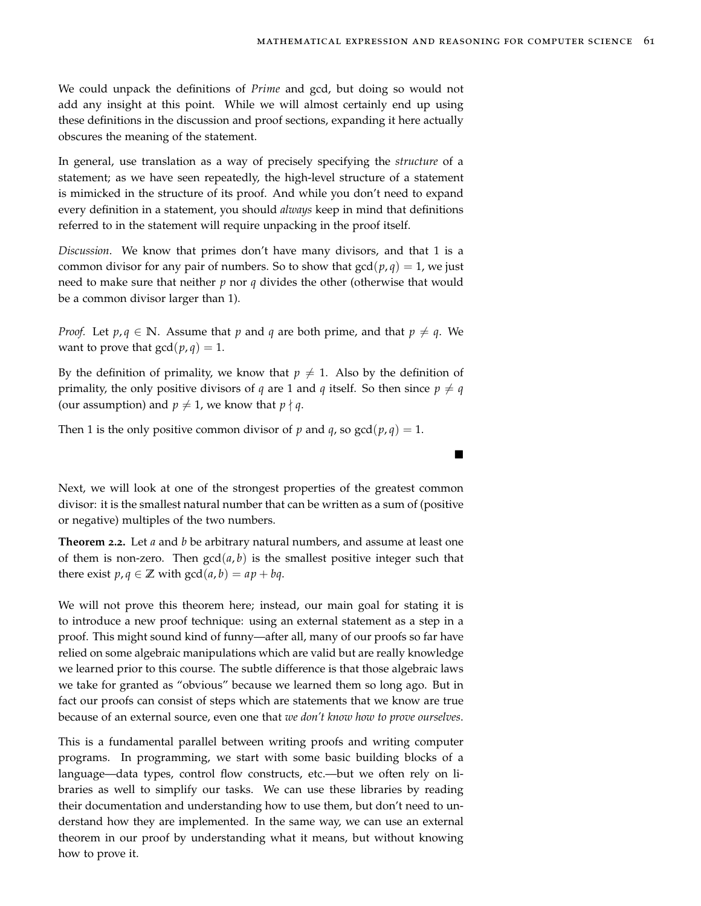We could unpack the definitions of *Prime* and gcd, but doing so would not add any insight at this point. While we will almost certainly end up using these definitions in the discussion and proof sections, expanding it here actually obscures the meaning of the statement.

In general, use translation as a way of precisely specifying the *structure* of a statement; as we have seen repeatedly, the high-level structure of a statement is mimicked in the structure of its proof. And while you don't need to expand every definition in a statement, you should *always* keep in mind that definitions referred to in the statement will require unpacking in the proof itself.

*Discussion*. We know that primes don't have many divisors, and that 1 is a common divisor for any pair of numbers. So to show that $\gcd(p, q) = 1$, we just need to make sure that neither $p$ nor $q$ divides the other (otherwise that would be a common divisor larger than 1).

*Proof*. Let $p, q \in \mathbb{N}$. Assume that $p$ and $q$ are both prime, and that $p \neq q$. We want to prove that $\gcd(p, q) = 1$.

By the definition of primality, we know that $p \neq 1$. Also by the definition of primality, the only positive divisors of $q$ are 1 and $q$ itself. So then since $p \neq q$ (our assumption) and $p \neq 1$, we know that $p \nmid q$.

Then 1 is the only positive common divisor of $p$ and $q$, so $\gcd(p, q) = 1$.

■

Next, we will look at one of the strongest properties of the greatest common divisor: it is the smallest natural number that can be written as a sum of (positive or negative) multiples of the two numbers.

**Theorem 2.2.** *Let $a$ and $b$ be arbitrary natural numbers, and assume at least one of them is non-zero. Then $\gcd(a, b)$ is the smallest positive integer such that there exist $p, q \in \mathbb{Z}$ with $\gcd(a, b) = ap + bq$.*

We will not prove this theorem here; instead, our main goal for stating it is to introduce a new proof technique: using an external statement as a step in a proof. This might sound kind of funny—after all, many of our proofs so far have relied on some algebraic manipulations which are valid but are really knowledge we learned prior to this course. The subtle difference is that those algebraic laws we take for granted as "obvious" because we learned them so long ago. But in fact our proofs can consist of steps which are statements that we know are true because of an external source, even one that *we don't know how to prove ourselves*.

This is a fundamental parallel between writing proofs and writing computer programs. In programming, we start with some basic building blocks of a language—data types, control flow constructs, etc.—but we often rely on libraries as well to simplify our tasks. We can use these libraries by reading their documentation and understanding how to use them, but don't need to understand how they are implemented. In the same way, we can use an external theorem in our proof by understanding what it means, but without knowing how to prove it.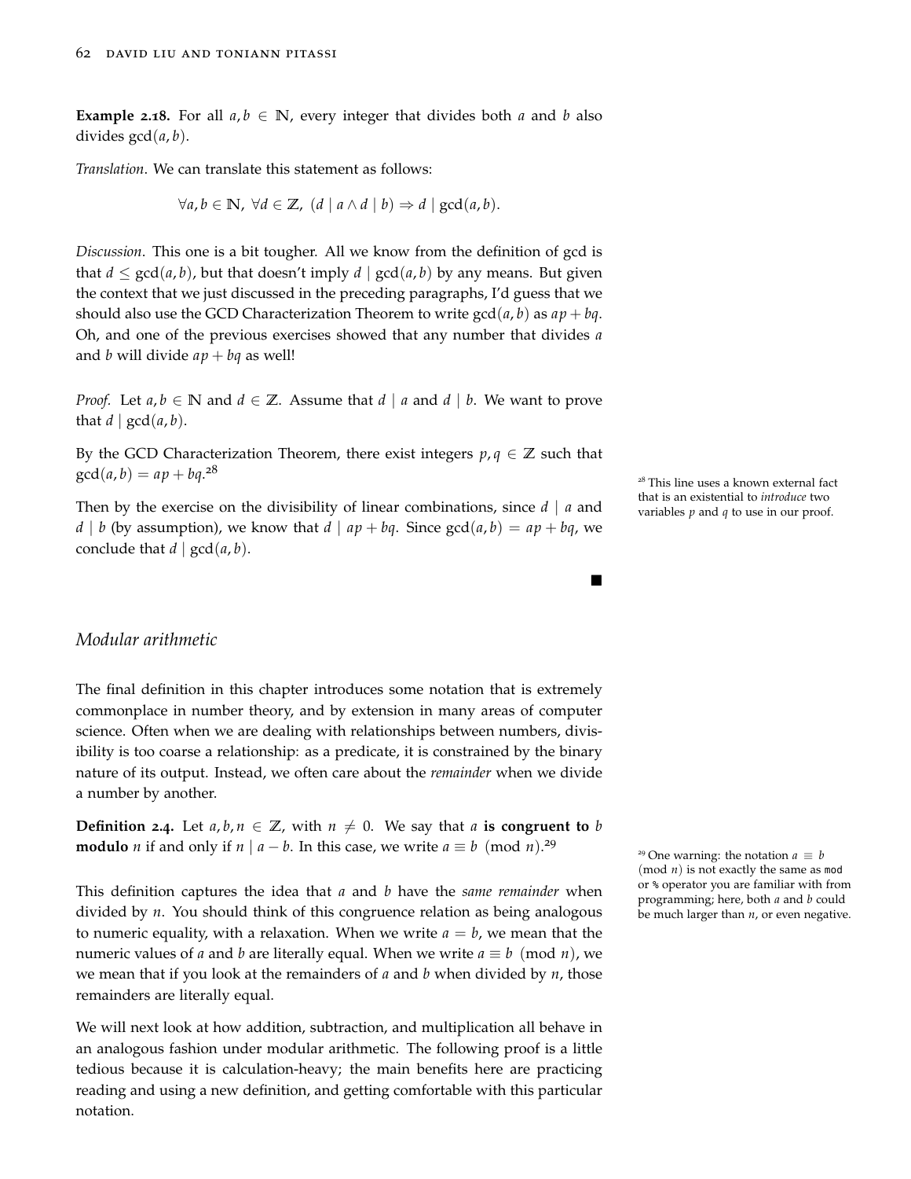**Example 2.18.** For all $a, b \in \mathbb{N}$, every integer that divides both $a$ and $b$ also divides $\gcd(a, b)$.

*Translation*. We can translate this statement as follows:

$$\forall a, b \in \mathbb{N},\ \forall d \in \mathbb{Z},\ (d \mid a \wedge d \mid b) \Rightarrow d \mid \gcd(a, b).$$

*Discussion*. This one is a bit tougher. All we know from the definition of gcd is that $d \leq \gcd(a, b)$, but that doesn't imply $d \mid \gcd(a, b)$ by any means. But given the context that we just discussed in the preceding paragraphs, I'd guess that we should also use the GCD Characterization Theorem to write $\gcd(a, b)$ as $ap + bq$. Oh, and one of the previous exercises showed that any number that divides $a$ and $b$ will divide $ap + bq$ as well!

*Proof.* Let $a, b \in \mathbb{N}$ and $d \in \mathbb{Z}$. Assume that $d \mid a$ and $d \mid b$. We want to prove that $d \mid \gcd(a, b)$.

By the GCD Characterization Theorem, there exist integers $p, q \in \mathbb{Z}$ such that $\gcd(a, b) = ap + bq$.[28]

Then by the exercise on the divisibility of linear combinations, since $d \mid a$ and $d \mid b$ (by assumption), we know that $d \mid ap + bq$. Since $\gcd(a, b) = ap + bq$, we conclude that $d \mid \gcd(a, b)$. ■

[28] This line uses a known external fact that is an existential to *introduce* two variables $p$ and $q$ to use in our proof.

### *Modular arithmetic*

The final definition in this chapter introduces some notation that is extremely commonplace in number theory, and by extension in many areas of computer science. Often when we are dealing with relationships between numbers, divisibility is too coarse a relationship: as a predicate, it is constrained by the binary nature of its output. Instead, we often care about the *remainder* when we divide a number by another.

**Definition 2.4.** Let $a, b, n \in \mathbb{Z}$, with $n \neq 0$. We say that $a$ **is congruent to** $b$ **modulo** $n$ if and only if $n \mid a - b$. In this case, we write $a \equiv b \pmod{n}$.[29]

[29] One warning: the notation $a \equiv b \pmod{n}$ is not exactly the same as `mod` or `%` operator you are familiar with from programming; here, both $a$ and $b$ could be much larger than $n$, or even negative.

This definition captures the idea that $a$ and $b$ have the *same remainder* when divided by $n$. You should think of this congruence relation as being analogous to numeric equality, with a relaxation. When we write $a = b$, we mean that the numeric values of $a$ and $b$ are literally equal. When we write $a \equiv b \pmod{n}$, we we mean that if you look at the remainders of $a$ and $b$ when divided by $n$, those remainders are literally equal.

We will next look at how addition, subtraction, and multiplication all behave in an analogous fashion under modular arithmetic. The following proof is a little tedious because it is calculation-heavy; the main benefits here are practicing reading and using a new definition, and getting comfortable with this particular notation.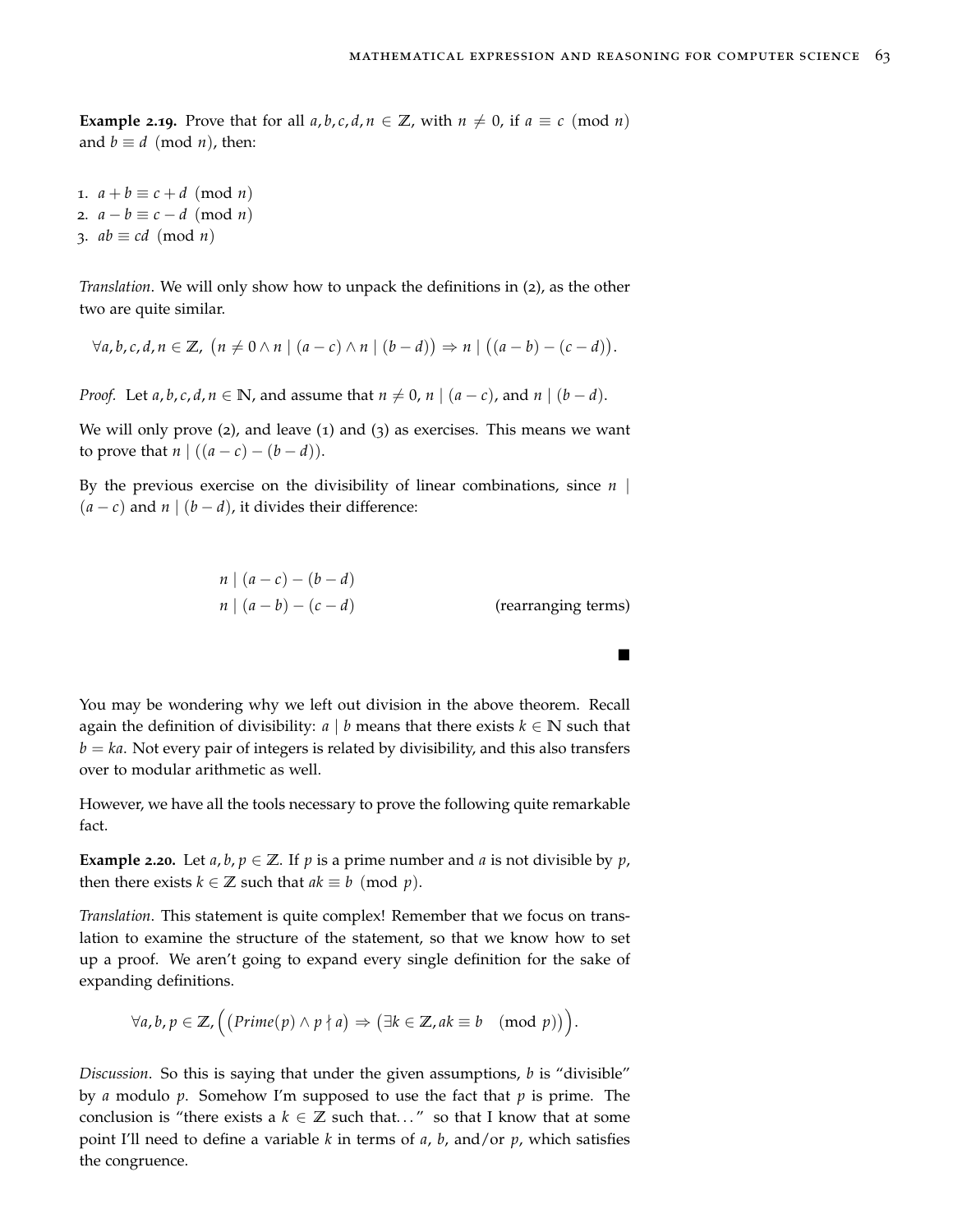**Example 2.19.** Prove that for all $a, b, c, d, n \in \mathbb{Z}$, with $n \neq 0$, if $a \equiv c \pmod{n}$ and $b \equiv d \pmod{n}$, then:

1. $a + b \equiv c + d \pmod{n}$
2. $a - b \equiv c - d \pmod{n}$
3. $ab \equiv cd \pmod{n}$

*Translation*. We will only show how to unpack the definitions in (2), as the other two are quite similar.

$$\forall a, b, c, d, n \in \mathbb{Z},\ \big(n \neq 0 \land n \mid (a - c) \land n \mid (b - d)\big) \Rightarrow n \mid \big((a - b) - (c - d)\big).$$

*Proof.* Let $a, b, c, d, n \in \mathbb{N}$, and assume that $n \neq 0$, $n \mid (a - c)$, and $n \mid (b - d)$.

We will only prove (2), and leave (1) and (3) as exercises. This means we want to prove that $n \mid ((a - c) - (b - d))$.

By the previous exercise on the divisibility of linear combinations, since $n \mid (a - c)$ and $n \mid (b - d)$, it divides their difference:

$$\begin{aligned} &n \mid (a - c) - (b - d) \\ &n \mid (a - b) - (c - d) &&\text{(rearranging terms)} \end{aligned}$$

■

You may be wondering why we left out division in the above theorem. Recall again the definition of divisibility: $a \mid b$ means that there exists $k \in \mathbb{N}$ such that $b = ka$. Not every pair of integers is related by divisibility, and this also transfers over to modular arithmetic as well.

However, we have all the tools necessary to prove the following quite remarkable fact.

**Example 2.20.** Let $a, b, p \in \mathbb{Z}$. If $p$ is a prime number and $a$ is not divisible by $p$, then there exists $k \in \mathbb{Z}$ such that $ak \equiv b \pmod{p}$.

*Translation*. This statement is quite complex! Remember that we focus on translation to examine the structure of the statement, so that we know how to set up a proof. We aren't going to expand every single definition for the sake of expanding definitions.

$$\forall a, b, p \in \mathbb{Z}, \Big(\big(Prime(p) \land p \nmid a\big) \Rightarrow \big(\exists k \in \mathbb{Z}, ak \equiv b \pmod{p}\big)\Big).$$

*Discussion*. So this is saying that under the given assumptions, $b$ is "divisible" by $a$ modulo $p$. Somehow I'm supposed to use the fact that $p$ is prime. The conclusion is "there exists a $k \in \mathbb{Z}$ such that..." so that I know that at some point I'll need to define a variable $k$ in terms of $a$, $b$, and/or $p$, which satisfies the congruence.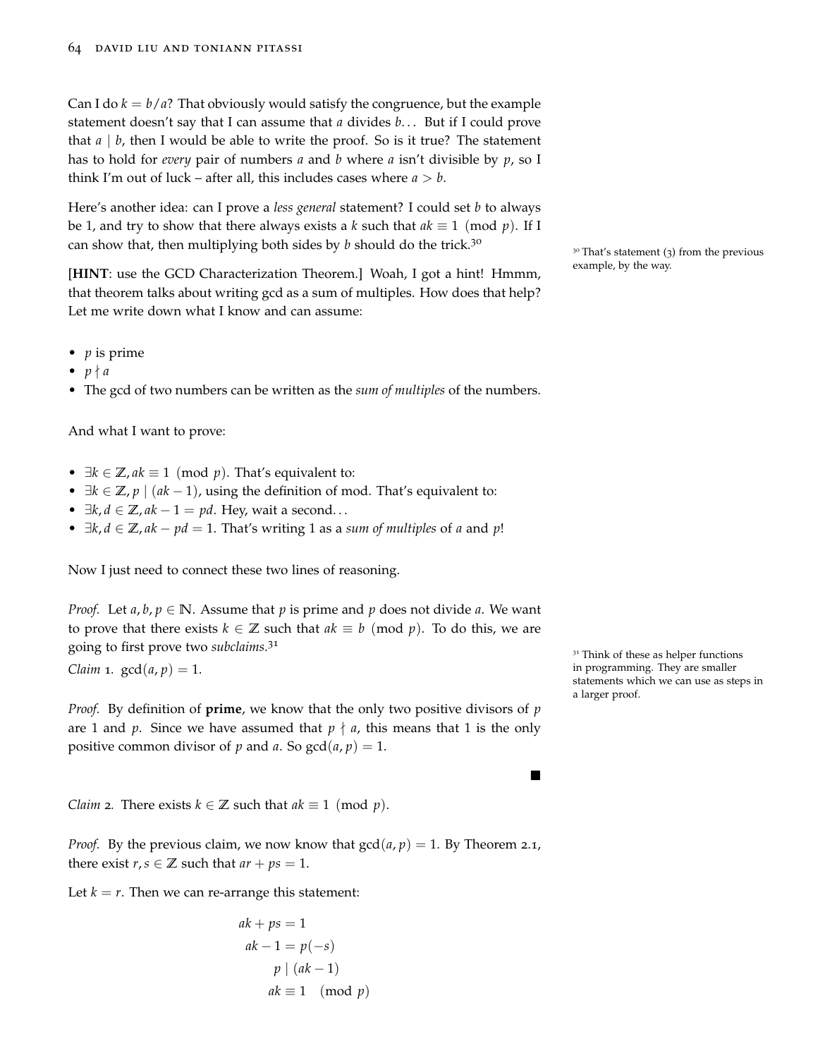Can I do $k = b/a$? That obviously would satisfy the congruence, but the example statement doesn't say that I can assume that $a$ divides $b$... But if I could prove that $a \mid b$, then I would be able to write the proof. So is it true? The statement has to hold for *every* pair of numbers $a$ and $b$ where $a$ isn't divisible by $p$, so I think I'm out of luck – after all, this includes cases where $a > b$.

Here's another idea: can I prove a *less general* statement? I could set $b$ to always be 1, and try to show that there always exists a $k$ such that $ak \equiv 1 \pmod p$. If I can show that, then multiplying both sides by $b$ should do the trick.[30]

[30] That's statement (3) from the previous example, by the way.

[**HINT**: use the GCD Characterization Theorem.] Woah, I got a hint! Hmmm, that theorem talks about writing gcd as a sum of multiples. How does that help? Let me write down what I know and can assume:

- $p$ is prime
- $p \nmid a$
- The gcd of two numbers can be written as the *sum of multiples* of the numbers.

And what I want to prove:

- $\exists k \in \mathbb{Z}, ak \equiv 1 \pmod p$. That's equivalent to:
- $\exists k \in \mathbb{Z}, p \mid (ak - 1)$, using the definition of mod. That's equivalent to:
- $\exists k, d \in \mathbb{Z}, ak - 1 = pd$. Hey, wait a second...
- $\exists k, d \in \mathbb{Z}, ak - pd = 1$. That's writing 1 as a *sum of multiples* of $a$ and $p$!

Now I just need to connect these two lines of reasoning.

*Proof.* Let $a, b, p \in \mathbb{N}$. Assume that $p$ is prime and $p$ does not divide $a$. We want to prove that there exists $k \in \mathbb{Z}$ such that $ak \equiv b \pmod p$. To do this, we are going to first prove two *subclaims*.[31]

[31] Think of these as helper functions in programming. They are smaller statements which we can use as steps in a larger proof.

*Claim 1.* $\gcd(a, p) = 1$.

*Proof.* By definition of **prime**, we know that the only two positive divisors of $p$ are 1 and $p$. Since we have assumed that $p \nmid a$, this means that 1 is the only positive common divisor of $p$ and $a$. So $\gcd(a, p) = 1$. ■

*Claim 2.* There exists $k \in \mathbb{Z}$ such that $ak \equiv 1 \pmod p$.

*Proof.* By the previous claim, we now know that $\gcd(a, p) = 1$. By Theorem 2.1, there exist $r, s \in \mathbb{Z}$ such that $ar + ps = 1$.

Let $k = r$. Then we can re-arrange this statement:

$$
\begin{aligned}
ak + ps &= 1 \\
ak - 1 &= p(-s) \\
p &\mid (ak - 1) \\
ak &\equiv 1 \pmod p
\end{aligned}
$$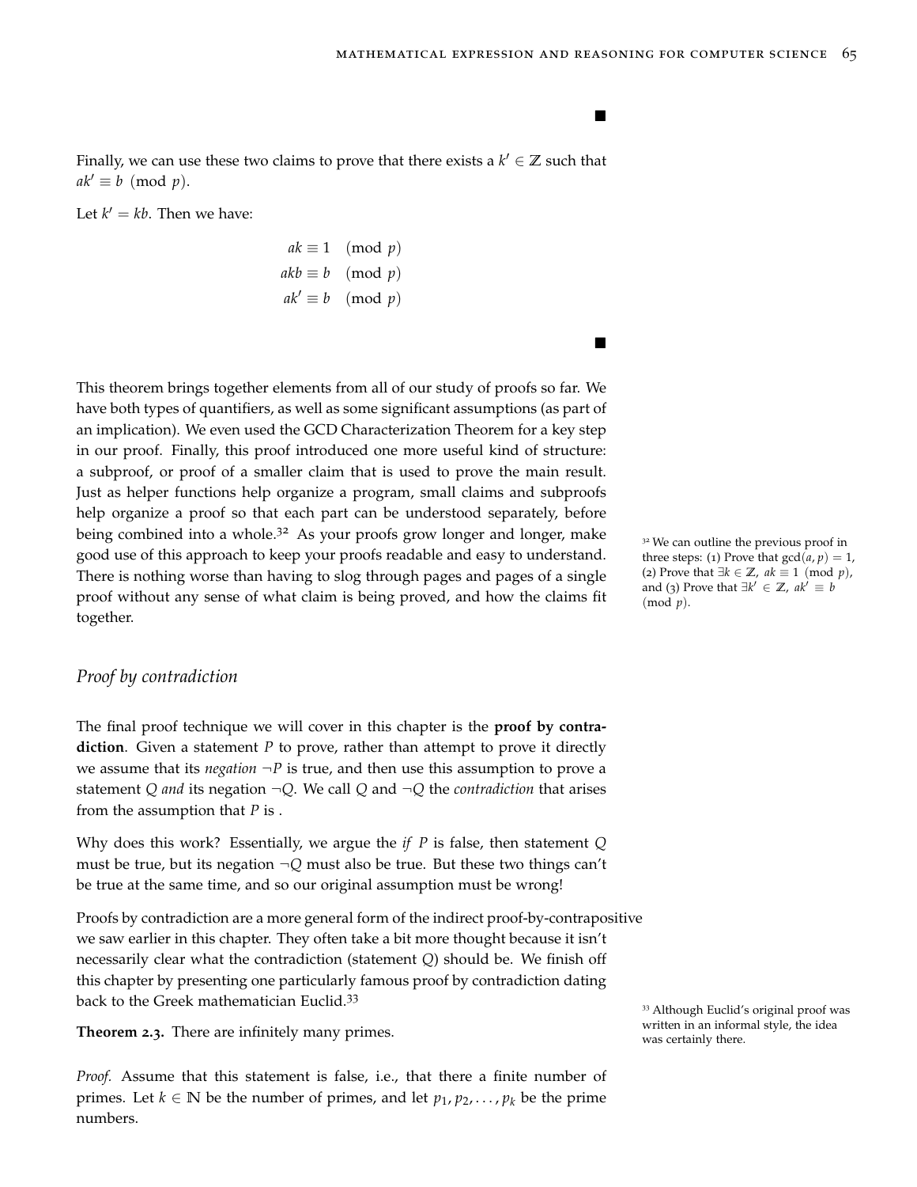■

Finally, we can use these two claims to prove that there exists a $k' \in \mathbb{Z}$ such that $ak' \equiv b \pmod{p}$.

Let $k' = kb$. Then we have:

$$\begin{aligned} ak &\equiv 1 \pmod{p} \\ akb &\equiv b \pmod{p} \\ ak' &\equiv b \pmod{p} \end{aligned}$$

■

This theorem brings together elements from all of our study of proofs so far. We have both types of quantifiers, as well as some significant assumptions (as part of an implication). We even used the GCD Characterization Theorem for a key step in our proof. Finally, this proof introduced one more useful kind of structure: a subproof, or proof of a smaller claim that is used to prove the main result. Just as helper functions help organize a program, small claims and subproofs help organize a proof so that each part can be understood separately, before being combined into a whole.[32] As your proofs grow longer and longer, make good use of this approach to keep your proofs readable and easy to understand. There is nothing worse than having to slog through pages and pages of a single proof without any sense of what claim is being proved, and how the claims fit together.

[32] We can outline the previous proof in three steps: (1) Prove that $\gcd(a, p) = 1$, (2) Prove that $\exists k \in \mathbb{Z},\ ak \equiv 1 \pmod{p}$, and (3) Prove that $\exists k' \in \mathbb{Z},\ ak' \equiv b \pmod{p}$.

## *Proof by contradiction*

The final proof technique we will cover in this chapter is the **proof by contradiction**. Given a statement $P$ to prove, rather than attempt to prove it directly we assume that its *negation* $\neg P$ is true, and then use this assumption to prove a statement $Q$ *and* its negation $\neg Q$. We call $Q$ and $\neg Q$ the *contradiction* that arises from the assumption that $P$ is .

Why does this work? Essentially, we argue the *if* $P$ is false, then statement $Q$ must be true, but its negation $\neg Q$ must also be true. But these two things can't be true at the same time, and so our original assumption must be wrong!

Proofs by contradiction are a more general form of the indirect proof-by-contrapositive we saw earlier in this chapter. They often take a bit more thought because it isn't necessarily clear what the contradiction (statement $Q$) should be. We finish off this chapter by presenting one particularly famous proof by contradiction dating back to the Greek mathematician Euclid.[33]

[33] Although Euclid's original proof was written in an informal style, the idea was certainly there.

**Theorem 2.3.** There are infinitely many primes.

*Proof.* Assume that this statement is false, i.e., that there a finite number of primes. Let $k \in \mathbb{N}$ be the number of primes, and let $p_1, p_2, \dots, p_k$ be the prime numbers.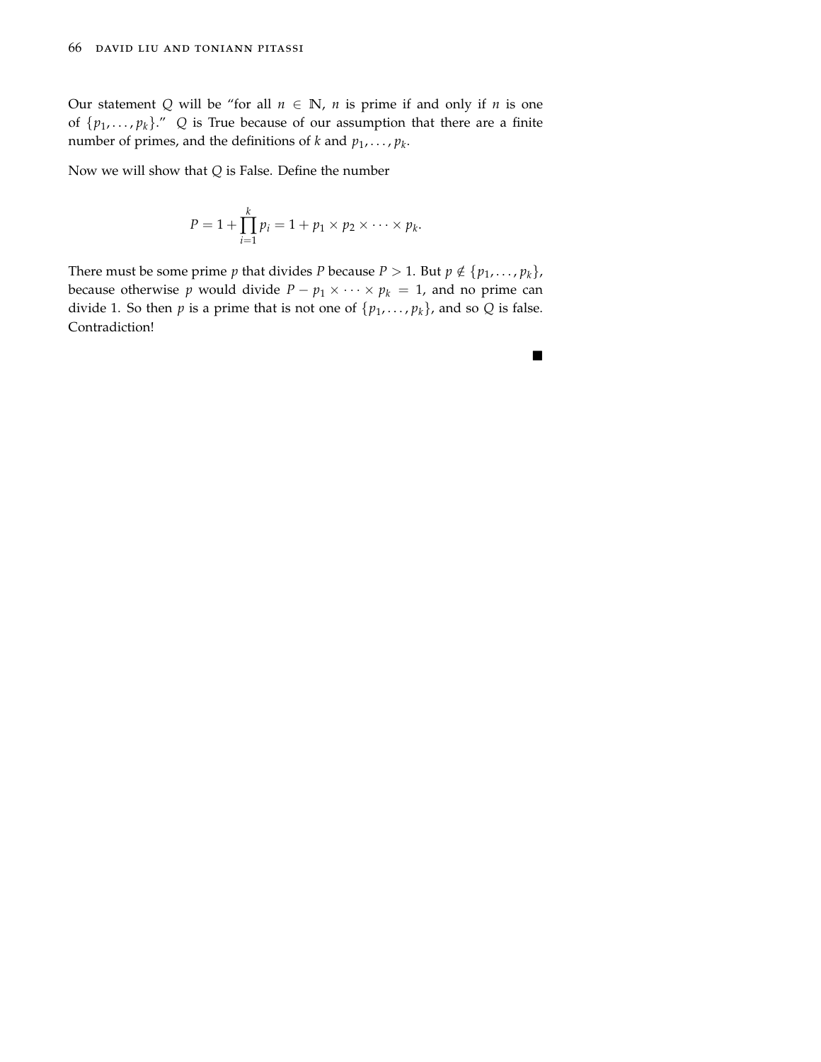Our statement $Q$ will be "for all $n \in \mathbb{N}$, $n$ is prime if and only if $n$ is one of $\{p_1, \ldots, p_k\}$." $Q$ is True because of our assumption that there are a finite number of primes, and the definitions of $k$ and $p_1, \ldots, p_k$.

Now we will show that $Q$ is False. Define the number

$$P = 1 + \prod_{i=1}^{k} p_i = 1 + p_1 \times p_2 \times \cdots \times p_k.$$

There must be some prime $p$ that divides $P$ because $P > 1$. But $p \notin \{p_1, \ldots, p_k\}$, because otherwise $p$ would divide $P - p_1 \times \cdots \times p_k = 1$, and no prime can divide 1. So then $p$ is a prime that is not one of $\{p_1, \ldots, p_k\}$, and so $Q$ is false. Contradiction!

■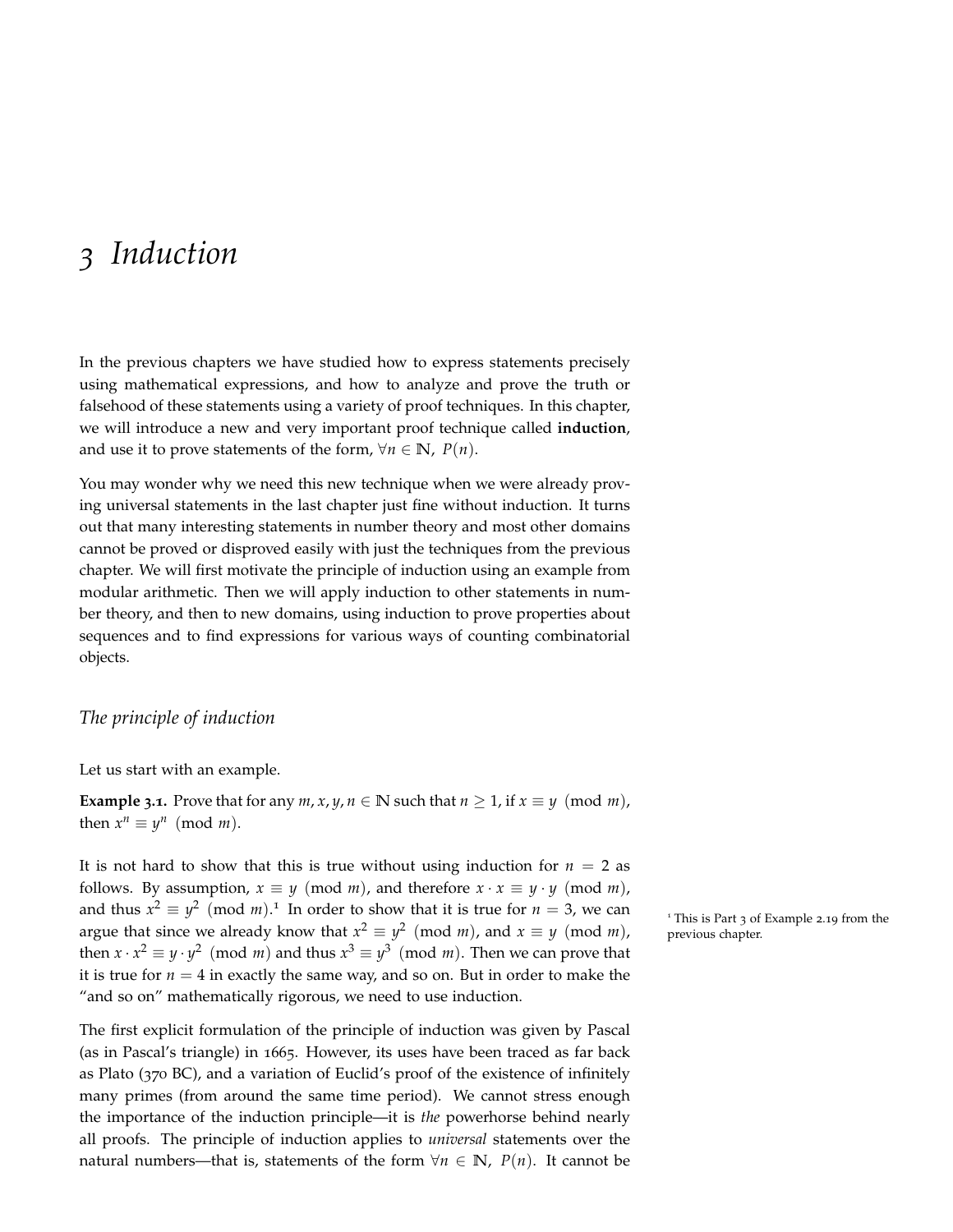# 3 Induction

In the previous chapters we have studied how to express statements precisely using mathematical expressions, and how to analyze and prove the truth or falsehood of these statements using a variety of proof techniques. In this chapter, we will introduce a new and very important proof technique called **induction**, and use it to prove statements of the form, $\forall n \in \mathbb{N},\ P(n)$.

You may wonder why we need this new technique when we were already proving universal statements in the last chapter just fine without induction. It turns out that many interesting statements in number theory and most other domains cannot be proved or disproved easily with just the techniques from the previous chapter. We will first motivate the principle of induction using an example from modular arithmetic. Then we will apply induction to other statements in number theory, and then to new domains, using induction to prove properties about sequences and to find expressions for various ways of counting combinatorial objects.

## *The principle of induction*

Let us start with an example.

**Example 3.1.** Prove that for any $m, x, y, n \in \mathbb{N}$ such that $n \geq 1$, if $x \equiv y \pmod{m}$, then $x^n \equiv y^n \pmod{m}$.

It is not hard to show that this is true without using induction for $n = 2$ as follows. By assumption, $x \equiv y \pmod{m}$, and therefore $x \cdot x \equiv y \cdot y \pmod{m}$, and thus $x^2 \equiv y^2 \pmod{m}$.[1] In order to show that it is true for $n = 3$, we can argue that since we already know that $x^2 \equiv y^2 \pmod{m}$, and $x \equiv y \pmod{m}$, then $x \cdot x^2 \equiv y \cdot y^2 \pmod{m}$ and thus $x^3 \equiv y^3 \pmod{m}$. Then we can prove that it is true for $n = 4$ in exactly the same way, and so on. But in order to make the "and so on" mathematically rigorous, we need to use induction.

[1] This is Part 3 of Example 2.19 from the previous chapter.

The first explicit formulation of the principle of induction was given by Pascal (as in Pascal's triangle) in 1665. However, its uses have been traced as far back as Plato (370 BC), and a variation of Euclid's proof of the existence of infinitely many primes (from around the same time period). We cannot stress enough the importance of the induction principle—it is *the* powerhorse behind nearly all proofs. The principle of induction applies to *universal* statements over the natural numbers—that is, statements of the form $\forall n \in \mathbb{N},\ P(n)$. It cannot be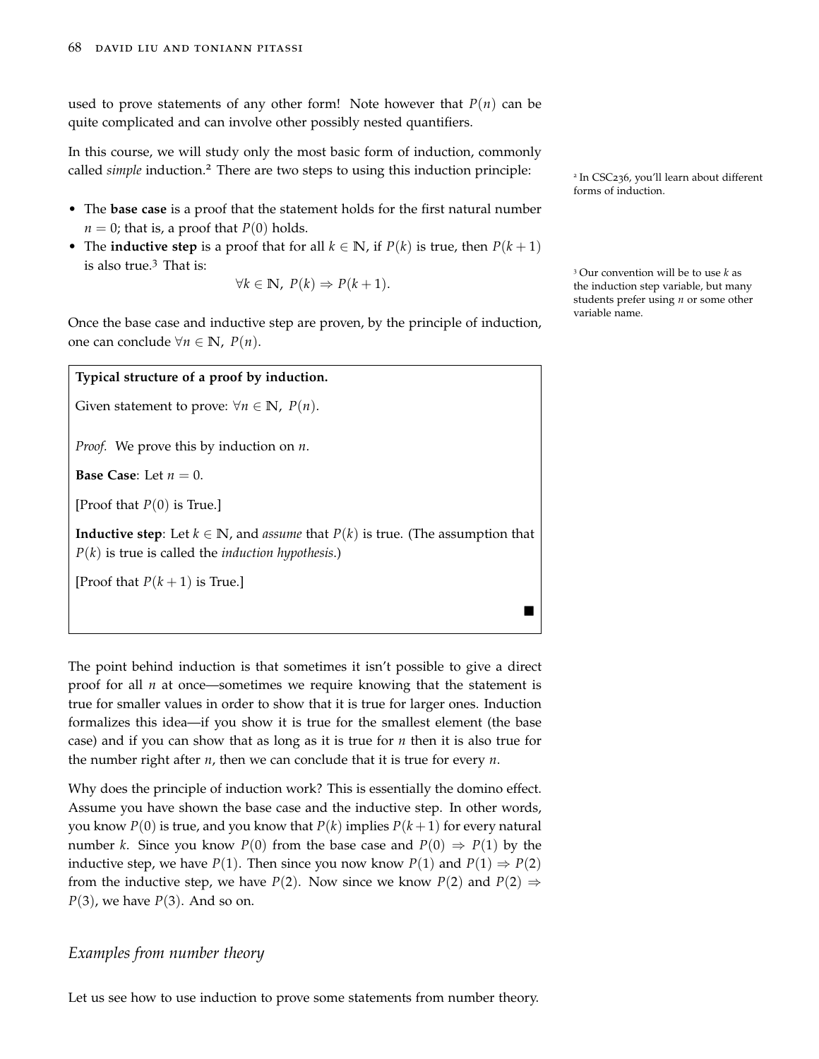used to prove statements of any other form! Note however that $P(n)$ can be quite complicated and can involve other possibly nested quantifiers.

In this course, we will study only the most basic form of induction, commonly called *simple* induction.[2] There are two steps to using this induction principle:

[2] In CSC236, you'll learn about different forms of induction.

- The **base case** is a proof that the statement holds for the first natural number $n = 0$; that is, a proof that $P(0)$ holds.
- The **inductive step** is a proof that for all $k \in \mathbb{N}$, if $P(k)$ is true, then $P(k+1)$ is also true.[3] That is:

$$\forall k \in \mathbb{N},\ P(k) \Rightarrow P(k+1).$$

[3] Our convention will be to use $k$ as the induction step variable, but many students prefer using $n$ or some other variable name.

Once the base case and inductive step are proven, by the principle of induction, one can conclude $\forall n \in \mathbb{N},\ P(n)$.

> **Typical structure of a proof by induction.**
>
> Given statement to prove: $\forall n \in \mathbb{N},\ P(n)$.
>
> *Proof.* We prove this by induction on $n$.
>
> **Base Case**: Let $n = 0$.
>
> [Proof that $P(0)$ is True.]
>
> **Inductive step**: Let $k \in \mathbb{N}$, and *assume* that $P(k)$ is true. (The assumption that $P(k)$ is true is called the *induction hypothesis*.)
>
> [Proof that $P(k+1)$ is True.]
>
> ■

The point behind induction is that sometimes it isn't possible to give a direct proof for all $n$ at once—sometimes we require knowing that the statement is true for smaller values in order to show that it is true for larger ones. Induction formalizes this idea—if you show it is true for the smallest element (the base case) and if you can show that as long as it is true for $n$ then it is also true for the number right after $n$, then we can conclude that it is true for every $n$.

Why does the principle of induction work? This is essentially the domino effect. Assume you have shown the base case and the inductive step. In other words, you know $P(0)$ is true, and you know that $P(k)$ implies $P(k+1)$ for every natural number $k$. Since you know $P(0)$ from the base case and $P(0) \Rightarrow P(1)$ by the inductive step, we have $P(1)$. Then since you now know $P(1)$ and $P(1) \Rightarrow P(2)$ from the inductive step, we have $P(2)$. Now since we know $P(2)$ and $P(2) \Rightarrow P(3)$, we have $P(3)$. And so on.

### *Examples from number theory*

Let us see how to use induction to prove some statements from number theory.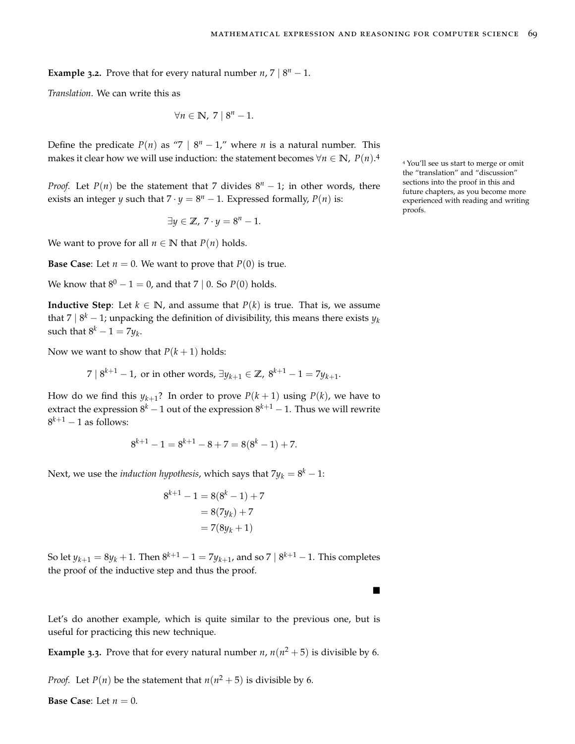**Example 3.2.** Prove that for every natural number $n$, $7 \mid 8^n - 1$.

*Translation*. We can write this as

$$\forall n \in \mathbb{N},\ 7 \mid 8^n - 1.$$

Define the predicate $P(n)$ as "$7 \mid 8^n - 1$," where $n$ is a natural number. This makes it clear how we will use induction: the statement becomes $\forall n \in \mathbb{N},\ P(n)$.[4]

[4] You'll see us start to merge or omit the "translation" and "discussion" sections into the proof in this and future chapters, as you become more experienced with reading and writing proofs.

*Proof.* Let $P(n)$ be the statement that 7 divides $8^n - 1$; in other words, there exists an integer $y$ such that $7 \cdot y = 8^n - 1$. Expressed formally, $P(n)$ is:

$$\exists y \in \mathbb{Z},\ 7 \cdot y = 8^n - 1.$$

We want to prove for all $n \in \mathbb{N}$ that $P(n)$ holds.

**Base Case**: Let $n = 0$. We want to prove that $P(0)$ is true.

We know that $8^0 - 1 = 0$, and that $7 \mid 0$. So $P(0)$ holds.

**Inductive Step**: Let $k \in \mathbb{N}$, and assume that $P(k)$ is true. That is, we assume that $7 \mid 8^k - 1$; unpacking the definition of divisibility, this means there exists $y_k$ such that $8^k - 1 = 7y_k$.

Now we want to show that $P(k+1)$ holds:

$$7 \mid 8^{k+1} - 1, \text{ or in other words, } \exists y_{k+1} \in \mathbb{Z},\ 8^{k+1} - 1 = 7y_{k+1}.$$

How do we find this $y_{k+1}$? In order to prove $P(k+1)$ using $P(k)$, we have to extract the expression $8^k - 1$ out of the expression $8^{k+1} - 1$. Thus we will rewrite $8^{k+1} - 1$ as follows:

$$8^{k+1} - 1 = 8^{k+1} - 8 + 7 = 8(8^k - 1) + 7.$$

Next, we use the *induction hypothesis*, which says that $7y_k = 8^k - 1$:

$$\begin{aligned} 8^{k+1} - 1 &= 8(8^k - 1) + 7 \\ &= 8(7y_k) + 7 \\ &= 7(8y_k + 1) \end{aligned}$$

So let $y_{k+1} = 8y_k + 1$. Then $8^{k+1} - 1 = 7y_{k+1}$, and so $7 \mid 8^{k+1} - 1$. This completes the proof of the inductive step and thus the proof. ∎

Let's do another example, which is quite similar to the previous one, but is useful for practicing this new technique.

**Example 3.3.** Prove that for every natural number $n$, $n(n^2 + 5)$ is divisible by 6.

*Proof.* Let $P(n)$ be the statement that $n(n^2 + 5)$ is divisible by 6.

**Base Case**: Let $n = 0$.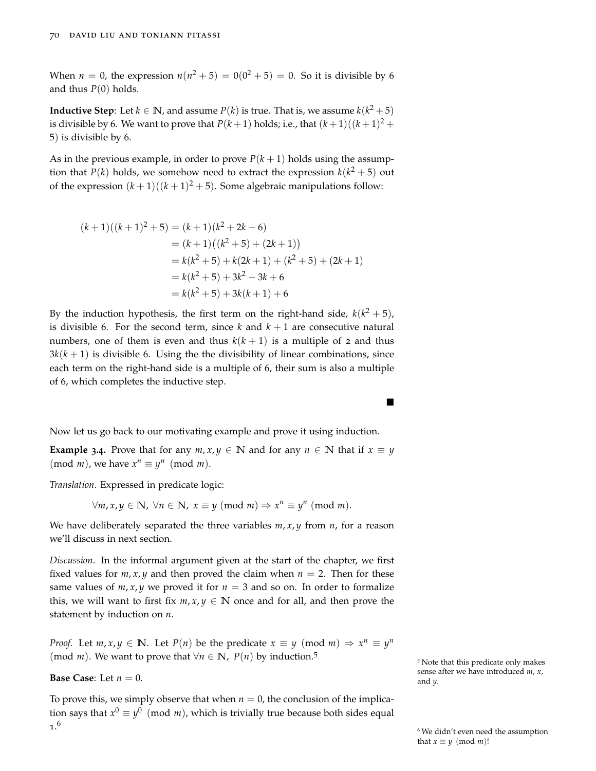When $n = 0$, the expression $n(n^2 + 5) = 0(0^2 + 5) = 0$. So it is divisible by 6 and thus $P(0)$ holds.

**Inductive Step**: Let $k \in \mathbb{N}$, and assume $P(k)$ is true. That is, we assume $k(k^2 + 5)$ is divisible by 6. We want to prove that $P(k + 1)$ holds; i.e., that $(k + 1)((k + 1)^2 + 5)$ is divisible by 6.

As in the previous example, in order to prove $P(k + 1)$ holds using the assumption that $P(k)$ holds, we somehow need to extract the expression $k(k^2 + 5)$ out of the expression $(k + 1)((k + 1)^2 + 5)$. Some algebraic manipulations follow:

$$
\begin{aligned}
(k+1)((k+1)^2+5) &= (k+1)(k^2+2k+6) \\
&= (k+1)\big((k^2+5)+(2k+1)\big) \\
&= k(k^2+5)+k(2k+1)+(k^2+5)+(2k+1) \\
&= k(k^2+5)+3k^2+3k+6 \\
&= k(k^2+5)+3k(k+1)+6
\end{aligned}
$$

By the induction hypothesis, the first term on the right-hand side, $k(k^2 + 5)$, is divisible 6. For the second term, since $k$ and $k + 1$ are consecutive natural numbers, one of them is even and thus $k(k + 1)$ is a multiple of 2 and thus $3k(k + 1)$ is divisible 6. Using the the divisibility of linear combinations, since each term on the right-hand side is a multiple of 6, their sum is also a multiple of 6, which completes the inductive step.

■

Now let us go back to our motivating example and prove it using induction.

**Example 3.4.** Prove that for any $m, x, y \in \mathbb{N}$ and for any $n \in \mathbb{N}$ that if $x \equiv y \pmod{m}$, we have $x^n \equiv y^n \pmod{m}$.

*Translation*. Expressed in predicate logic:

$$\forall m, x, y \in \mathbb{N},\ \forall n \in \mathbb{N},\ x \equiv y \pmod{m} \Rightarrow x^n \equiv y^n \pmod{m}.$$

We have deliberately separated the three variables $m, x, y$ from $n$, for a reason we'll discuss in next section.

*Discussion*. In the informal argument given at the start of the chapter, we first fixed values for $m, x, y$ and then proved the claim when $n = 2$. Then for these same values of $m, x, y$ we proved it for $n = 3$ and so on. In order to formalize this, we will want to first fix $m, x, y \in \mathbb{N}$ once and for all, and then prove the statement by induction on $n$.

*Proof.* Let $m, x, y \in \mathbb{N}$. Let $P(n)$ be the predicate $x \equiv y \pmod{m} \Rightarrow x^n \equiv y^n \pmod{m}$. We want to prove that $\forall n \in \mathbb{N},\ P(n)$ by induction.[5]

**Base Case**: Let $n = 0$.

To prove this, we simply observe that when $n = 0$, the conclusion of the implication says that $x^0 \equiv y^0 \pmod{m}$, which is trivially true because both sides equal 1.[6]

[5] Note that this predicate only makes sense after we have introduced $m$, $x$, and $y$.

[6] We didn't even need the assumption that $x \equiv y \pmod{m}$!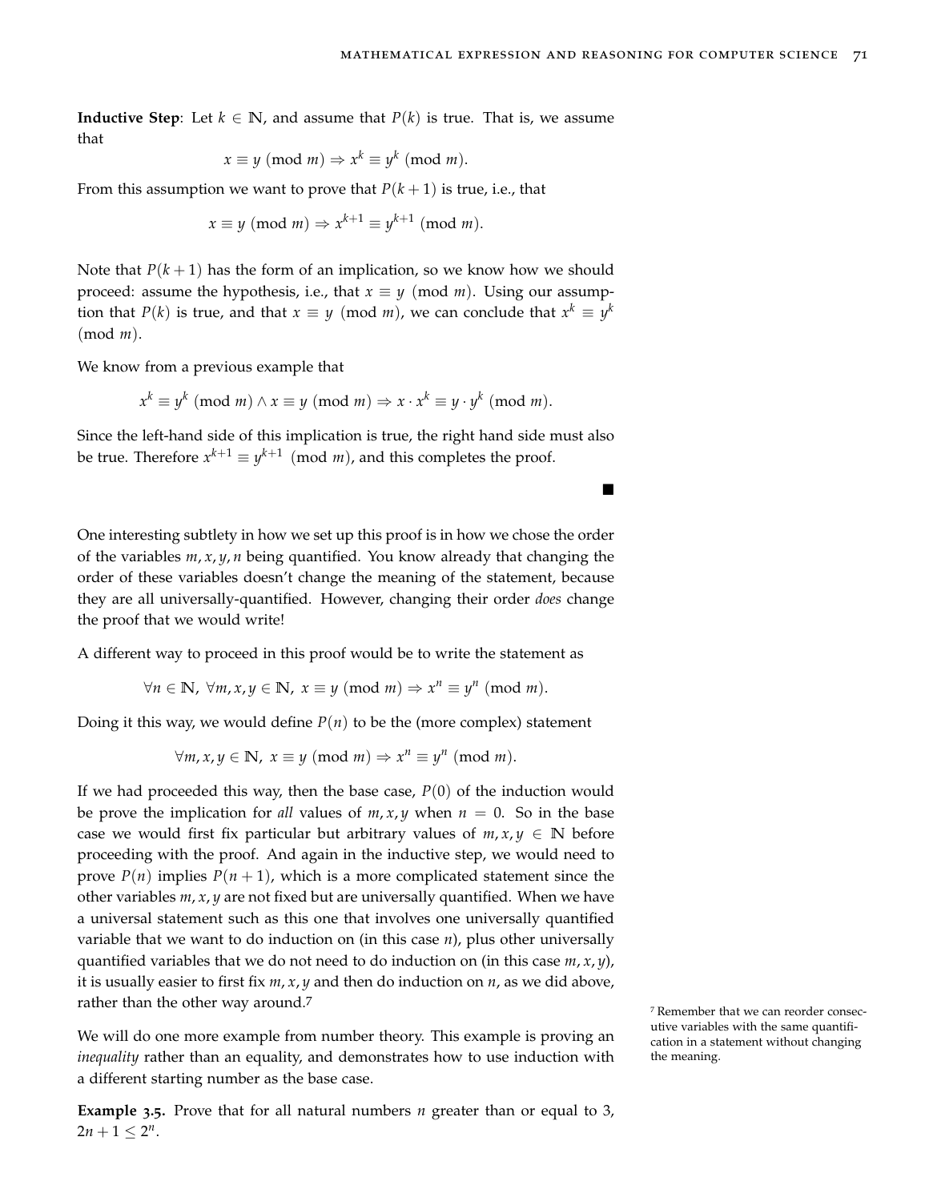**Inductive Step**: Let $k \in \mathbb{N}$, and assume that $P(k)$ is true. That is, we assume that

$$x \equiv y \pmod{m} \Rightarrow x^k \equiv y^k \pmod{m}.$$

From this assumption we want to prove that $P(k+1)$ is true, i.e., that

$$x \equiv y \pmod{m} \Rightarrow x^{k+1} \equiv y^{k+1} \pmod{m}.$$

Note that $P(k+1)$ has the form of an implication, so we know how we should proceed: assume the hypothesis, i.e., that $x \equiv y \pmod{m}$. Using our assumption that $P(k)$ is true, and that $x \equiv y \pmod{m}$, we can conclude that $x^k \equiv y^k \pmod{m}$.

We know from a previous example that

$$x^k \equiv y^k \pmod{m} \wedge x \equiv y \pmod{m} \Rightarrow x \cdot x^k \equiv y \cdot y^k \pmod{m}.$$

Since the left-hand side of this implication is true, the right hand side must also be true. Therefore $x^{k+1} \equiv y^{k+1} \pmod{m}$, and this completes the proof.

■

One interesting subtlety in how we set up this proof is in how we chose the order of the variables $m, x, y, n$ being quantified. You know already that changing the order of these variables doesn't change the meaning of the statement, because they are all universally-quantified. However, changing their order *does* change the proof that we would write!

A different way to proceed in this proof would be to write the statement as

$$\forall n \in \mathbb{N},\ \forall m, x, y \in \mathbb{N},\ x \equiv y \pmod{m} \Rightarrow x^n \equiv y^n \pmod{m}.$$

Doing it this way, we would define $P(n)$ to be the (more complex) statement

$$\forall m, x, y \in \mathbb{N},\ x \equiv y \pmod{m} \Rightarrow x^n \equiv y^n \pmod{m}.$$

If we had proceeded this way, then the base case, $P(0)$ of the induction would be prove the implication for *all* values of $m, x, y$ when $n = 0$. So in the base case we would first fix particular but arbitrary values of $m, x, y \in \mathbb{N}$ before proceeding with the proof. And again in the inductive step, we would need to prove $P(n)$ implies $P(n+1)$, which is a more complicated statement since the other variables $m, x, y$ are not fixed but are universally quantified. When we have a universal statement such as this one that involves one universally quantified variable that we want to do induction on (in this case $n$), plus other universally quantified variables that we do not need to do induction on (in this case $m, x, y$), it is usually easier to first fix $m, x, y$ and then do induction on $n$, as we did above, rather than the other way around.[7]

[7] Remember that we can reorder consecutive variables with the same quantification in a statement without changing the meaning.

We will do one more example from number theory. This example is proving an *inequality* rather than an equality, and demonstrates how to use induction with a different starting number as the base case.

**Example 3.5.** Prove that for all natural numbers $n$ greater than or equal to 3, $2n + 1 \leq 2^n$.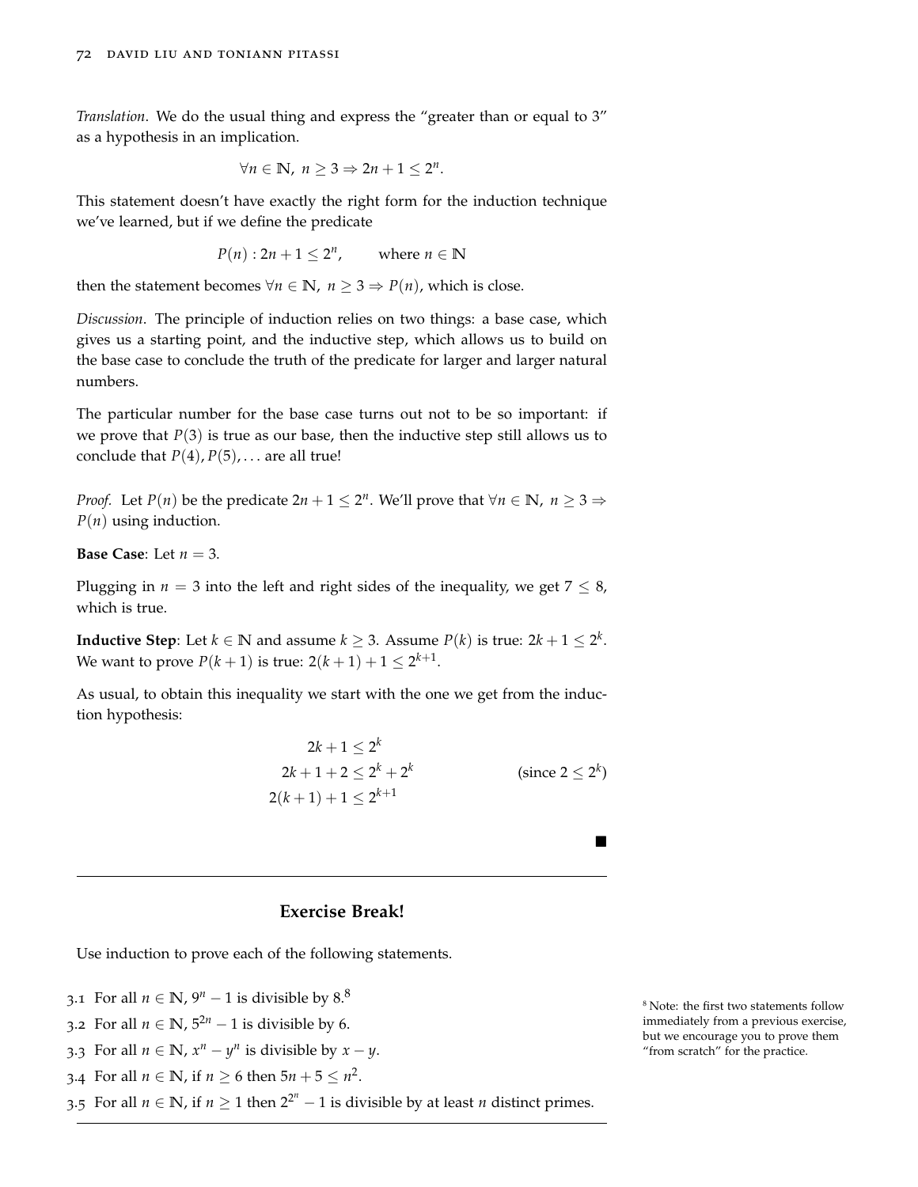*Translation*. We do the usual thing and express the "greater than or equal to 3" as a hypothesis in an implication.

$$\forall n \in \mathbb{N},\ n \geq 3 \Rightarrow 2n + 1 \leq 2^n.$$

This statement doesn't have exactly the right form for the induction technique we've learned, but if we define the predicate

$$P(n) : 2n + 1 \leq 2^n, \qquad \text{where } n \in \mathbb{N}$$

then the statement becomes $\forall n \in \mathbb{N},\ n \geq 3 \Rightarrow P(n)$, which is close.

*Discussion*. The principle of induction relies on two things: a base case, which gives us a starting point, and the inductive step, which allows us to build on the base case to conclude the truth of the predicate for larger and larger natural numbers.

The particular number for the base case turns out not to be so important: if we prove that $P(3)$ is true as our base, then the inductive step still allows us to conclude that $P(4), P(5), \ldots$ are all true!

*Proof*. Let $P(n)$ be the predicate $2n + 1 \leq 2^n$. We'll prove that $\forall n \in \mathbb{N},\ n \geq 3 \Rightarrow P(n)$ using induction.

**Base Case**: Let $n = 3$.

Plugging in $n = 3$ into the left and right sides of the inequality, we get $7 \leq 8$, which is true.

**Inductive Step**: Let $k \in \mathbb{N}$ and assume $k \geq 3$. Assume $P(k)$ is true: $2k + 1 \leq 2^k$. We want to prove $P(k+1)$ is true: $2(k+1) + 1 \leq 2^{k+1}$.

As usual, to obtain this inequality we start with the one we get from the induction hypothesis:

$$\begin{aligned}
2k + 1 &\leq 2^k \\
2k + 1 + 2 &\leq 2^k + 2^k && (\text{since } 2 \leq 2^k) \\
2(k+1) + 1 &\leq 2^{k+1}
\end{aligned}$$

■

---

**Exercise Break!**

Use induction to prove each of the following statements.

3.1 For all $n \in \mathbb{N}$, $9^n - 1$ is divisible by 8.[8]

3.2 For all $n \in \mathbb{N}$, $5^{2n} - 1$ is divisible by 6.

3.3 For all $n \in \mathbb{N}$, $x^n - y^n$ is divisible by $x - y$.

3.4 For all $n \in \mathbb{N}$, if $n \geq 6$ then $5n + 5 \leq n^2$.

3.5 For all $n \in \mathbb{N}$, if $n \geq 1$ then $2^{2^n} - 1$ is divisible by at least $n$ distinct primes.

---

[8] Note: the first two statements follow immediately from a previous exercise, but we encourage you to prove them "from scratch" for the practice.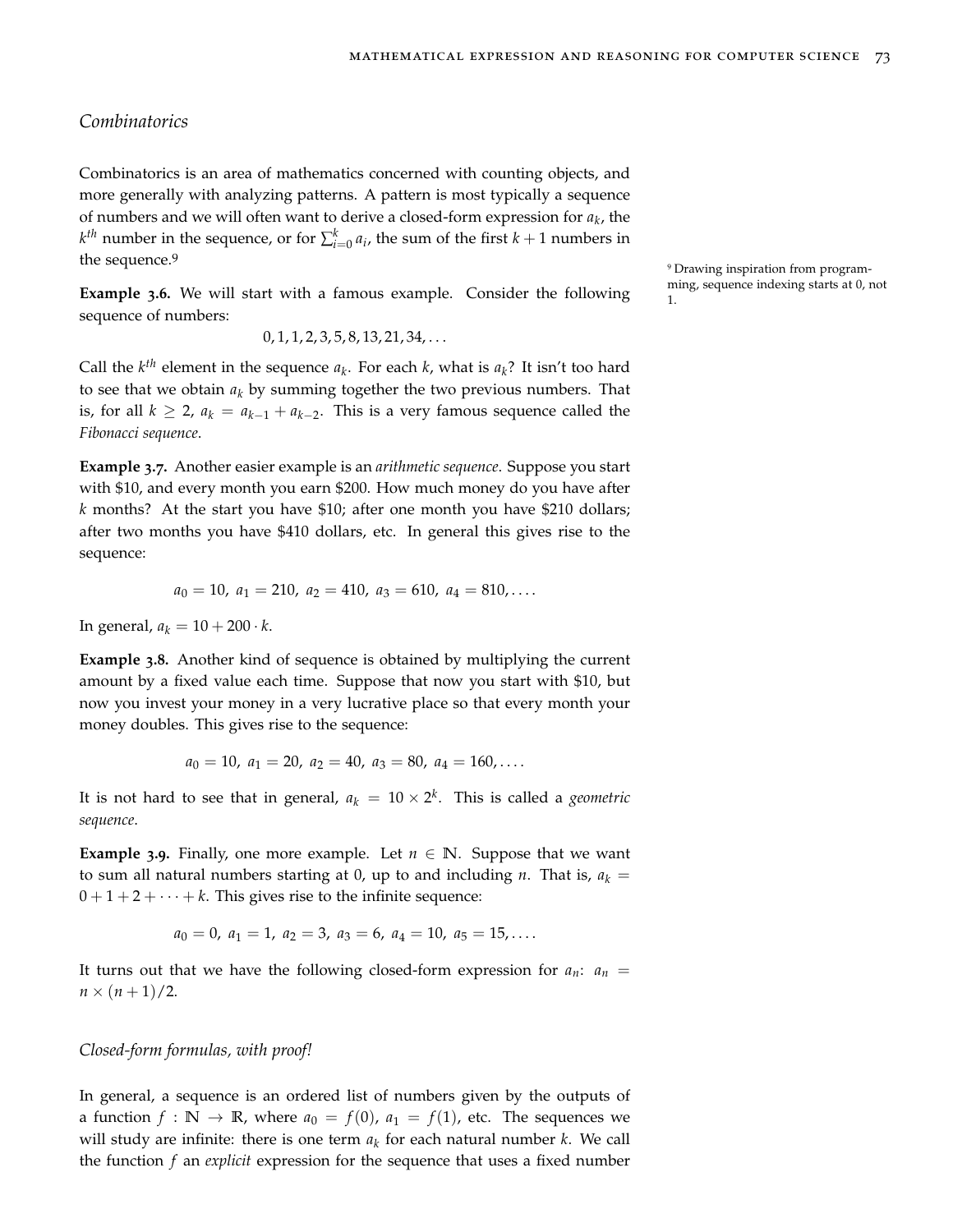## *Combinatorics*

Combinatorics is an area of mathematics concerned with counting objects, and more generally with analyzing patterns. A pattern is most typically a sequence of numbers and we will often want to derive a closed-form expression for $a_k$, the $k^{th}$ number in the sequence, or for $\sum_{i=0}^{k} a_i$, the sum of the first $k+1$ numbers in the sequence.[9]

[9] Drawing inspiration from programming, sequence indexing starts at 0, not 1.

**Example 3.6.** We will start with a famous example. Consider the following sequence of numbers:

$$0, 1, 1, 2, 3, 5, 8, 13, 21, 34, \ldots$$

Call the $k^{th}$ element in the sequence $a_k$. For each $k$, what is $a_k$? It isn't too hard to see that we obtain $a_k$ by summing together the two previous numbers. That is, for all $k \geq 2$, $a_k = a_{k-1} + a_{k-2}$. This is a very famous sequence called the *Fibonacci sequence*.

**Example 3.7.** Another easier example is an *arithmetic sequence*. Suppose you start with \$10, and every month you earn \$200. How much money do you have after $k$ months? At the start you have \$10; after one month you have \$210 dollars; after two months you have \$410 dollars, etc. In general this gives rise to the sequence:

$$a_0 = 10,\ a_1 = 210,\ a_2 = 410,\ a_3 = 610,\ a_4 = 810, \ldots.$$

In general, $a_k = 10 + 200 \cdot k$.

**Example 3.8.** Another kind of sequence is obtained by multiplying the current amount by a fixed value each time. Suppose that now you start with \$10, but now you invest your money in a very lucrative place so that every month your money doubles. This gives rise to the sequence:

$$a_0 = 10,\ a_1 = 20,\ a_2 = 40,\ a_3 = 80,\ a_4 = 160, \ldots.$$

It is not hard to see that in general, $a_k = 10 \times 2^k$. This is called a *geometric sequence*.

**Example 3.9.** Finally, one more example. Let $n \in \mathbb{N}$. Suppose that we want to sum all natural numbers starting at 0, up to and including $n$. That is, $a_k = 0 + 1 + 2 + \cdots + k$. This gives rise to the infinite sequence:

$$a_0 = 0,\ a_1 = 1,\ a_2 = 3,\ a_3 = 6,\ a_4 = 10,\ a_5 = 15, \ldots.$$

It turns out that we have the following closed-form expression for $a_n$: $a_n = n \times (n+1)/2$.

## *Closed-form formulas, with proof!*

In general, a sequence is an ordered list of numbers given by the outputs of a function $f : \mathbb{N} \to \mathbb{R}$, where $a_0 = f(0)$, $a_1 = f(1)$, etc. The sequences we will study are infinite: there is one term $a_k$ for each natural number $k$. We call the function $f$ an *explicit* expression for the sequence that uses a fixed number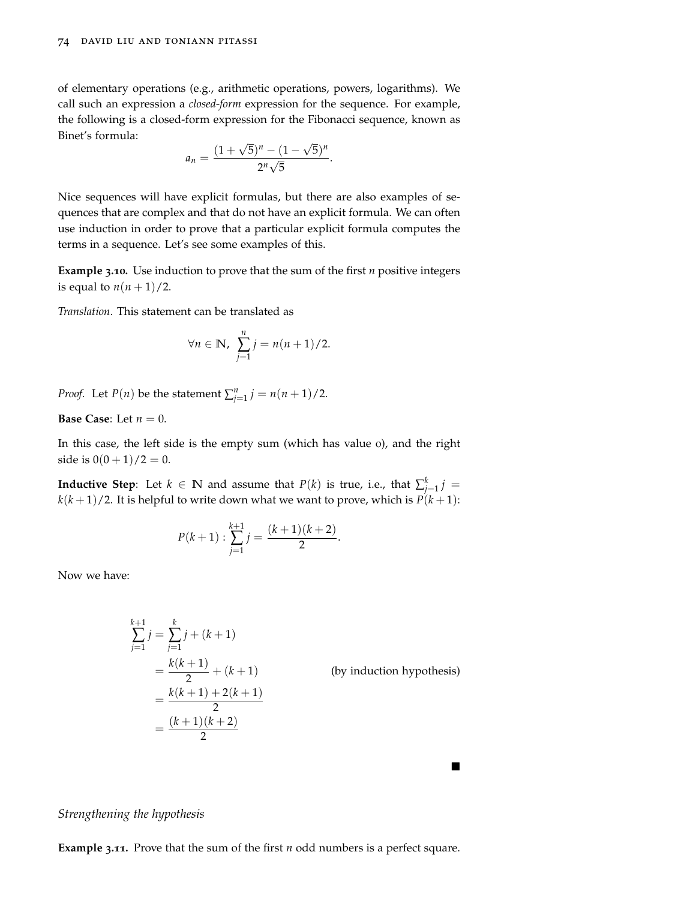of elementary operations (e.g., arithmetic operations, powers, logarithms). We call such an expression a *closed-form* expression for the sequence. For example, the following is a closed-form expression for the Fibonacci sequence, known as Binet's formula:

$$a_n = \frac{(1+\sqrt{5})^n - (1-\sqrt{5})^n}{2^n\sqrt{5}}.$$

Nice sequences will have explicit formulas, but there are also examples of sequences that are complex and that do not have an explicit formula. We can often use induction in order to prove that a particular explicit formula computes the terms in a sequence. Let's see some examples of this.

**Example 3.10.** Use induction to prove that the sum of the first $n$ positive integers is equal to $n(n+1)/2$.

*Translation*. This statement can be translated as

$$\forall n \in \mathbb{N},\ \sum_{j=1}^{n} j = n(n+1)/2.$$

*Proof.* Let $P(n)$ be the statement $\sum_{j=1}^{n} j = n(n+1)/2$.

**Base Case**: Let $n = 0$.

In this case, the left side is the empty sum (which has value 0), and the right side is $0(0+1)/2 = 0$.

**Inductive Step**: Let $k \in \mathbb{N}$ and assume that $P(k)$ is true, i.e., that $\sum_{j=1}^{k} j = k(k+1)/2$. It is helpful to write down what we want to prove, which is $P(k+1)$:

$$P(k+1) : \sum_{j=1}^{k+1} j = \frac{(k+1)(k+2)}{2}.$$

Now we have:

$$\begin{aligned}
\sum_{j=1}^{k+1} j &= \sum_{j=1}^{k} j + (k+1) \\
&= \frac{k(k+1)}{2} + (k+1) && \text{(by induction hypothesis)} \\
&= \frac{k(k+1) + 2(k+1)}{2} \\
&= \frac{(k+1)(k+2)}{2}
\end{aligned}$$

■

*Strengthening the hypothesis*

**Example 3.11.** Prove that the sum of the first $n$ odd numbers is a perfect square.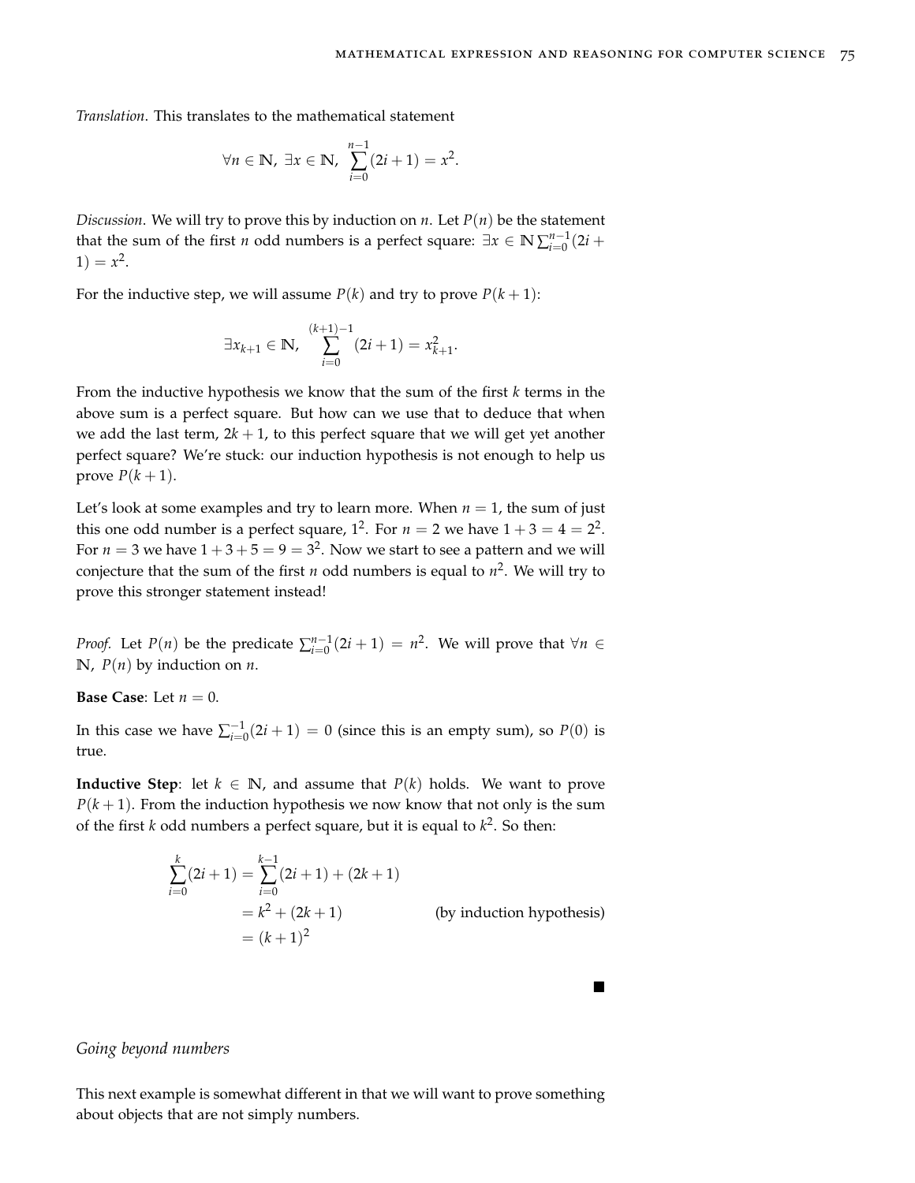*Translation*. This translates to the mathematical statement

$$\forall n \in \mathbb{N},\ \exists x \in \mathbb{N},\ \sum_{i=0}^{n-1}(2i+1) = x^2.$$

*Discussion*. We will try to prove this by induction on $n$. Let $P(n)$ be the statement that the sum of the first $n$ odd numbers is a perfect square: $\exists x \in \mathbb{N} \sum_{i=0}^{n-1}(2i+1) = x^2$.

For the inductive step, we will assume $P(k)$ and try to prove $P(k+1)$:

$$\exists x_{k+1} \in \mathbb{N},\ \sum_{i=0}^{(k+1)-1}(2i+1) = x_{k+1}^2.$$

From the inductive hypothesis we know that the sum of the first $k$ terms in the above sum is a perfect square. But how can we use that to deduce that when we add the last term, $2k+1$, to this perfect square that we will get yet another perfect square? We're stuck: our induction hypothesis is not enough to help us prove $P(k+1)$.

Let's look at some examples and try to learn more. When $n = 1$, the sum of just this one odd number is a perfect square, $1^2$. For $n = 2$ we have $1 + 3 = 4 = 2^2$. For $n = 3$ we have $1 + 3 + 5 = 9 = 3^2$. Now we start to see a pattern and we will conjecture that the sum of the first $n$ odd numbers is equal to $n^2$. We will try to prove this stronger statement instead!

*Proof.* Let $P(n)$ be the predicate $\sum_{i=0}^{n-1}(2i+1) = n^2$. We will prove that $\forall n \in \mathbb{N},\ P(n)$ by induction on $n$.

**Base Case**: Let $n = 0$.

In this case we have $\sum_{i=0}^{-1}(2i+1) = 0$ (since this is an empty sum), so $P(0)$ is true.

**Inductive Step**: let $k \in \mathbb{N}$, and assume that $P(k)$ holds. We want to prove $P(k+1)$. From the induction hypothesis we now know that not only is the sum of the first $k$ odd numbers a perfect square, but it is equal to $k^2$. So then:

$$\begin{aligned}
\sum_{i=0}^{k}(2i+1) &= \sum_{i=0}^{k-1}(2i+1) + (2k+1) \\
&= k^2 + (2k+1) && \text{(by induction hypothesis)} \\
&= (k+1)^2
\end{aligned}$$

■

*Going beyond numbers*

This next example is somewhat different in that we will want to prove something about objects that are not simply numbers.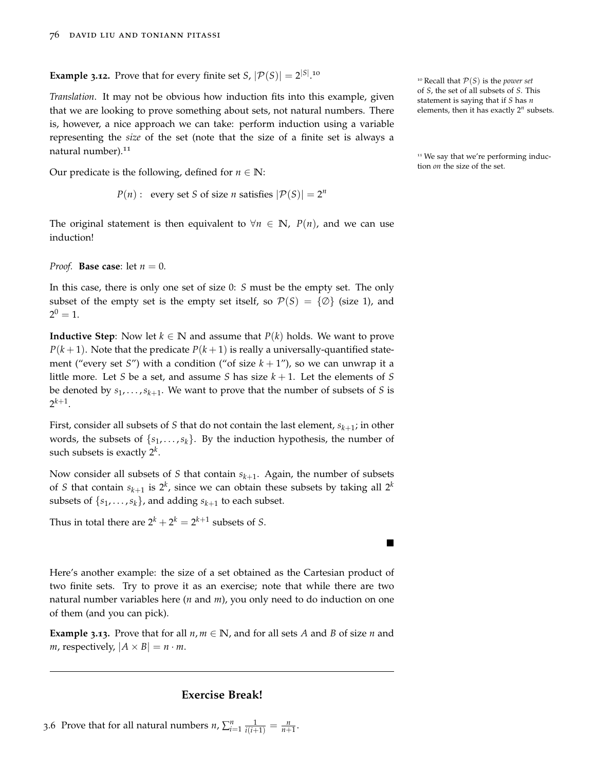**Example 3.12.** Prove that for every finite set $S$, $|\mathcal{P}(S)| = 2^{|S|}$.[10]

*Translation*. It may not be obvious how induction fits into this example, given that we are looking to prove something about sets, not natural numbers. There is, however, a nice approach we can take: perform induction using a variable representing the *size* of the set (note that the size of a finite set is always a natural number).[11]

Our predicate is the following, defined for $n \in \mathbb{N}$:

$$P(n): \text{ every set } S \text{ of size } n \text{ satisfies } |\mathcal{P}(S)| = 2^n$$

The original statement is then equivalent to $\forall n \in \mathbb{N},\ P(n)$, and we can use induction!

*Proof.* **Base case**: let $n = 0$.

In this case, there is only one set of size 0: $S$ must be the empty set. The only subset of the empty set is the empty set itself, so $\mathcal{P}(S) = \{\emptyset\}$ (size 1), and $2^0 = 1$.

**Inductive Step**: Now let $k \in \mathbb{N}$ and assume that $P(k)$ holds. We want to prove $P(k+1)$. Note that the predicate $P(k+1)$ is really a universally-quantified statement ("every set $S$") with a condition ("of size $k+1$"), so we can unwrap it a little more. Let $S$ be a set, and assume $S$ has size $k+1$. Let the elements of $S$ be denoted by $s_1, \ldots, s_{k+1}$. We want to prove that the number of subsets of $S$ is $2^{k+1}$.

First, consider all subsets of $S$ that do not contain the last element, $s_{k+1}$; in other words, the subsets of $\{s_1, \ldots, s_k\}$. By the induction hypothesis, the number of such subsets is exactly $2^k$.

Now consider all subsets of $S$ that contain $s_{k+1}$. Again, the number of subsets of $S$ that contain $s_{k+1}$ is $2^k$, since we can obtain these subsets by taking all $2^k$ subsets of $\{s_1, \ldots, s_k\}$, and adding $s_{k+1}$ to each subset.

Thus in total there are $2^k + 2^k = 2^{k+1}$ subsets of $S$.

■

Here's another example: the size of a set obtained as the Cartesian product of two finite sets. Try to prove it as an exercise; note that while there are two natural number variables here ($n$ and $m$), you only need to do induction on one of them (and you can pick).

**Example 3.13.** Prove that for all $n, m \in \mathbb{N}$, and for all sets $A$ and $B$ of size $n$ and $m$, respectively, $|A \times B| = n \cdot m$.

---

### Exercise Break!

3.6 Prove that for all natural numbers $n$, $\sum_{i=1}^{n} \frac{1}{i(i+1)} = \frac{n}{n+1}$.

---

[10] Recall that $\mathcal{P}(S)$ is the *power set* of $S$, the set of all subsets of $S$. This statement is saying that if $S$ has $n$ elements, then it has exactly $2^n$ subsets.

[11] We say that we're performing induction *on* the size of the set.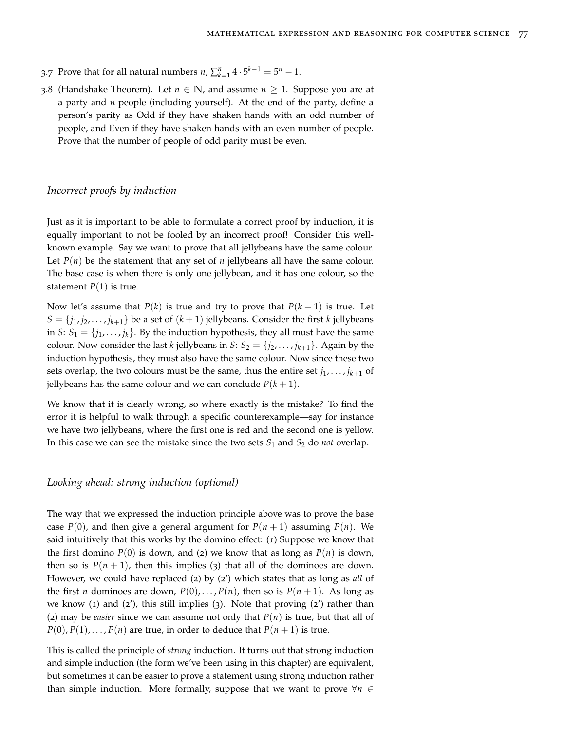3.7 Prove that for all natural numbers $n$, $\sum_{k=1}^{n} 4 \cdot 5^{k-1} = 5^n - 1$.

3.8 (Handshake Theorem). Let $n \in \mathbb{N}$, and assume $n \geq 1$. Suppose you are at a party and $n$ people (including yourself). At the end of the party, define a person's parity as Odd if they have shaken hands with an odd number of people, and Even if they have shaken hands with an even number of people. Prove that the number of people of odd parity must be even.

---

### *Incorrect proofs by induction*

Just as it is important to be able to formulate a correct proof by induction, it is equally important to not be fooled by an incorrect proof! Consider this well-known example. Say we want to prove that all jellybeans have the same colour. Let $P(n)$ be the statement that any set of $n$ jellybeans all have the same colour. The base case is when there is only one jellybean, and it has one colour, so the statement $P(1)$ is true.

Now let's assume that $P(k)$ is true and try to prove that $P(k+1)$ is true. Let $S = \{j_1, j_2, \ldots, j_{k+1}\}$ be a set of $(k+1)$ jellybeans. Consider the first $k$ jellybeans in $S$: $S_1 = \{j_1, \ldots, j_k\}$. By the induction hypothesis, they all must have the same colour. Now consider the last $k$ jellybeans in $S$: $S_2 = \{j_2, \ldots, j_{k+1}\}$. Again by the induction hypothesis, they must also have the same colour. Now since these two sets overlap, the two colours must be the same, thus the entire set $j_1, \ldots, j_{k+1}$ of jellybeans has the same colour and we can conclude $P(k+1)$.

We know that it is clearly wrong, so where exactly is the mistake? To find the error it is helpful to walk through a specific counterexample—say for instance we have two jellybeans, where the first one is red and the second one is yellow. In this case we can see the mistake since the two sets $S_1$ and $S_2$ do *not* overlap.

### *Looking ahead: strong induction (optional)*

The way that we expressed the induction principle above was to prove the base case $P(0)$, and then give a general argument for $P(n+1)$ assuming $P(n)$. We said intuitively that this works by the domino effect: (1) Suppose we know that the first domino $P(0)$ is down, and (2) we know that as long as $P(n)$ is down, then so is $P(n+1)$, then this implies (3) that all of the dominoes are down. However, we could have replaced (2) by (2') which states that as long as *all* of the first $n$ dominoes are down, $P(0), \ldots, P(n)$, then so is $P(n+1)$. As long as we know (1) and (2'), this still implies (3). Note that proving (2') rather than (2) may be *easier* since we can assume not only that $P(n)$ is true, but that all of $P(0), P(1), \ldots, P(n)$ are true, in order to deduce that $P(n+1)$ is true.

This is called the principle of *strong* induction. It turns out that strong induction and simple induction (the form we've been using in this chapter) are equivalent, but sometimes it can be easier to prove a statement using strong induction rather than simple induction. More formally, suppose that we want to prove $\forall n \in$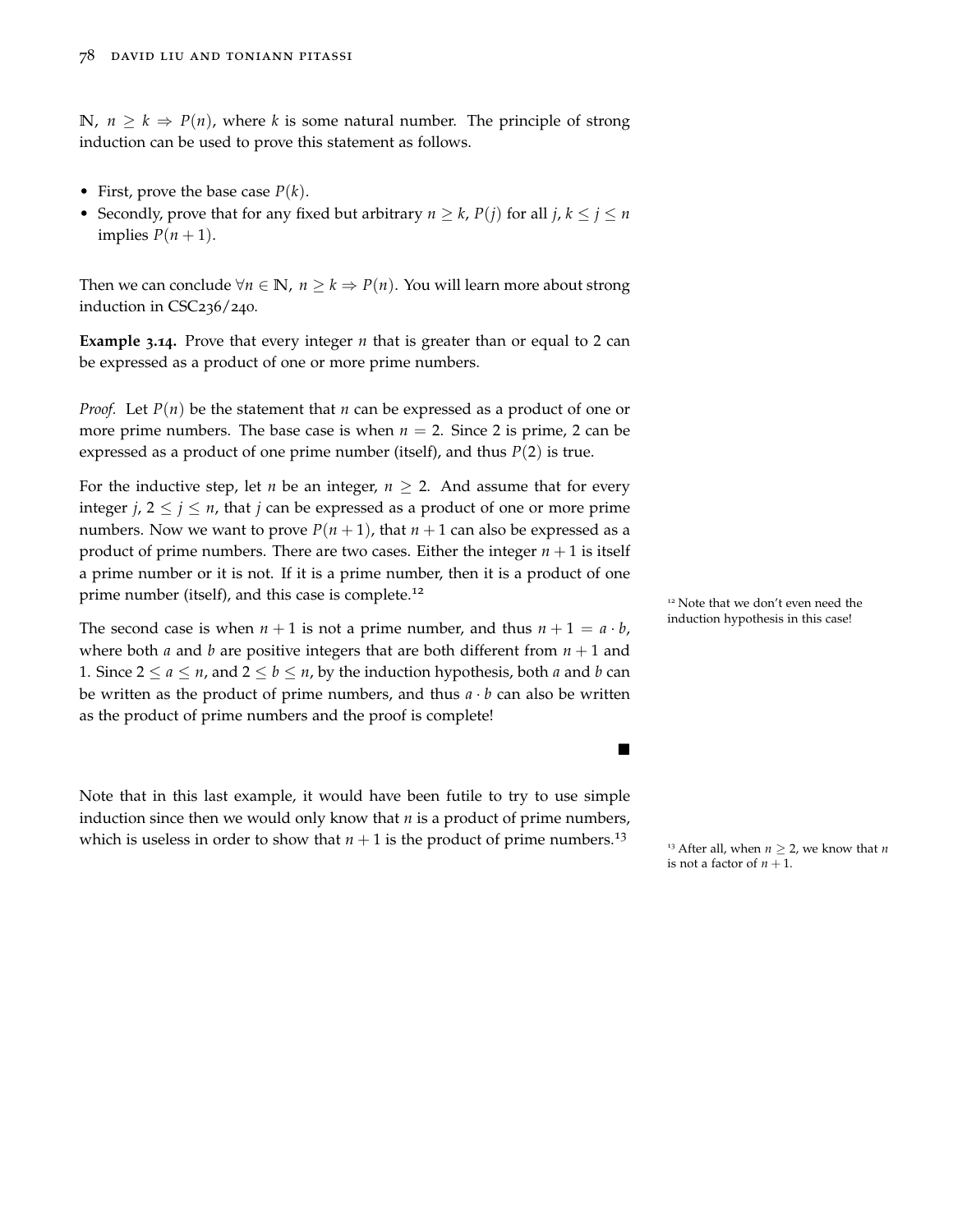$\mathbb{N}$, $n \geq k \Rightarrow P(n)$, where $k$ is some natural number. The principle of strong induction can be used to prove this statement as follows.

- First, prove the base case $P(k)$.
- Secondly, prove that for any fixed but arbitrary $n \geq k$, $P(j)$ for all $j$, $k \leq j \leq n$ implies $P(n+1)$.

Then we can conclude $\forall n \in \mathbb{N}$, $n \geq k \Rightarrow P(n)$. You will learn more about strong induction in CSC236/240.

**Example 3.14.** Prove that every integer $n$ that is greater than or equal to 2 can be expressed as a product of one or more prime numbers.

*Proof.* Let $P(n)$ be the statement that $n$ can be expressed as a product of one or more prime numbers. The base case is when $n = 2$. Since 2 is prime, 2 can be expressed as a product of one prime number (itself), and thus $P(2)$ is true.

For the inductive step, let $n$ be an integer, $n \geq 2$. And assume that for every integer $j$, $2 \leq j \leq n$, that $j$ can be expressed as a product of one or more prime numbers. Now we want to prove $P(n+1)$, that $n+1$ can also be expressed as a product of prime numbers. There are two cases. Either the integer $n+1$ is itself a prime number or it is not. If it is a prime number, then it is a product of one prime number (itself), and this case is complete.[12]

[12] Note that we don't even need the induction hypothesis in this case!

The second case is when $n+1$ is not a prime number, and thus $n+1 = a \cdot b$, where both $a$ and $b$ are positive integers that are both different from $n+1$ and 1. Since $2 \leq a \leq n$, and $2 \leq b \leq n$, by the induction hypothesis, both $a$ and $b$ can be written as the product of prime numbers, and thus $a \cdot b$ can also be written as the product of prime numbers and the proof is complete!

■

Note that in this last example, it would have been futile to try to use simple induction since then we would only know that $n$ is a product of prime numbers, which is useless in order to show that $n+1$ is the product of prime numbers.[13]

[13] After all, when $n \geq 2$, we know that $n$ is not a factor of $n+1$.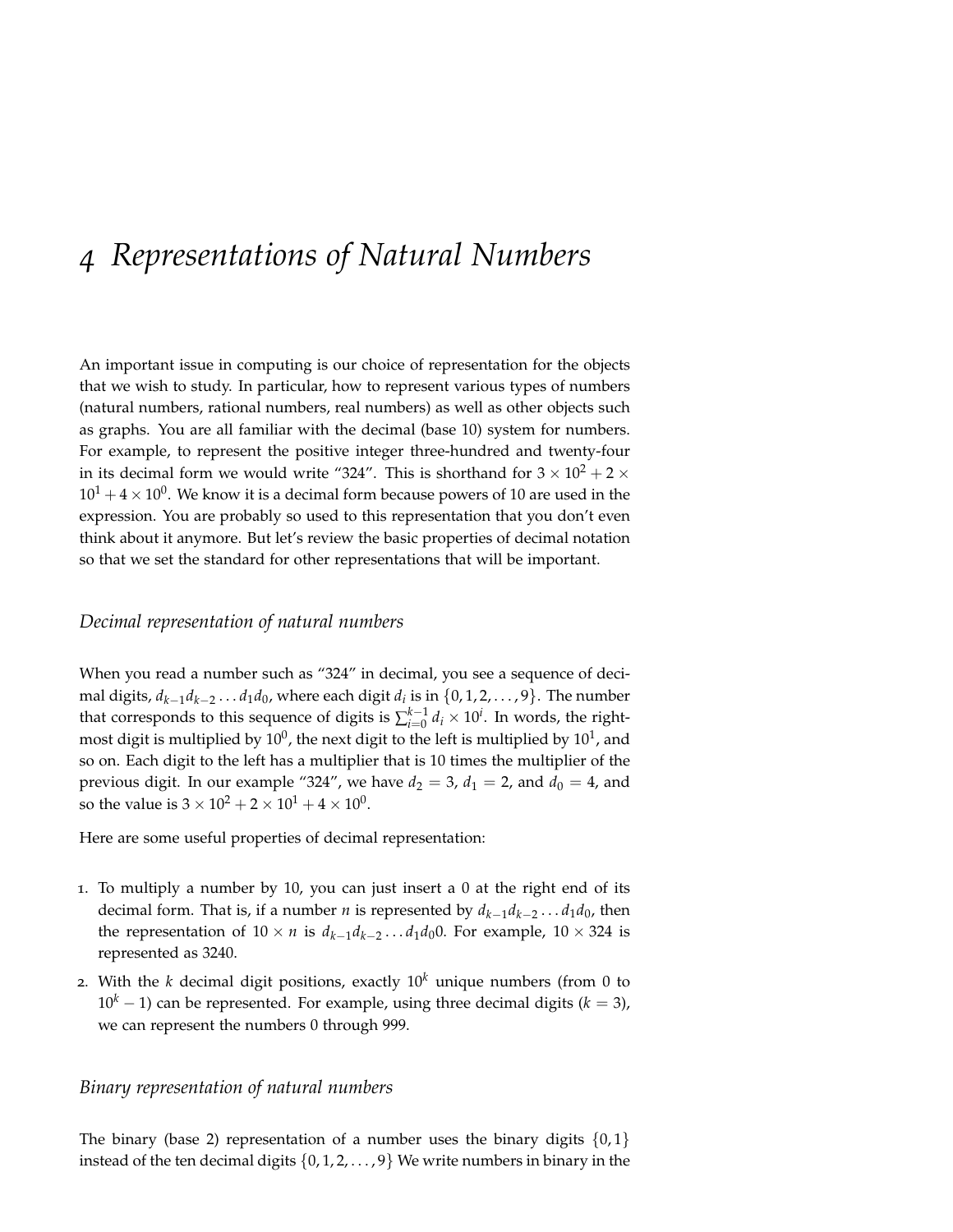# 4 Representations of Natural Numbers

An important issue in computing is our choice of representation for the objects that we wish to study. In particular, how to represent various types of numbers (natural numbers, rational numbers, real numbers) as well as other objects such as graphs. You are all familiar with the decimal (base 10) system for numbers. For example, to represent the positive integer three-hundred and twenty-four in its decimal form we would write "324". This is shorthand for $3 \times 10^2 + 2 \times 10^1 + 4 \times 10^0$. We know it is a decimal form because powers of 10 are used in the expression. You are probably so used to this representation that you don't even think about it anymore. But let's review the basic properties of decimal notation so that we set the standard for other representations that will be important.

## Decimal representation of natural numbers

When you read a number such as "324" in decimal, you see a sequence of decimal digits, $d_{k-1}d_{k-2} \ldots d_1 d_0$, where each digit $d_i$ is in $\{0, 1, 2, \ldots, 9\}$. The number that corresponds to this sequence of digits is $\sum_{i=0}^{k-1} d_i \times 10^i$. In words, the rightmost digit is multiplied by $10^0$, the next digit to the left is multiplied by $10^1$, and so on. Each digit to the left has a multiplier that is 10 times the multiplier of the previous digit. In our example "324", we have $d_2 = 3$, $d_1 = 2$, and $d_0 = 4$, and so the value is $3 \times 10^2 + 2 \times 10^1 + 4 \times 10^0$.

Here are some useful properties of decimal representation:

1. To multiply a number by 10, you can just insert a 0 at the right end of its decimal form. That is, if a number $n$ is represented by $d_{k-1}d_{k-2} \ldots d_1 d_0$, then the representation of $10 \times n$ is $d_{k-1}d_{k-2} \ldots d_1 d_0 0$. For example, $10 \times 324$ is represented as 3240.
2. With the $k$ decimal digit positions, exactly $10^k$ unique numbers (from 0 to $10^k - 1$) can be represented. For example, using three decimal digits ($k = 3$), we can represent the numbers 0 through 999.

## Binary representation of natural numbers

The binary (base 2) representation of a number uses the binary digits $\{0, 1\}$ instead of the ten decimal digits $\{0, 1, 2, \ldots, 9\}$ We write numbers in binary in the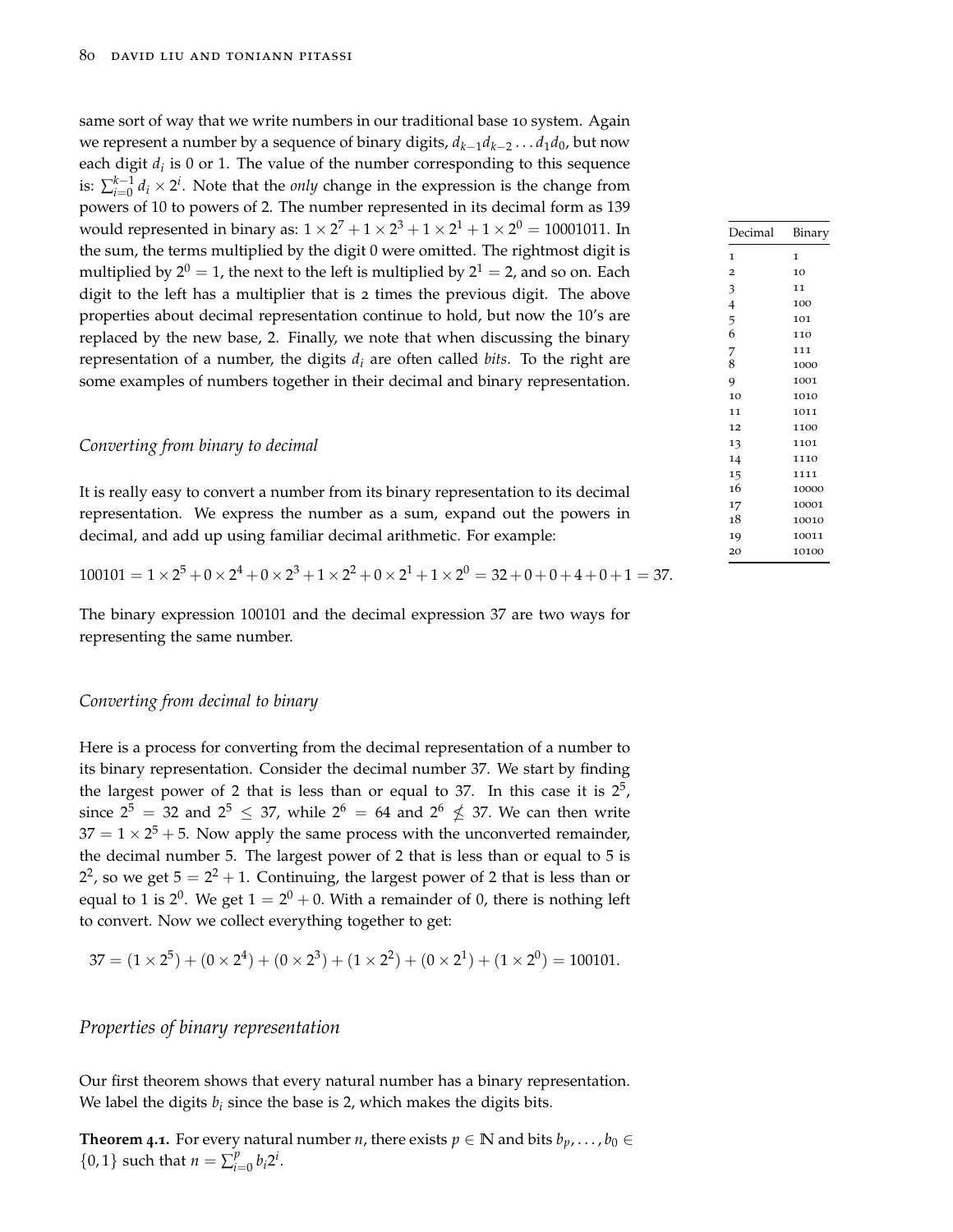same sort of way that we write numbers in our traditional base 10 system. Again we represent a number by a sequence of binary digits, $d_{k-1}d_{k-2}\dots d_1d_0$, but now each digit $d_i$ is 0 or 1. The value of the number corresponding to this sequence is: $\sum_{i=0}^{k-1} d_i \times 2^i$. Note that the *only* change in the expression is the change from powers of 10 to powers of 2. The number represented in its decimal form as 139 would represented in binary as: $1 \times 2^7 + 1 \times 2^3 + 1 \times 2^1 + 1 \times 2^0 = 10001011$. In the sum, the terms multiplied by the digit 0 were omitted. The rightmost digit is multiplied by $2^0 = 1$, the next to the left is multiplied by $2^1 = 2$, and so on. Each digit to the left has a multiplier that is 2 times the previous digit. The above properties about decimal representation continue to hold, but now the 10's are replaced by the new base, 2. Finally, we note that when discussing the binary representation of a number, the digits $d_i$ are often called *bits*. To the right are some examples of numbers together in their decimal and binary representation.

| Decimal | Binary |
|---|---|
| 1 | 1 |
| 2 | 10 |
| 3 | 11 |
| 4 | 100 |
| 5 | 101 |
| 6 | 110 |
| 7 | 111 |
| 8 | 1000 |
| 9 | 1001 |
| 10 | 1010 |
| 11 | 1011 |
| 12 | 1100 |
| 13 | 1101 |
| 14 | 1110 |
| 15 | 1111 |
| 16 | 10000 |
| 17 | 10001 |
| 18 | 10010 |
| 19 | 10011 |
| 20 | 10100 |

### *Converting from binary to decimal*

It is really easy to convert a number from its binary representation to its decimal representation. We express the number as a sum, expand out the powers in decimal, and add up using familiar decimal arithmetic. For example:

$$100101 = 1 \times 2^5 + 0 \times 2^4 + 0 \times 2^3 + 1 \times 2^2 + 0 \times 2^1 + 1 \times 2^0 = 32 + 0 + 0 + 4 + 0 + 1 = 37.$$

The binary expression 100101 and the decimal expression 37 are two ways for representing the same number.

### *Converting from decimal to binary*

Here is a process for converting from the decimal representation of a number to its binary representation. Consider the decimal number 37. We start by finding the largest power of 2 that is less than or equal to 37. In this case it is $2^5$, since $2^5 = 32$ and $2^5 \leq 37$, while $2^6 = 64$ and $2^6 \nleq 37$. We can then write $37 = 1 \times 2^5 + 5$. Now apply the same process with the unconverted remainder, the decimal number 5. The largest power of 2 that is less than or equal to 5 is $2^2$, so we get $5 = 2^2 + 1$. Continuing, the largest power of 2 that is less than or equal to 1 is $2^0$. We get $1 = 2^0 + 0$. With a remainder of 0, there is nothing left to convert. Now we collect everything together to get:

$$37 = (1 \times 2^5) + (0 \times 2^4) + (0 \times 2^3) + (1 \times 2^2) + (0 \times 2^1) + (1 \times 2^0) = 100101.$$

### *Properties of binary representation*

Our first theorem shows that every natural number has a binary representation. We label the digits $b_i$ since the base is 2, which makes the digits bits.

**Theorem 4.1.** For every natural number $n$, there exists $p \in \mathbb{N}$ and bits $b_p, \dots, b_0 \in \{0, 1\}$ such that $n = \sum_{i=0}^{p} b_i 2^i$.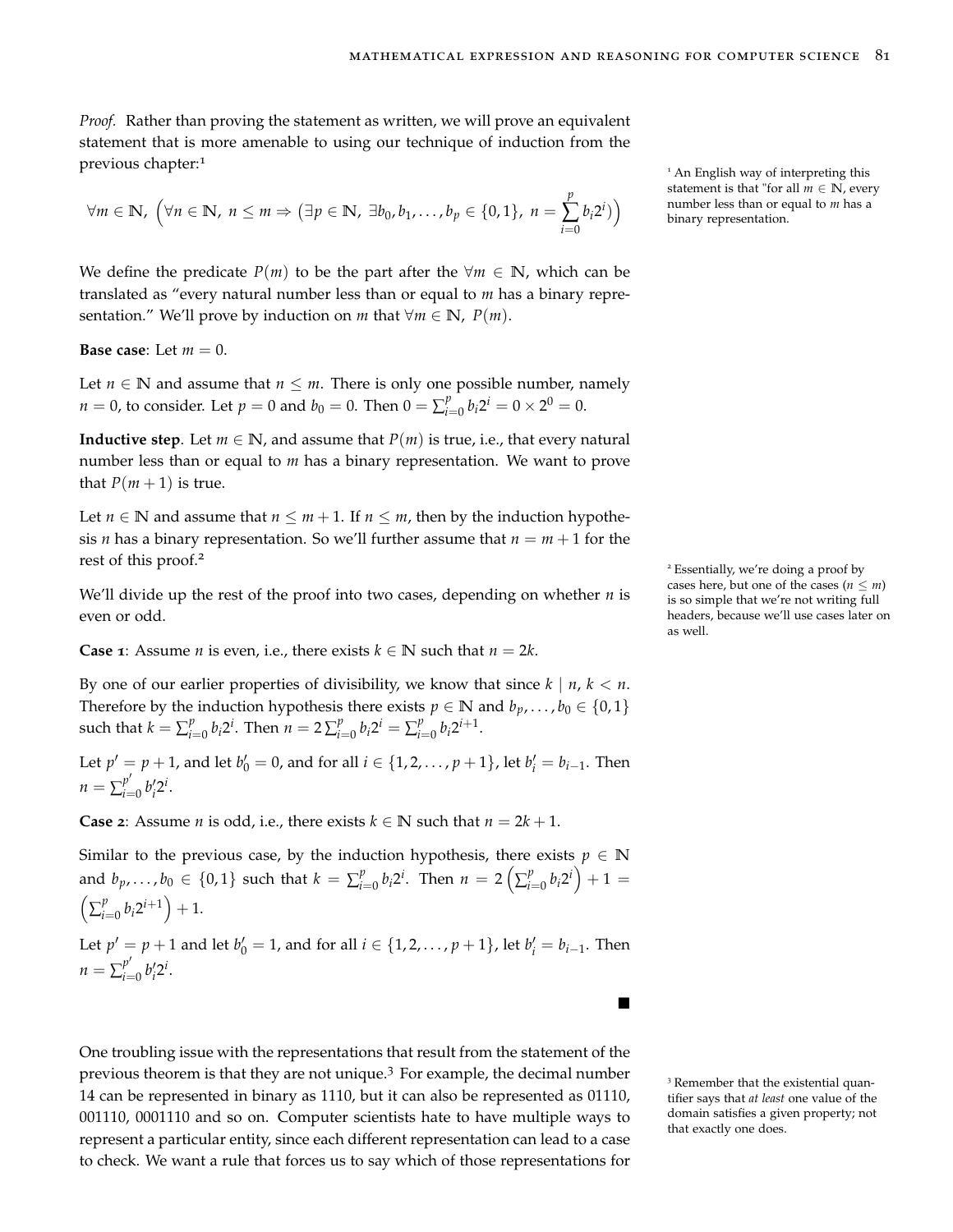*Proof.* Rather than proving the statement as written, we will prove an equivalent statement that is more amenable to using our technique of induction from the previous chapter:[1]

$$\forall m \in \mathbb{N},\ \Big(\forall n \in \mathbb{N},\ n \leq m \Rightarrow \big(\exists p \in \mathbb{N},\ \exists b_0, b_1, \ldots, b_p \in \{0,1\},\ n = \sum_{i=0}^{p} b_i 2^i\big)\Big)$$

We define the predicate $P(m)$ to be the part after the $\forall m \in \mathbb{N}$, which can be translated as "every natural number less than or equal to $m$ has a binary representation." We'll prove by induction on $m$ that $\forall m \in \mathbb{N},\ P(m)$.

**Base case**: Let $m = 0$.

Let $n \in \mathbb{N}$ and assume that $n \leq m$. There is only one possible number, namely $n = 0$, to consider. Let $p = 0$ and $b_0 = 0$. Then $0 = \sum_{i=0}^{p} b_i 2^i = 0 \times 2^0 = 0$.

**Inductive step**. Let $m \in \mathbb{N}$, and assume that $P(m)$ is true, i.e., that every natural number less than or equal to $m$ has a binary representation. We want to prove that $P(m+1)$ is true.

Let $n \in \mathbb{N}$ and assume that $n \leq m+1$. If $n \leq m$, then by the induction hypothesis $n$ has a binary representation. So we'll further assume that $n = m+1$ for the rest of this proof.[2]

We'll divide up the rest of the proof into two cases, depending on whether $n$ is even or odd.

**Case 1**: Assume $n$ is even, i.e., there exists $k \in \mathbb{N}$ such that $n = 2k$.

By one of our earlier properties of divisibility, we know that since $k \mid n$, $k < n$. Therefore by the induction hypothesis there exists $p \in \mathbb{N}$ and $b_p, \ldots, b_0 \in \{0,1\}$ such that $k = \sum_{i=0}^{p} b_i 2^i$. Then $n = 2\sum_{i=0}^{p} b_i 2^i = \sum_{i=0}^{p} b_i 2^{i+1}$.

Let $p' = p+1$, and let $b'_0 = 0$, and for all $i \in \{1, 2, \ldots, p+1\}$, let $b'_i = b_{i-1}$. Then $n = \sum_{i=0}^{p'} b'_i 2^i$.

**Case 2**: Assume $n$ is odd, i.e., there exists $k \in \mathbb{N}$ such that $n = 2k+1$.

Similar to the previous case, by the induction hypothesis, there exists $p \in \mathbb{N}$ and $b_p, \ldots, b_0 \in \{0,1\}$ such that $k = \sum_{i=0}^{p} b_i 2^i$. Then $n = 2\left(\sum_{i=0}^{p} b_i 2^i\right) + 1 = \left(\sum_{i=0}^{p} b_i 2^{i+1}\right) + 1$.

Let $p' = p+1$ and let $b'_0 = 1$, and for all $i \in \{1, 2, \ldots, p+1\}$, let $b'_i = b_{i-1}$. Then $n = \sum_{i=0}^{p'} b'_i 2^i$.

■

One troubling issue with the representations that result from the statement of the previous theorem is that they are not unique.[3] For example, the decimal number 14 can be represented in binary as 1110, but it can also be represented as 01110, 001110, 0001110 and so on. Computer scientists hate to have multiple ways to represent a particular entity, since each different representation can lead to a case to check. We want a rule that forces us to say which of those representations for

---

[1] An English way of interpreting this statement is that "for all $m \in \mathbb{N}$, every number less than or equal to $m$ has a binary representation.

[2] Essentially, we're doing a proof by cases here, but one of the cases ($n \leq m$) is so simple that we're not writing full headers, because we'll use cases later on as well.

[3] Remember that the existential quantifier says that *at least* one value of the domain satisfies a given property; not that exactly one does.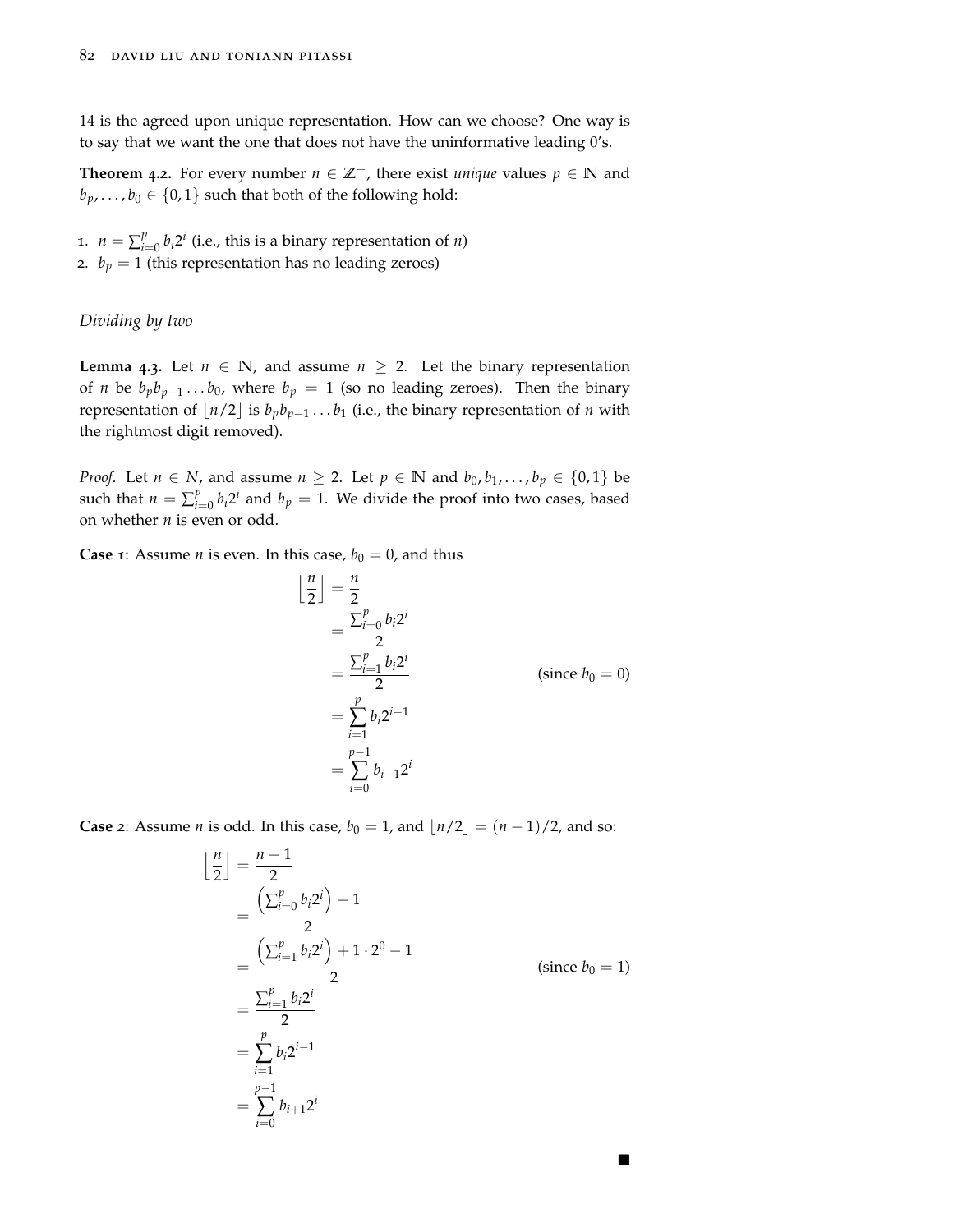14 is the agreed upon unique representation. How can we choose? One way is to say that we want the one that does not have the uninformative leading 0's.

**Theorem 4.2.** For every number $n \in \mathbb{Z}^+$, there exist *unique* values $p \in \mathbb{N}$ and $b_p, \ldots, b_0 \in \{0, 1\}$ such that both of the following hold:

1. $n = \sum_{i=0}^{p} b_i 2^i$ (i.e., this is a binary representation of $n$)
2. $b_p = 1$ (this representation has no leading zeroes)

### *Dividing by two*

**Lemma 4.3.** Let $n \in \mathbb{N}$, and assume $n \geq 2$. Let the binary representation of $n$ be $b_p b_{p-1} \ldots b_0$, where $b_p = 1$ (so no leading zeroes). Then the binary representation of $\lfloor n/2 \rfloor$ is $b_p b_{p-1} \ldots b_1$ (i.e., the binary representation of $n$ with the rightmost digit removed).

*Proof.* Let $n \in N$, and assume $n \geq 2$. Let $p \in \mathbb{N}$ and $b_0, b_1, \ldots, b_p \in \{0, 1\}$ be such that $n = \sum_{i=0}^{p} b_i 2^i$ and $b_p = 1$. We divide the proof into two cases, based on whether $n$ is even or odd.

**Case 1**: Assume $n$ is even. In this case, $b_0 = 0$, and thus

$$
\begin{aligned}
\left\lfloor \frac{n}{2} \right\rfloor &= \frac{n}{2} \\
&= \frac{\sum_{i=0}^{p} b_i 2^i}{2} \\
&= \frac{\sum_{i=1}^{p} b_i 2^i}{2} && \text{(since } b_0 = 0\text{)} \\
&= \sum_{i=1}^{p} b_i 2^{i-1} \\
&= \sum_{i=0}^{p-1} b_{i+1} 2^i
\end{aligned}
$$

**Case 2**: Assume $n$ is odd. In this case, $b_0 = 1$, and $\lfloor n/2 \rfloor = (n-1)/2$, and so:

$$
\begin{aligned}
\left\lfloor \frac{n}{2} \right\rfloor &= \frac{n-1}{2} \\
&= \frac{\left(\sum_{i=0}^{p} b_i 2^i\right) - 1}{2} \\
&= \frac{\left(\sum_{i=1}^{p} b_i 2^i\right) + 1 \cdot 2^0 - 1}{2} && \text{(since } b_0 = 1\text{)} \\
&= \frac{\sum_{i=1}^{p} b_i 2^i}{2} \\
&= \sum_{i=1}^{p} b_i 2^{i-1} \\
&= \sum_{i=0}^{p-1} b_{i+1} 2^i
\end{aligned}
$$

■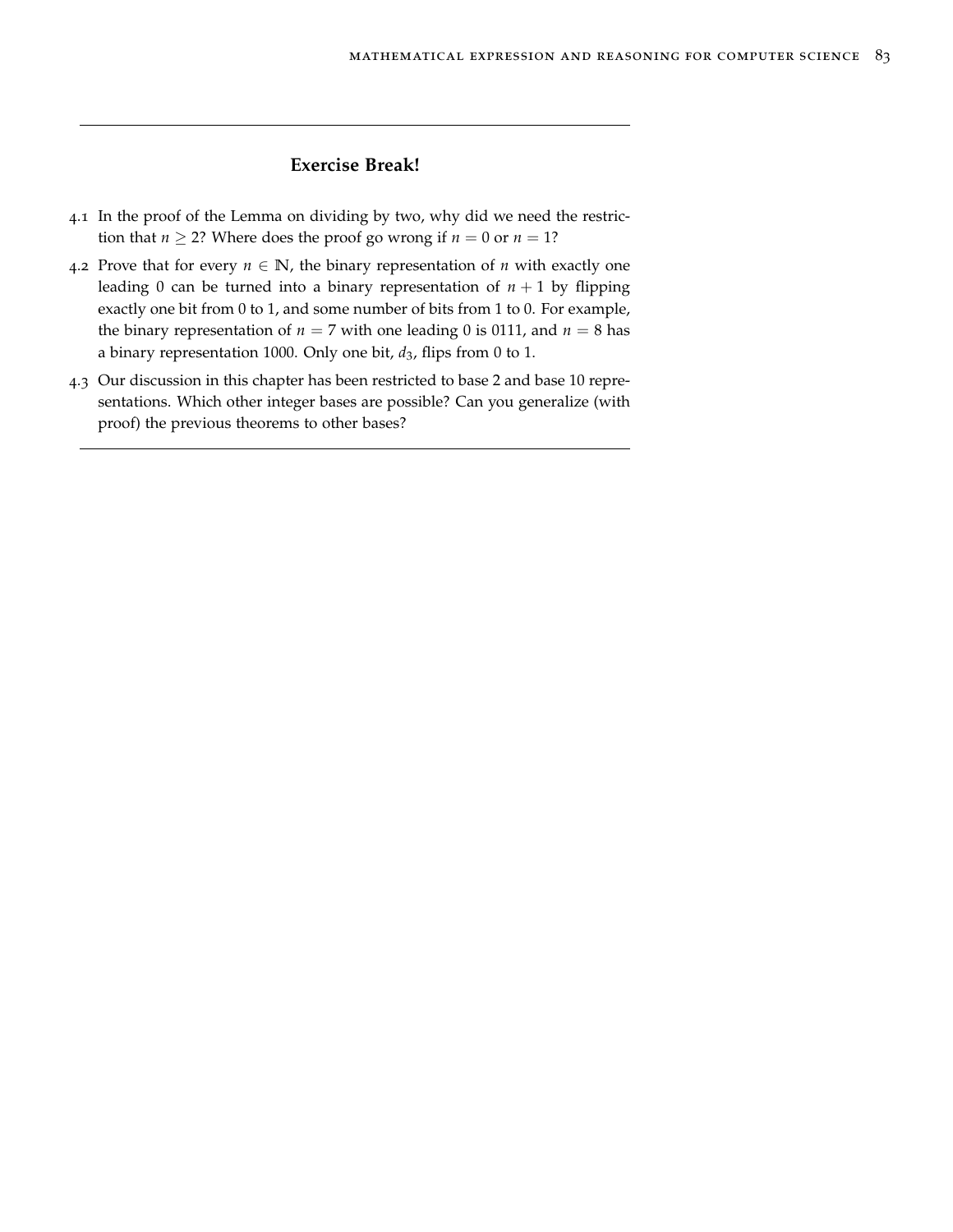### Exercise Break!

4.1 In the proof of the Lemma on dividing by two, why did we need the restriction that $n \geq 2$? Where does the proof go wrong if $n = 0$ or $n = 1$?

4.2 Prove that for every $n \in \mathbb{N}$, the binary representation of $n$ with exactly one leading 0 can be turned into a binary representation of $n + 1$ by flipping exactly one bit from 0 to 1, and some number of bits from 1 to 0. For example, the binary representation of $n = 7$ with one leading 0 is 0111, and $n = 8$ has a binary representation 1000. Only one bit, $d_3$, flips from 0 to 1.

4.3 Our discussion in this chapter has been restricted to base 2 and base 10 representations. Which other integer bases are possible? Can you generalize (with proof) the previous theorems to other bases?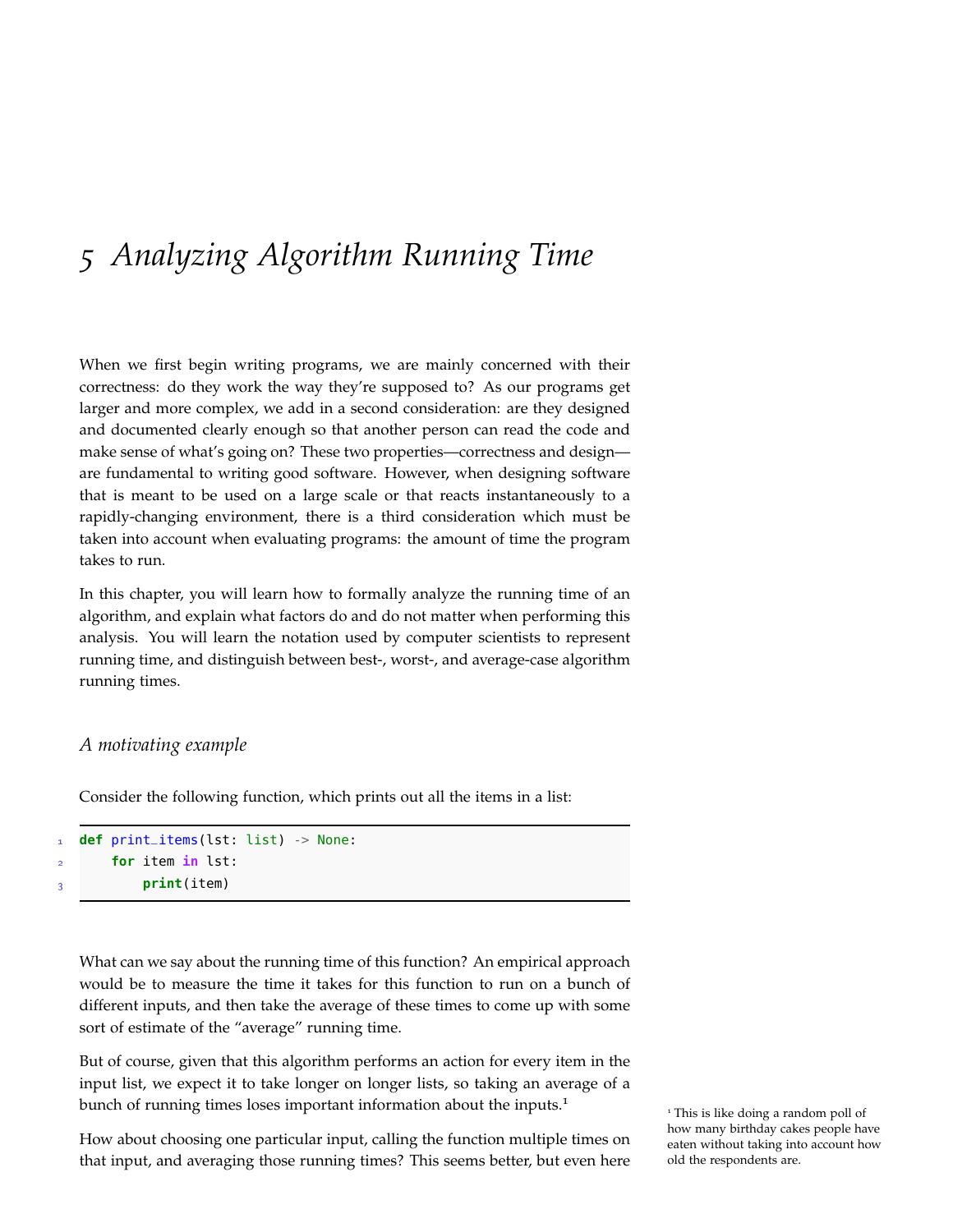# 5 Analyzing Algorithm Running Time

When we first begin writing programs, we are mainly concerned with their correctness: do they work the way they're supposed to? As our programs get larger and more complex, we add in a second consideration: are they designed and documented clearly enough so that another person can read the code and make sense of what's going on? These two properties—correctness and design—are fundamental to writing good software. However, when designing software that is meant to be used on a large scale or that reacts instantaneously to a rapidly-changing environment, there is a third consideration which must be taken into account when evaluating programs: the amount of time the program takes to run.

In this chapter, you will learn how to formally analyze the running time of an algorithm, and explain what factors do and do not matter when performing this analysis. You will learn the notation used by computer scientists to represent running time, and distinguish between best-, worst-, and average-case algorithm running times.

## *A motivating example*

Consider the following function, which prints out all the items in a list:

```
def print_items(lst: list) -> None:
    for item in lst:
        print(item)
```

What can we say about the running time of this function? An empirical approach would be to measure the time it takes for this function to run on a bunch of different inputs, and then take the average of these times to come up with some sort of estimate of the "average" running time.

But of course, given that this algorithm performs an action for every item in the input list, we expect it to take longer on longer lists, so taking an average of a bunch of running times loses important information about the inputs.[1]

How about choosing one particular input, calling the function multiple times on that input, and averaging those running times? This seems better, but even here

[1] This is like doing a random poll of how many birthday cakes people have eaten without taking into account how old the respondents are.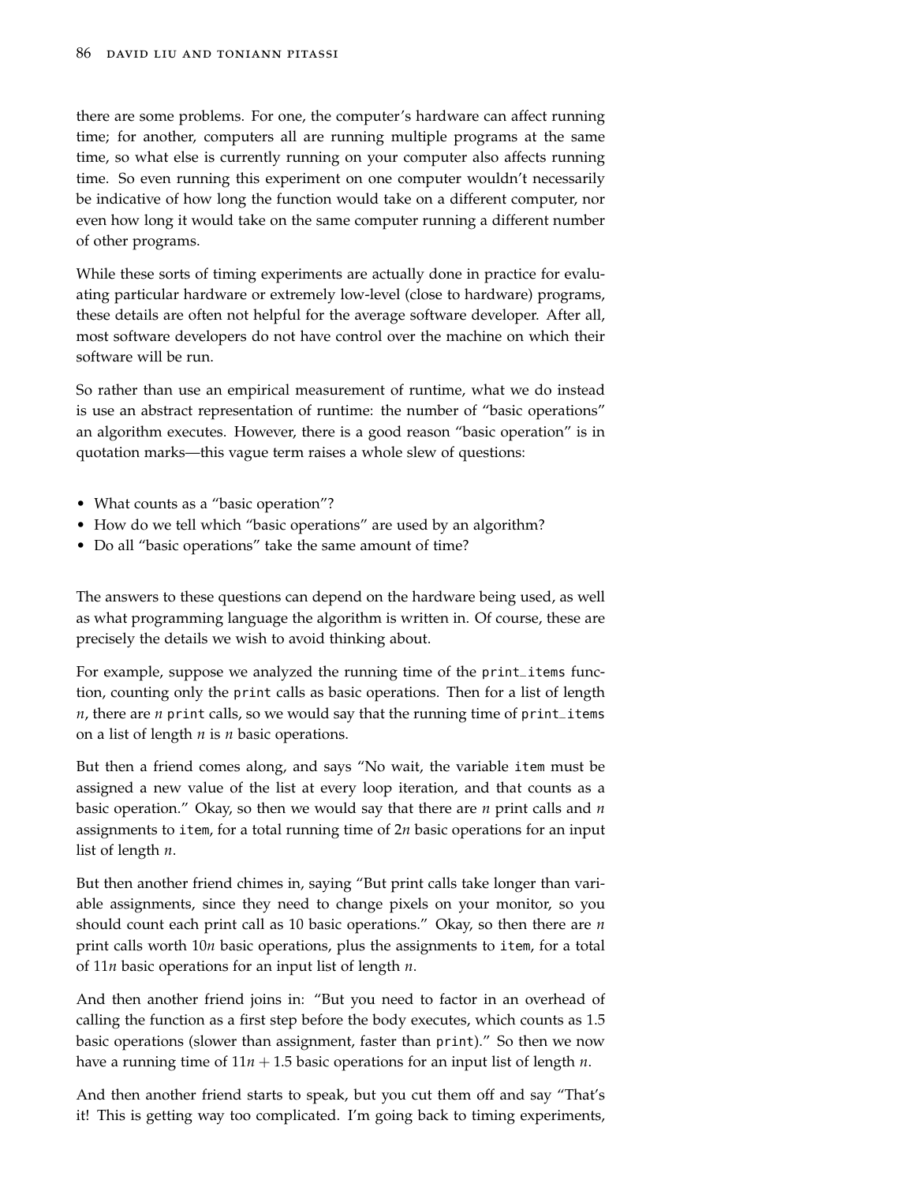there are some problems. For one, the computer's hardware can affect running time; for another, computers all are running multiple programs at the same time, so what else is currently running on your computer also affects running time. So even running this experiment on one computer wouldn't necessarily be indicative of how long the function would take on a different computer, nor even how long it would take on the same computer running a different number of other programs.

While these sorts of timing experiments are actually done in practice for evaluating particular hardware or extremely low-level (close to hardware) programs, these details are often not helpful for the average software developer. After all, most software developers do not have control over the machine on which their software will be run.

So rather than use an empirical measurement of runtime, what we do instead is use an abstract representation of runtime: the number of "basic operations" an algorithm executes. However, there is a good reason "basic operation" is in quotation marks—this vague term raises a whole slew of questions:

- What counts as a "basic operation"?
- How do we tell which "basic operations" are used by an algorithm?
- Do all "basic operations" take the same amount of time?

The answers to these questions can depend on the hardware being used, as well as what programming language the algorithm is written in. Of course, these are precisely the details we wish to avoid thinking about.

For example, suppose we analyzed the running time of the `print_items` function, counting only the `print` calls as basic operations. Then for a list of length $n$, there are $n$ `print` calls, so we would say that the running time of `print_items` on a list of length $n$ is $n$ basic operations.

But then a friend comes along, and says "No wait, the variable `item` must be assigned a new value of the list at every loop iteration, and that counts as a basic operation." Okay, so then we would say that there are $n$ print calls and $n$ assignments to `item`, for a total running time of $2n$ basic operations for an input list of length $n$.

But then another friend chimes in, saying "But print calls take longer than variable assignments, since they need to change pixels on your monitor, so you should count each print call as 10 basic operations." Okay, so then there are $n$ print calls worth $10n$ basic operations, plus the assignments to `item`, for a total of $11n$ basic operations for an input list of length $n$.

And then another friend joins in: "But you need to factor in an overhead of calling the function as a first step before the body executes, which counts as 1.5 basic operations (slower than assignment, faster than `print`)." So then we now have a running time of $11n + 1.5$ basic operations for an input list of length $n$.

And then another friend starts to speak, but you cut them off and say "That's it! This is getting way too complicated. I'm going back to timing experiments,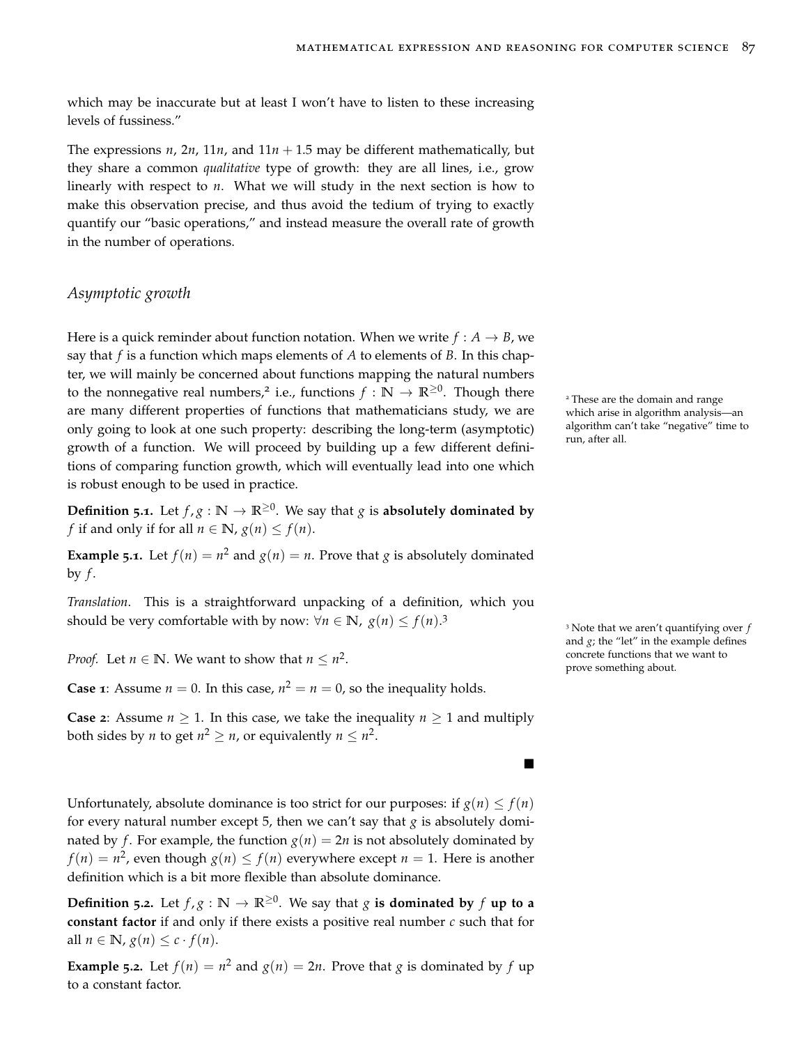which may be inaccurate but at least I won't have to listen to these increasing levels of fussiness."

The expressions $n$, $2n$, $11n$, and $11n + 1.5$ may be different mathematically, but they share a common *qualitative* type of growth: they are all lines, i.e., grow linearly with respect to $n$. What we will study in the next section is how to make this observation precise, and thus avoid the tedium of trying to exactly quantify our "basic operations," and instead measure the overall rate of growth in the number of operations.

## *Asymptotic growth*

Here is a quick reminder about function notation. When we write $f : A \to B$, we say that $f$ is a function which maps elements of $A$ to elements of $B$. In this chapter, we will mainly be concerned about functions mapping the natural numbers to the nonnegative real numbers,[2] i.e., functions $f : \mathbb{N} \to \mathbb{R}^{\geq 0}$. Though there are many different properties of functions that mathematicians study, we are only going to look at one such property: describing the long-term (asymptotic) growth of a function. We will proceed by building up a few different definitions of comparing function growth, which will eventually lead into one which is robust enough to be used in practice.

[2] These are the domain and range which arise in algorithm analysis—an algorithm can't take "negative" time to run, after all.

**Definition 5.1.** Let $f, g : \mathbb{N} \to \mathbb{R}^{\geq 0}$. We say that $g$ is **absolutely dominated by** $f$ if and only if for all $n \in \mathbb{N}$, $g(n) \leq f(n)$.

**Example 5.1.** Let $f(n) = n^2$ and $g(n) = n$. Prove that $g$ is absolutely dominated by $f$.

*Translation*. This is a straightforward unpacking of a definition, which you should be very comfortable with by now: $\forall n \in \mathbb{N},\ g(n) \leq f(n)$.[3]

[3] Note that we aren't quantifying over $f$ and $g$; the "let" in the example defines concrete functions that we want to prove something about.

*Proof.* Let $n \in \mathbb{N}$. We want to show that $n \leq n^2$.

**Case 1**: Assume $n = 0$. In this case, $n^2 = n = 0$, so the inequality holds.

**Case 2**: Assume $n \geq 1$. In this case, we take the inequality $n \geq 1$ and multiply both sides by $n$ to get $n^2 \geq n$, or equivalently $n \leq n^2$.

■

Unfortunately, absolute dominance is too strict for our purposes: if $g(n) \leq f(n)$ for every natural number except 5, then we can't say that $g$ is absolutely dominated by $f$. For example, the function $g(n) = 2n$ is not absolutely dominated by $f(n) = n^2$, even though $g(n) \leq f(n)$ everywhere except $n = 1$. Here is another definition which is a bit more flexible than absolute dominance.

**Definition 5.2.** Let $f, g : \mathbb{N} \to \mathbb{R}^{\geq 0}$. We say that $g$ **is dominated by** $f$ **up to a constant factor** if and only if there exists a positive real number $c$ such that for all $n \in \mathbb{N}$, $g(n) \leq c \cdot f(n)$.

**Example 5.2.** Let $f(n) = n^2$ and $g(n) = 2n$. Prove that $g$ is dominated by $f$ up to a constant factor.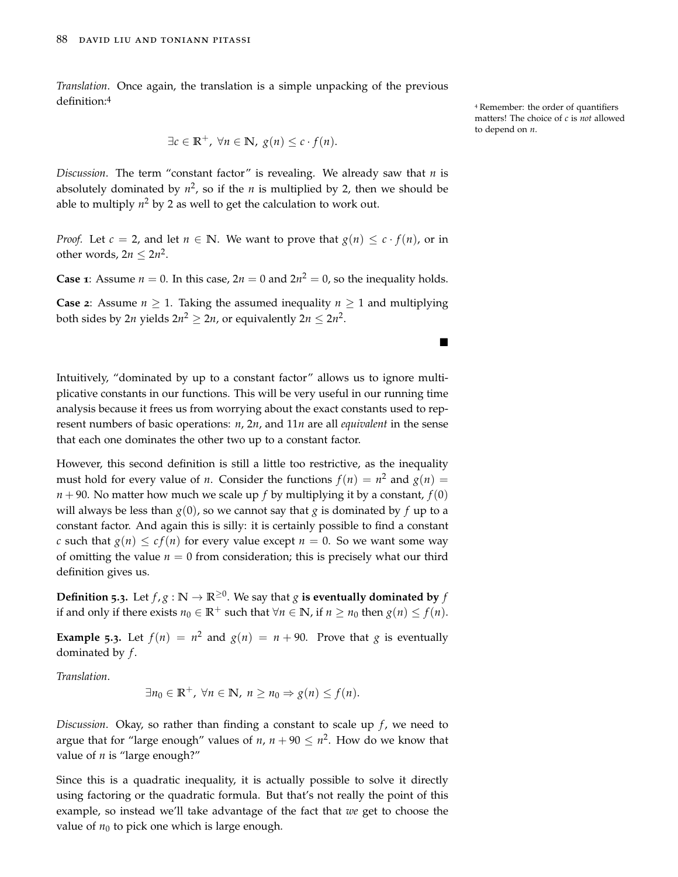*Translation*. Once again, the translation is a simple unpacking of the previous definition:[4]

$$\exists c \in \mathbb{R}^+,\ \forall n \in \mathbb{N},\ g(n) \leq c \cdot f(n).$$

[4] Remember: the order of quantifiers matters! The choice of $c$ is *not* allowed to depend on $n$.

*Discussion*. The term "constant factor" is revealing. We already saw that $n$ is absolutely dominated by $n^2$, so if the $n$ is multiplied by 2, then we should be able to multiply $n^2$ by 2 as well to get the calculation to work out.

*Proof.* Let $c = 2$, and let $n \in \mathbb{N}$. We want to prove that $g(n) \leq c \cdot f(n)$, or in other words, $2n \leq 2n^2$.

**Case 1**: Assume $n = 0$. In this case, $2n = 0$ and $2n^2 = 0$, so the inequality holds.

**Case 2**: Assume $n \geq 1$. Taking the assumed inequality $n \geq 1$ and multiplying both sides by $2n$ yields $2n^2 \geq 2n$, or equivalently $2n \leq 2n^2$.

■

Intuitively, "dominated by up to a constant factor" allows us to ignore multiplicative constants in our functions. This will be very useful in our running time analysis because it frees us from worrying about the exact constants used to represent numbers of basic operations: $n$, $2n$, and $11n$ are all *equivalent* in the sense that each one dominates the other two up to a constant factor.

However, this second definition is still a little too restrictive, as the inequality must hold for every value of $n$. Consider the functions $f(n) = n^2$ and $g(n) = n + 90$. No matter how much we scale up $f$ by multiplying it by a constant, $f(0)$ will always be less than $g(0)$, so we cannot say that $g$ is dominated by $f$ up to a constant factor. And again this is silly: it is certainly possible to find a constant $c$ such that $g(n) \leq cf(n)$ for every value except $n = 0$. So we want some way of omitting the value $n = 0$ from consideration; this is precisely what our third definition gives us.

**Definition 5.3.** Let $f, g : \mathbb{N} \to \mathbb{R}^{\geq 0}$. We say that $g$ **is eventually dominated by** $f$ if and only if there exists $n_0 \in \mathbb{R}^+$ such that $\forall n \in \mathbb{N}$, if $n \geq n_0$ then $g(n) \leq f(n)$.

**Example 5.3.** Let $f(n) = n^2$ and $g(n) = n + 90$. Prove that $g$ is eventually dominated by $f$.

*Translation*.

$$\exists n_0 \in \mathbb{R}^+,\ \forall n \in \mathbb{N},\ n \geq n_0 \Rightarrow g(n) \leq f(n).$$

*Discussion*. Okay, so rather than finding a constant to scale up $f$, we need to argue that for "large enough" values of $n$, $n + 90 \leq n^2$. How do we know that value of $n$ is "large enough?"

Since this is a quadratic inequality, it is actually possible to solve it directly using factoring or the quadratic formula. But that's not really the point of this example, so instead we'll take advantage of the fact that *we* get to choose the value of $n_0$ to pick one which is large enough.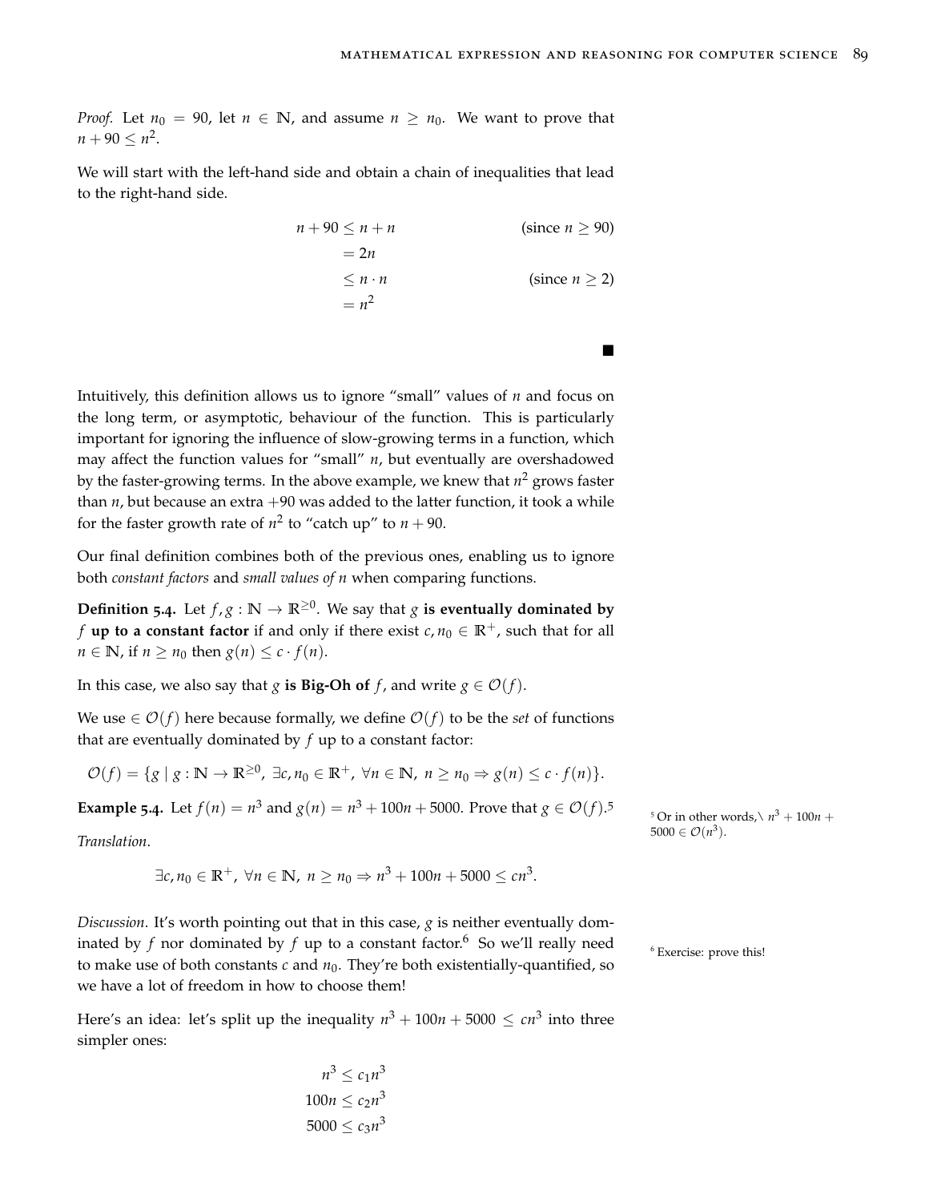*Proof.* Let $n_0 = 90$, let $n \in \mathbb{N}$, and assume $n \geq n_0$. We want to prove that $n + 90 \leq n^2$.

We will start with the left-hand side and obtain a chain of inequalities that lead to the right-hand side.

$$
\begin{aligned}
n + 90 &\leq n + n && \text{(since } n \geq 90\text{)} \\
&= 2n \\
&\leq n \cdot n && \text{(since } n \geq 2\text{)} \\
&= n^2
\end{aligned}
$$

■

Intuitively, this definition allows us to ignore "small" values of $n$ and focus on the long term, or asymptotic, behaviour of the function. This is particularly important for ignoring the influence of slow-growing terms in a function, which may affect the function values for "small" $n$, but eventually are overshadowed by the faster-growing terms. In the above example, we knew that $n^2$ grows faster than $n$, but because an extra $+90$ was added to the latter function, it took a while for the faster growth rate of $n^2$ to "catch up" to $n + 90$.

Our final definition combines both of the previous ones, enabling us to ignore both *constant factors* and *small values of n* when comparing functions.

**Definition 5.4.** Let $f, g : \mathbb{N} \to \mathbb{R}^{\geq 0}$. We say that $g$ **is eventually dominated by** $f$ **up to a constant factor** if and only if there exist $c, n_0 \in \mathbb{R}^+$, such that for all $n \in \mathbb{N}$, if $n \geq n_0$ then $g(n) \leq c \cdot f(n)$.

In this case, we also say that $g$ **is Big-Oh of** $f$, and write $g \in \mathcal{O}(f)$.

We use $\in \mathcal{O}(f)$ here because formally, we define $\mathcal{O}(f)$ to be the *set* of functions that are eventually dominated by $f$ up to a constant factor:

$$\mathcal{O}(f) = \{g \mid g : \mathbb{N} \to \mathbb{R}^{\geq 0},\ \exists c, n_0 \in \mathbb{R}^+,\ \forall n \in \mathbb{N},\ n \geq n_0 \Rightarrow g(n) \leq c \cdot f(n)\}.$$

**Example 5.4.** Let $f(n) = n^3$ and $g(n) = n^3 + 100n + 5000$. Prove that $g \in \mathcal{O}(f)$.[5]

[5] Or in other words,\ $n^3 + 100n + 5000 \in \mathcal{O}(n^3)$.

*Translation.*

$$\exists c, n_0 \in \mathbb{R}^+,\ \forall n \in \mathbb{N},\ n \geq n_0 \Rightarrow n^3 + 100n + 5000 \leq cn^3.$$

*Discussion.* It's worth pointing out that in this case, $g$ is neither eventually dominated by $f$ nor dominated by $f$ up to a constant factor.[6] So we'll really need to make use of both constants $c$ and $n_0$. They're both existentially-quantified, so we have a lot of freedom in how to choose them!

[6] Exercise: prove this!

Here's an idea: let's split up the inequality $n^3 + 100n + 5000 \leq cn^3$ into three simpler ones:

$$
\begin{aligned}
n^3 &\leq c_1 n^3 \\
100n &\leq c_2 n^3 \\
5000 &\leq c_3 n^3
\end{aligned}
$$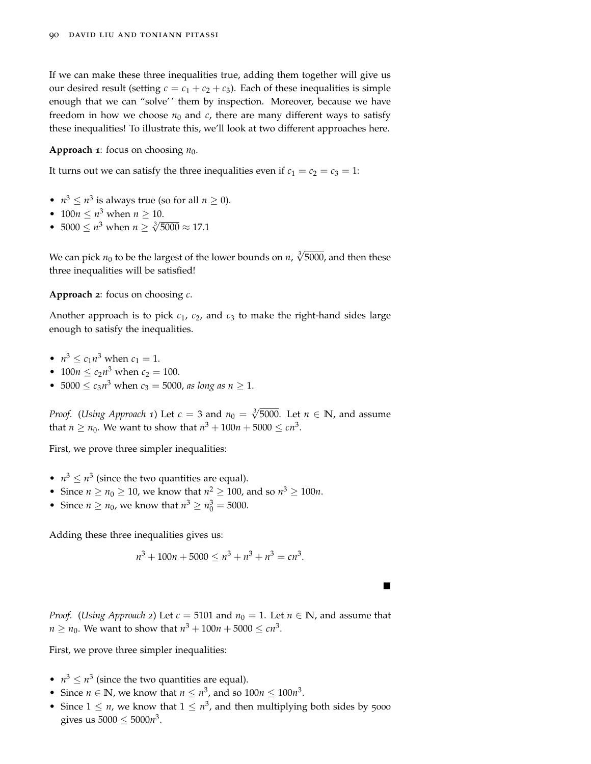If we can make these three inequalities true, adding them together will give us our desired result (setting $c = c_1 + c_2 + c_3$). Each of these inequalities is simple enough that we can "solve'' them by inspection. Moreover, because we have freedom in how we choose $n_0$ and $c$, there are many different ways to satisfy these inequalities! To illustrate this, we'll look at two different approaches here.

**Approach 1**: focus on choosing $n_0$.

It turns out we can satisfy the three inequalities even if $c_1 = c_2 = c_3 = 1$:

- $n^3 \leq n^3$ is always true (so for all $n \geq 0$).
- $100n \leq n^3$ when $n \geq 10$.
- $5000 \leq n^3$ when $n \geq \sqrt[3]{5000} \approx 17.1$

We can pick $n_0$ to be the largest of the lower bounds on $n$, $\sqrt[3]{5000}$, and then these three inequalities will be satisfied!

**Approach 2**: focus on choosing $c$.

Another approach is to pick $c_1$, $c_2$, and $c_3$ to make the right-hand sides large enough to satisfy the inequalities.

- $n^3 \leq c_1 n^3$ when $c_1 = 1$.
- $100n \leq c_2 n^3$ when $c_2 = 100$.
- $5000 \leq c_3 n^3$ when $c_3 = 5000$, *as long as* $n \geq 1$.

*Proof.* (*Using Approach 1*) Let $c = 3$ and $n_0 = \sqrt[3]{5000}$. Let $n \in \mathbb{N}$, and assume that $n \geq n_0$. We want to show that $n^3 + 100n + 5000 \leq cn^3$.

First, we prove three simpler inequalities:

- $n^3 \leq n^3$ (since the two quantities are equal).
- Since $n \geq n_0 \geq 10$, we know that $n^2 \geq 100$, and so $n^3 \geq 100n$.
- Since $n \geq n_0$, we know that $n^3 \geq n_0^3 = 5000$.

Adding these three inequalities gives us:

$$n^3 + 100n + 5000 \leq n^3 + n^3 + n^3 = cn^3.$$

■

*Proof.* (*Using Approach 2*) Let $c = 5101$ and $n_0 = 1$. Let $n \in \mathbb{N}$, and assume that $n \geq n_0$. We want to show that $n^3 + 100n + 5000 \leq cn^3$.

First, we prove three simpler inequalities:

- $n^3 \leq n^3$ (since the two quantities are equal).
- Since $n \in \mathbb{N}$, we know that $n \leq n^3$, and so $100n \leq 100n^3$.
- Since $1 \leq n$, we know that $1 \leq n^3$, and then multiplying both sides by 5000 gives us $5000 \leq 5000n^3$.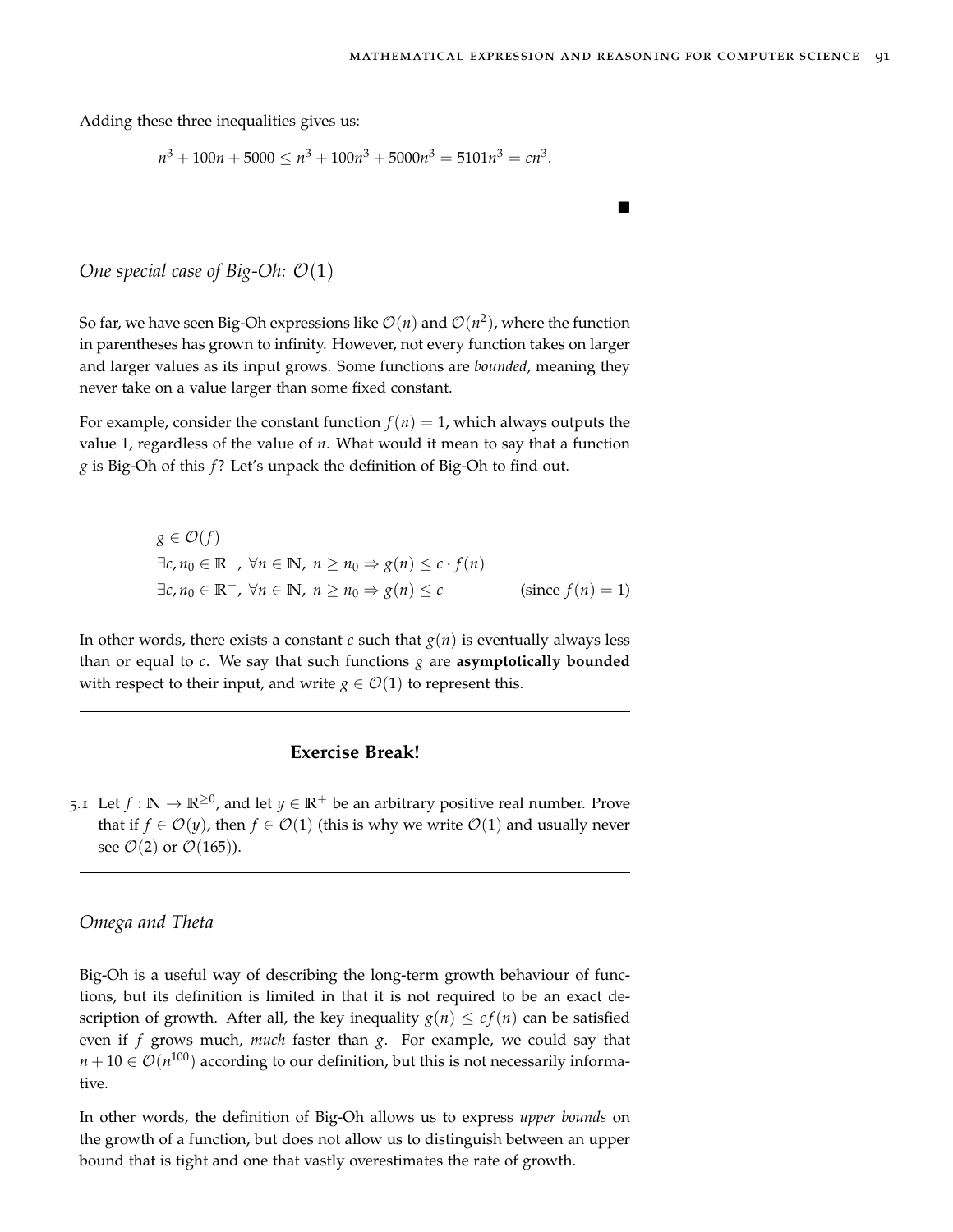Adding these three inequalities gives us:

$$n^3 + 100n + 5000 \leq n^3 + 100n^3 + 5000n^3 = 5101n^3 = cn^3.$$

■

### *One special case of Big-Oh: $\mathcal{O}(1)$*

So far, we have seen Big-Oh expressions like $\mathcal{O}(n)$ and $\mathcal{O}(n^2)$, where the function in parentheses has grown to infinity. However, not every function takes on larger and larger values as its input grows. Some functions are *bounded*, meaning they never take on a value larger than some fixed constant.

For example, consider the constant function $f(n) = 1$, which always outputs the value 1, regardless of the value of $n$. What would it mean to say that a function $g$ is Big-Oh of this $f$? Let's unpack the definition of Big-Oh to find out.

$$\begin{aligned}
&g \in \mathcal{O}(f) \\
&\exists c, n_0 \in \mathbb{R}^+,\ \forall n \in \mathbb{N},\ n \geq n_0 \Rightarrow g(n) \leq c \cdot f(n) \\
&\exists c, n_0 \in \mathbb{R}^+,\ \forall n \in \mathbb{N},\ n \geq n_0 \Rightarrow g(n) \leq c \qquad \text{(since } f(n) = 1\text{)}
\end{aligned}$$

In other words, there exists a constant $c$ such that $g(n)$ is eventually always less than or equal to $c$. We say that such functions $g$ are **asymptotically bounded** with respect to their input, and write $g \in \mathcal{O}(1)$ to represent this.

---

**Exercise Break!**

5.1 Let $f : \mathbb{N} \to \mathbb{R}^{\geq 0}$, and let $y \in \mathbb{R}^+$ be an arbitrary positive real number. Prove that if $f \in \mathcal{O}(y)$, then $f \in \mathcal{O}(1)$ (this is why we write $\mathcal{O}(1)$ and usually never see $\mathcal{O}(2)$ or $\mathcal{O}(165)$).

---

### *Omega and Theta*

Big-Oh is a useful way of describing the long-term growth behaviour of functions, but its definition is limited in that it is not required to be an exact description of growth. After all, the key inequality $g(n) \leq cf(n)$ can be satisfied even if $f$ grows much, *much* faster than $g$. For example, we could say that $n + 10 \in \mathcal{O}(n^{100})$ according to our definition, but this is not necessarily informative.

In other words, the definition of Big-Oh allows us to express *upper bounds* on the growth of a function, but does not allow us to distinguish between an upper bound that is tight and one that vastly overestimates the rate of growth.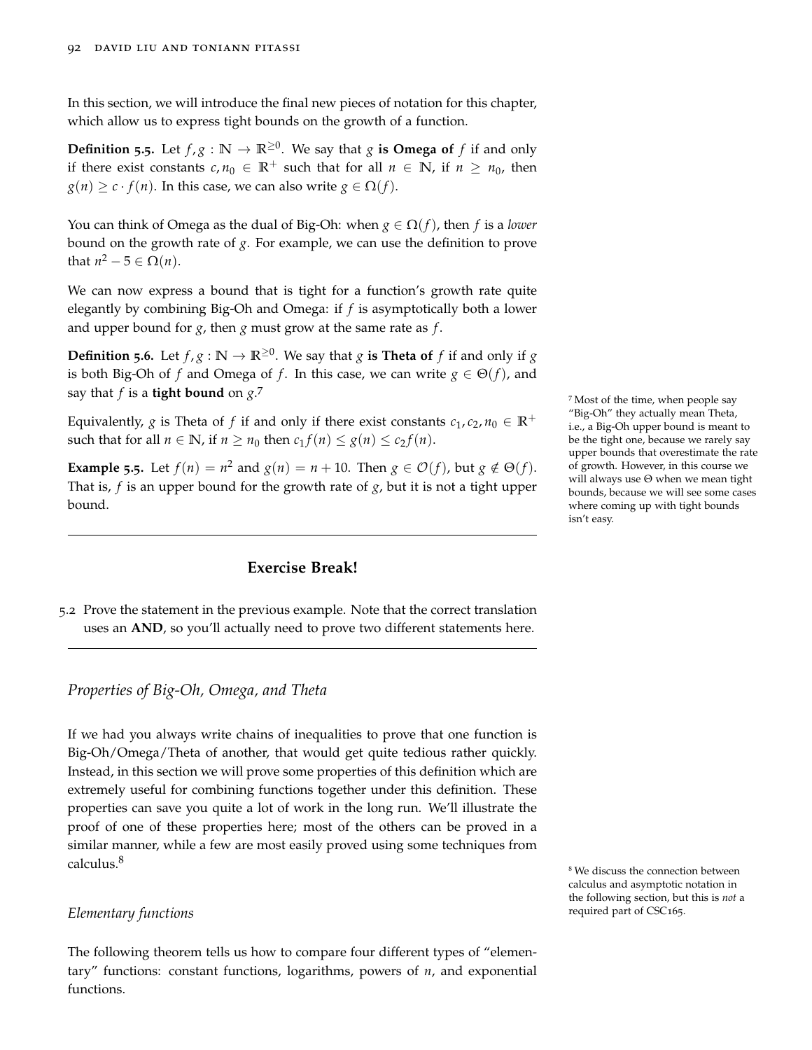In this section, we will introduce the final new pieces of notation for this chapter, which allow us to express tight bounds on the growth of a function.

**Definition 5.5.** Let $f, g : \mathbb{N} \to \mathbb{R}^{\geq 0}$. We say that $g$ **is Omega of** $f$ if and only if there exist constants $c, n_0 \in \mathbb{R}^+$ such that for all $n \in \mathbb{N}$, if $n \geq n_0$, then $g(n) \geq c \cdot f(n)$. In this case, we can also write $g \in \Omega(f)$.

You can think of Omega as the dual of Big-Oh: when $g \in \Omega(f)$, then $f$ is a *lower* bound on the growth rate of $g$. For example, we can use the definition to prove that $n^2 - 5 \in \Omega(n)$.

We can now express a bound that is tight for a function's growth rate quite elegantly by combining Big-Oh and Omega: if $f$ is asymptotically both a lower and upper bound for $g$, then $g$ must grow at the same rate as $f$.

**Definition 5.6.** Let $f, g : \mathbb{N} \to \mathbb{R}^{\geq 0}$. We say that $g$ **is Theta of** $f$ if and only if $g$ is both Big-Oh of $f$ and Omega of $f$. In this case, we can write $g \in \Theta(f)$, and say that $f$ is a **tight bound** on $g$.[7]

[7] Most of the time, when people say "Big-Oh" they actually mean Theta, i.e., a Big-Oh upper bound is meant to be the tight one, because we rarely say upper bounds that overestimate the rate of growth. However, in this course we will always use $\Theta$ when we mean tight bounds, because we will see some cases where coming up with tight bounds isn't easy.

Equivalently, $g$ is Theta of $f$ if and only if there exist constants $c_1, c_2, n_0 \in \mathbb{R}^+$ such that for all $n \in \mathbb{N}$, if $n \geq n_0$ then $c_1 f(n) \leq g(n) \leq c_2 f(n)$.

**Example 5.5.** Let $f(n) = n^2$ and $g(n) = n + 10$. Then $g \in \mathcal{O}(f)$, but $g \notin \Theta(f)$. That is, $f$ is an upper bound for the growth rate of $g$, but it is not a tight upper bound.

---

**Exercise Break!**

5.2 Prove the statement in the previous example. Note that the correct translation uses an **AND**, so you'll actually need to prove two different statements here.

---

### *Properties of Big-Oh, Omega, and Theta*

If we had you always write chains of inequalities to prove that one function is Big-Oh/Omega/Theta of another, that would get quite tedious rather quickly. Instead, in this section we will prove some properties of this definition which are extremely useful for combining functions together under this definition. These properties can save you quite a lot of work in the long run. We'll illustrate the proof of one of these properties here; most of the others can be proved in a similar manner, while a few are most easily proved using some techniques from calculus.[8]

[8] We discuss the connection between calculus and asymptotic notation in the following section, but this is *not* a required part of CSC165.

#### *Elementary functions*

The following theorem tells us how to compare four different types of "elementary" functions: constant functions, logarithms, powers of $n$, and exponential functions.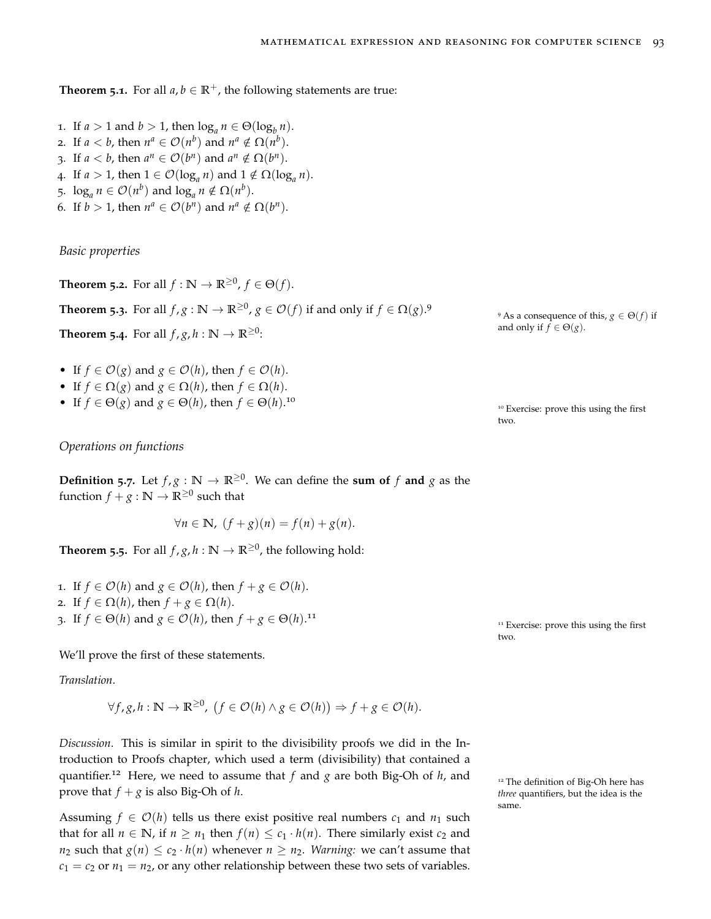**Theorem 5.1.** For all $a, b \in \mathbb{R}^+$, the following statements are true:

1. If $a > 1$ and $b > 1$, then $\log_a n \in \Theta(\log_b n)$.
2. If $a < b$, then $n^a \in \mathcal{O}(n^b)$ and $n^a \notin \Omega(n^b)$.
3. If $a < b$, then $a^n \in \mathcal{O}(b^n)$ and $a^n \notin \Omega(b^n)$.
4. If $a > 1$, then $1 \in \mathcal{O}(\log_a n)$ and $1 \notin \Omega(\log_a n)$.
5. $\log_a n \in \mathcal{O}(n^b)$ and $\log_a n \notin \Omega(n^b)$.
6. If $b > 1$, then $n^a \in \mathcal{O}(b^n)$ and $n^a \notin \Omega(b^n)$.

*Basic properties*

**Theorem 5.2.** For all $f : \mathbb{N} \to \mathbb{R}^{\geq 0}$, $f \in \Theta(f)$.

**Theorem 5.3.** For all $f, g : \mathbb{N} \to \mathbb{R}^{\geq 0}$, $g \in \mathcal{O}(f)$ if and only if $f \in \Omega(g)$.[9]

[9] As a consequence of this, $g \in \Theta(f)$ if and only if $f \in \Theta(g)$.

**Theorem 5.4.** For all $f, g, h : \mathbb{N} \to \mathbb{R}^{\geq 0}$:

- If $f \in \mathcal{O}(g)$ and $g \in \mathcal{O}(h)$, then $f \in \mathcal{O}(h)$.
- If $f \in \Omega(g)$ and $g \in \Omega(h)$, then $f \in \Omega(h)$.
- If $f \in \Theta(g)$ and $g \in \Theta(h)$, then $f \in \Theta(h)$.[10]

[10] Exercise: prove this using the first two.

*Operations on functions*

**Definition 5.7.** Let $f, g : \mathbb{N} \to \mathbb{R}^{\geq 0}$. We can define the **sum of** $f$ **and** $g$ as the function $f + g : \mathbb{N} \to \mathbb{R}^{\geq 0}$ such that

$$\forall n \in \mathbb{N},\ (f + g)(n) = f(n) + g(n).$$

**Theorem 5.5.** For all $f, g, h : \mathbb{N} \to \mathbb{R}^{\geq 0}$, the following hold:

1. If $f \in \mathcal{O}(h)$ and $g \in \mathcal{O}(h)$, then $f + g \in \mathcal{O}(h)$.
2. If $f \in \Omega(h)$, then $f + g \in \Omega(h)$.
3. If $f \in \Theta(h)$ and $g \in \mathcal{O}(h)$, then $f + g \in \Theta(h)$.[11]

[11] Exercise: prove this using the first two.

We'll prove the first of these statements.

*Translation.*

$$\forall f, g, h : \mathbb{N} \to \mathbb{R}^{\geq 0},\ \big(f \in \mathcal{O}(h) \land g \in \mathcal{O}(h)\big) \Rightarrow f + g \in \mathcal{O}(h).$$

*Discussion.* This is similar in spirit to the divisibility proofs we did in the Introduction to Proofs chapter, which used a term (divisibility) that contained a quantifier.[12] Here, we need to assume that $f$ and $g$ are both Big-Oh of $h$, and prove that $f + g$ is also Big-Oh of $h$.

[12] The definition of Big-Oh here has *three* quantifiers, but the idea is the same.

Assuming $f \in \mathcal{O}(h)$ tells us there exist positive real numbers $c_1$ and $n_1$ such that for all $n \in \mathbb{N}$, if $n \geq n_1$ then $f(n) \leq c_1 \cdot h(n)$. There similarly exist $c_2$ and $n_2$ such that $g(n) \leq c_2 \cdot h(n)$ whenever $n \geq n_2$. *Warning:* we can't assume that $c_1 = c_2$ or $n_1 = n_2$, or any other relationship between these two sets of variables.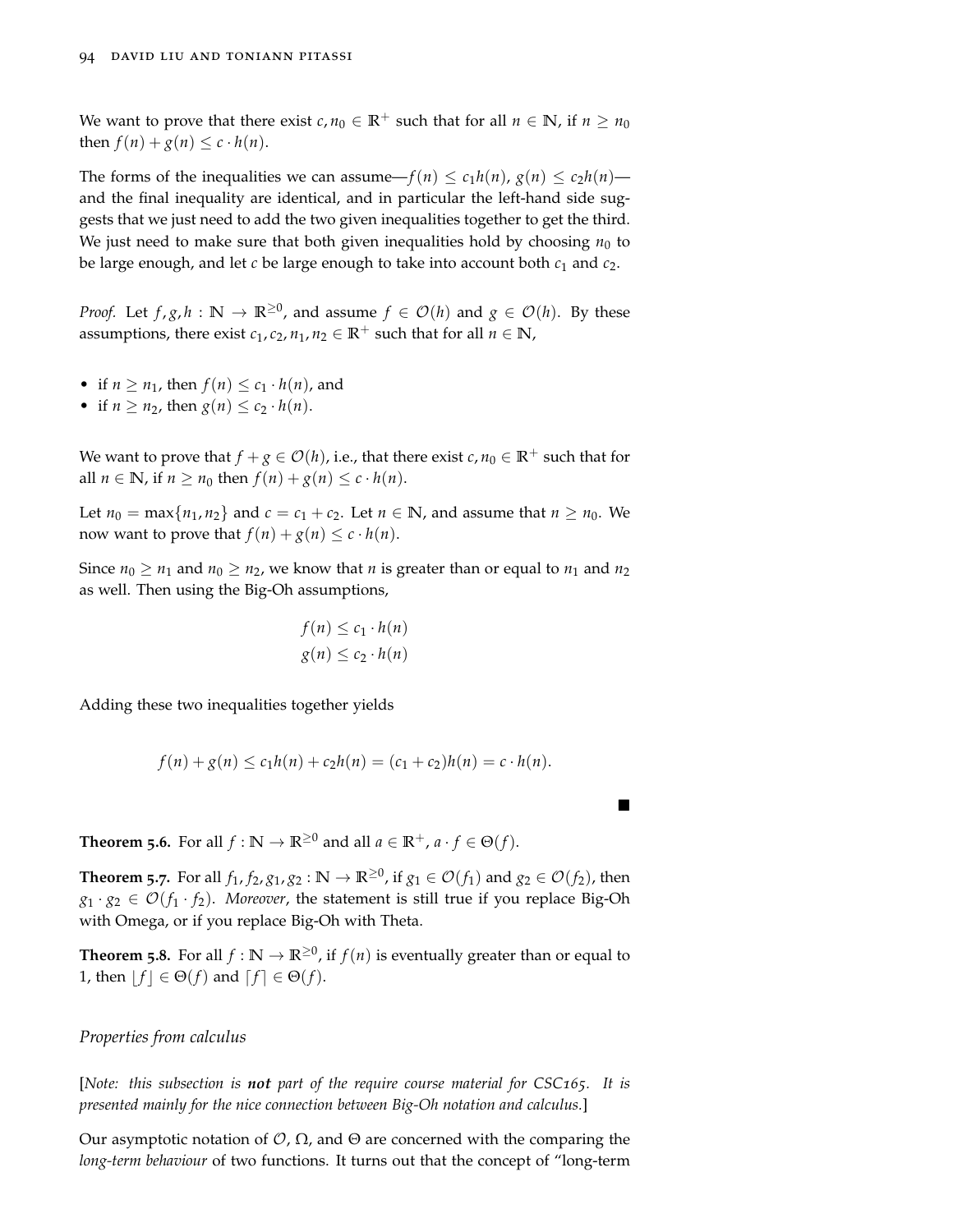We want to prove that there exist $c, n_0 \in \mathbb{R}^+$ such that for all $n \in \mathbb{N}$, if $n \geq n_0$ then $f(n) + g(n) \leq c \cdot h(n)$.

The forms of the inequalities we can assume—$f(n) \leq c_1 h(n)$, $g(n) \leq c_2 h(n)$—and the final inequality are identical, and in particular the left-hand side suggests that we just need to add the two given inequalities together to get the third. We just need to make sure that both given inequalities hold by choosing $n_0$ to be large enough, and let $c$ be large enough to take into account both $c_1$ and $c_2$.

*Proof.* Let $f, g, h : \mathbb{N} \to \mathbb{R}^{\geq 0}$, and assume $f \in \mathcal{O}(h)$ and $g \in \mathcal{O}(h)$. By these assumptions, there exist $c_1, c_2, n_1, n_2 \in \mathbb{R}^+$ such that for all $n \in \mathbb{N}$,

- if $n \geq n_1$, then $f(n) \leq c_1 \cdot h(n)$, and
- if $n \geq n_2$, then $g(n) \leq c_2 \cdot h(n)$.

We want to prove that $f + g \in \mathcal{O}(h)$, i.e., that there exist $c, n_0 \in \mathbb{R}^+$ such that for all $n \in \mathbb{N}$, if $n \geq n_0$ then $f(n) + g(n) \leq c \cdot h(n)$.

Let $n_0 = \max\{n_1, n_2\}$ and $c = c_1 + c_2$. Let $n \in \mathbb{N}$, and assume that $n \geq n_0$. We now want to prove that $f(n) + g(n) \leq c \cdot h(n)$.

Since $n_0 \geq n_1$ and $n_0 \geq n_2$, we know that $n$ is greater than or equal to $n_1$ and $n_2$ as well. Then using the Big-Oh assumptions,

$$f(n) \leq c_1 \cdot h(n)$$
$$g(n) \leq c_2 \cdot h(n)$$

Adding these two inequalities together yields

$$f(n) + g(n) \leq c_1 h(n) + c_2 h(n) = (c_1 + c_2)h(n) = c \cdot h(n).$$

■

**Theorem 5.6.** For all $f : \mathbb{N} \to \mathbb{R}^{\geq 0}$ and all $a \in \mathbb{R}^+$, $a \cdot f \in \Theta(f)$.

**Theorem 5.7.** For all $f_1, f_2, g_1, g_2 : \mathbb{N} \to \mathbb{R}^{\geq 0}$, if $g_1 \in \mathcal{O}(f_1)$ and $g_2 \in \mathcal{O}(f_2)$, then $g_1 \cdot g_2 \in \mathcal{O}(f_1 \cdot f_2)$. *Moreover*, the statement is still true if you replace Big-Oh with Omega, or if you replace Big-Oh with Theta.

**Theorem 5.8.** For all $f : \mathbb{N} \to \mathbb{R}^{\geq 0}$, if $f(n)$ is eventually greater than or equal to 1, then $\lfloor f \rfloor \in \Theta(f)$ and $\lceil f \rceil \in \Theta(f)$.

### *Properties from calculus*

[*Note: this subsection is **not** part of the require course material for CSC165. It is presented mainly for the nice connection between Big-Oh notation and calculus.*]

Our asymptotic notation of $\mathcal{O}$, $\Omega$, and $\Theta$ are concerned with the comparing the *long-term behaviour* of two functions. It turns out that the concept of "long-term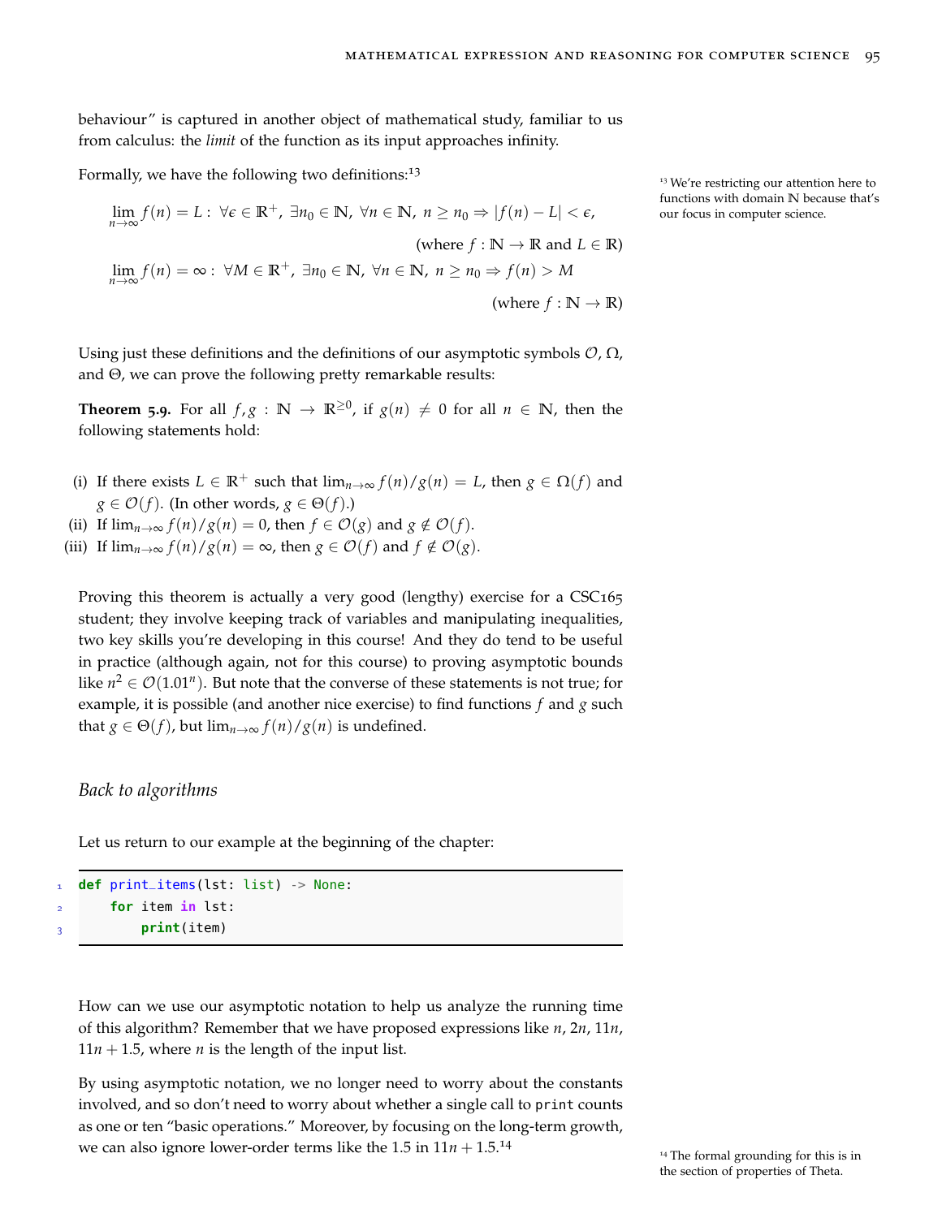behaviour" is captured in another object of mathematical study, familiar to us from calculus: the *limit* of the function as its input approaches infinity.

Formally, we have the following two definitions:[13]

$$\lim_{n\to\infty} f(n) = L : \ \forall \epsilon \in \mathbb{R}^+, \ \exists n_0 \in \mathbb{N}, \ \forall n \in \mathbb{N}, \ n \geq n_0 \Rightarrow |f(n) - L| < \epsilon,$$

$$\text{(where } f : \mathbb{N} \to \mathbb{R} \text{ and } L \in \mathbb{R}\text{)}$$

$$\lim_{n\to\infty} f(n) = \infty : \ \forall M \in \mathbb{R}^+, \ \exists n_0 \in \mathbb{N}, \ \forall n \in \mathbb{N}, \ n \geq n_0 \Rightarrow f(n) > M$$

$$\text{(where } f : \mathbb{N} \to \mathbb{R}\text{)}$$

[13] We're restricting our attention here to functions with domain $\mathbb{N}$ because that's our focus in computer science.

Using just these definitions and the definitions of our asymptotic symbols $\mathcal{O}$, $\Omega$, and $\Theta$, we can prove the following pretty remarkable results:

**Theorem 5.9.** For all $f, g : \mathbb{N} \to \mathbb{R}^{\geq 0}$, if $g(n) \neq 0$ for all $n \in \mathbb{N}$, then the following statements hold:

(i) If there exists $L \in \mathbb{R}^+$ such that $\lim_{n\to\infty} f(n)/g(n) = L$, then $g \in \Omega(f)$ and $g \in \mathcal{O}(f)$. (In other words, $g \in \Theta(f)$.)
(ii) If $\lim_{n\to\infty} f(n)/g(n) = 0$, then $f \in \mathcal{O}(g)$ and $g \notin \mathcal{O}(f)$.
(iii) If $\lim_{n\to\infty} f(n)/g(n) = \infty$, then $g \in \mathcal{O}(f)$ and $f \notin \mathcal{O}(g)$.

Proving this theorem is actually a very good (lengthy) exercise for a CSC165 student; they involve keeping track of variables and manipulating inequalities, two key skills you're developing in this course! And they do tend to be useful in practice (although again, not for this course) to proving asymptotic bounds like $n^2 \in \mathcal{O}(1.01^n)$. But note that the converse of these statements is not true; for example, it is possible (and another nice exercise) to find functions $f$ and $g$ such that $g \in \Theta(f)$, but $\lim_{n\to\infty} f(n)/g(n)$ is undefined.

### *Back to algorithms*

Let us return to our example at the beginning of the chapter:

```
def print_items(lst: list) -> None:
    for item in lst:
        print(item)
```

How can we use our asymptotic notation to help us analyze the running time of this algorithm? Remember that we have proposed expressions like $n$, $2n$, $11n$, $11n + 1.5$, where $n$ is the length of the input list.

By using asymptotic notation, we no longer need to worry about the constants involved, and so don't need to worry about whether a single call to `print` counts as one or ten "basic operations." Moreover, by focusing on the long-term growth, we can also ignore lower-order terms like the 1.5 in $11n + 1.5$.[14]

[14] The formal grounding for this is in the section of properties of Theta.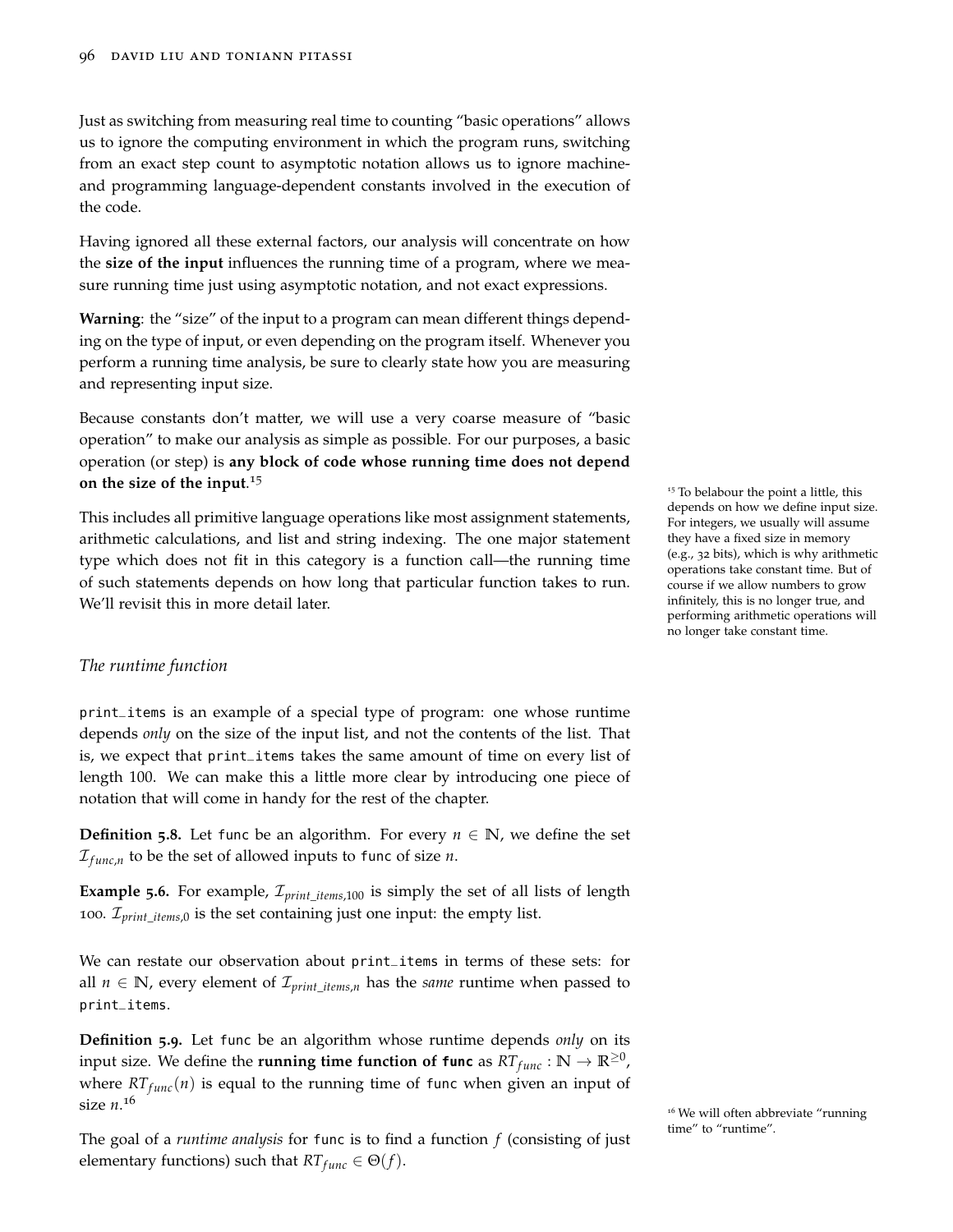Just as switching from measuring real time to counting "basic operations" allows us to ignore the computing environment in which the program runs, switching from an exact step count to asymptotic notation allows us to ignore machine- and programming language-dependent constants involved in the execution of the code.

Having ignored all these external factors, our analysis will concentrate on how the **size of the input** influences the running time of a program, where we measure running time just using asymptotic notation, and not exact expressions.

**Warning**: the "size" of the input to a program can mean different things depending on the type of input, or even depending on the program itself. Whenever you perform a running time analysis, be sure to clearly state how you are measuring and representing input size.

Because constants don't matter, we will use a very coarse measure of "basic operation" to make our analysis as simple as possible. For our purposes, a basic operation (or step) is **any block of code whose running time does not depend on the size of the input**.[15]

[15] To belabour the point a little, this depends on how we define input size. For integers, we usually will assume they have a fixed size in memory (e.g., 32 bits), which is why arithmetic operations take constant time. But of course if we allow numbers to grow infinitely, this is no longer true, and performing arithmetic operations will no longer take constant time.

This includes all primitive language operations like most assignment statements, arithmetic calculations, and list and string indexing. The one major statement type which does not fit in this category is a function call—the running time of such statements depends on how long that particular function takes to run. We'll revisit this in more detail later.

### *The runtime function*

`print_items` is an example of a special type of program: one whose runtime depends *only* on the size of the input list, and not the contents of the list. That is, we expect that `print_items` takes the same amount of time on every list of length 100. We can make this a little more clear by introducing one piece of notation that will come in handy for the rest of the chapter.

**Definition 5.8.** Let `func` be an algorithm. For every $n \in \mathbb{N}$, we define the set $\mathcal{I}_{func,n}$ to be the set of allowed inputs to `func` of size $n$.

**Example 5.6.** For example, $\mathcal{I}_{print\_items,100}$ is simply the set of all lists of length 100. $\mathcal{I}_{print\_items,0}$ is the set containing just one input: the empty list.

We can restate our observation about `print_items` in terms of these sets: for all $n \in \mathbb{N}$, every element of $\mathcal{I}_{print\_items,n}$ has the *same* runtime when passed to `print_items`.

**Definition 5.9.** Let `func` be an algorithm whose runtime depends *only* on its input size. We define the **running time function of `func`** as $RT_{func} : \mathbb{N} \to \mathbb{R}^{\geq 0}$, where $RT_{func}(n)$ is equal to the running time of `func` when given an input of size $n$.[16]

[16] We will often abbreviate "running time" to "runtime".

The goal of a *runtime analysis* for `func` is to find a function $f$ (consisting of just elementary functions) such that $RT_{func} \in \Theta(f)$.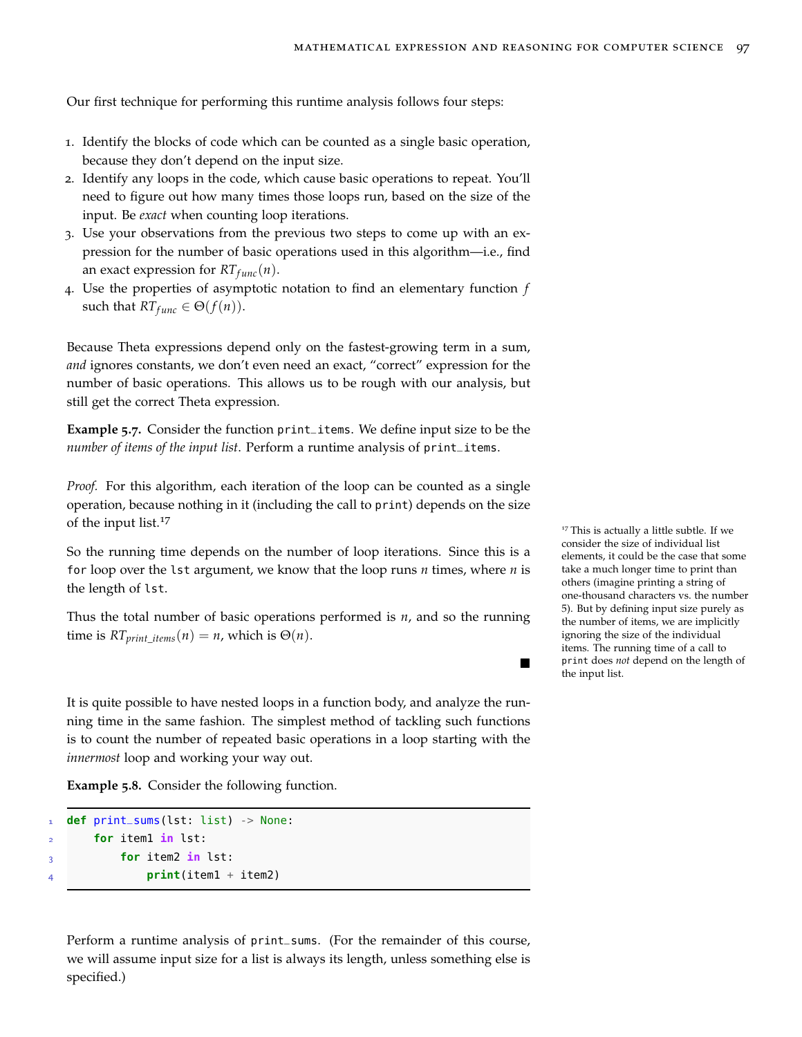Our first technique for performing this runtime analysis follows four steps:

1. Identify the blocks of code which can be counted as a single basic operation, because they don't depend on the input size.
2. Identify any loops in the code, which cause basic operations to repeat. You'll need to figure out how many times those loops run, based on the size of the input. Be *exact* when counting loop iterations.
3. Use your observations from the previous two steps to come up with an expression for the number of basic operations used in this algorithm—i.e., find an exact expression for $RT_{func}(n)$.
4. Use the properties of asymptotic notation to find an elementary function $f$ such that $RT_{func} \in \Theta(f(n))$.

Because Theta expressions depend only on the fastest-growing term in a sum, *and* ignores constants, we don't even need an exact, "correct" expression for the number of basic operations. This allows us to be rough with our analysis, but still get the correct Theta expression.

**Example 5.7.** Consider the function `print_items`. We define input size to be the *number of items of the input list*. Perform a runtime analysis of `print_items`.

*Proof.* For this algorithm, each iteration of the loop can be counted as a single operation, because nothing in it (including the call to `print`) depends on the size of the input list.[17]

So the running time depends on the number of loop iterations. Since this is a `for` loop over the `lst` argument, we know that the loop runs $n$ times, where $n$ is the length of `lst`.

Thus the total number of basic operations performed is $n$, and so the running time is $RT_{print\_items}(n) = n$, which is $\Theta(n)$. ∎

[17] This is actually a little subtle. If we consider the size of individual list elements, it could be the case that some take a much longer time to print than others (imagine printing a string of one-thousand characters vs. the number 5). But by defining input size purely as the number of items, we are implicitly ignoring the size of the individual items. The running time of a call to `print` does *not* depend on the length of the input list.

It is quite possible to have nested loops in a function body, and analyze the running time in the same fashion. The simplest method of tackling such functions is to count the number of repeated basic operations in a loop starting with the *innermost* loop and working your way out.

**Example 5.8.** Consider the following function.

```
def print_sums(lst: list) -> None:
    for item1 in lst:
        for item2 in lst:
            print(item1 + item2)
```

Perform a runtime analysis of `print_sums`. (For the remainder of this course, we will assume input size for a list is always its length, unless something else is specified.)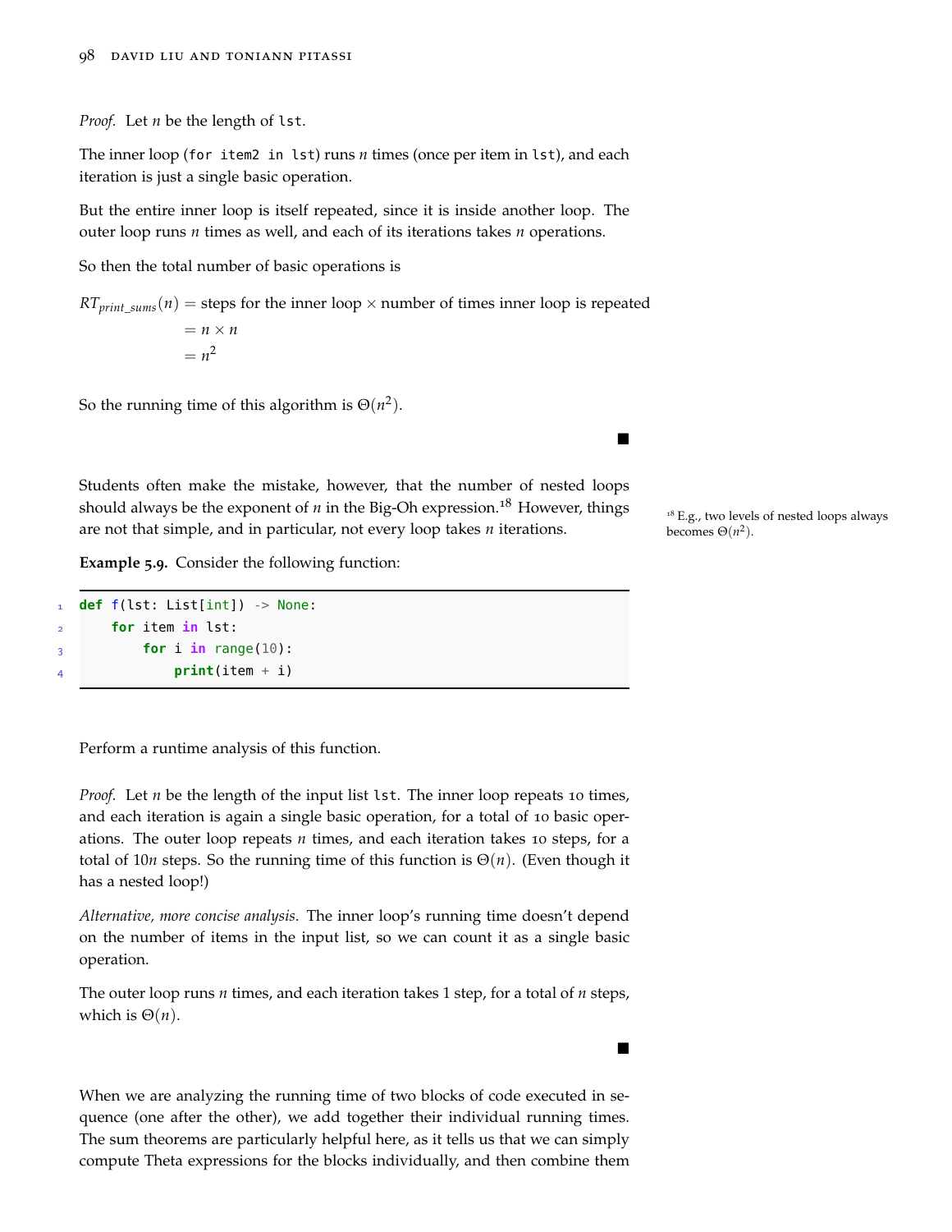*Proof.* Let $n$ be the length of `lst`.

The inner loop (`for item2 in lst`) runs $n$ times (once per item in `lst`), and each iteration is just a single basic operation.

But the entire inner loop is itself repeated, since it is inside another loop. The outer loop runs $n$ times as well, and each of its iterations takes $n$ operations.

So then the total number of basic operations is

$$
\begin{aligned}
RT_{print\_sums}(n) &= \text{steps for the inner loop} \times \text{number of times inner loop is repeated} \\
&= n \times n \\
&= n^2
\end{aligned}
$$

So the running time of this algorithm is $\Theta(n^2)$.

■

Students often make the mistake, however, that the number of nested loops should always be the exponent of $n$ in the Big-Oh expression.[18] However, things are not that simple, and in particular, not every loop takes $n$ iterations.

[18] E.g., two levels of nested loops always becomes $\Theta(n^2)$.

**Example 5.9.** Consider the following function:

```
def f(lst: List[int]) -> None:
    for item in lst:
        for i in range(10):
            print(item + i)
```

Perform a runtime analysis of this function.

*Proof.* Let $n$ be the length of the input list `lst`. The inner loop repeats 10 times, and each iteration is again a single basic operation, for a total of 10 basic operations. The outer loop repeats $n$ times, and each iteration takes 10 steps, for a total of $10n$ steps. So the running time of this function is $\Theta(n)$. (Even though it has a nested loop!)

*Alternative, more concise analysis*. The inner loop's running time doesn't depend on the number of items in the input list, so we can count it as a single basic operation.

The outer loop runs $n$ times, and each iteration takes 1 step, for a total of $n$ steps, which is $\Theta(n)$.

■

When we are analyzing the running time of two blocks of code executed in sequence (one after the other), we add together their individual running times. The sum theorems are particularly helpful here, as it tells us that we can simply compute Theta expressions for the blocks individually, and then combine them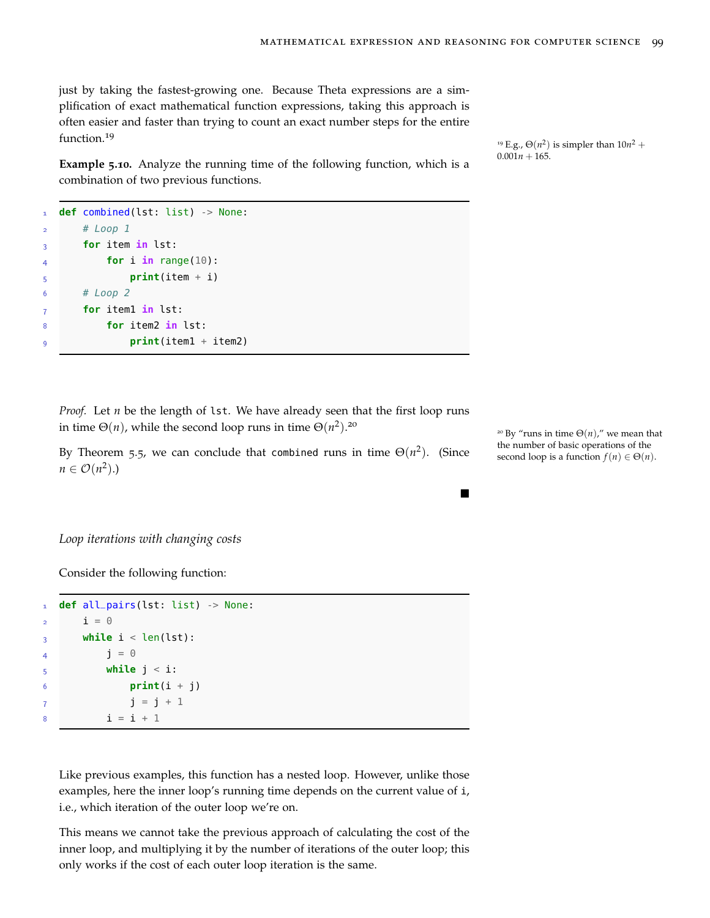just by taking the fastest-growing one. Because Theta expressions are a simplification of exact mathematical function expressions, taking this approach is often easier and faster than trying to count an exact number steps for the entire function.[19]

[19] E.g., $\Theta(n^2)$ is simpler than $10n^2 + 0.001n + 165$.

**Example 5.10.** Analyze the running time of the following function, which is a combination of two previous functions.

```
def combined(lst: list) -> None:
    # Loop 1
    for item in lst:
        for i in range(10):
            print(item + i)
    # Loop 2
    for item1 in lst:
        for item2 in lst:
            print(item1 + item2)
```

*Proof.* Let $n$ be the length of `lst`. We have already seen that the first loop runs in time $\Theta(n)$, while the second loop runs in time $\Theta(n^2)$.[20]

[20] By "runs in time $\Theta(n)$," we mean that the number of basic operations of the second loop is a function $f(n) \in \Theta(n)$.

By Theorem 5.5, we can conclude that `combined` runs in time $\Theta(n^2)$. (Since $n \in \mathcal{O}(n^2)$.)

■

*Loop iterations with changing costs*

Consider the following function:

```
def all_pairs(lst: list) -> None:
    i = 0
    while i < len(lst):
        j = 0
        while j < i:
            print(i + j)
            j = j + 1
        i = i + 1
```

Like previous examples, this function has a nested loop. However, unlike those examples, here the inner loop's running time depends on the current value of `i`, i.e., which iteration of the outer loop we're on.

This means we cannot take the previous approach of calculating the cost of the inner loop, and multiplying it by the number of iterations of the outer loop; this only works if the cost of each outer loop iteration is the same.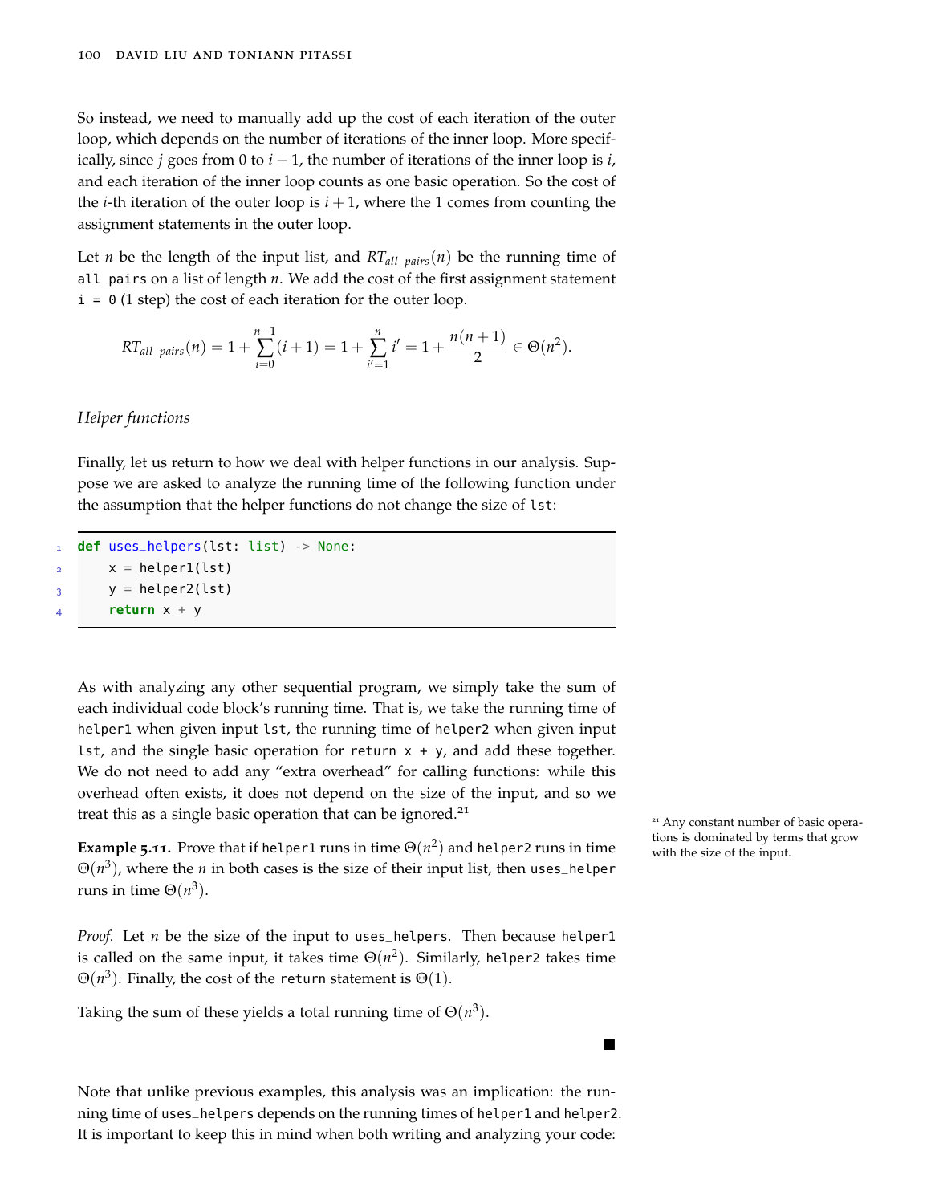So instead, we need to manually add up the cost of each iteration of the outer loop, which depends on the number of iterations of the inner loop. More specifically, since $j$ goes from 0 to $i - 1$, the number of iterations of the inner loop is $i$, and each iteration of the inner loop counts as one basic operation. So the cost of the $i$-th iteration of the outer loop is $i + 1$, where the 1 comes from counting the assignment statements in the outer loop.

Let $n$ be the length of the input list, and $RT_{all\_pairs}(n)$ be the running time of `all_pairs` on a list of length $n$. We add the cost of the first assignment statement `i = 0` (1 step) the cost of each iteration for the outer loop.

$$RT_{all\_pairs}(n) = 1 + \sum_{i=0}^{n-1}(i+1) = 1 + \sum_{i'=1}^{n} i' = 1 + \frac{n(n+1)}{2} \in \Theta(n^2).$$

### *Helper functions*

Finally, let us return to how we deal with helper functions in our analysis. Suppose we are asked to analyze the running time of the following function under the assumption that the helper functions do not change the size of `lst`:

```
def uses_helpers(lst: list) -> None:
    x = helper1(lst)
    y = helper2(lst)
    return x + y
```

As with analyzing any other sequential program, we simply take the sum of each individual code block's running time. That is, we take the running time of `helper1` when given input `lst`, the running time of `helper2` when given input `lst`, and the single basic operation for `return x + y`, and add these together. We do not need to add any "extra overhead" for calling functions: while this overhead often exists, it does not depend on the size of the input, and so we treat this as a single basic operation that can be ignored.[21]

[21] Any constant number of basic operations is dominated by terms that grow with the size of the input.

**Example 5.11.** Prove that if `helper1` runs in time $\Theta(n^2)$ and `helper2` runs in time $\Theta(n^3)$, where the $n$ in both cases is the size of their input list, then `uses_helper` runs in time $\Theta(n^3)$.

*Proof.* Let $n$ be the size of the input to `uses_helpers`. Then because `helper1` is called on the same input, it takes time $\Theta(n^2)$. Similarly, `helper2` takes time $\Theta(n^3)$. Finally, the cost of the `return` statement is $\Theta(1)$.

Taking the sum of these yields a total running time of $\Theta(n^3)$.

∎

Note that unlike previous examples, this analysis was an implication: the running time of `uses_helpers` depends on the running times of `helper1` and `helper2`. It is important to keep this in mind when both writing and analyzing your code: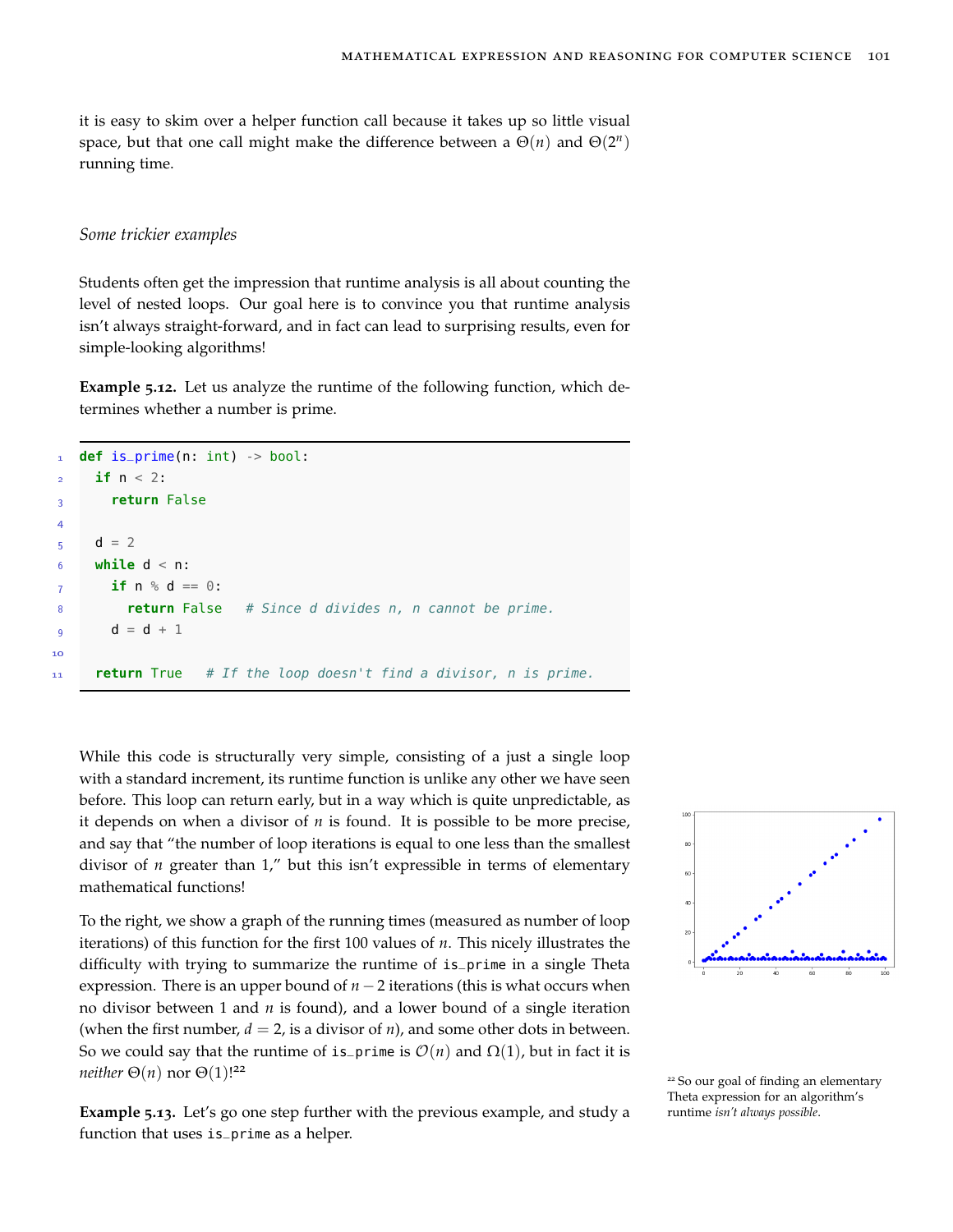it is easy to skim over a helper function call because it takes up so little visual space, but that one call might make the difference between a $\Theta(n)$ and $\Theta(2^n)$ running time.

### *Some trickier examples*

Students often get the impression that runtime analysis is all about counting the level of nested loops. Our goal here is to convince you that runtime analysis isn't always straight-forward, and in fact can lead to surprising results, even for simple-looking algorithms!

**Example 5.12.** Let us analyze the runtime of the following function, which determines whether a number is prime.

```python
def is_prime(n: int) -> bool:
  if n < 2:
    return False

  d = 2
  while d < n:
    if n % d == 0:
      return False   # Since d divides n, n cannot be prime.
    d = d + 1

  return True   # If the loop doesn't find a divisor, n is prime.
```

While this code is structurally very simple, consisting of a just a single loop with a standard increment, its runtime function is unlike any other we have seen before. This loop can return early, but in a way which is quite unpredictable, as it depends on when a divisor of $n$ is found. It is possible to be more precise, and say that "the number of loop iterations is equal to one less than the smallest divisor of $n$ greater than 1," but this isn't expressible in terms of elementary mathematical functions!

To the right, we show a graph of the running times (measured as number of loop iterations) of this function for the first 100 values of $n$. This nicely illustrates the difficulty with trying to summarize the runtime of is_prime in a single Theta expression. There is an upper bound of $n - 2$ iterations (this is what occurs when no divisor between 1 and $n$ is found), and a lower bound of a single iteration (when the first number, $d = 2$, is a divisor of $n$), and some other dots in between. So we could say that the runtime of is_prime is $\mathcal{O}(n)$ and $\Omega(1)$, but in fact it is *neither* $\Theta(n)$ nor $\Theta(1)$![22]

[22] So our goal of finding an elementary Theta expression for an algorithm's runtime *isn't always possible*.

**Example 5.13.** Let's go one step further with the previous example, and study a function that uses is_prime as a helper.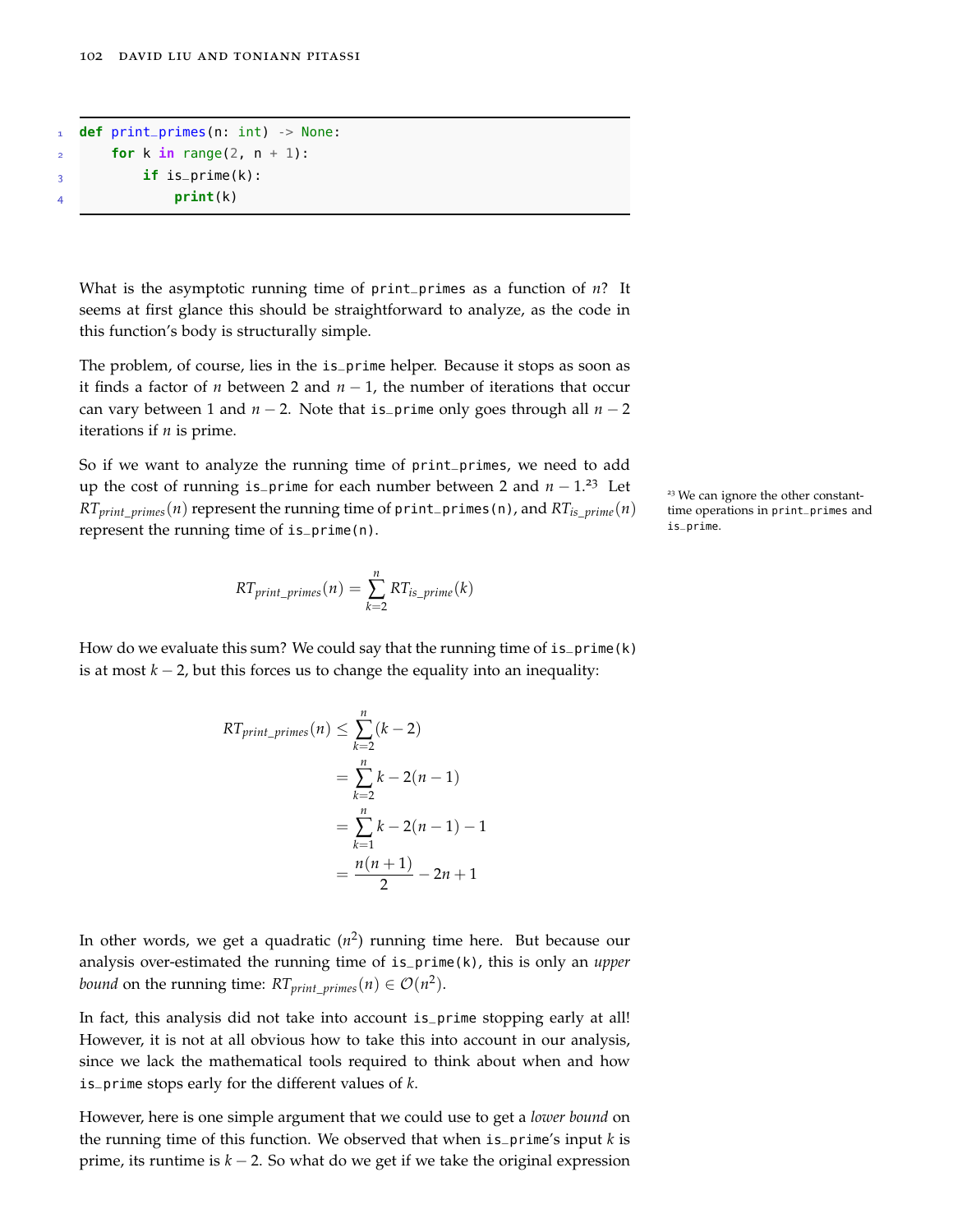```python
def print_primes(n: int) -> None:
    for k in range(2, n + 1):
        if is_prime(k):
            print(k)
```

What is the asymptotic running time of `print_primes` as a function of $n$? It seems at first glance this should be straightforward to analyze, as the code in this function's body is structurally simple.

The problem, of course, lies in the `is_prime` helper. Because it stops as soon as it finds a factor of $n$ between 2 and $n-1$, the number of iterations that occur can vary between 1 and $n-2$. Note that `is_prime` only goes through all $n-2$ iterations if $n$ is prime.

So if we want to analyze the running time of `print_primes`, we need to add up the cost of running `is_prime` for each number between 2 and $n-1$.[23] Let $RT_{print\_primes}(n)$ represent the running time of `print_primes(n)`, and $RT_{is\_prime}(n)$ represent the running time of `is_prime(n)`.

[23] We can ignore the other constant-time operations in `print_primes` and `is_prime`.

$$RT_{print\_primes}(n) = \sum_{k=2}^{n} RT_{is\_prime}(k)$$

How do we evaluate this sum? We could say that the running time of `is_prime(k)` is at most $k-2$, but this forces us to change the equality into an inequality:

$$\begin{aligned}
RT_{print\_primes}(n) &\leq \sum_{k=2}^{n} (k-2) \\
&= \sum_{k=2}^{n} k - 2(n-1) \\
&= \sum_{k=1}^{n} k - 2(n-1) - 1 \\
&= \frac{n(n+1)}{2} - 2n + 1
\end{aligned}$$

In other words, we get a quadratic ($n^2$) running time here. But because our analysis over-estimated the running time of `is_prime(k)`, this is only an *upper bound* on the running time: $RT_{print\_primes}(n) \in \mathcal{O}(n^2)$.

In fact, this analysis did not take into account `is_prime` stopping early at all! However, it is not at all obvious how to take this into account in our analysis, since we lack the mathematical tools required to think about when and how `is_prime` stops early for the different values of $k$.

However, here is one simple argument that we could use to get a *lower bound* on the running time of this function. We observed that when `is_prime`'s input $k$ is prime, its runtime is $k-2$. So what do we get if we take the original expression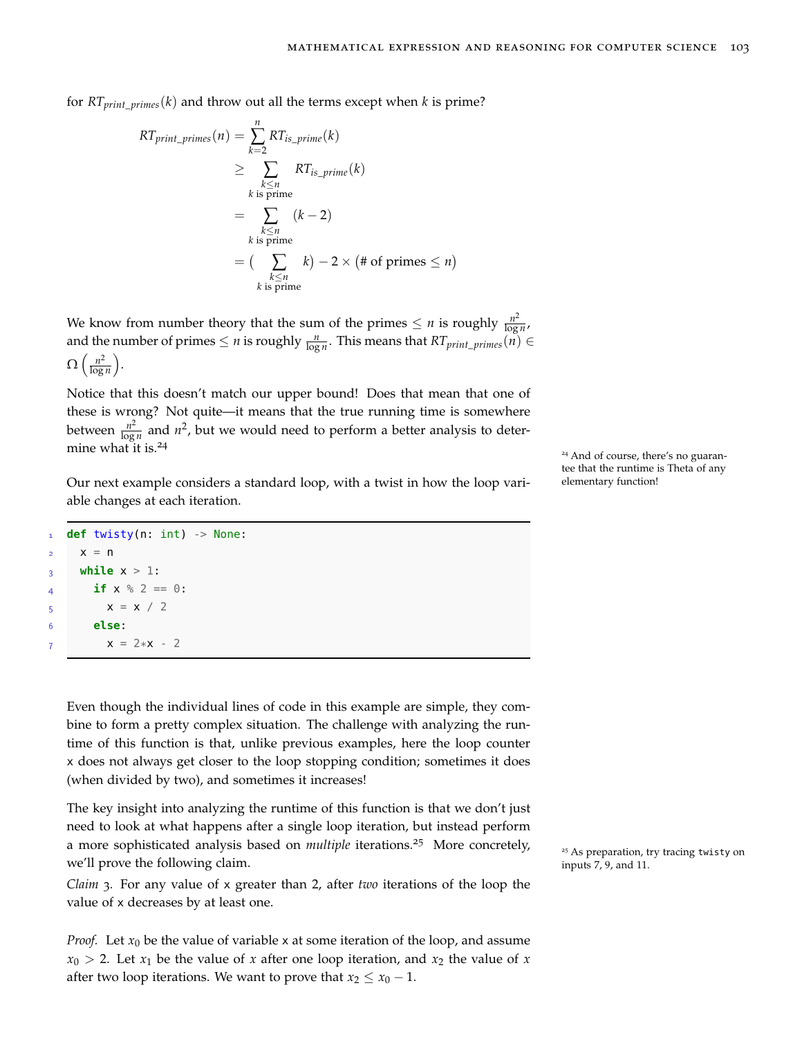for $RT_{print\_primes}(k)$ and throw out all the terms except when $k$ is prime?

$$
\begin{aligned}
RT_{print\_primes}(n) &= \sum_{k=2}^{n} RT_{is\_prime}(k) \\
&\geq \sum_{\substack{k \leq n \\ k \text{ is prime}}} RT_{is\_prime}(k) \\
&= \sum_{\substack{k \leq n \\ k \text{ is prime}}} (k-2) \\
&= \Big( \sum_{\substack{k \leq n \\ k \text{ is prime}}} k \Big) - 2 \times (\text{\# of primes} \leq n)
\end{aligned}
$$

We know from number theory that the sum of the primes $\leq n$ is roughly $\frac{n^2}{\log n}$, and the number of primes $\leq n$ is roughly $\frac{n}{\log n}$. This means that $RT_{print\_primes}(n) \in \Omega\left(\frac{n^2}{\log n}\right)$.

Notice that this doesn't match our upper bound! Does that mean that one of these is wrong? Not quite—it means that the true running time is somewhere between $\frac{n^2}{\log n}$ and $n^2$, but we would need to perform a better analysis to determine what it is.[24]

[24] And of course, there's no guarantee that the runtime is Theta of any elementary function!

Our next example considers a standard loop, with a twist in how the loop variable changes at each iteration.

```
def twisty(n: int) -> None:
  x = n
  while x > 1:
    if x % 2 == 0:
      x = x / 2
    else:
      x = 2*x - 2
```

Even though the individual lines of code in this example are simple, they combine to form a pretty complex situation. The challenge with analyzing the runtime of this function is that, unlike previous examples, here the loop counter x does not always get closer to the loop stopping condition; sometimes it does (when divided by two), and sometimes it increases!

The key insight into analyzing the runtime of this function is that we don't just need to look at what happens after a single loop iteration, but instead perform a more sophisticated analysis based on *multiple* iterations.[25] More concretely, we'll prove the following claim.

[25] As preparation, try tracing twisty on inputs 7, 9, and 11.

*Claim 3.* For any value of x greater than 2, after *two* iterations of the loop the value of x decreases by at least one.

*Proof.* Let $x_0$ be the value of variable x at some iteration of the loop, and assume $x_0 > 2$. Let $x_1$ be the value of $x$ after one loop iteration, and $x_2$ the value of $x$ after two loop iterations. We want to prove that $x_2 \leq x_0 - 1$.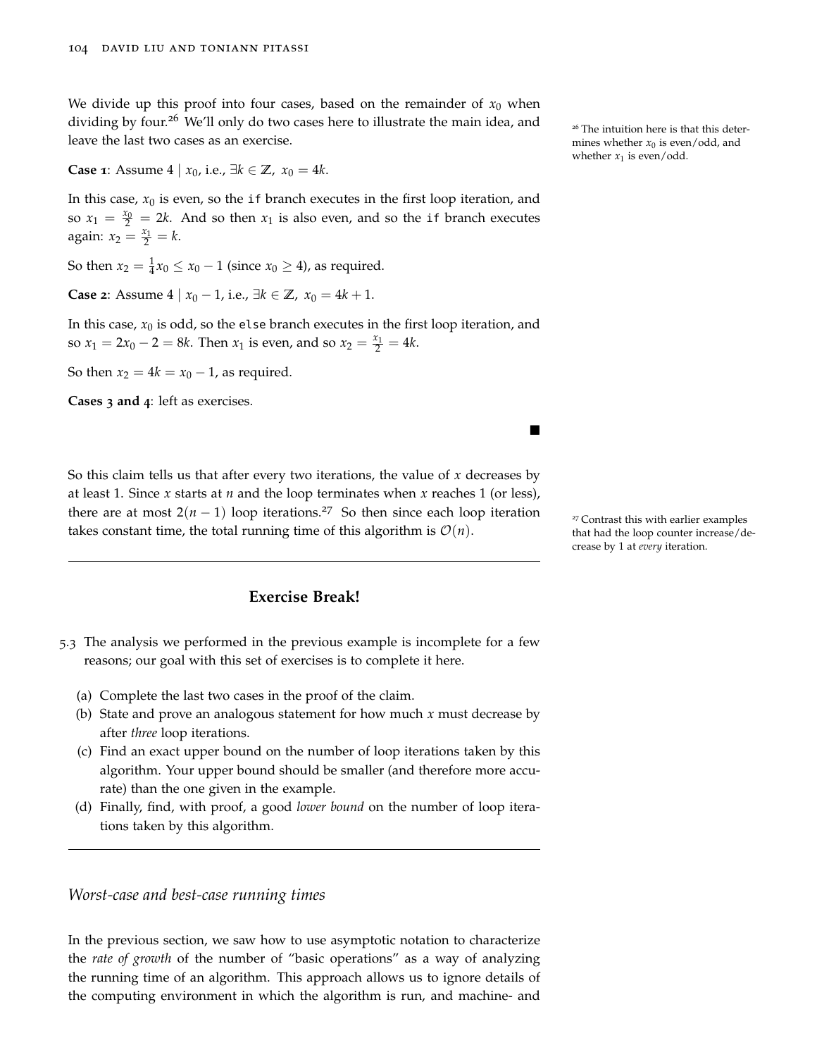We divide up this proof into four cases, based on the remainder of $x_0$ when dividing by four.[26] We'll only do two cases here to illustrate the main idea, and leave the last two cases as an exercise.

[26] The intuition here is that this determines whether $x_0$ is even/odd, and whether $x_1$ is even/odd.

**Case 1**: Assume $4 \mid x_0$, i.e., $\exists k \in \mathbb{Z},\ x_0 = 4k$.

In this case, $x_0$ is even, so the `if` branch executes in the first loop iteration, and so $x_1 = \frac{x_0}{2} = 2k$. And so then $x_1$ is also even, and so the `if` branch executes again: $x_2 = \frac{x_1}{2} = k$.

So then $x_2 = \frac{1}{4}x_0 \leq x_0 - 1$ (since $x_0 \geq 4$), as required.

**Case 2**: Assume $4 \mid x_0 - 1$, i.e., $\exists k \in \mathbb{Z},\ x_0 = 4k + 1$.

In this case, $x_0$ is odd, so the `else` branch executes in the first loop iteration, and so $x_1 = 2x_0 - 2 = 8k$. Then $x_1$ is even, and so $x_2 = \frac{x_1}{2} = 4k$.

So then $x_2 = 4k = x_0 - 1$, as required.

**Cases 3 and 4**: left as exercises.

■

So this claim tells us that after every two iterations, the value of $x$ decreases by at least 1. Since $x$ starts at $n$ and the loop terminates when $x$ reaches 1 (or less), there are at most $2(n-1)$ loop iterations.[27] So then since each loop iteration takes constant time, the total running time of this algorithm is $\mathcal{O}(n)$.

[27] Contrast this with earlier examples that had the loop counter increase/decrease by 1 at *every* iteration.

---

**Exercise Break!**

5.3 The analysis we performed in the previous example is incomplete for a few reasons; our goal with this set of exercises is to complete it here.

(a) Complete the last two cases in the proof of the claim.
(b) State and prove an analogous statement for how much $x$ must decrease by after *three* loop iterations.
(c) Find an exact upper bound on the number of loop iterations taken by this algorithm. Your upper bound should be smaller (and therefore more accurate) than the one given in the example.
(d) Finally, find, with proof, a good *lower bound* on the number of loop iterations taken by this algorithm.

---

### *Worst-case and best-case running times*

In the previous section, we saw how to use asymptotic notation to characterize the *rate of growth* of the number of "basic operations" as a way of analyzing the running time of an algorithm. This approach allows us to ignore details of the computing environment in which the algorithm is run, and machine- and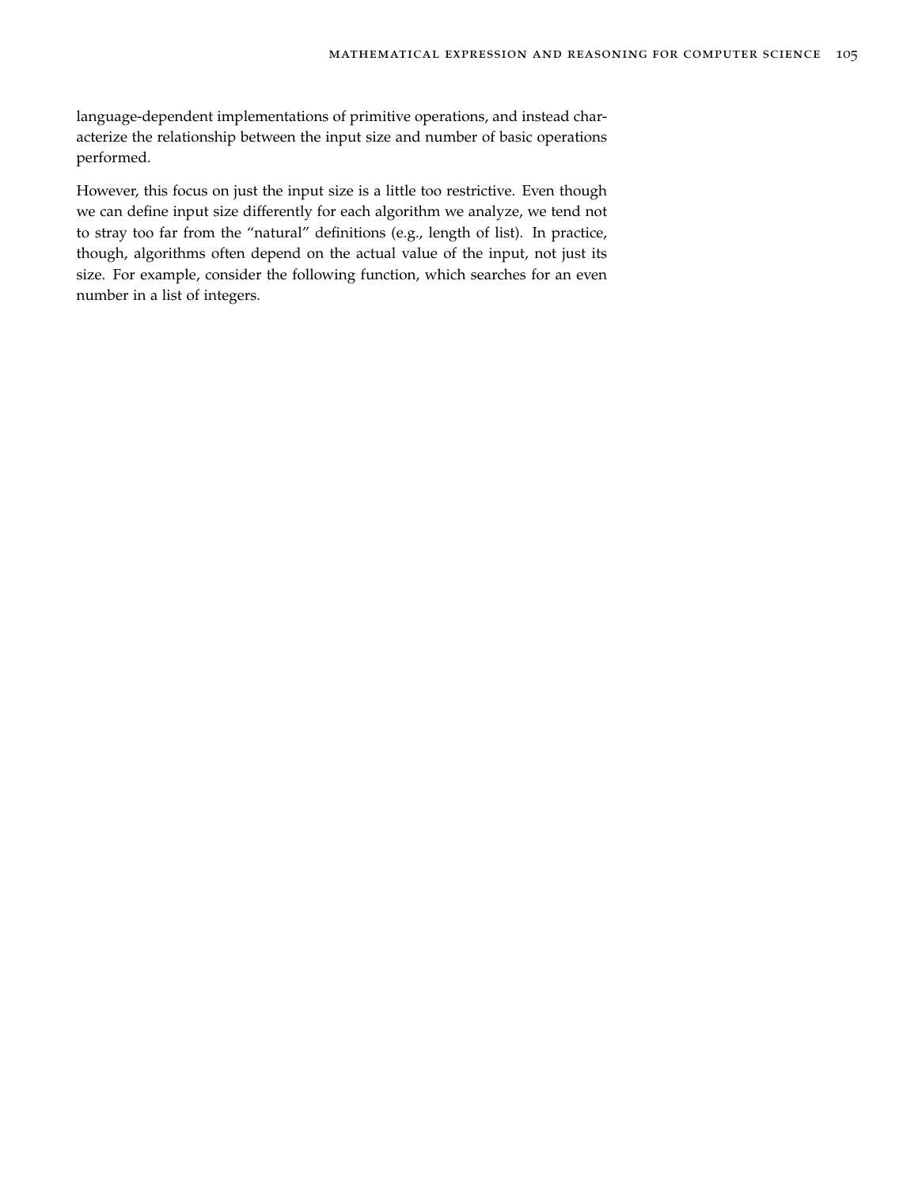language-dependent implementations of primitive operations, and instead characterize the relationship between the input size and number of basic operations performed.

However, this focus on just the input size is a little too restrictive. Even though we can define input size differently for each algorithm we analyze, we tend not to stray too far from the "natural" definitions (e.g., length of list). In practice, though, algorithms often depend on the actual value of the input, not just its size. For example, consider the following function, which searches for an even number in a list of integers.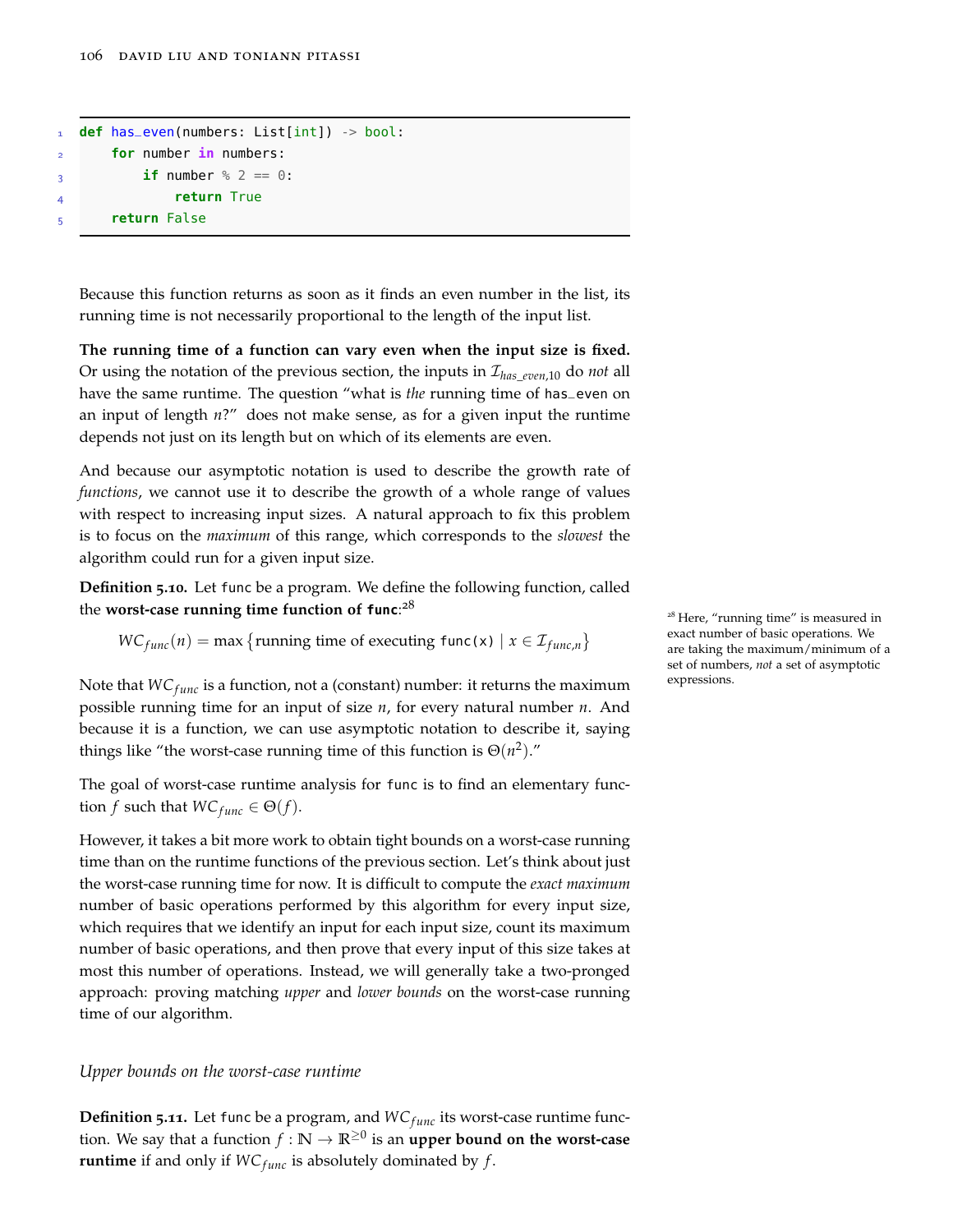```python
def has_even(numbers: List[int]) -> bool:
    for number in numbers:
        if number % 2 == 0:
            return True
    return False
```

Because this function returns as soon as it finds an even number in the list, its running time is not necessarily proportional to the length of the input list.

**The running time of a function can vary even when the input size is fixed.** Or using the notation of the previous section, the inputs in $\mathcal{I}_{has\_even,10}$ do *not* all have the same runtime. The question "what is *the* running time of has_even on an input of length $n$?" does not make sense, as for a given input the runtime depends not just on its length but on which of its elements are even.

And because our asymptotic notation is used to describe the growth rate of *functions*, we cannot use it to describe the growth of a whole range of values with respect to increasing input sizes. A natural approach to fix this problem is to focus on the *maximum* of this range, which corresponds to the *slowest* the algorithm could run for a given input size.

**Definition 5.10.** Let func be a program. We define the following function, called the **worst-case running time function of func**:[28]

$$WC_{func}(n) = \max \left\{ \text{running time of executing } \texttt{func(x)} \mid x \in \mathcal{I}_{func,n} \right\}$$

[28] Here, "running time" is measured in exact number of basic operations. We are taking the maximum/minimum of a set of numbers, *not* a set of asymptotic expressions.

Note that $WC_{func}$ is a function, not a (constant) number: it returns the maximum possible running time for an input of size $n$, for every natural number $n$. And because it is a function, we can use asymptotic notation to describe it, saying things like "the worst-case running time of this function is $\Theta(n^2)$."

The goal of worst-case runtime analysis for func is to find an elementary function $f$ such that $WC_{func} \in \Theta(f)$.

However, it takes a bit more work to obtain tight bounds on a worst-case running time than on the runtime functions of the previous section. Let's think about just the worst-case running time for now. It is difficult to compute the *exact maximum* number of basic operations performed by this algorithm for every input size, which requires that we identify an input for each input size, count its maximum number of basic operations, and then prove that every input of this size takes at most this number of operations. Instead, we will generally take a two-pronged approach: proving matching *upper* and *lower bounds* on the worst-case running time of our algorithm.

### *Upper bounds on the worst-case runtime*

**Definition 5.11.** Let func be a program, and $WC_{func}$ its worst-case runtime function. We say that a function $f : \mathbb{N} \to \mathbb{R}^{\geq 0}$ is an **upper bound on the worst-case runtime** if and only if $WC_{func}$ is absolutely dominated by $f$.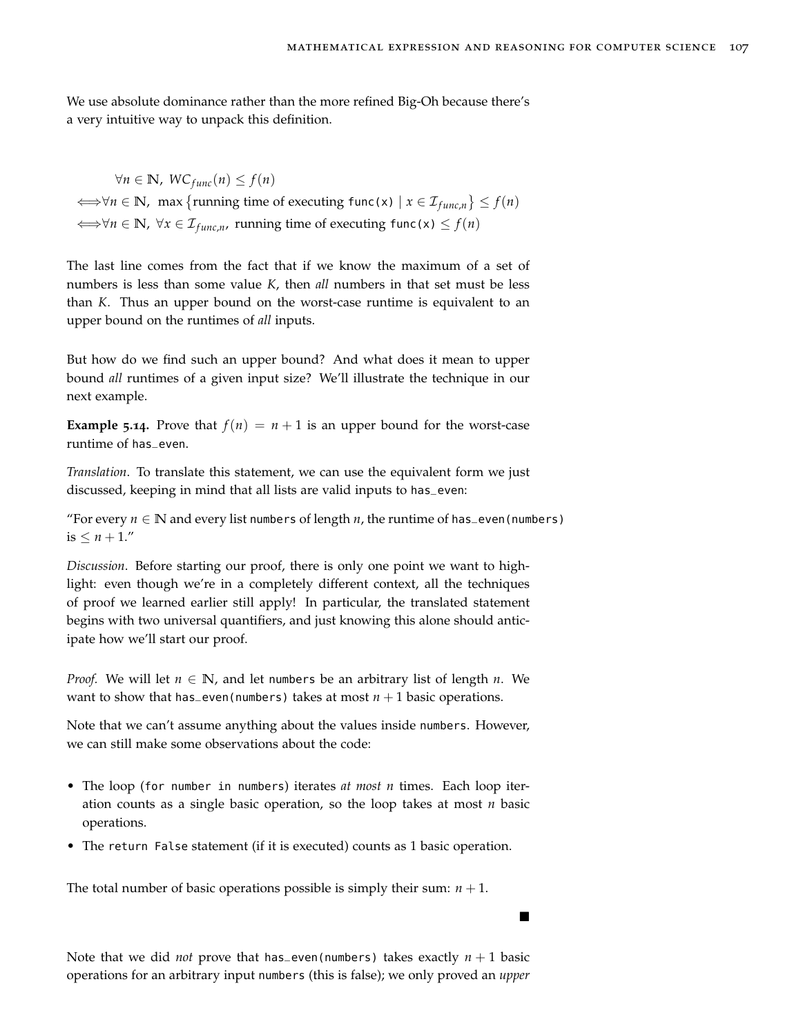We use absolute dominance rather than the more refined Big-Oh because there's a very intuitive way to unpack this definition.

$$
\begin{aligned}
&\forall n \in \mathbb{N},\ WC_{func}(n) \leq f(n) \\
\Longleftrightarrow &\forall n \in \mathbb{N},\ \max\left\{\text{running time of executing } \texttt{func(x)} \mid x \in \mathcal{I}_{func,n}\right\} \leq f(n) \\
\Longleftrightarrow &\forall n \in \mathbb{N},\ \forall x \in \mathcal{I}_{func,n},\ \text{running time of executing } \texttt{func(x)} \leq f(n)
\end{aligned}
$$

The last line comes from the fact that if we know the maximum of a set of numbers is less than some value $K$, then *all* numbers in that set must be less than $K$. Thus an upper bound on the worst-case runtime is equivalent to an upper bound on the runtimes of *all* inputs.

But how do we find such an upper bound? And what does it mean to upper bound *all* runtimes of a given input size? We'll illustrate the technique in our next example.

**Example 5.14.** Prove that $f(n) = n + 1$ is an upper bound for the worst-case runtime of `has_even`.

*Translation*. To translate this statement, we can use the equivalent form we just discussed, keeping in mind that all lists are valid inputs to `has_even`:

"For every $n \in \mathbb{N}$ and every list `numbers` of length $n$, the runtime of `has_even(numbers)` is $\leq n + 1$."

*Discussion*. Before starting our proof, there is only one point we want to highlight: even though we're in a completely different context, all the techniques of proof we learned earlier still apply! In particular, the translated statement begins with two universal quantifiers, and just knowing this alone should anticipate how we'll start our proof.

*Proof.* We will let $n \in \mathbb{N}$, and let `numbers` be an arbitrary list of length $n$. We want to show that `has_even(numbers)` takes at most $n + 1$ basic operations.

Note that we can't assume anything about the values inside `numbers`. However, we can still make some observations about the code:

- The loop (`for number in numbers`) iterates *at most* $n$ times. Each loop iteration counts as a single basic operation, so the loop takes at most $n$ basic operations.
- The `return False` statement (if it is executed) counts as 1 basic operation.

The total number of basic operations possible is simply their sum: $n + 1$.

■

Note that we did *not* prove that `has_even(numbers)` takes exactly $n + 1$ basic operations for an arbitrary input `numbers` (this is false); we only proved an *upper*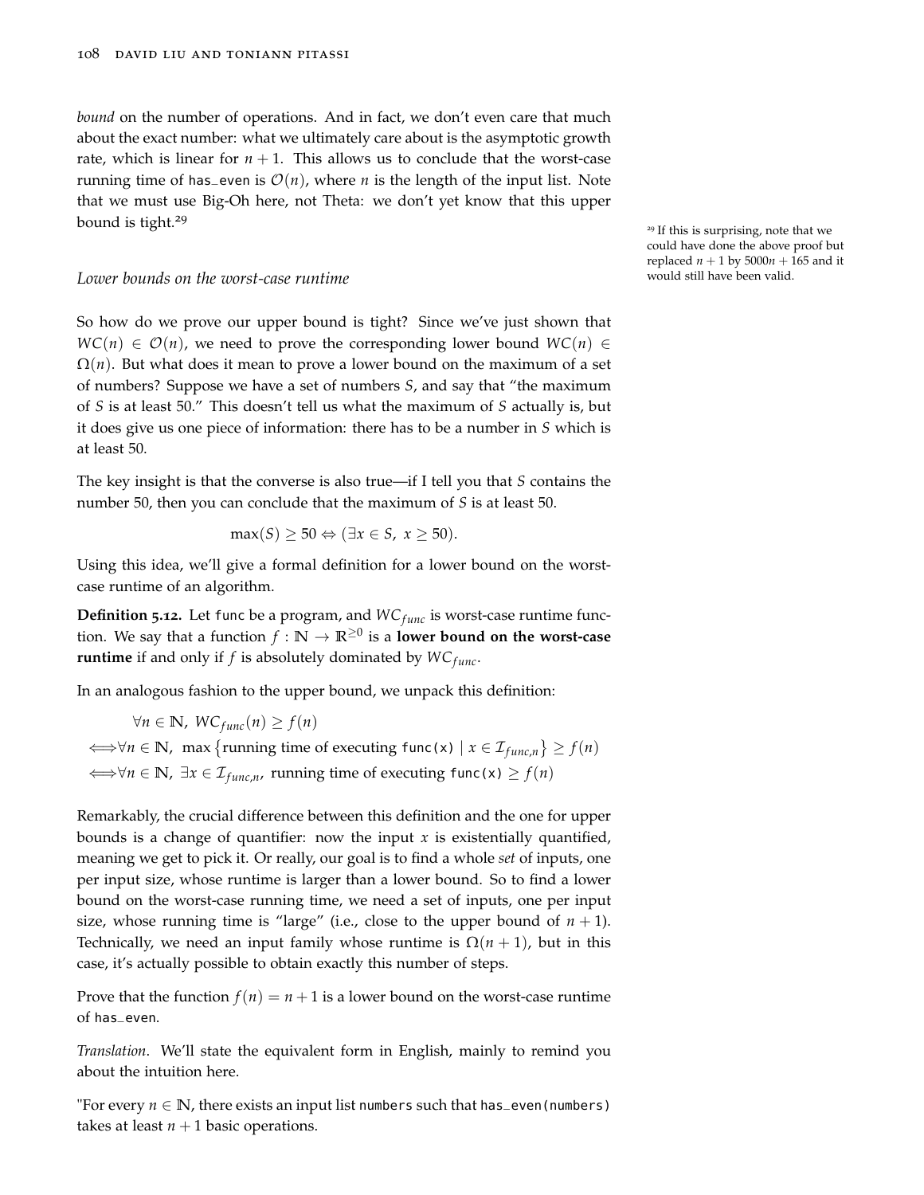*bound* on the number of operations. And in fact, we don't even care that much about the exact number: what we ultimately care about is the asymptotic growth rate, which is linear for $n+1$. This allows us to conclude that the worst-case running time of `has_even` is $\mathcal{O}(n)$, where $n$ is the length of the input list. Note that we must use Big-Oh here, not Theta: we don't yet know that this upper bound is tight.[29]

[29] If this is surprising, note that we could have done the above proof but replaced $n+1$ by $5000n+165$ and it would still have been valid.

### *Lower bounds on the worst-case runtime*

So how do we prove our upper bound is tight? Since we've just shown that $WC(n) \in \mathcal{O}(n)$, we need to prove the corresponding lower bound $WC(n) \in \Omega(n)$. But what does it mean to prove a lower bound on the maximum of a set of numbers? Suppose we have a set of numbers $S$, and say that "the maximum of $S$ is at least 50." This doesn't tell us what the maximum of $S$ actually is, but it does give us one piece of information: there has to be a number in $S$ which is at least 50.

The key insight is that the converse is also true—if I tell you that $S$ contains the number 50, then you can conclude that the maximum of $S$ is at least 50.

$$\max(S) \geq 50 \Leftrightarrow (\exists x \in S,\ x \geq 50).$$

Using this idea, we'll give a formal definition for a lower bound on the worst-case runtime of an algorithm.

**Definition 5.12.** Let `func` be a program, and $WC_{func}$ is worst-case runtime function. We say that a function $f : \mathbb{N} \to \mathbb{R}^{\geq 0}$ is a **lower bound on the worst-case runtime** if and only if $f$ is absolutely dominated by $WC_{func}$.

In an analogous fashion to the upper bound, we unpack this definition:

$$\begin{aligned}
&\forall n \in \mathbb{N},\ WC_{func}(n) \geq f(n) \\
\Longleftrightarrow &\forall n \in \mathbb{N},\ \max\left\{\text{running time of executing } \texttt{func(x)} \mid x \in \mathcal{I}_{func,n}\right\} \geq f(n) \\
\Longleftrightarrow &\forall n \in \mathbb{N},\ \exists x \in \mathcal{I}_{func,n},\ \text{running time of executing } \texttt{func(x)} \geq f(n)
\end{aligned}$$

Remarkably, the crucial difference between this definition and the one for upper bounds is a change of quantifier: now the input $x$ is existentially quantified, meaning we get to pick it. Or really, our goal is to find a whole *set* of inputs, one per input size, whose runtime is larger than a lower bound. So to find a lower bound on the worst-case running time, we need a set of inputs, one per input size, whose running time is "large" (i.e., close to the upper bound of $n+1$). Technically, we need an input family whose runtime is $\Omega(n+1)$, but in this case, it's actually possible to obtain exactly this number of steps.

Prove that the function $f(n) = n+1$ is a lower bound on the worst-case runtime of `has_even`.

*Translation*. We'll state the equivalent form in English, mainly to remind you about the intuition here.

"For every $n \in \mathbb{N}$, there exists an input list `numbers` such that `has_even(numbers)` takes at least $n+1$ basic operations.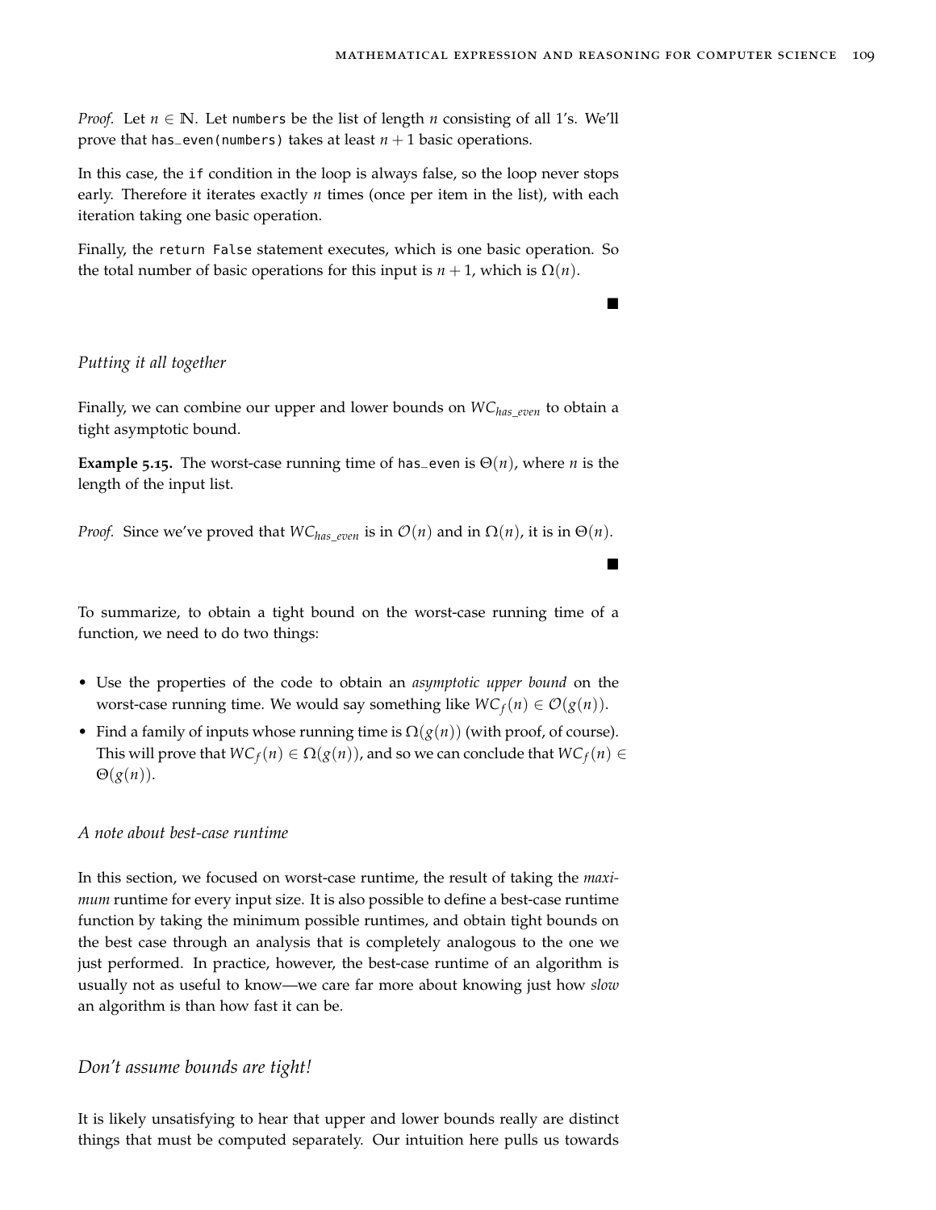*Proof.* Let $n \in \mathbb{N}$. Let `numbers` be the list of length $n$ consisting of all 1's. We'll prove that `has_even(numbers)` takes at least $n + 1$ basic operations.

In this case, the `if` condition in the loop is always false, so the loop never stops early. Therefore it iterates exactly $n$ times (once per item in the list), with each iteration taking one basic operation.

Finally, the `return False` statement executes, which is one basic operation. So the total number of basic operations for this input is $n + 1$, which is $\Omega(n)$.

■

### *Putting it all together*

Finally, we can combine our upper and lower bounds on $WC_{has\_even}$ to obtain a tight asymptotic bound.

**Example 5.15.** The worst-case running time of `has_even` is $\Theta(n)$, where $n$ is the length of the input list.

*Proof.* Since we've proved that $WC_{has\_even}$ is in $\mathcal{O}(n)$ and in $\Omega(n)$, it is in $\Theta(n)$.

■

To summarize, to obtain a tight bound on the worst-case running time of a function, we need to do two things:

- Use the properties of the code to obtain an *asymptotic upper bound* on the worst-case running time. We would say something like $WC_f(n) \in \mathcal{O}(g(n))$.
- Find a family of inputs whose running time is $\Omega(g(n))$ (with proof, of course). This will prove that $WC_f(n) \in \Omega(g(n))$, and so we can conclude that $WC_f(n) \in \Theta(g(n))$.

### *A note about best-case runtime*

In this section, we focused on worst-case runtime, the result of taking the *maximum* runtime for every input size. It is also possible to define a best-case runtime function by taking the minimum possible runtimes, and obtain tight bounds on the best case through an analysis that is completely analogous to the one we just performed. In practice, however, the best-case runtime of an algorithm is usually not as useful to know—we care far more about knowing just how *slow* an algorithm is than how fast it can be.

## *Don't assume bounds are tight!*

It is likely unsatisfying to hear that upper and lower bounds really are distinct things that must be computed separately. Our intuition here pulls us towards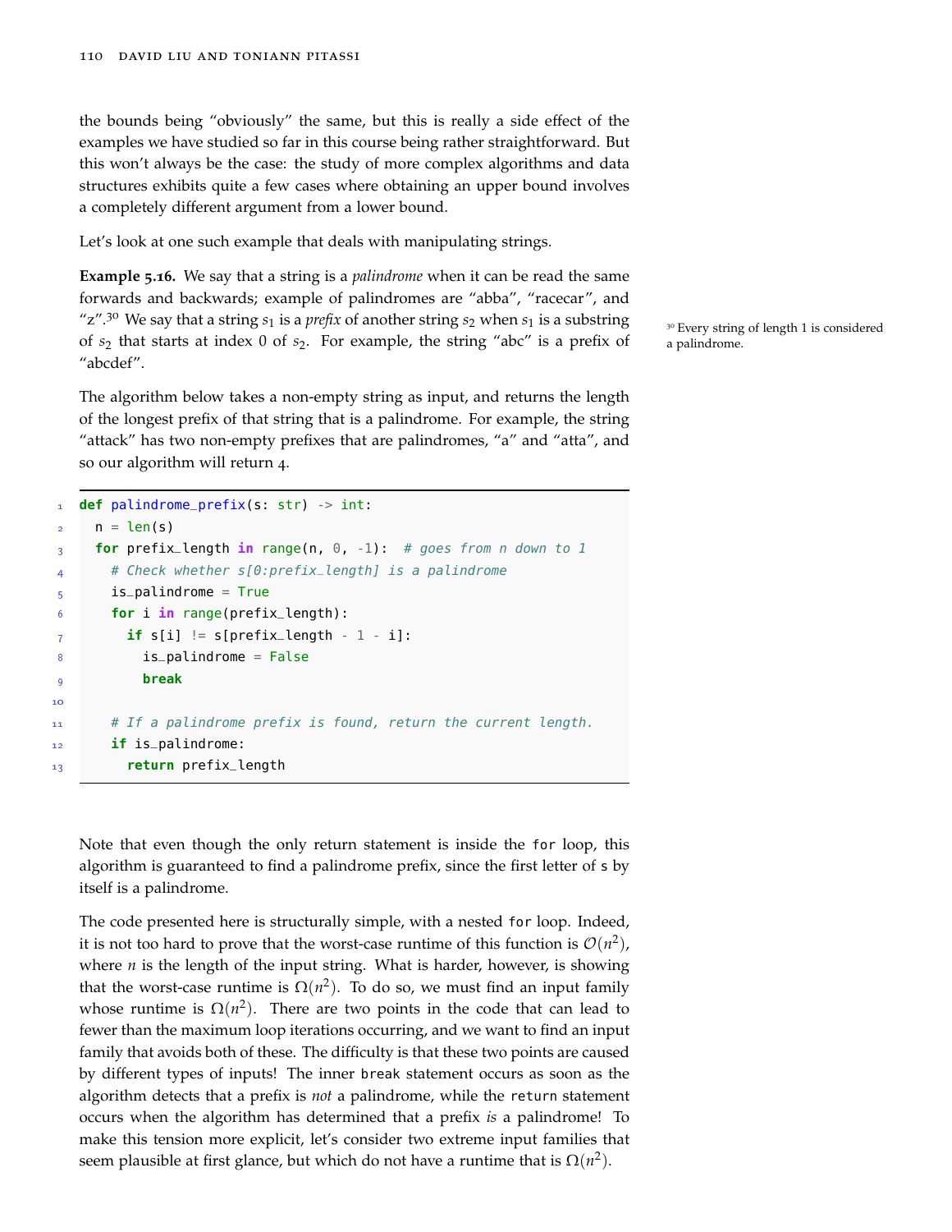the bounds being "obviously" the same, but this is really a side effect of the examples we have studied so far in this course being rather straightforward. But this won't always be the case: the study of more complex algorithms and data structures exhibits quite a few cases where obtaining an upper bound involves a completely different argument from a lower bound.

Let's look at one such example that deals with manipulating strings.

**Example 5.16.** We say that a string is a *palindrome* when it can be read the same forwards and backwards; example of palindromes are "abba", "racecar", and "z".[30] We say that a string $s_1$ is a *prefix* of another string $s_2$ when $s_1$ is a substring of $s_2$ that starts at index 0 of $s_2$. For example, the string "abc" is a prefix of "abcdef".

[30] Every string of length 1 is considered a palindrome.

The algorithm below takes a non-empty string as input, and returns the length of the longest prefix of that string that is a palindrome. For example, the string "attack" has two non-empty prefixes that are palindromes, "a" and "atta", and so our algorithm will return 4.

```python
def palindrome_prefix(s: str) -> int:
  n = len(s)
  for prefix_length in range(n, 0, -1):  # goes from n down to 1
    # Check whether s[0:prefix_length] is a palindrome
    is_palindrome = True
    for i in range(prefix_length):
      if s[i] != s[prefix_length - 1 - i]:
        is_palindrome = False
        break

    # If a palindrome prefix is found, return the current length.
    if is_palindrome:
      return prefix_length
```

Note that even though the only return statement is inside the `for` loop, this algorithm is guaranteed to find a palindrome prefix, since the first letter of `s` by itself is a palindrome.

The code presented here is structurally simple, with a nested `for` loop. Indeed, it is not too hard to prove that the worst-case runtime of this function is $\mathcal{O}(n^2)$, where $n$ is the length of the input string. What is harder, however, is showing that the worst-case runtime is $\Omega(n^2)$. To do so, we must find an input family whose runtime is $\Omega(n^2)$. There are two points in the code that can lead to fewer than the maximum loop iterations occurring, and we want to find an input family that avoids both of these. The difficulty is that these two points are caused by different types of inputs! The inner `break` statement occurs as soon as the algorithm detects that a prefix is *not* a palindrome, while the `return` statement occurs when the algorithm has determined that a prefix *is* a palindrome! To make this tension more explicit, let's consider two extreme input families that seem plausible at first glance, but which do not have a runtime that is $\Omega(n^2)$.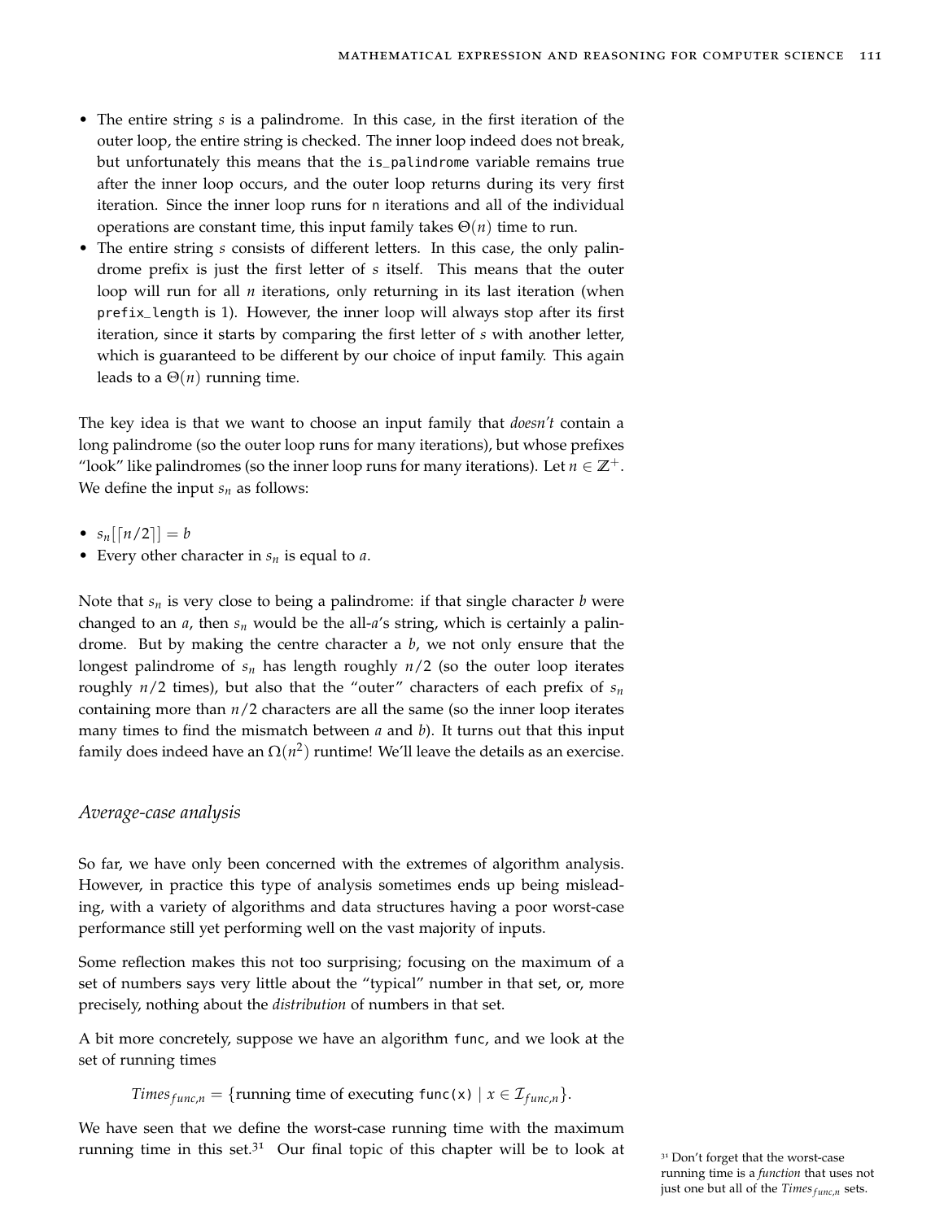- The entire string $s$ is a palindrome. In this case, in the first iteration of the outer loop, the entire string is checked. The inner loop indeed does not break, but unfortunately this means that the `is_palindrome` variable remains true after the inner loop occurs, and the outer loop returns during its very first iteration. Since the inner loop runs for `n` iterations and all of the individual operations are constant time, this input family takes $\Theta(n)$ time to run.
- The entire string $s$ consists of different letters. In this case, the only palindrome prefix is just the first letter of $s$ itself. This means that the outer loop will run for all $n$ iterations, only returning in its last iteration (when `prefix_length` is 1). However, the inner loop will always stop after its first iteration, since it starts by comparing the first letter of $s$ with another letter, which is guaranteed to be different by our choice of input family. This again leads to a $\Theta(n)$ running time.

The key idea is that we want to choose an input family that *doesn't* contain a long palindrome (so the outer loop runs for many iterations), but whose prefixes "look" like palindromes (so the inner loop runs for many iterations). Let $n \in \mathbb{Z}^+$. We define the input $s_n$ as follows:

- $s_n[\lceil n/2 \rceil] = b$
- Every other character in $s_n$ is equal to $a$.

Note that $s_n$ is very close to being a palindrome: if that single character $b$ were changed to an $a$, then $s_n$ would be the all-$a$'s string, which is certainly a palindrome. But by making the centre character a $b$, we not only ensure that the longest palindrome of $s_n$ has length roughly $n/2$ (so the outer loop iterates roughly $n/2$ times), but also that the "outer" characters of each prefix of $s_n$ containing more than $n/2$ characters are all the same (so the inner loop iterates many times to find the mismatch between $a$ and $b$). It turns out that this input family does indeed have an $\Omega(n^2)$ runtime! We'll leave the details as an exercise.

## *Average-case analysis*

So far, we have only been concerned with the extremes of algorithm analysis. However, in practice this type of analysis sometimes ends up being misleading, with a variety of algorithms and data structures having a poor worst-case performance still yet performing well on the vast majority of inputs.

Some reflection makes this not too surprising; focusing on the maximum of a set of numbers says very little about the "typical" number in that set, or, more precisely, nothing about the *distribution* of numbers in that set.

A bit more concretely, suppose we have an algorithm `func`, and we look at the set of running times

$$Times_{func,n} = \{\text{running time of executing } \texttt{func(x)} \mid x \in \mathcal{I}_{func,n}\}.$$

We have seen that we define the worst-case running time with the maximum running time in this set.[31] Our final topic of this chapter will be to look at

[31] Don't forget that the worst-case running time is a *function* that uses not just one but all of the $Times_{func,n}$ sets.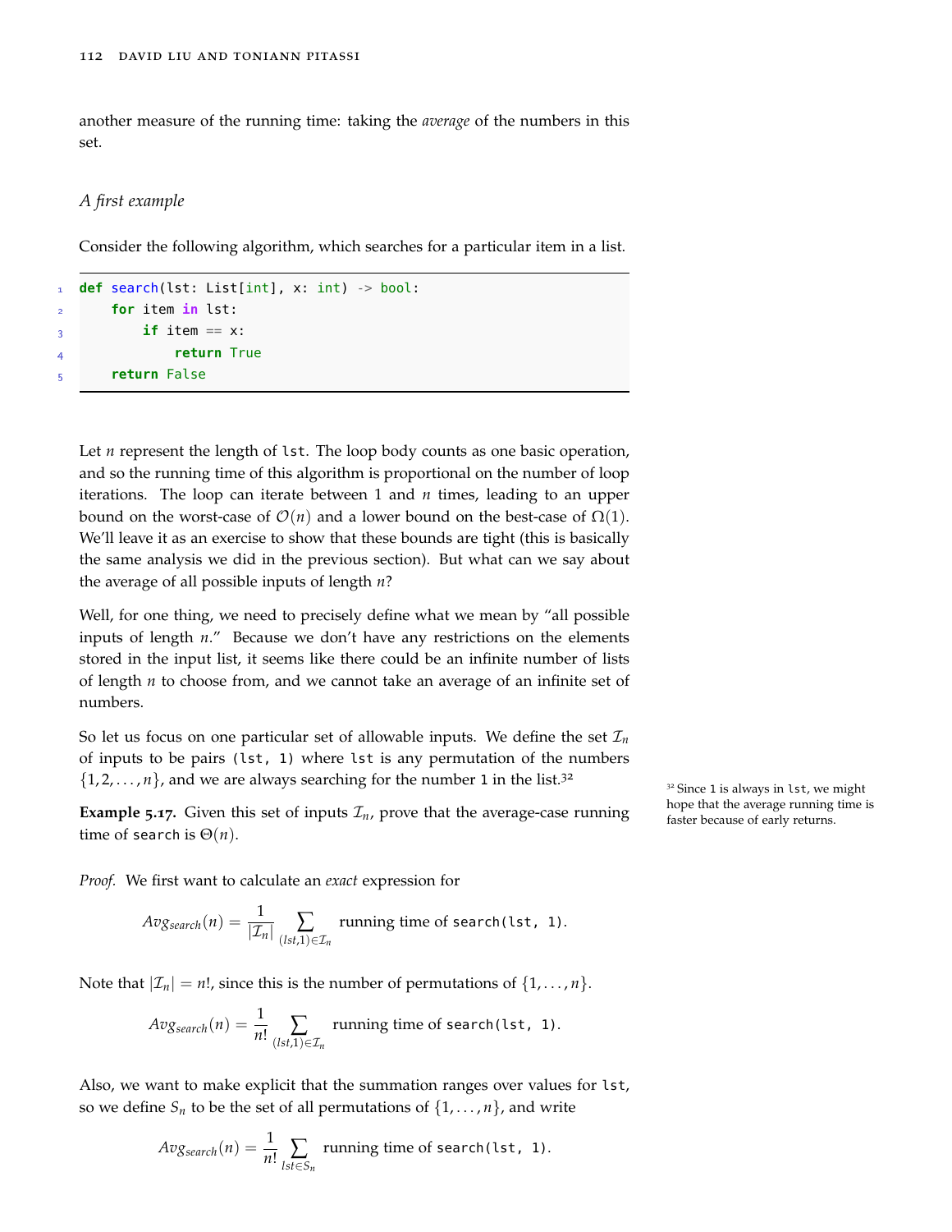another measure of the running time: taking the *average* of the numbers in this set.

### *A first example*

Consider the following algorithm, which searches for a particular item in a list.

```
def search(lst: List[int], x: int) -> bool:
    for item in lst:
        if item == x:
            return True
    return False
```

Let $n$ represent the length of `lst`. The loop body counts as one basic operation, and so the running time of this algorithm is proportional on the number of loop iterations. The loop can iterate between 1 and $n$ times, leading to an upper bound on the worst-case of $\mathcal{O}(n)$ and a lower bound on the best-case of $\Omega(1)$. We'll leave it as an exercise to show that these bounds are tight (this is basically the same analysis we did in the previous section). But what can we say about the average of all possible inputs of length $n$?

Well, for one thing, we need to precisely define what we mean by "all possible inputs of length $n$." Because we don't have any restrictions on the elements stored in the input list, it seems like there could be an infinite number of lists of length $n$ to choose from, and we cannot take an average of an infinite set of numbers.

So let us focus on one particular set of allowable inputs. We define the set $\mathcal{I}_n$ of inputs to be pairs `(lst, 1)` where `lst` is any permutation of the numbers $\{1, 2, \dots, n\}$, and we are always searching for the number 1 in the list.[32]

[32] Since 1 is always in `lst`, we might hope that the average running time is faster because of early returns.

**Example 5.17.** Given this set of inputs $\mathcal{I}_n$, prove that the average-case running time of `search` is $\Theta(n)$.

*Proof.* We first want to calculate an *exact* expression for

$$Avg_{search}(n) = \frac{1}{|\mathcal{I}_n|} \sum_{(lst,1) \in \mathcal{I}_n} \text{running time of } \texttt{search(lst, 1)}.$$

Note that $|\mathcal{I}_n| = n!$, since this is the number of permutations of $\{1, \dots, n\}$.

$$Avg_{search}(n) = \frac{1}{n!} \sum_{(lst,1) \in \mathcal{I}_n} \text{running time of } \texttt{search(lst, 1)}.$$

Also, we want to make explicit that the summation ranges over values for `lst`, so we define $S_n$ to be the set of all permutations of $\{1, \dots, n\}$, and write

$$Avg_{search}(n) = \frac{1}{n!} \sum_{lst \in S_n} \text{running time of } \texttt{search(lst, 1)}.$$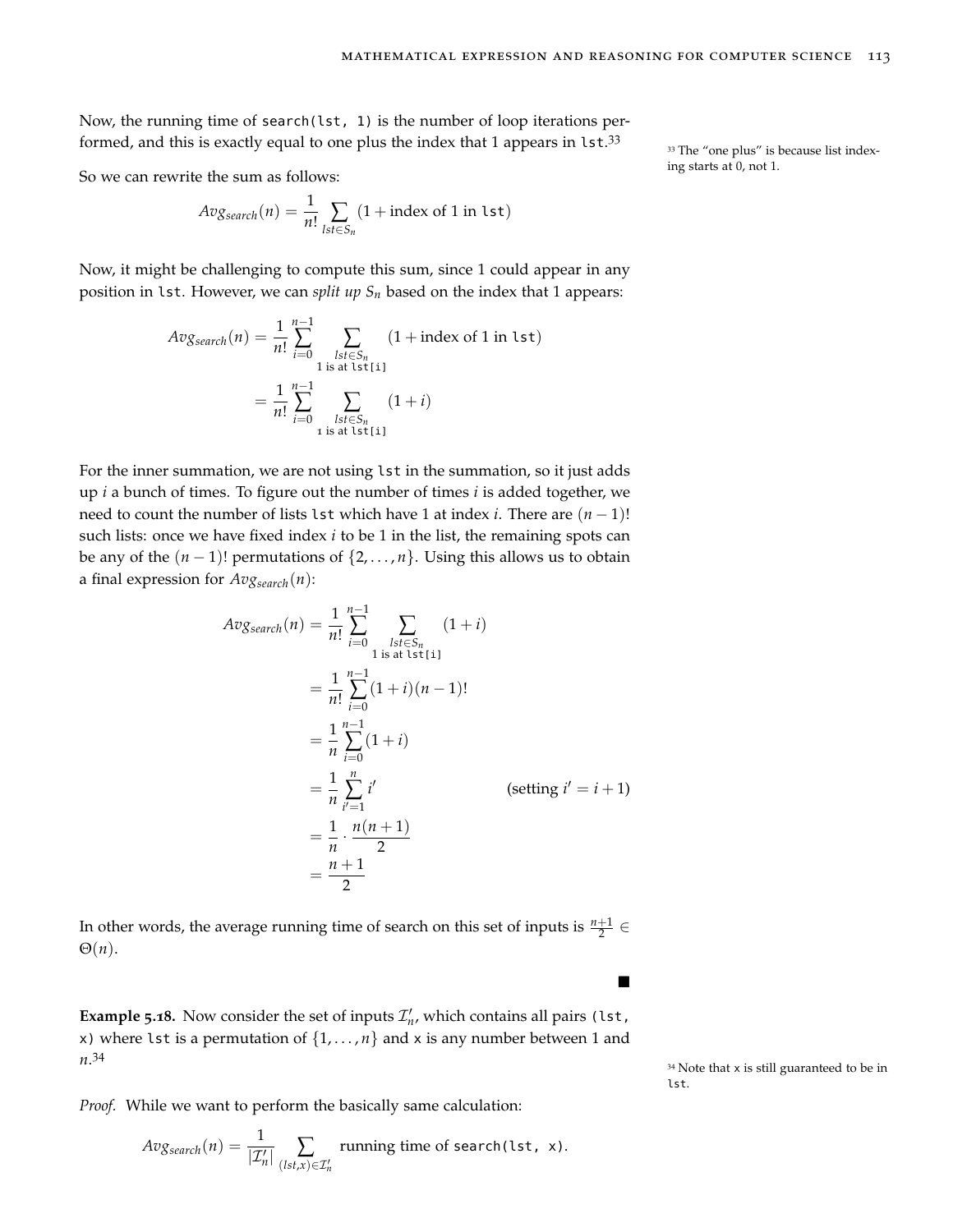Now, the running time of `search(lst, 1)` is the number of loop iterations performed, and this is exactly equal to one plus the index that 1 appears in `lst`.[33]

So we can rewrite the sum as follows:

$$Avg_{search}(n) = \frac{1}{n!} \sum_{lst \in S_n} (1 + \text{index of 1 in } \texttt{lst})$$

Now, it might be challenging to compute this sum, since 1 could appear in any position in `lst`. However, we can *split up* $S_n$ based on the index that 1 appears:

$$\begin{aligned}
Avg_{search}(n) &= \frac{1}{n!} \sum_{i=0}^{n-1} \sum_{\substack{lst \in S_n \\ \text{1 is at } \texttt{lst[i]}}} (1 + \text{index of 1 in } \texttt{lst}) \\
&= \frac{1}{n!} \sum_{i=0}^{n-1} \sum_{\substack{lst \in S_n \\ \text{1 is at } \texttt{lst[i]}}} (1 + i)
\end{aligned}$$

For the inner summation, we are not using `lst` in the summation, so it just adds up $i$ a bunch of times. To figure out the number of times $i$ is added together, we need to count the number of lists `lst` which have 1 at index $i$. There are $(n-1)!$ such lists: once we have fixed index $i$ to be 1 in the list, the remaining spots can be any of the $(n-1)!$ permutations of $\{2, \dots, n\}$. Using this allows us to obtain a final expression for $Avg_{search}(n)$:

$$\begin{aligned}
Avg_{search}(n) &= \frac{1}{n!} \sum_{i=0}^{n-1} \sum_{\substack{lst \in S_n \\ \text{1 is at } \texttt{lst[i]}}} (1 + i) \\
&= \frac{1}{n!} \sum_{i=0}^{n-1} (1+i)(n-1)! \\
&= \frac{1}{n} \sum_{i=0}^{n-1} (1+i) \\
&= \frac{1}{n} \sum_{i'=1}^{n} i' && \text{(setting } i' = i + 1\text{)} \\
&= \frac{1}{n} \cdot \frac{n(n+1)}{2} \\
&= \frac{n+1}{2}
\end{aligned}$$

In other words, the average running time of search on this set of inputs is $\frac{n+1}{2} \in \Theta(n)$.

■

**Example 5.18.** Now consider the set of inputs $\mathcal{I}'_n$, which contains all pairs `(lst, x)` where `lst` is a permutation of $\{1, \dots, n\}$ and `x` is any number between 1 and $n$.[34]

*Proof.* While we want to perform the basically same calculation:

$$Avg_{search}(n) = \frac{1}{|\mathcal{I}'_n|} \sum_{(lst, x) \in \mathcal{I}'_n} \text{running time of } \texttt{search(lst, x)}.$$

[33] The "one plus" is because list indexing starts at 0, not 1.

[34] Note that `x` is still guaranteed to be in `lst`.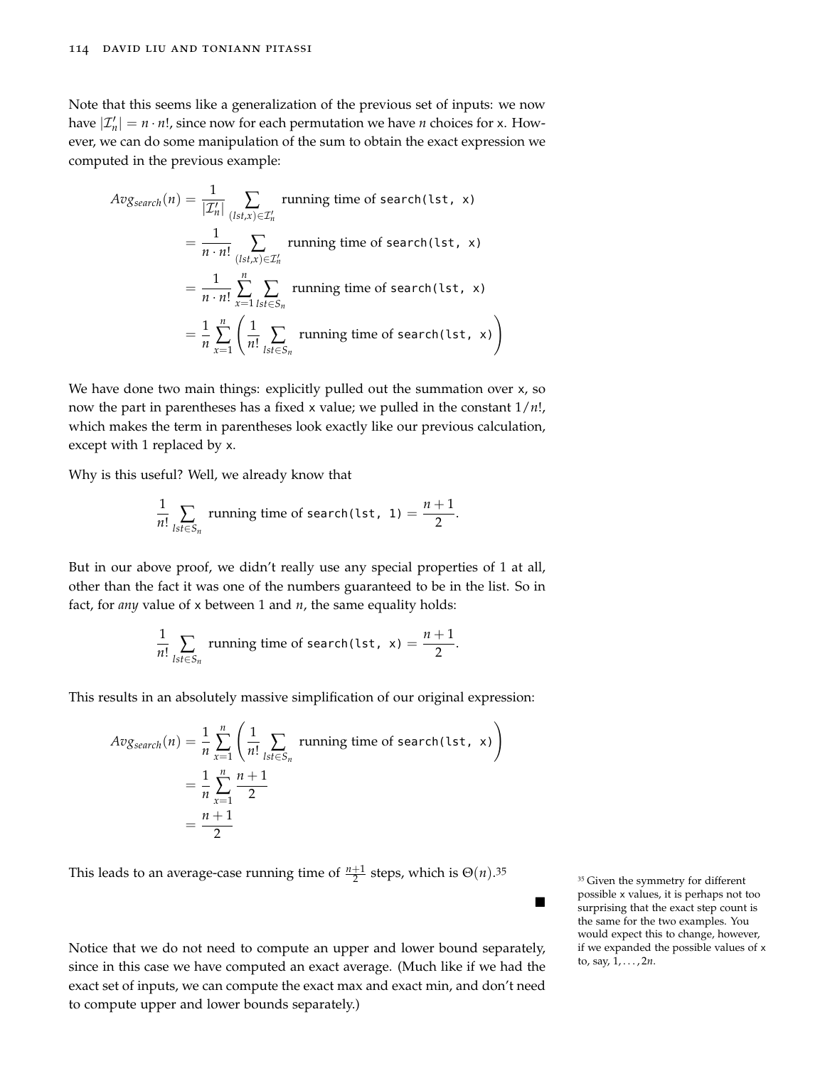Note that this seems like a generalization of the previous set of inputs: we now have $|\mathcal{I}'_n| = n \cdot n!$, since now for each permutation we have $n$ choices for `x`. However, we can do some manipulation of the sum to obtain the exact expression we computed in the previous example:

$$
\begin{aligned}
Avg_{search}(n) &= \frac{1}{|\mathcal{I}'_n|} \sum_{(lst,x) \in \mathcal{I}'_n} \text{running time of } \texttt{search(lst, x)} \\
&= \frac{1}{n \cdot n!} \sum_{(lst,x) \in \mathcal{I}'_n} \text{running time of } \texttt{search(lst, x)} \\
&= \frac{1}{n \cdot n!} \sum_{x=1}^{n} \sum_{lst \in S_n} \text{running time of } \texttt{search(lst, x)} \\
&= \frac{1}{n} \sum_{x=1}^{n} \left( \frac{1}{n!} \sum_{lst \in S_n} \text{running time of } \texttt{search(lst, x)} \right)
\end{aligned}
$$

We have done two main things: explicitly pulled out the summation over `x`, so now the part in parentheses has a fixed `x` value; we pulled in the constant $1/n!$, which makes the term in parentheses look exactly like our previous calculation, except with 1 replaced by `x`.

Why is this useful? Well, we already know that

$$\frac{1}{n!} \sum_{lst \in S_n} \text{running time of } \texttt{search(lst, 1)} = \frac{n+1}{2}.$$

But in our above proof, we didn't really use any special properties of 1 at all, other than the fact it was one of the numbers guaranteed to be in the list. So in fact, for *any* value of `x` between 1 and $n$, the same equality holds:

$$\frac{1}{n!} \sum_{lst \in S_n} \text{running time of } \texttt{search(lst, x)} = \frac{n+1}{2}.$$

This results in an absolutely massive simplification of our original expression:

$$
\begin{aligned}
Avg_{search}(n) &= \frac{1}{n} \sum_{x=1}^{n} \left( \frac{1}{n!} \sum_{lst \in S_n} \text{running time of } \texttt{search(lst, x)} \right) \\
&= \frac{1}{n} \sum_{x=1}^{n} \frac{n+1}{2} \\
&= \frac{n+1}{2}
\end{aligned}
$$

This leads to an average-case running time of $\frac{n+1}{2}$ steps, which is $\Theta(n)$.[35]

■

Notice that we do not need to compute an upper and lower bound separately, since in this case we have computed an exact average. (Much like if we had the exact set of inputs, we can compute the exact max and exact min, and don't need to compute upper and lower bounds separately.)

[35] Given the symmetry for different possible `x` values, it is perhaps not too surprising that the exact step count is the same for the two examples. You would expect this to change, however, if we expanded the possible values of `x` to, say, $1, \ldots, 2n$.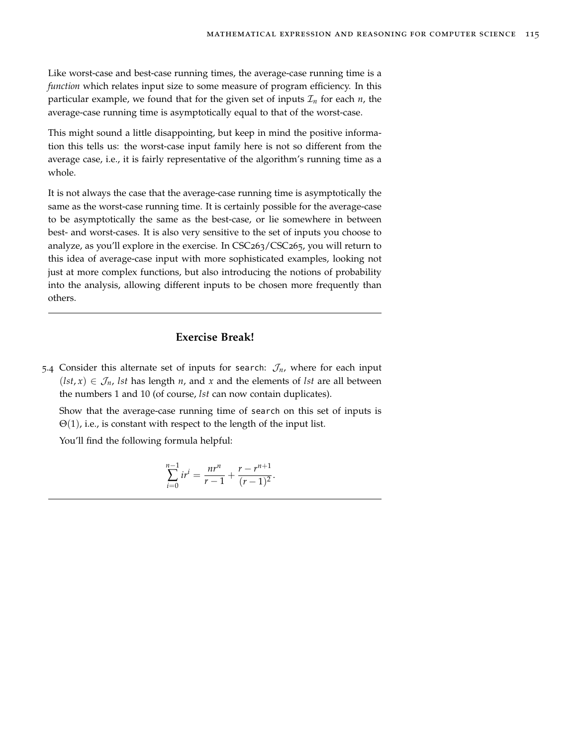Like worst-case and best-case running times, the average-case running time is a *function* which relates input size to some measure of program efficiency. In this particular example, we found that for the given set of inputs $\mathcal{I}_n$ for each $n$, the average-case running time is asymptotically equal to that of the worst-case.

This might sound a little disappointing, but keep in mind the positive information this tells us: the worst-case input family here is not so different from the average case, i.e., it is fairly representative of the algorithm's running time as a whole.

It is not always the case that the average-case running time is asymptotically the same as the worst-case running time. It is certainly possible for the average-case to be asymptotically the same as the best-case, or lie somewhere in between best- and worst-cases. It is also very sensitive to the set of inputs you choose to analyze, as you'll explore in the exercise. In CSC263/CSC265, you will return to this idea of average-case input with more sophisticated examples, looking not just at more complex functions, but also introducing the notions of probability into the analysis, allowing different inputs to be chosen more frequently than others.

---

### Exercise Break!

5.4 Consider this alternate set of inputs for `search`: $\mathcal{J}_n$, where for each input $(lst, x) \in \mathcal{J}_n$, $lst$ has length $n$, and $x$ and the elements of $lst$ are all between the numbers 1 and 10 (of course, $lst$ can now contain duplicates).

Show that the average-case running time of `search` on this set of inputs is $\Theta(1)$, i.e., is constant with respect to the length of the input list.

You'll find the following formula helpful:

$$\sum_{i=0}^{n-1} ir^i = \frac{nr^n}{r-1} + \frac{r - r^{n+1}}{(r-1)^2}.$$

---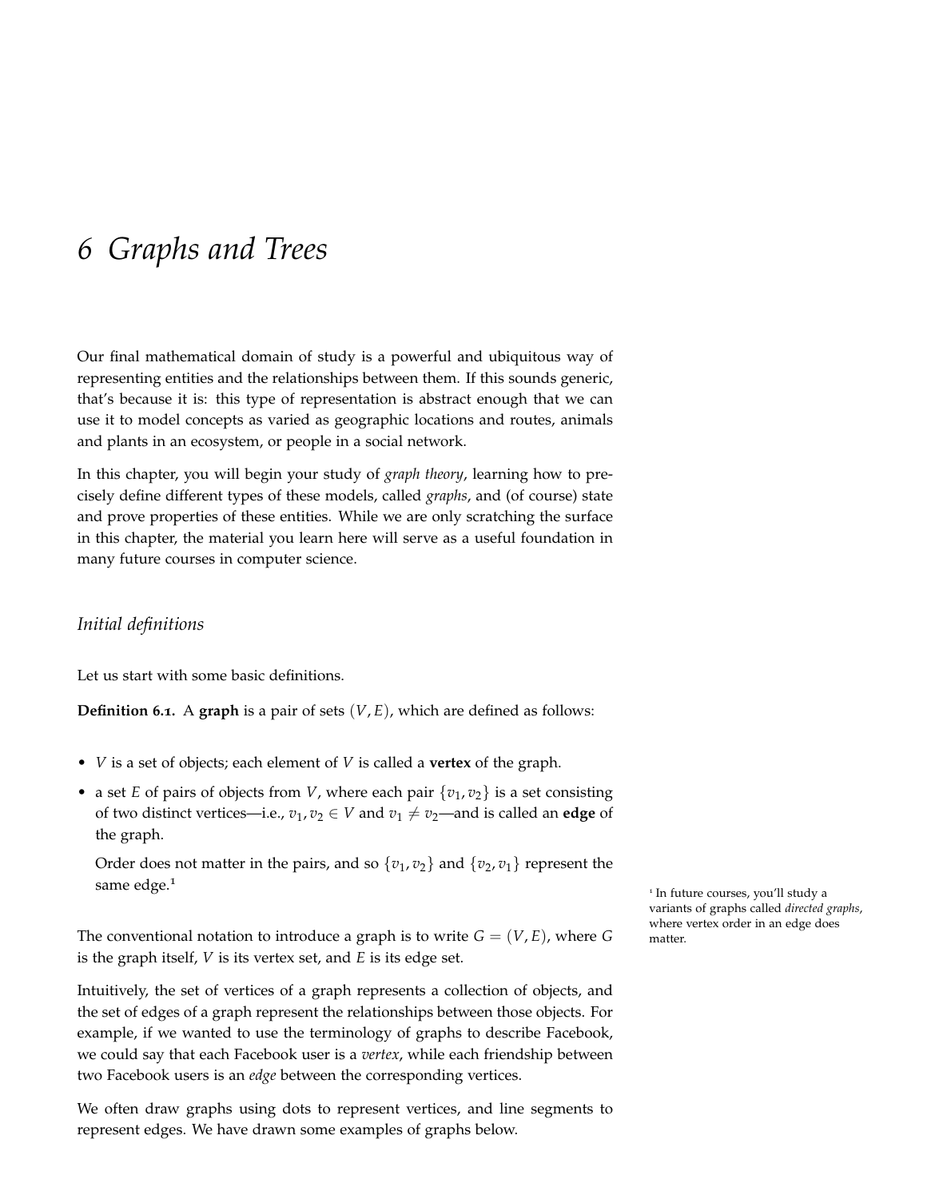# 6 Graphs and Trees

Our final mathematical domain of study is a powerful and ubiquitous way of representing entities and the relationships between them. If this sounds generic, that's because it is: this type of representation is abstract enough that we can use it to model concepts as varied as geographic locations and routes, animals and plants in an ecosystem, or people in a social network.

In this chapter, you will begin your study of *graph theory*, learning how to precisely define different types of these models, called *graphs*, and (of course) state and prove properties of these entities. While we are only scratching the surface in this chapter, the material you learn here will serve as a useful foundation in many future courses in computer science.

## Initial definitions

Let us start with some basic definitions.

**Definition 6.1.** A **graph** is a pair of sets $(V, E)$, which are defined as follows:

- $V$ is a set of objects; each element of $V$ is called a **vertex** of the graph.
- a set $E$ of pairs of objects from $V$, where each pair $\{v_1, v_2\}$ is a set consisting of two distinct vertices—i.e., $v_1, v_2 \in V$ and $v_1 \neq v_2$—and is called an **edge** of the graph.

  Order does not matter in the pairs, and so $\{v_1, v_2\}$ and $\{v_2, v_1\}$ represent the same edge.[1]

[1] In future courses, you'll study a variants of graphs called *directed graphs*, where vertex order in an edge does matter.

The conventional notation to introduce a graph is to write $G = (V, E)$, where $G$ is the graph itself, $V$ is its vertex set, and $E$ is its edge set.

Intuitively, the set of vertices of a graph represents a collection of objects, and the set of edges of a graph represent the relationships between those objects. For example, if we wanted to use the terminology of graphs to describe Facebook, we could say that each Facebook user is a *vertex*, while each friendship between two Facebook users is an *edge* between the corresponding vertices.

We often draw graphs using dots to represent vertices, and line segments to represent edges. We have drawn some examples of graphs below.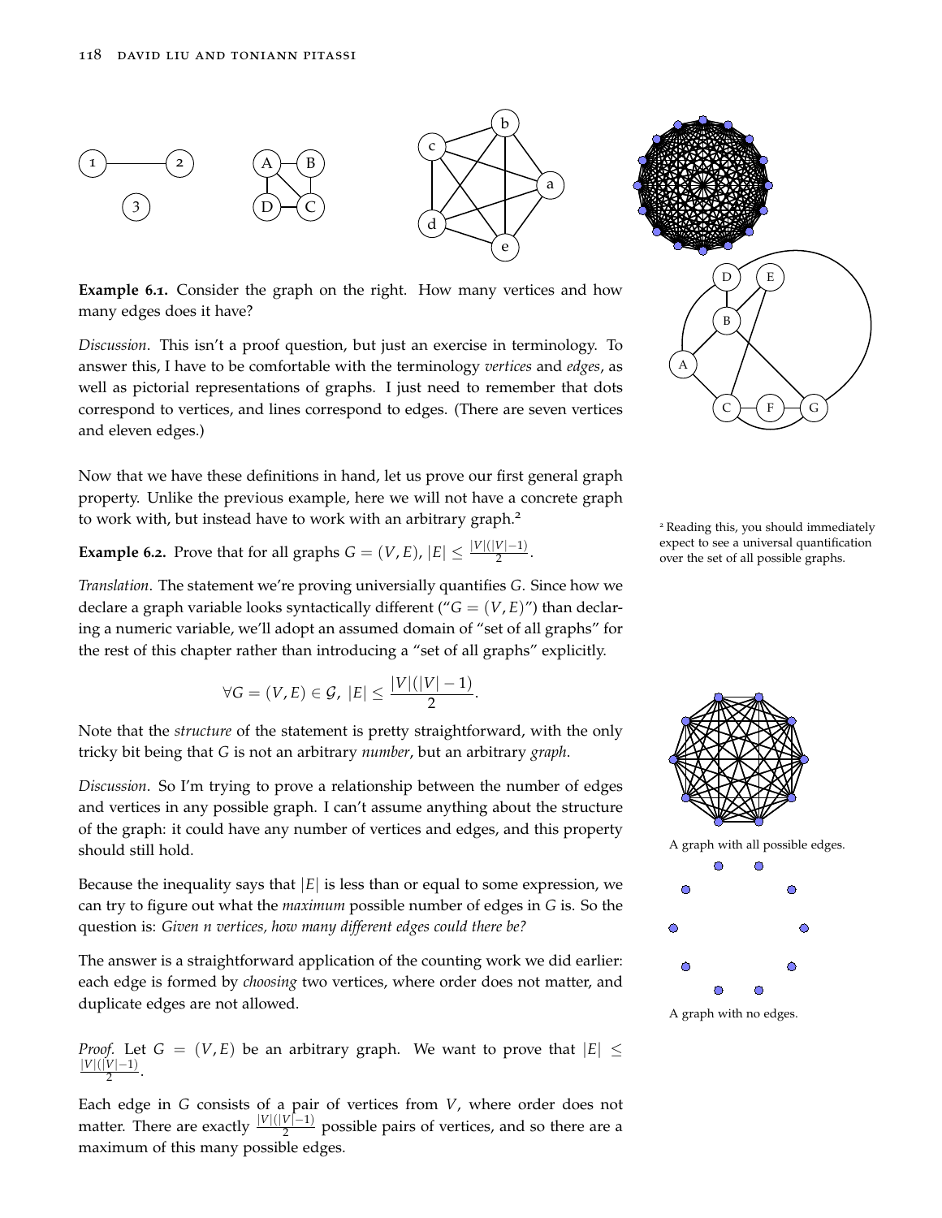**Example 6.1.** Consider the graph on the right. How many vertices and how many edges does it have?

*Discussion*. This isn't a proof question, but just an exercise in terminology. To answer this, I have to be comfortable with the terminology *vertices* and *edges*, as well as pictorial representations of graphs. I just need to remember that dots correspond to vertices, and lines correspond to edges. (There are seven vertices and eleven edges.)

Now that we have these definitions in hand, let us prove our first general graph property. Unlike the previous example, here we will not have a concrete graph to work with, but instead have to work with an arbitrary graph.[2]

[2] Reading this, you should immediately expect to see a universal quantification over the set of all possible graphs.

**Example 6.2.** Prove that for all graphs $G = (V, E)$, $|E| \leq \frac{|V|(|V|-1)}{2}$.

*Translation*. The statement we're proving universally quantifies $G$. Since how we declare a graph variable looks syntactically different ("$G = (V, E)$") than declaring a numeric variable, we'll adopt an assumed domain of "set of all graphs" for the rest of this chapter rather than introducing a "set of all graphs" explicitly.

$$\forall G = (V, E) \in \mathcal{G},\ |E| \leq \frac{|V|(|V|-1)}{2}.$$

Note that the *structure* of the statement is pretty straightforward, with the only tricky bit being that $G$ is not an arbitrary *number*, but an arbitrary *graph*.

*Discussion*. So I'm trying to prove a relationship between the number of edges and vertices in any possible graph. I can't assume anything about the structure of the graph: it could have any number of vertices and edges, and this property should still hold.

Because the inequality says that $|E|$ is less than or equal to some expression, we can try to figure out what the *maximum* possible number of edges in $G$ is. So the question is: *Given n vertices, how many different edges could there be?*

The answer is a straightforward application of the counting work we did earlier: each edge is formed by *choosing* two vertices, where order does not matter, and duplicate edges are not allowed.

A graph with all possible edges.

A graph with no edges.

*Proof*. Let $G = (V, E)$ be an arbitrary graph. We want to prove that $|E| \leq \frac{|V|(|V|-1)}{2}$.

Each edge in $G$ consists of a pair of vertices from $V$, where order does not matter. There are exactly $\frac{|V|(|V|-1)}{2}$ possible pairs of vertices, and so there are a maximum of this many possible edges.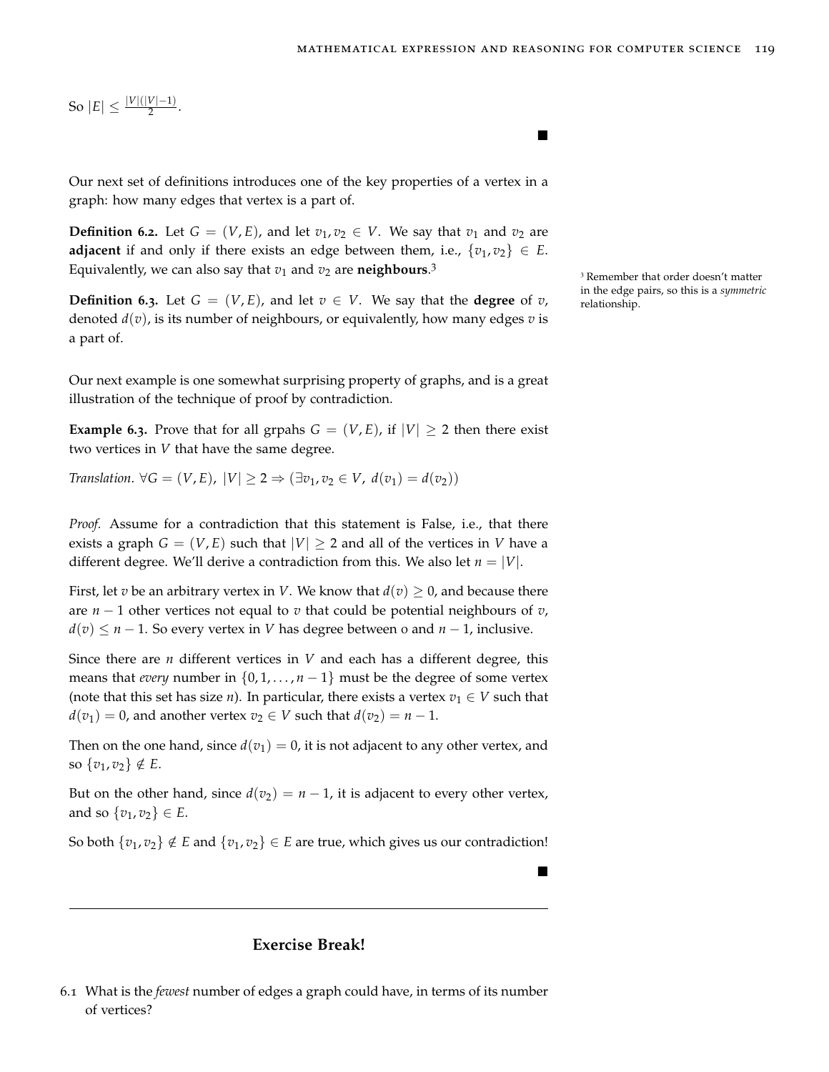So $|E| \leq \frac{|V|(|V|-1)}{2}$.

■

Our next set of definitions introduces one of the key properties of a vertex in a graph: how many edges that vertex is a part of.

**Definition 6.2.** Let $G = (V, E)$, and let $v_1, v_2 \in V$. We say that $v_1$ and $v_2$ are **adjacent** if and only if there exists an edge between them, i.e., $\{v_1, v_2\} \in E$. Equivalently, we can also say that $v_1$ and $v_2$ are **neighbours**.[3]

[3] Remember that order doesn't matter in the edge pairs, so this is a *symmetric* relationship.

**Definition 6.3.** Let $G = (V, E)$, and let $v \in V$. We say that the **degree** of $v$, denoted $d(v)$, is its number of neighbours, or equivalently, how many edges $v$ is a part of.

Our next example is one somewhat surprising property of graphs, and is a great illustration of the technique of proof by contradiction.

**Example 6.3.** Prove that for all grpahs $G = (V, E)$, if $|V| \geq 2$ then there exist two vertices in $V$ that have the same degree.

*Translation.* $\forall G = (V, E),\ |V| \geq 2 \Rightarrow (\exists v_1, v_2 \in V,\ d(v_1) = d(v_2))$

*Proof.* Assume for a contradiction that this statement is False, i.e., that there exists a graph $G = (V, E)$ such that $|V| \geq 2$ and all of the vertices in $V$ have a different degree. We'll derive a contradiction from this. We also let $n = |V|$.

First, let $v$ be an arbitrary vertex in $V$. We know that $d(v) \geq 0$, and because there are $n-1$ other vertices not equal to $v$ that could be potential neighbours of $v$, $d(v) \leq n-1$. So every vertex in $V$ has degree between 0 and $n-1$, inclusive.

Since there are $n$ different vertices in $V$ and each has a different degree, this means that *every* number in $\{0, 1, \ldots, n-1\}$ must be the degree of some vertex (note that this set has size $n$). In particular, there exists a vertex $v_1 \in V$ such that $d(v_1) = 0$, and another vertex $v_2 \in V$ such that $d(v_2) = n-1$.

Then on the one hand, since $d(v_1) = 0$, it is not adjacent to any other vertex, and so $\{v_1, v_2\} \notin E$.

But on the other hand, since $d(v_2) = n-1$, it is adjacent to every other vertex, and so $\{v_1, v_2\} \in E$.

So both $\{v_1, v_2\} \notin E$ and $\{v_1, v_2\} \in E$ are true, which gives us our contradiction!

■

---

## Exercise Break!

6.1 What is the *fewest* number of edges a graph could have, in terms of its number of vertices?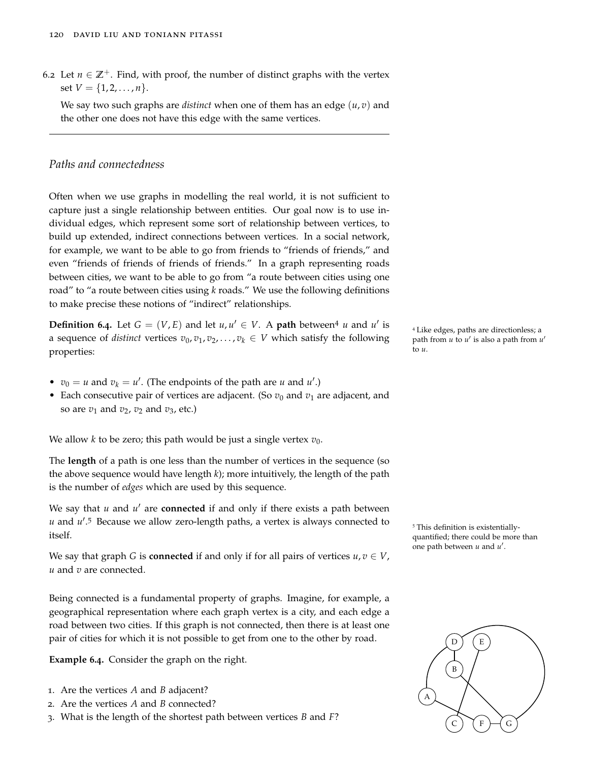6.2 Let $n \in \mathbb{Z}^+$. Find, with proof, the number of distinct graphs with the vertex set $V = \{1, 2, \dots, n\}$.

We say two such graphs are *distinct* when one of them has an edge $(u, v)$ and the other one does not have this edge with the same vertices.

---

## *Paths and connectedness*

Often when we use graphs in modelling the real world, it is not sufficient to capture just a single relationship between entities. Our goal now is to use individual edges, which represent some sort of relationship between vertices, to build up extended, indirect connections between vertices. In a social network, for example, we want to be able to go from friends to "friends of friends," and even "friends of friends of friends of friends." In a graph representing roads between cities, we want to be able to go from "a route between cities using one road" to "a route between cities using $k$ roads." We use the following definitions to make precise these notions of "indirect" relationships.

**Definition 6.4.** Let $G = (V, E)$ and let $u, u' \in V$. A **path** between[4] $u$ and $u'$ is a sequence of *distinct* vertices $v_0, v_1, v_2, \dots, v_k \in V$ which satisfy the following properties:

[4] Like edges, paths are directionless; a path from $u$ to $u'$ is also a path from $u'$ to $u$.

- $v_0 = u$ and $v_k = u'$. (The endpoints of the path are $u$ and $u'$.)
- Each consecutive pair of vertices are adjacent. (So $v_0$ and $v_1$ are adjacent, and so are $v_1$ and $v_2$, $v_2$ and $v_3$, etc.)

We allow $k$ to be zero; this path would be just a single vertex $v_0$.

The **length** of a path is one less than the number of vertices in the sequence (so the above sequence would have length $k$); more intuitively, the length of the path is the number of *edges* which are used by this sequence.

We say that $u$ and $u'$ are **connected** if and only if there exists a path between $u$ and $u'$.[5] Because we allow zero-length paths, a vertex is always connected to itself.

[5] This definition is existentially-quantified; there could be more than one path between $u$ and $u'$.

We say that graph $G$ is **connected** if and only if for all pairs of vertices $u, v \in V$, $u$ and $v$ are connected.

Being connected is a fundamental property of graphs. Imagine, for example, a geographical representation where each graph vertex is a city, and each edge a road between two cities. If this graph is not connected, then there is at least one pair of cities for which it is not possible to get from one to the other by road.

**Example 6.4.** Consider the graph on the right.

1. Are the vertices $A$ and $B$ adjacent?
2. Are the vertices $A$ and $B$ connected?
3. What is the length of the shortest path between vertices $B$ and $F$?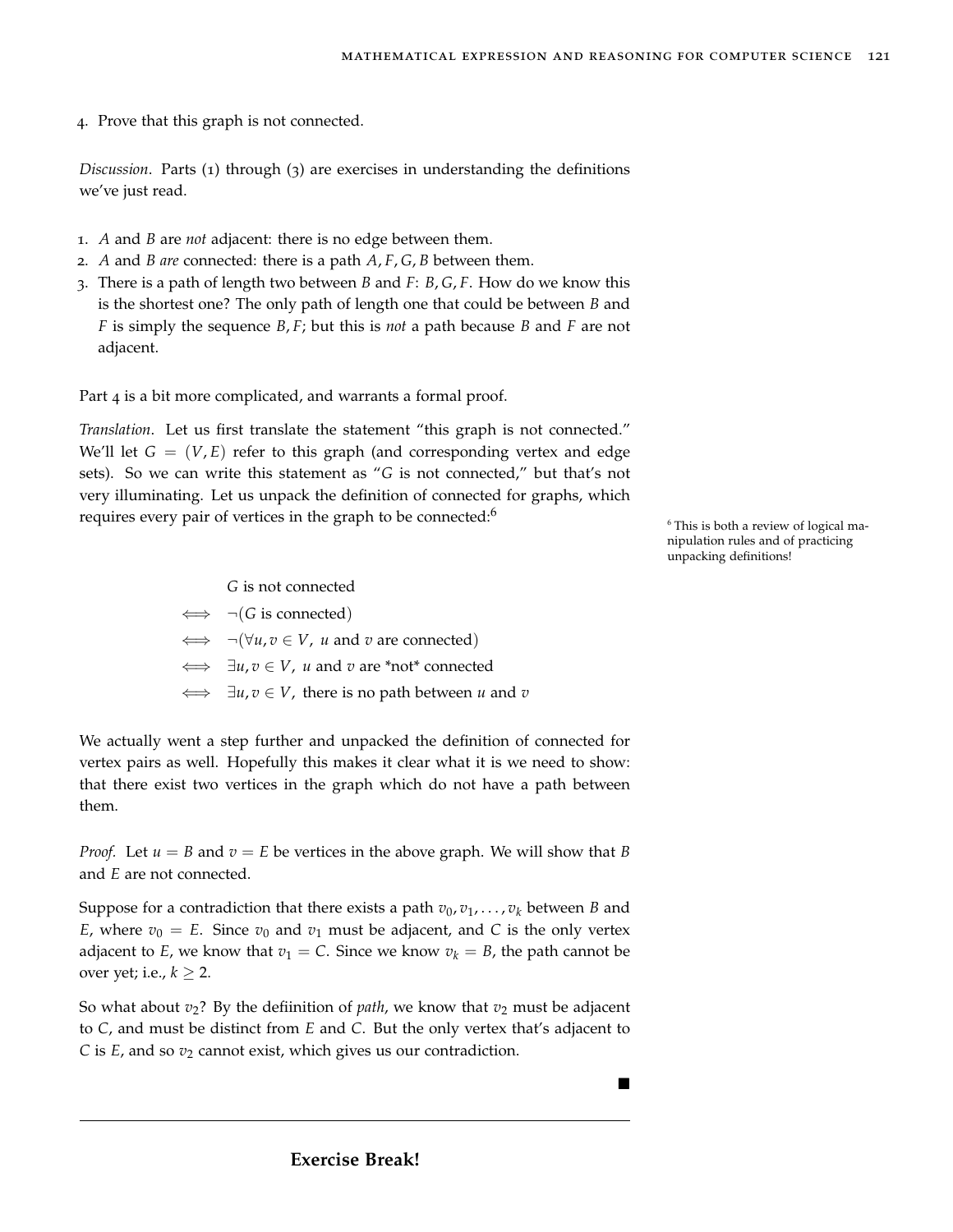4. Prove that this graph is not connected.

*Discussion*. Parts (1) through (3) are exercises in understanding the definitions we've just read.

1. $A$ and $B$ are *not* adjacent: there is no edge between them.
2. $A$ and $B$ *are* connected: there is a path $A, F, G, B$ between them.
3. There is a path of length two between $B$ and $F$: $B, G, F$. How do we know this is the shortest one? The only path of length one that could be between $B$ and $F$ is simply the sequence $B, F$; but this is *not* a path because $B$ and $F$ are not adjacent.

Part 4 is a bit more complicated, and warrants a formal proof.

*Translation*. Let us first translate the statement "this graph is not connected." We'll let $G = (V, E)$ refer to this graph (and corresponding vertex and edge sets). So we can write this statement as "$G$ is not connected," but that's not very illuminating. Let us unpack the definition of connected for graphs, which requires every pair of vertices in the graph to be connected:[6]

[6] This is both a review of logical manipulation rules and of practicing unpacking definitions!

$$
\begin{aligned}
& G \text{ is not connected} \\
\iff\ & \neg(G \text{ is connected}) \\
\iff\ & \neg(\forall u, v \in V,\ u \text{ and } v \text{ are connected}) \\
\iff\ & \exists u, v \in V,\ u \text{ and } v \text{ are *not* connected} \\
\iff\ & \exists u, v \in V,\ \text{there is no path between } u \text{ and } v
\end{aligned}
$$

We actually went a step further and unpacked the definition of connected for vertex pairs as well. Hopefully this makes it clear what it is we need to show: that there exist two vertices in the graph which do not have a path between them.

*Proof.* Let $u = B$ and $v = E$ be vertices in the above graph. We will show that $B$ and $E$ are not connected.

Suppose for a contradiction that there exists a path $v_0, v_1, \ldots, v_k$ between $B$ and $E$, where $v_0 = E$. Since $v_0$ and $v_1$ must be adjacent, and $C$ is the only vertex adjacent to $E$, we know that $v_1 = C$. Since we know $v_k = B$, the path cannot be over yet; i.e., $k \geq 2$.

So what about $v_2$? By the defiinition of *path*, we know that $v_2$ must be adjacent to $C$, and must be distinct from $E$ and $C$. But the only vertex that's adjacent to $C$ is $E$, and so $v_2$ cannot exist, which gives us our contradiction.

■

---

**Exercise Break!**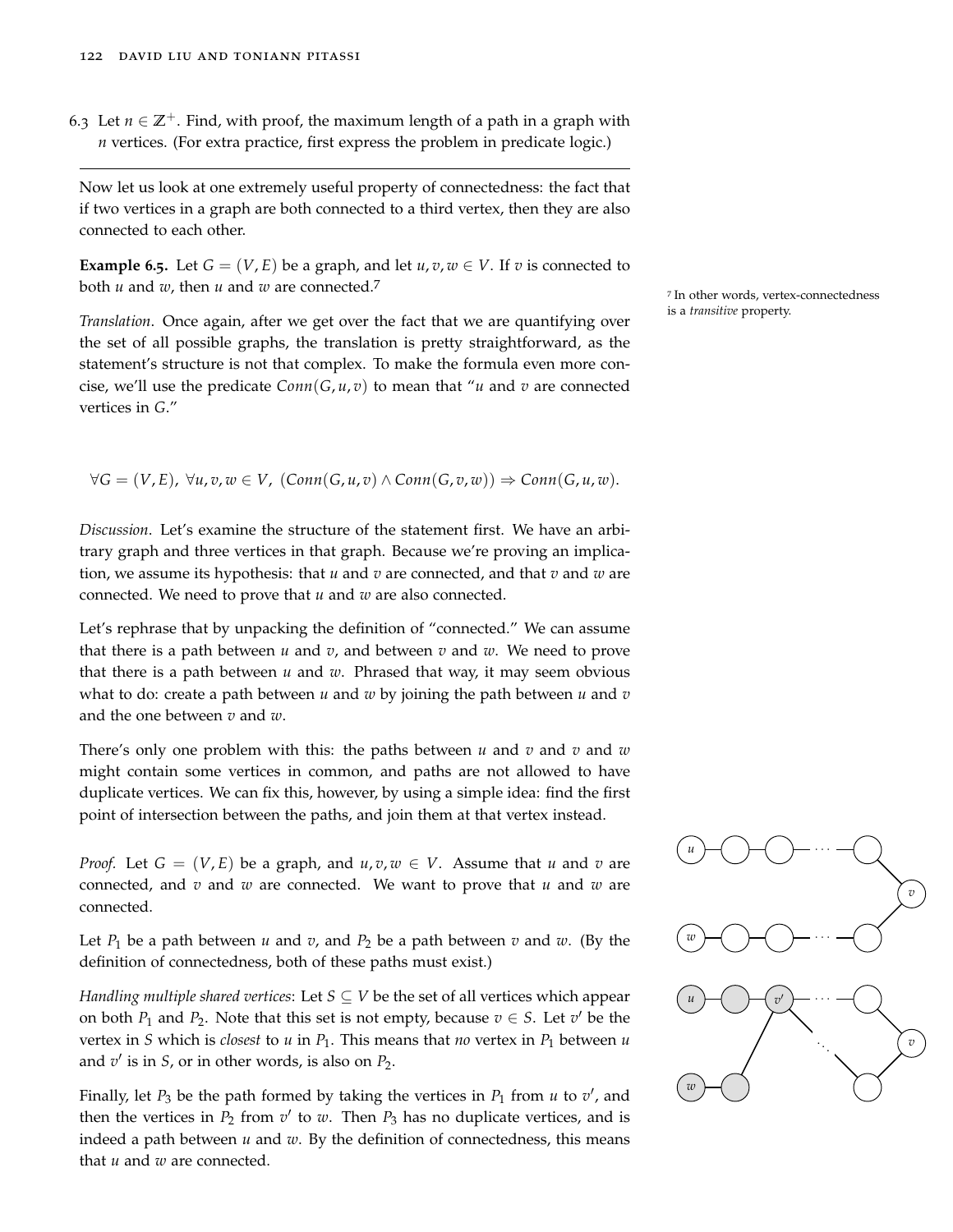6.3 Let $n \in \mathbb{Z}^+$. Find, with proof, the maximum length of a path in a graph with $n$ vertices. (For extra practice, first express the problem in predicate logic.)

---

Now let us look at one extremely useful property of connectedness: the fact that if two vertices in a graph are both connected to a third vertex, then they are also connected to each other.

**Example 6.5.** Let $G = (V, E)$ be a graph, and let $u, v, w \in V$. If $v$ is connected to both $u$ and $w$, then $u$ and $w$ are connected.[7]

[7] In other words, vertex-connectedness is a *transitive* property.

*Translation.* Once again, after we get over the fact that we are quantifying over the set of all possible graphs, the translation is pretty straightforward, as the statement's structure is not that complex. To make the formula even more concise, we'll use the predicate $Conn(G, u, v)$ to mean that "$u$ and $v$ are connected vertices in $G$."

$$\forall G = (V, E),\ \forall u, v, w \in V,\ \big(Conn(G, u, v) \land Conn(G, v, w)\big) \Rightarrow Conn(G, u, w).$$

*Discussion.* Let's examine the structure of the statement first. We have an arbitrary graph and three vertices in that graph. Because we're proving an implication, we assume its hypothesis: that $u$ and $v$ are connected, and that $v$ and $w$ are connected. We need to prove that $u$ and $w$ are also connected.

Let's rephrase that by unpacking the definition of "connected." We can assume that there is a path between $u$ and $v$, and between $v$ and $w$. We need to prove that there is a path between $u$ and $w$. Phrased that way, it may seem obvious what to do: create a path between $u$ and $w$ by joining the path between $u$ and $v$ and the one between $v$ and $w$.

There's only one problem with this: the paths between $u$ and $v$ and $v$ and $w$ might contain some vertices in common, and paths are not allowed to have duplicate vertices. We can fix this, however, by using a simple idea: find the first point of intersection between the paths, and join them at that vertex instead.

*Proof.* Let $G = (V, E)$ be a graph, and $u, v, w \in V$. Assume that $u$ and $v$ are connected, and $v$ and $w$ are connected. We want to prove that $u$ and $w$ are connected.

Let $P_1$ be a path between $u$ and $v$, and $P_2$ be a path between $v$ and $w$. (By the definition of connectedness, both of these paths must exist.)

*Handling multiple shared vertices*: Let $S \subseteq V$ be the set of all vertices which appear on both $P_1$ and $P_2$. Note that this set is not empty, because $v \in S$. Let $v'$ be the vertex in $S$ which is *closest* to $u$ in $P_1$. This means that *no* vertex in $P_1$ between $u$ and $v'$ is in $S$, or in other words, is also on $P_2$.

Finally, let $P_3$ be the path formed by taking the vertices in $P_1$ from $u$ to $v'$, and then the vertices in $P_2$ from $v'$ to $w$. Then $P_3$ has no duplicate vertices, and is indeed a path between $u$ and $w$. By the definition of connectedness, this means that $u$ and $w$ are connected.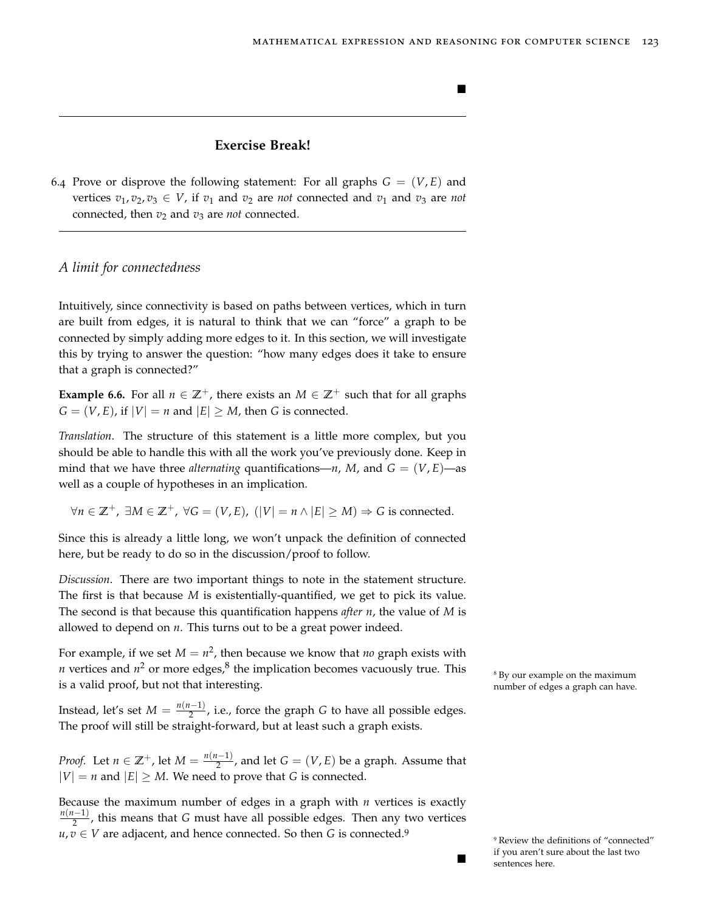■

---

**Exercise Break!**

6.4 Prove or disprove the following statement: For all graphs $G = (V, E)$ and vertices $v_1, v_2, v_3 \in V$, if $v_1$ and $v_2$ are *not* connected and $v_1$ and $v_3$ are *not* connected, then $v_2$ and $v_3$ are *not* connected.

---

### *A limit for connectedness*

Intuitively, since connectivity is based on paths between vertices, which in turn are built from edges, it is natural to think that we can "force" a graph to be connected by simply adding more edges to it. In this section, we will investigate this by trying to answer the question: "how many edges does it take to ensure that a graph is connected?"

**Example 6.6.** For all $n \in \mathbb{Z}^+$, there exists an $M \in \mathbb{Z}^+$ such that for all graphs $G = (V, E)$, if $|V| = n$ and $|E| \geq M$, then $G$ is connected.

*Translation*. The structure of this statement is a little more complex, but you should be able to handle this with all the work you've previously done. Keep in mind that we have three *alternating* quantifications—$n$, $M$, and $G = (V, E)$—as well as a couple of hypotheses in an implication.

$$\forall n \in \mathbb{Z}^+,\ \exists M \in \mathbb{Z}^+,\ \forall G = (V, E),\ (|V| = n \land |E| \geq M) \Rightarrow G \text{ is connected.}$$

Since this is already a little long, we won't unpack the definition of connected here, but be ready to do so in the discussion/proof to follow.

*Discussion*. There are two important things to note in the statement structure. The first is that because $M$ is existentially-quantified, we get to pick its value. The second is that because this quantification happens *after* $n$, the value of $M$ is allowed to depend on $n$. This turns out to be a great power indeed.

For example, if we set $M = n^2$, then because we know that *no* graph exists with $n$ vertices and $n^2$ or more edges,[8] the implication becomes vacuously true. This is a valid proof, but not that interesting.

[8] By our example on the maximum number of edges a graph can have.

Instead, let's set $M = \frac{n(n-1)}{2}$, i.e., force the graph $G$ to have all possible edges. The proof will still be straight-forward, but at least such a graph exists.

*Proof.* Let $n \in \mathbb{Z}^+$, let $M = \frac{n(n-1)}{2}$, and let $G = (V, E)$ be a graph. Assume that $|V| = n$ and $|E| \geq M$. We need to prove that $G$ is connected.

Because the maximum number of edges in a graph with $n$ vertices is exactly $\frac{n(n-1)}{2}$, this means that $G$ must have all possible edges. Then any two vertices $u, v \in V$ are adjacent, and hence connected. So then $G$ is connected.[9]

[9] Review the definitions of "connected" if you aren't sure about the last two sentences here.

■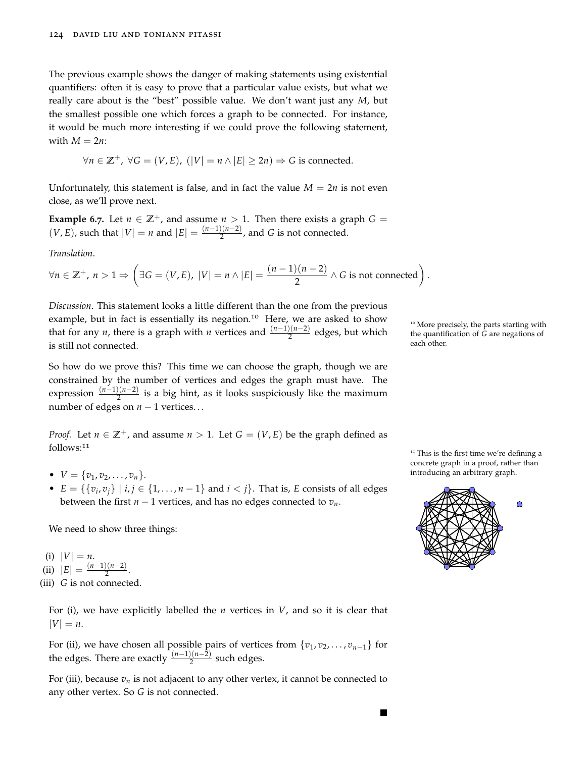The previous example shows the danger of making statements using existential quantifiers: often it is easy to prove that a particular value exists, but what we really care about is the "best" possible value. We don't want just any $M$, but the smallest possible one which forces a graph to be connected. For instance, it would be much more interesting if we could prove the following statement, with $M = 2n$:

$$\forall n \in \mathbb{Z}^+,\ \forall G = (V, E),\ (|V| = n \land |E| \geq 2n) \Rightarrow G \text{ is connected.}$$

Unfortunately, this statement is false, and in fact the value $M = 2n$ is not even close, as we'll prove next.

**Example 6.7.** Let $n \in \mathbb{Z}^+$, and assume $n > 1$. Then there exists a graph $G = (V, E)$, such that $|V| = n$ and $|E| = \frac{(n-1)(n-2)}{2}$, and $G$ is not connected.

*Translation.*

$$\forall n \in \mathbb{Z}^+,\ n > 1 \Rightarrow \left(\exists G = (V, E),\ |V| = n \land |E| = \frac{(n-1)(n-2)}{2} \land G \text{ is not connected}\right).$$

*Discussion.* This statement looks a little different than the one from the previous example, but in fact is essentially its negation.[10] Here, we are asked to show that for any $n$, there is a graph with $n$ vertices and $\frac{(n-1)(n-2)}{2}$ edges, but which is still not connected.

[10] More precisely, the parts starting with the quantification of $G$ are negations of each other.

So how do we prove this? This time we can choose the graph, though we are constrained by the number of vertices and edges the graph must have. The expression $\frac{(n-1)(n-2)}{2}$ is a big hint, as it looks suspiciously like the maximum number of edges on $n - 1$ vertices...

*Proof.* Let $n \in \mathbb{Z}^+$, and assume $n > 1$. Let $G = (V, E)$ be the graph defined as follows:[11]

[11] This is the first time we're defining a concrete graph in a proof, rather than introducing an arbitrary graph.

- $V = \{v_1, v_2, \ldots, v_n\}$.
- $E = \{\{v_i, v_j\} \mid i, j \in \{1, \ldots, n-1\} \text{ and } i < j\}$. That is, $E$ consists of all edges between the first $n - 1$ vertices, and has no edges connected to $v_n$.

We need to show three things:

(i) $|V| = n$.
(ii) $|E| = \frac{(n-1)(n-2)}{2}$.
(iii) $G$ is not connected.

For (i), we have explicitly labelled the $n$ vertices in $V$, and so it is clear that $|V| = n$.

For (ii), we have chosen all possible pairs of vertices from $\{v_1, v_2, \ldots, v_{n-1}\}$ for the edges. There are exactly $\frac{(n-1)(n-2)}{2}$ such edges.

For (iii), because $v_n$ is not adjacent to any other vertex, it cannot be connected to any other vertex. So $G$ is not connected.

■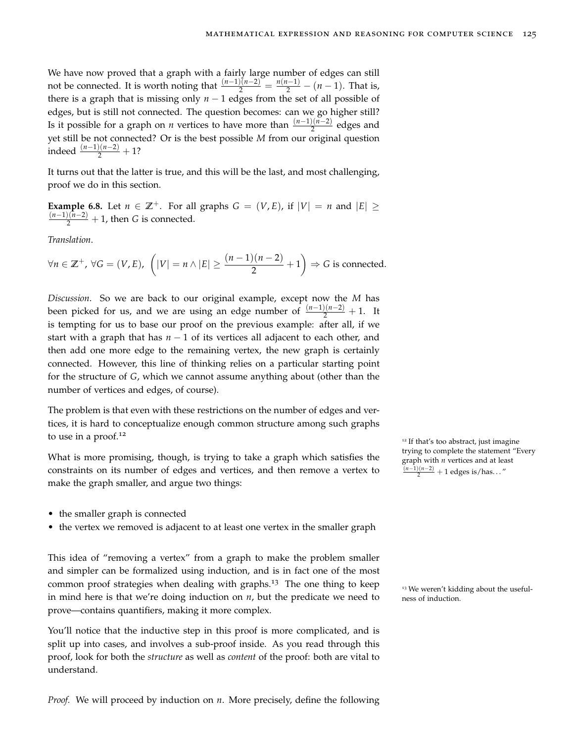We have now proved that a graph with a fairly large number of edges can still not be connected. It is worth noting that $\frac{(n-1)(n-2)}{2} = \frac{n(n-1)}{2} - (n-1)$. That is, there is a graph that is missing only $n-1$ edges from the set of all possible of edges, but is still not connected. The question becomes: can we go higher still? Is it possible for a graph on $n$ vertices to have more than $\frac{(n-1)(n-2)}{2}$ edges and yet still be not connected? Or is the best possible $M$ from our original question indeed $\frac{(n-1)(n-2)}{2} + 1$?

It turns out that the latter is true, and this will be the last, and most challenging, proof we do in this section.

**Example 6.8.** Let $n \in \mathbb{Z}^+$. For all graphs $G = (V, E)$, if $|V| = n$ and $|E| \geq \frac{(n-1)(n-2)}{2} + 1$, then $G$ is connected.

*Translation.*

$$\forall n \in \mathbb{Z}^+,\ \forall G = (V, E),\ \left(|V| = n \land |E| \geq \frac{(n-1)(n-2)}{2} + 1\right) \Rightarrow G \text{ is connected.}$$

*Discussion.* So we are back to our original example, except now the $M$ has been picked for us, and we are using an edge number of $\frac{(n-1)(n-2)}{2} + 1$. It is tempting for us to base our proof on the previous example: after all, if we start with a graph that has $n-1$ of its vertices all adjacent to each other, and then add one more edge to the remaining vertex, the new graph is certainly connected. However, this line of thinking relies on a particular starting point for the structure of $G$, which we cannot assume anything about (other than the number of vertices and edges, of course).

The problem is that even with these restrictions on the number of edges and vertices, it is hard to conceptualize enough common structure among such graphs to use in a proof.[12]

[12] If that's too abstract, just imagine trying to complete the statement "Every graph with $n$ vertices and at least $\frac{(n-1)(n-2)}{2} + 1$ edges is/has..."

What is more promising, though, is trying to take a graph which satisfies the constraints on its number of edges and vertices, and then remove a vertex to make the graph smaller, and argue two things:

- the smaller graph is connected
- the vertex we removed is adjacent to at least one vertex in the smaller graph

This idea of "removing a vertex" from a graph to make the problem smaller and simpler can be formalized using induction, and is in fact one of the most common proof strategies when dealing with graphs.[13] The one thing to keep in mind here is that we're doing induction on $n$, but the predicate we need to prove—contains quantifiers, making it more complex.

[13] We weren't kidding about the usefulness of induction.

You'll notice that the inductive step in this proof is more complicated, and is split up into cases, and involves a sub-proof inside. As you read through this proof, look for both the *structure* as well as *content* of the proof: both are vital to understand.

*Proof.* We will proceed by induction on $n$. More precisely, define the following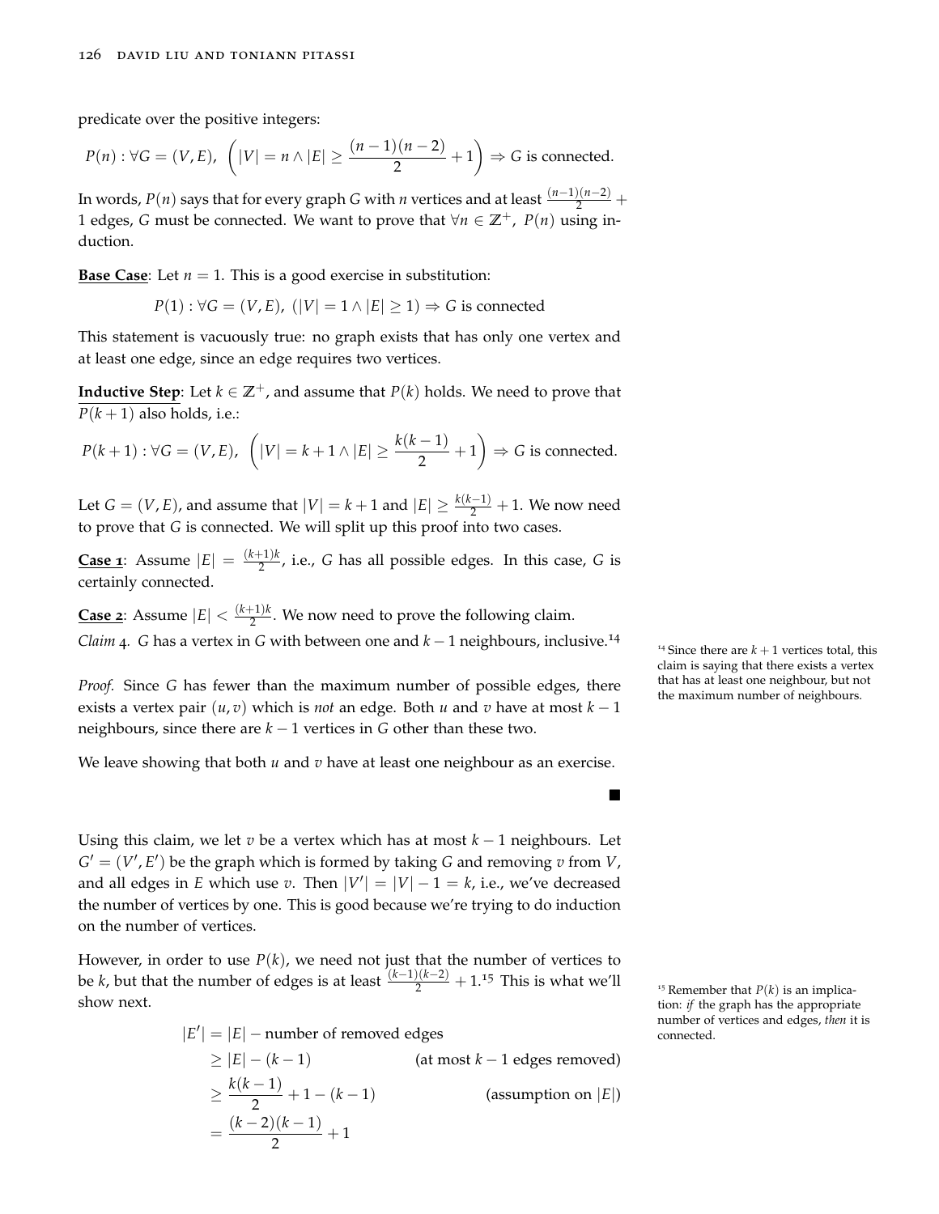predicate over the positive integers:

$$P(n) : \forall G = (V, E),\ \left( |V| = n \land |E| \geq \frac{(n-1)(n-2)}{2} + 1 \right) \Rightarrow G \text{ is connected.}$$

In words, $P(n)$ says that for every graph $G$ with $n$ vertices and at least $\frac{(n-1)(n-2)}{2} + 1$ edges, $G$ must be connected. We want to prove that $\forall n \in \mathbb{Z}^+,\ P(n)$ using induction.

**Base Case**: Let $n = 1$. This is a good exercise in substitution:

$$P(1) : \forall G = (V, E),\ (|V| = 1 \land |E| \geq 1) \Rightarrow G \text{ is connected}$$

This statement is vacuously true: no graph exists that has only one vertex and at least one edge, since an edge requires two vertices.

**Inductive Step**: Let $k \in \mathbb{Z}^+$, and assume that $P(k)$ holds. We need to prove that $P(k+1)$ also holds, i.e.:

$$P(k+1) : \forall G = (V, E),\ \left( |V| = k+1 \land |E| \geq \frac{k(k-1)}{2} + 1 \right) \Rightarrow G \text{ is connected.}$$

Let $G = (V, E)$, and assume that $|V| = k+1$ and $|E| \geq \frac{k(k-1)}{2} + 1$. We now need to prove that $G$ is connected. We will split up this proof into two cases.

**Case 1**: Assume $|E| = \frac{(k+1)k}{2}$, i.e., $G$ has all possible edges. In this case, $G$ is certainly connected.

**Case 2**: Assume $|E| < \frac{(k+1)k}{2}$. We now need to prove the following claim.

*Claim 4.* $G$ has a vertex in $G$ with between one and $k-1$ neighbours, inclusive.[14]

[14] Since there are $k+1$ vertices total, this claim is saying that there exists a vertex that has at least one neighbour, but not the maximum number of neighbours.

*Proof.* Since $G$ has fewer than the maximum number of possible edges, there exists a vertex pair $(u, v)$ which is *not* an edge. Both $u$ and $v$ have at most $k-1$ neighbours, since there are $k-1$ vertices in $G$ other than these two.

We leave showing that both $u$ and $v$ have at least one neighbour as an exercise. ■

Using this claim, we let $v$ be a vertex which has at most $k-1$ neighbours. Let $G' = (V', E')$ be the graph which is formed by taking $G$ and removing $v$ from $V$, and all edges in $E$ which use $v$. Then $|V'| = |V| - 1 = k$, i.e., we've decreased the number of vertices by one. This is good because we're trying to do induction on the number of vertices.

However, in order to use $P(k)$, we need not just that the number of vertices to be $k$, but that the number of edges is at least $\frac{(k-1)(k-2)}{2} + 1$.[15] This is what we'll show next.

[15] Remember that $P(k)$ is an implication: *if* the graph has the appropriate number of vertices and edges, *then* it is connected.

$$\begin{aligned}
|E'| &= |E| - \text{number of removed edges} \\
&\geq |E| - (k-1) && \text{(at most } k-1 \text{ edges removed)} \\
&\geq \frac{k(k-1)}{2} + 1 - (k-1) && \text{(assumption on } |E|\text{)} \\
&= \frac{(k-2)(k-1)}{2} + 1
\end{aligned}$$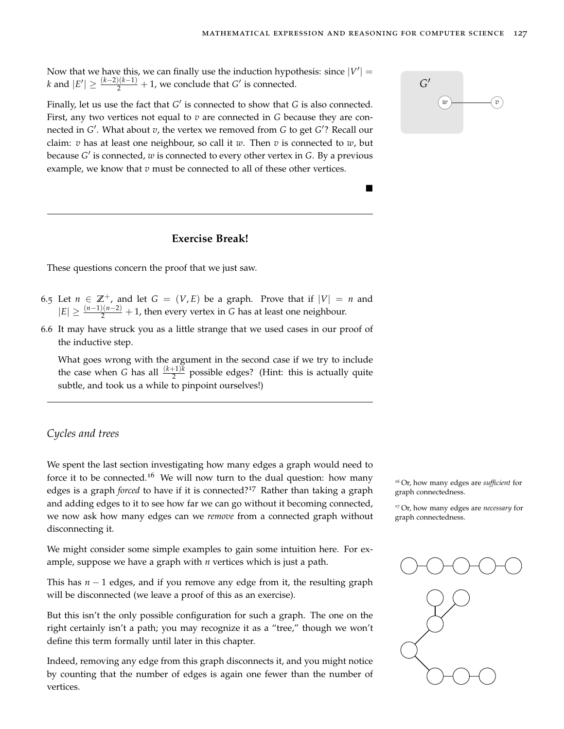Now that we have this, we can finally use the induction hypothesis: since $|V'| = k$ and $|E'| \geq \frac{(k-2)(k-1)}{2} + 1$, we conclude that $G'$ is connected.

Finally, let us use the fact that $G'$ is connected to show that $G$ is also connected. First, any two vertices not equal to $v$ are connected in $G$ because they are connected in $G'$. What about $v$, the vertex we removed from $G$ to get $G'$? Recall our claim: $v$ has at least one neighbour, so call it $w$. Then $v$ is connected to $w$, but because $G'$ is connected, $w$ is connected to every other vertex in $G$. By a previous example, we know that $v$ must be connected to all of these other vertices.

■

---

**Exercise Break!**

These questions concern the proof that we just saw.

6.5 Let $n \in \mathbb{Z}^+$, and let $G = (V, E)$ be a graph. Prove that if $|V| = n$ and $|E| \geq \frac{(n-1)(n-2)}{2} + 1$, then every vertex in $G$ has at least one neighbour.

6.6 It may have struck you as a little strange that we used cases in our proof of the inductive step.

What goes wrong with the argument in the second case if we try to include the case when $G$ has all $\frac{(k+1)k}{2}$ possible edges? (Hint: this is actually quite subtle, and took us a while to pinpoint ourselves!)

---

## *Cycles and trees*

We spent the last section investigating how many edges a graph would need to force it to be connected.[16] We will now turn to the dual question: how many edges is a graph *forced* to have if it is connected?[17] Rather than taking a graph and adding edges to it to see how far we can go without it becoming connected, we now ask how many edges can we *remove* from a connected graph without disconnecting it.

[16] Or, how many edges are *sufficient* for graph connectedness.

[17] Or, how many edges are *necessary* for graph connectedness.

We might consider some simple examples to gain some intuition here. For example, suppose we have a graph with $n$ vertices which is just a path.

This has $n - 1$ edges, and if you remove any edge from it, the resulting graph will be disconnected (we leave a proof of this as an exercise).

But this isn't the only possible configuration for such a graph. The one on the right certainly isn't a path; you may recognize it as a "tree," though we won't define this term formally until later in this chapter.

Indeed, removing any edge from this graph disconnects it, and you might notice by counting that the number of edges is again one fewer than the number of vertices.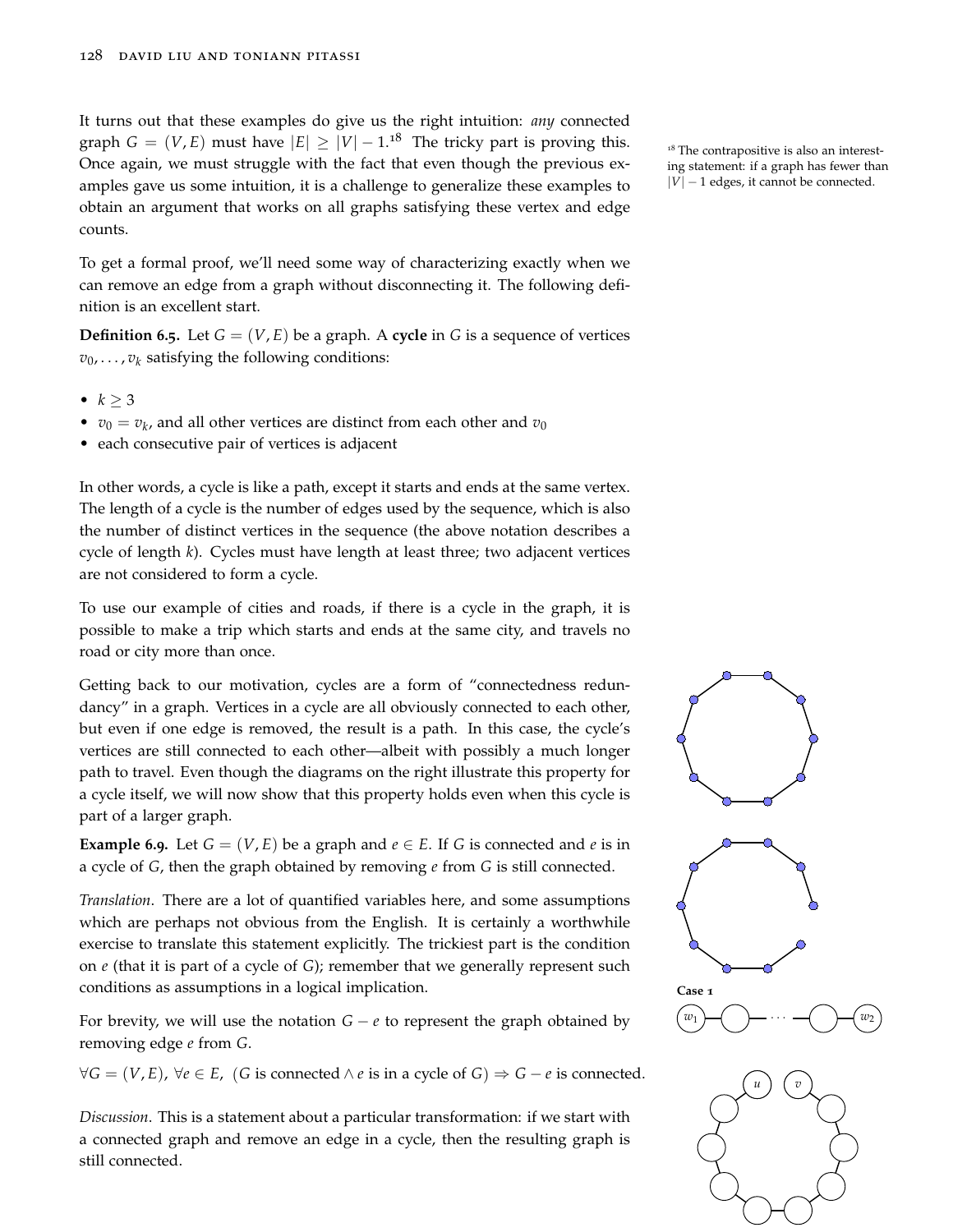It turns out that these examples do give us the right intuition: *any* connected graph $G = (V, E)$ must have $|E| \geq |V| - 1$.[18] The tricky part is proving this. Once again, we must struggle with the fact that even though the previous examples gave us some intuition, it is a challenge to generalize these examples to obtain an argument that works on all graphs satisfying these vertex and edge counts.

[18] The contrapositive is also an interesting statement: if a graph has fewer than $|V| - 1$ edges, it cannot be connected.

To get a formal proof, we'll need some way of characterizing exactly when we can remove an edge from a graph without disconnecting it. The following definition is an excellent start.

**Definition 6.5.** Let $G = (V, E)$ be a graph. A **cycle** in $G$ is a sequence of vertices $v_0, \dots, v_k$ satisfying the following conditions:

- $k \geq 3$
- $v_0 = v_k$, and all other vertices are distinct from each other and $v_0$
- each consecutive pair of vertices is adjacent

In other words, a cycle is like a path, except it starts and ends at the same vertex. The length of a cycle is the number of edges used by the sequence, which is also the number of distinct vertices in the sequence (the above notation describes a cycle of length $k$). Cycles must have length at least three; two adjacent vertices are not considered to form a cycle.

To use our example of cities and roads, if there is a cycle in the graph, it is possible to make a trip which starts and ends at the same city, and travels no road or city more than once.

Getting back to our motivation, cycles are a form of "connectedness redundancy" in a graph. Vertices in a cycle are all obviously connected to each other, but even if one edge is removed, the result is a path. In this case, the cycle's vertices are still connected to each other—albeit with possibly a much longer path to travel. Even though the diagrams on the right illustrate this property for a cycle itself, we will now show that this property holds even when this cycle is part of a larger graph.

**Example 6.9.** Let $G = (V, E)$ be a graph and $e \in E$. If $G$ is connected and $e$ is in a cycle of $G$, then the graph obtained by removing $e$ from $G$ is still connected.

*Translation.* There are a lot of quantified variables here, and some assumptions which are perhaps not obvious from the English. It is certainly a worthwhile exercise to translate this statement explicitly. The trickiest part is the condition on $e$ (that it is part of a cycle of $G$); remember that we generally represent such conditions as assumptions in a logical implication.

**Case 1**

For brevity, we will use the notation $G - e$ to represent the graph obtained by removing edge $e$ from $G$.

$$\forall G = (V, E),\ \forall e \in E,\ (G \text{ is connected} \land e \text{ is in a cycle of } G) \Rightarrow G - e \text{ is connected.}$$

*Discussion.* This is a statement about a particular transformation: if we start with a connected graph and remove an edge in a cycle, then the resulting graph is still connected.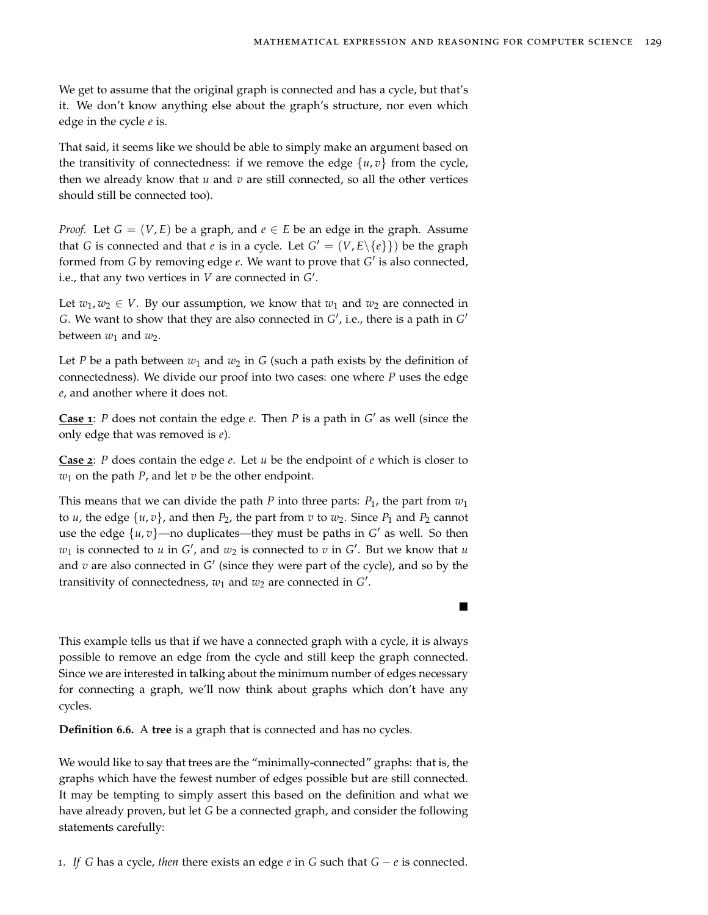We get to assume that the original graph is connected and has a cycle, but that's it. We don't know anything else about the graph's structure, nor even which edge in the cycle $e$ is.

That said, it seems like we should be able to simply make an argument based on the transitivity of connectedness: if we remove the edge $\{u, v\}$ from the cycle, then we already know that $u$ and $v$ are still connected, so all the other vertices should still be connected too).

*Proof.* Let $G = (V, E)$ be a graph, and $e \in E$ be an edge in the graph. Assume that $G$ is connected and that $e$ is in a cycle. Let $G' = (V, E \backslash \{e\})$ be the graph formed from $G$ by removing edge $e$. We want to prove that $G'$ is also connected, i.e., that any two vertices in $V$ are connected in $G'$.

Let $w_1, w_2 \in V$. By our assumption, we know that $w_1$ and $w_2$ are connected in $G$. We want to show that they are also connected in $G'$, i.e., there is a path in $G'$ between $w_1$ and $w_2$.

Let $P$ be a path between $w_1$ and $w_2$ in $G$ (such a path exists by the definition of connectedness). We divide our proof into two cases: one where $P$ uses the edge $e$, and another where it does not.

**Case 1**: $P$ does not contain the edge $e$. Then $P$ is a path in $G'$ as well (since the only edge that was removed is $e$).

**Case 2**: $P$ does contain the edge $e$. Let $u$ be the endpoint of $e$ which is closer to $w_1$ on the path $P$, and let $v$ be the other endpoint.

This means that we can divide the path $P$ into three parts: $P_1$, the part from $w_1$ to $u$, the edge $\{u, v\}$, and then $P_2$, the part from $v$ to $w_2$. Since $P_1$ and $P_2$ cannot use the edge $\{u, v\}$—no duplicates—they must be paths in $G'$ as well. So then $w_1$ is connected to $u$ in $G'$, and $w_2$ is connected to $v$ in $G'$. But we know that $u$ and $v$ are also connected in $G'$ (since they were part of the cycle), and so by the transitivity of connectedness, $w_1$ and $w_2$ are connected in $G'$.

■

This example tells us that if we have a connected graph with a cycle, it is always possible to remove an edge from the cycle and still keep the graph connected. Since we are interested in talking about the minimum number of edges necessary for connecting a graph, we'll now think about graphs which don't have any cycles.

**Definition 6.6.** A **tree** is a graph that is connected and has no cycles.

We would like to say that trees are the "minimally-connected" graphs: that is, the graphs which have the fewest number of edges possible but are still connected. It may be tempting to simply assert this based on the definition and what we have already proven, but let $G$ be a connected graph, and consider the following statements carefully:

1. *If* $G$ has a cycle, *then* there exists an edge $e$ in $G$ such that $G - e$ is connected.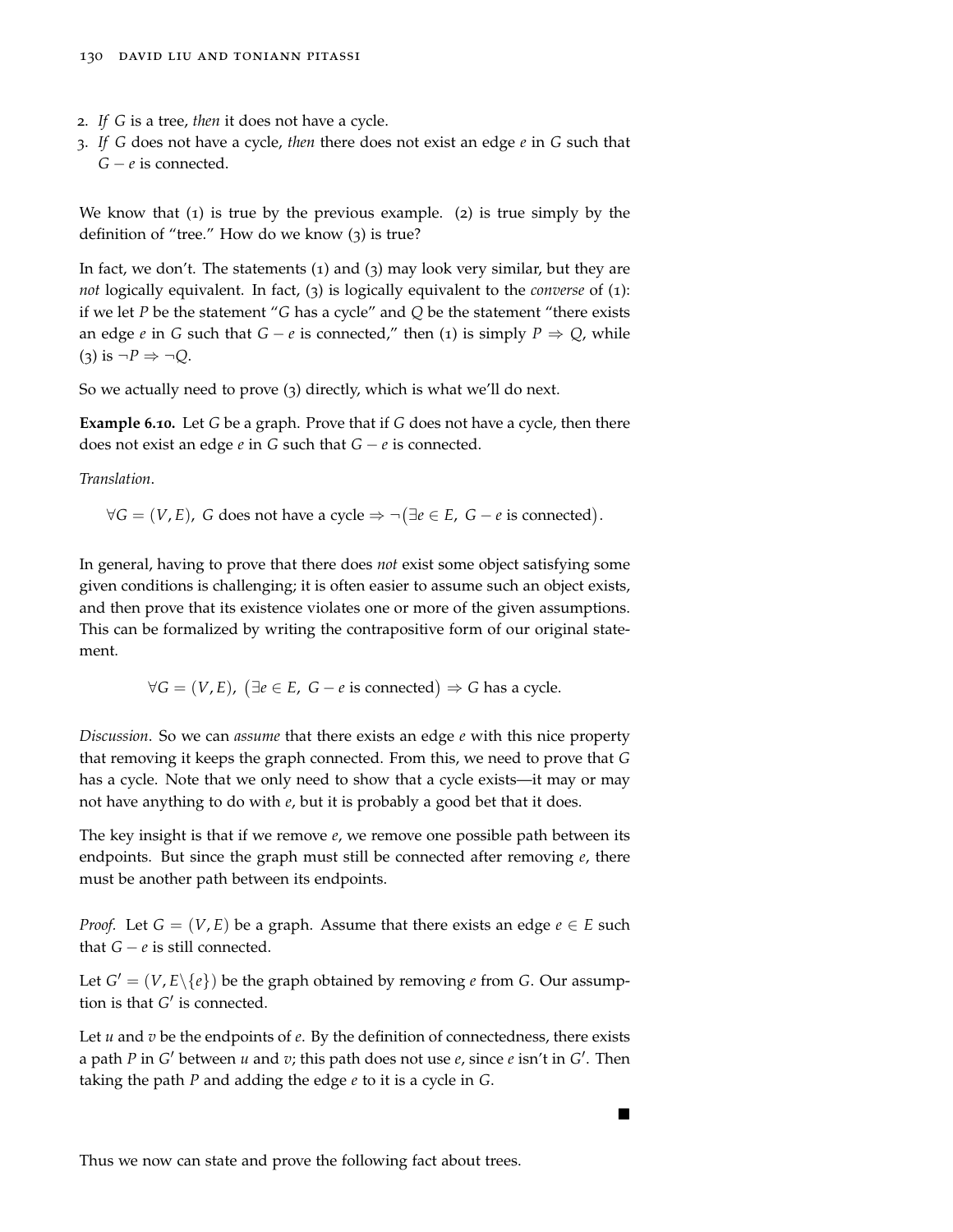2. *If* $G$ is a tree, *then* it does not have a cycle.
3. *If* $G$ does not have a cycle, *then* there does not exist an edge $e$ in $G$ such that $G - e$ is connected.

We know that (1) is true by the previous example. (2) is true simply by the definition of "tree." How do we know (3) is true?

In fact, we don't. The statements (1) and (3) may look very similar, but they are *not* logically equivalent. In fact, (3) is logically equivalent to the *converse* of (1): if we let $P$ be the statement "$G$ has a cycle" and $Q$ be the statement "there exists an edge $e$ in $G$ such that $G - e$ is connected," then (1) is simply $P \Rightarrow Q$, while (3) is $\neg P \Rightarrow \neg Q$.

So we actually need to prove (3) directly, which is what we'll do next.

**Example 6.10.** Let $G$ be a graph. Prove that if $G$ does not have a cycle, then there does not exist an edge $e$ in $G$ such that $G - e$ is connected.

*Translation*.

$$\forall G = (V, E),\ G \text{ does not have a cycle} \Rightarrow \neg\big(\exists e \in E,\ G - e \text{ is connected}\big).$$

In general, having to prove that there does *not* exist some object satisfying some given conditions is challenging; it is often easier to assume such an object exists, and then prove that its existence violates one or more of the given assumptions. This can be formalized by writing the contrapositive form of our original statement.

$$\forall G = (V, E),\ \big(\exists e \in E,\ G - e \text{ is connected}\big) \Rightarrow G \text{ has a cycle}.$$

*Discussion*. So we can *assume* that there exists an edge $e$ with this nice property that removing it keeps the graph connected. From this, we need to prove that $G$ has a cycle. Note that we only need to show that a cycle exists—it may or may not have anything to do with $e$, but it is probably a good bet that it does.

The key insight is that if we remove $e$, we remove one possible path between its endpoints. But since the graph must still be connected after removing $e$, there must be another path between its endpoints.

*Proof.* Let $G = (V, E)$ be a graph. Assume that there exists an edge $e \in E$ such that $G - e$ is still connected.

Let $G' = (V, E \backslash \{e\})$ be the graph obtained by removing $e$ from $G$. Our assumption is that $G'$ is connected.

Let $u$ and $v$ be the endpoints of $e$. By the definition of connectedness, there exists a path $P$ in $G'$ between $u$ and $v$; this path does not use $e$, since $e$ isn't in $G'$. Then taking the path $P$ and adding the edge $e$ to it is a cycle in $G$.

■

Thus we now can state and prove the following fact about trees.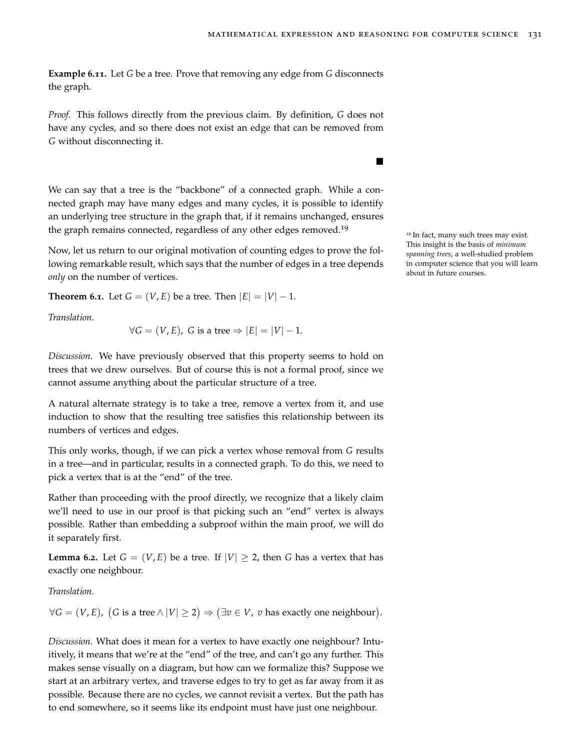**Example 6.11.** Let $G$ be a tree. Prove that removing any edge from $G$ disconnects the graph.

*Proof.* This follows directly from the previous claim. By definition, $G$ does not have any cycles, and so there does not exist an edge that can be removed from $G$ without disconnecting it. ■

We can say that a tree is the "backbone" of a connected graph. While a connected graph may have many edges and many cycles, it is possible to identify an underlying tree structure in the graph that, if it remains unchanged, ensures the graph remains connected, regardless of any other edges removed.[19]

[19] In fact, many such trees may exist. This insight is the basis of *minimum spanning trees*, a well-studied problem in computer science that you will learn about in future courses.

Now, let us return to our original motivation of counting edges to prove the following remarkable result, which says that the number of edges in a tree depends *only* on the number of vertices.

**Theorem 6.1.** Let $G = (V, E)$ be a tree. Then $|E| = |V| - 1$.

*Translation.*

$$\forall G = (V, E),\ G \text{ is a tree} \Rightarrow |E| = |V| - 1.$$

*Discussion.* We have previously observed that this property seems to hold on trees that we drew ourselves. But of course this is not a formal proof, since we cannot assume anything about the particular structure of a tree.

A natural alternate strategy is to take a tree, remove a vertex from it, and use induction to show that the resulting tree satisfies this relationship between its numbers of vertices and edges.

This only works, though, if we can pick a vertex whose removal from $G$ results in a tree—and in particular, results in a connected graph. To do this, we need to pick a vertex that is at the "end" of the tree.

Rather than proceeding with the proof directly, we recognize that a likely claim we'll need to use in our proof is that picking such an "end" vertex is always possible. Rather than embedding a subproof within the main proof, we will do it separately first.

**Lemma 6.2.** Let $G = (V, E)$ be a tree. If $|V| \geq 2$, then $G$ has a vertex that has exactly one neighbour.

*Translation.*

$$\forall G = (V, E),\ \big(G \text{ is a tree} \land |V| \geq 2\big) \Rightarrow \big(\exists v \in V,\ v \text{ has exactly one neighbour}\big).$$

*Discussion.* What does it mean for a vertex to have exactly one neighbour? Intuitively, it means that we're at the "end" of the tree, and can't go any further. This makes sense visually on a diagram, but how can we formalize this? Suppose we start at an arbitrary vertex, and traverse edges to try to get as far away from it as possible. Because there are no cycles, we cannot revisit a vertex. But the path has to end somewhere, so it seems like its endpoint must have just one neighbour.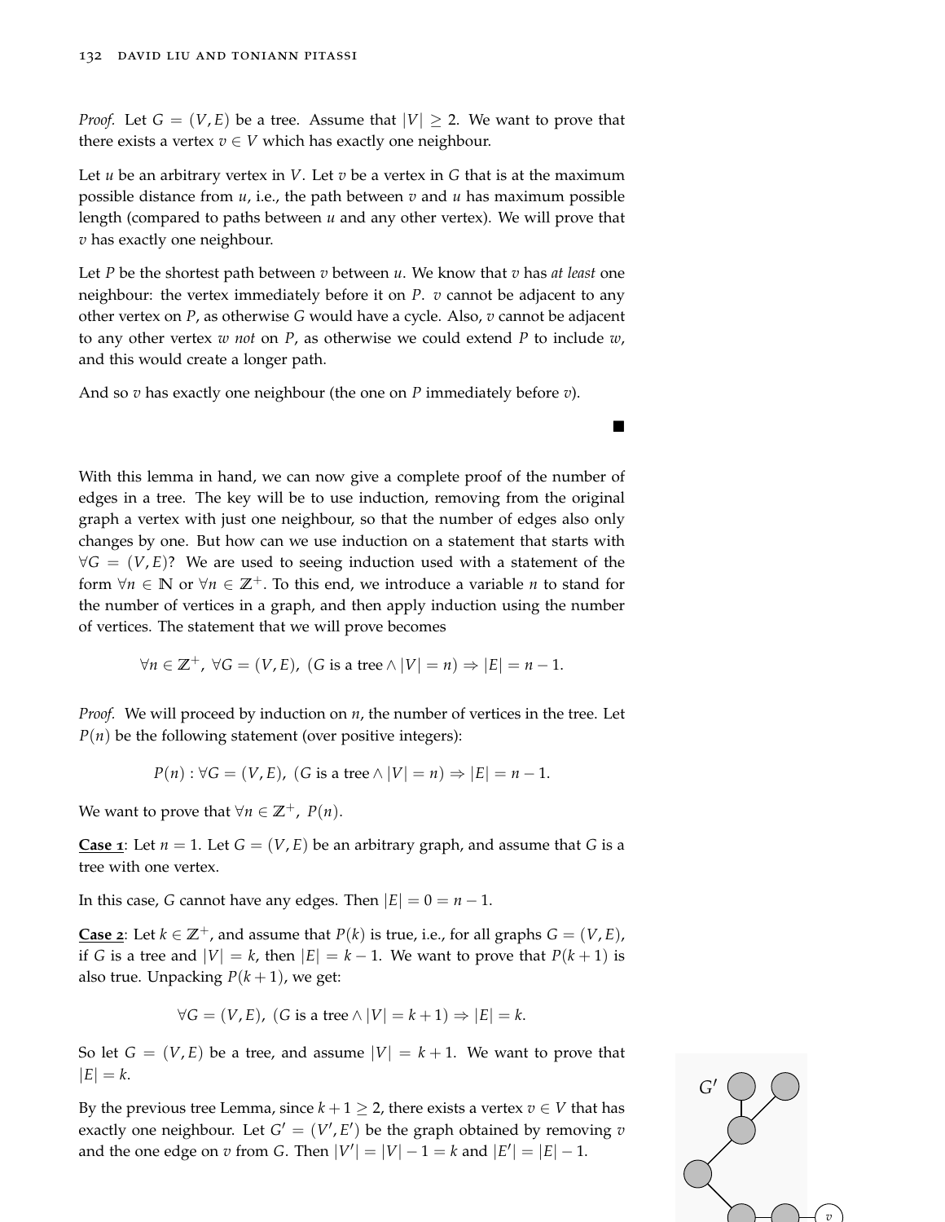*Proof.* Let $G = (V, E)$ be a tree. Assume that $|V| \geq 2$. We want to prove that there exists a vertex $v \in V$ which has exactly one neighbour.

Let $u$ be an arbitrary vertex in $V$. Let $v$ be a vertex in $G$ that is at the maximum possible distance from $u$, i.e., the path between $v$ and $u$ has maximum possible length (compared to paths between $u$ and any other vertex). We will prove that $v$ has exactly one neighbour.

Let $P$ be the shortest path between $v$ between $u$. We know that $v$ has *at least* one neighbour: the vertex immediately before it on $P$. $v$ cannot be adjacent to any other vertex on $P$, as otherwise $G$ would have a cycle. Also, $v$ cannot be adjacent to any other vertex $w$ *not* on $P$, as otherwise we could extend $P$ to include $w$, and this would create a longer path.

And so $v$ has exactly one neighbour (the one on $P$ immediately before $v$). ∎

With this lemma in hand, we can now give a complete proof of the number of edges in a tree. The key will be to use induction, removing from the original graph a vertex with just one neighbour, so that the number of edges also only changes by one. But how can we use induction on a statement that starts with $\forall G = (V, E)$? We are used to seeing induction used with a statement of the form $\forall n \in \mathbb{N}$ or $\forall n \in \mathbb{Z}^+$. To this end, we introduce a variable $n$ to stand for the number of vertices in a graph, and then apply induction using the number of vertices. The statement that we will prove becomes

$$\forall n \in \mathbb{Z}^+,\ \forall G = (V, E),\ (G \text{ is a tree} \wedge |V| = n) \Rightarrow |E| = n - 1.$$

*Proof.* We will proceed by induction on $n$, the number of vertices in the tree. Let $P(n)$ be the following statement (over positive integers):

$$P(n) : \forall G = (V, E),\ (G \text{ is a tree} \wedge |V| = n) \Rightarrow |E| = n - 1.$$

We want to prove that $\forall n \in \mathbb{Z}^+,\ P(n)$.

<u>**Case 1**</u>: Let $n = 1$. Let $G = (V, E)$ be an arbitrary graph, and assume that $G$ is a tree with one vertex.

In this case, $G$ cannot have any edges. Then $|E| = 0 = n - 1$.

<u>**Case 2**</u>: Let $k \in \mathbb{Z}^+$, and assume that $P(k)$ is true, i.e., for all graphs $G = (V, E)$, if $G$ is a tree and $|V| = k$, then $|E| = k - 1$. We want to prove that $P(k + 1)$ is also true. Unpacking $P(k + 1)$, we get:

$$\forall G = (V, E),\ (G \text{ is a tree} \wedge |V| = k + 1) \Rightarrow |E| = k.$$

So let $G = (V, E)$ be a tree, and assume $|V| = k + 1$. We want to prove that $|E| = k$.

By the previous tree Lemma, since $k + 1 \geq 2$, there exists a vertex $v \in V$ that has exactly one neighbour. Let $G' = (V', E')$ be the graph obtained by removing $v$ and the one edge on $v$ from $G$. Then $|V'| = |V| - 1 = k$ and $|E'| = |E| - 1$.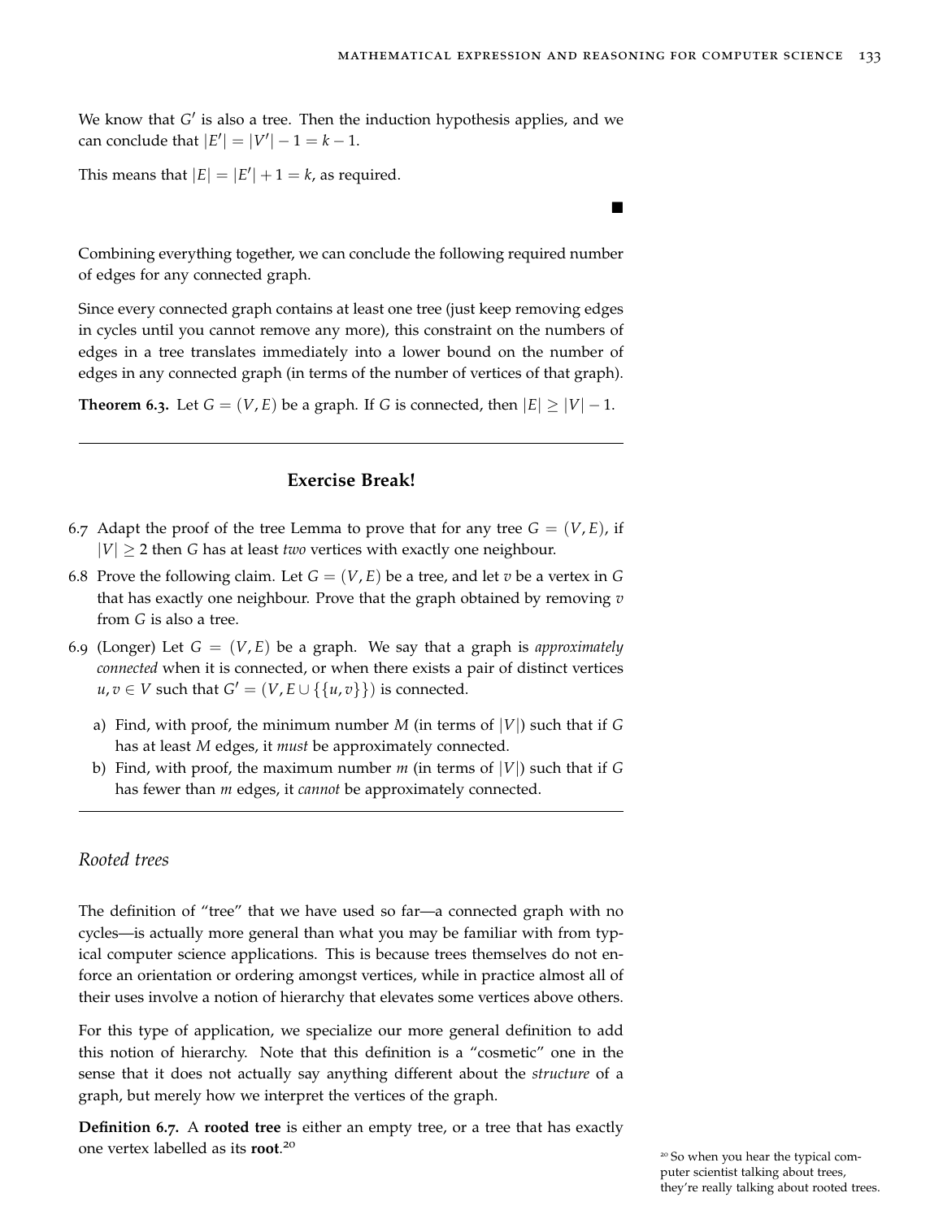We know that $G'$ is also a tree. Then the induction hypothesis applies, and we can conclude that $|E'| = |V'| - 1 = k - 1$.

This means that $|E| = |E'| + 1 = k$, as required.

■

Combining everything together, we can conclude the following required number of edges for any connected graph.

Since every connected graph contains at least one tree (just keep removing edges in cycles until you cannot remove any more), this constraint on the numbers of edges in a tree translates immediately into a lower bound on the number of edges in any connected graph (in terms of the number of vertices of that graph).

**Theorem 6.3.** Let $G = (V, E)$ be a graph. If $G$ is connected, then $|E| \geq |V| - 1$.

---

### Exercise Break!

6.7 Adapt the proof of the tree Lemma to prove that for any tree $G = (V, E)$, if $|V| \geq 2$ then $G$ has at least *two* vertices with exactly one neighbour.

6.8 Prove the following claim. Let $G = (V, E)$ be a tree, and let $v$ be a vertex in $G$ that has exactly one neighbour. Prove that the graph obtained by removing $v$ from $G$ is also a tree.

6.9 (Longer) Let $G = (V, E)$ be a graph. We say that a graph is *approximately connected* when it is connected, or when there exists a pair of distinct vertices $u, v \in V$ such that $G' = (V, E \cup \{\{u, v\}\})$ is connected.

   a) Find, with proof, the minimum number $M$ (in terms of $|V|$) such that if $G$ has at least $M$ edges, it *must* be approximately connected.

   b) Find, with proof, the maximum number $m$ (in terms of $|V|$) such that if $G$ has fewer than $m$ edges, it *cannot* be approximately connected.

---

## *Rooted trees*

The definition of "tree" that we have used so far—a connected graph with no cycles—is actually more general than what you may be familiar with from typical computer science applications. This is because trees themselves do not enforce an orientation or ordering amongst vertices, while in practice almost all of their uses involve a notion of hierarchy that elevates some vertices above others.

For this type of application, we specialize our more general definition to add this notion of hierarchy. Note that this definition is a "cosmetic" one in the sense that it does not actually say anything different about the *structure* of a graph, but merely how we interpret the vertices of the graph.

**Definition 6.7.** A **rooted tree** is either an empty tree, or a tree that has exactly one vertex labelled as its **root**.[20]

[20] So when you hear the typical computer scientist talking about trees, they're really talking about rooted trees.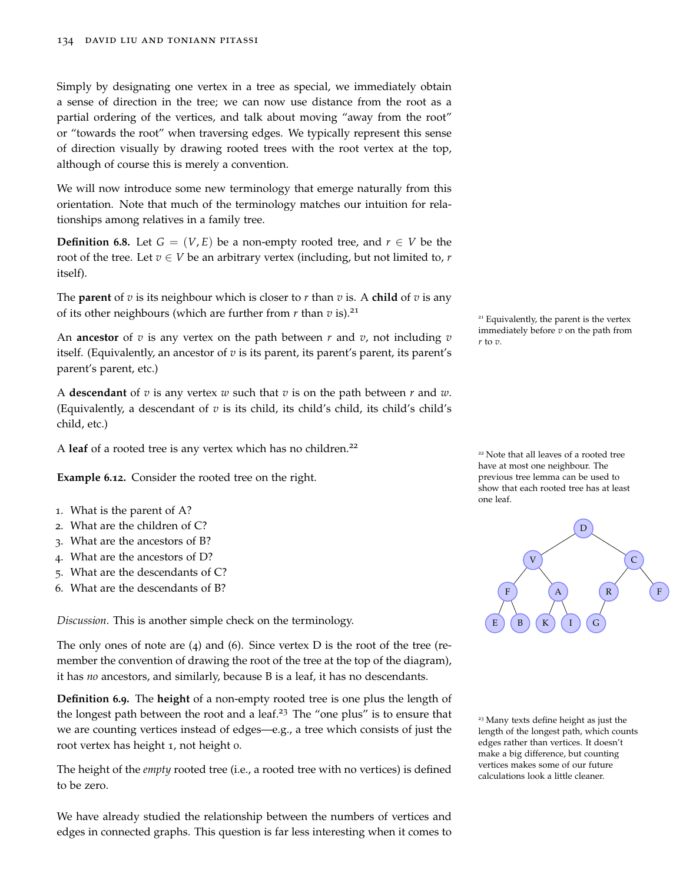Simply by designating one vertex in a tree as special, we immediately obtain a sense of direction in the tree; we can now use distance from the root as a partial ordering of the vertices, and talk about moving "away from the root" or "towards the root" when traversing edges. We typically represent this sense of direction visually by drawing rooted trees with the root vertex at the top, although of course this is merely a convention.

We will now introduce some new terminology that emerge naturally from this orientation. Note that much of the terminology matches our intuition for relationships among relatives in a family tree.

**Definition 6.8.** Let $G = (V, E)$ be a non-empty rooted tree, and $r \in V$ be the root of the tree. Let $v \in V$ be an arbitrary vertex (including, but not limited to, $r$ itself).

The **parent** of $v$ is its neighbour which is closer to $r$ than $v$ is. A **child** of $v$ is any of its other neighbours (which are further from $r$ than $v$ is).[21]

An **ancestor** of $v$ is any vertex on the path between $r$ and $v$, not including $v$ itself. (Equivalently, an ancestor of $v$ is its parent, its parent's parent, its parent's parent's parent, etc.)

A **descendant** of $v$ is any vertex $w$ such that $v$ is on the path between $r$ and $w$. (Equivalently, a descendant of $v$ is its child, its child's child, its child's child's child, etc.)

A **leaf** of a rooted tree is any vertex which has no children.[22]

[21] Equivalently, the parent is the vertex immediately before $v$ on the path from $r$ to $v$.

[22] Note that all leaves of a rooted tree have at most one neighbour. The previous tree lemma can be used to show that each rooted tree has at least one leaf.

**Example 6.12.** Consider the rooted tree on the right.

1. What is the parent of A?
2. What are the children of C?
3. What are the ancestors of B?
4. What are the ancestors of D?
5. What are the descendants of C?
6. What are the descendants of B?

*Discussion.* This is another simple check on the terminology.

The only ones of note are (4) and (6). Since vertex D is the root of the tree (remember the convention of drawing the root of the tree at the top of the diagram), it has *no* ancestors, and similarly, because B is a leaf, it has no descendants.

**Definition 6.9.** The **height** of a non-empty rooted tree is one plus the length of the longest path between the root and a leaf.[23] The "one plus" is to ensure that we are counting vertices instead of edges—e.g., a tree which consists of just the root vertex has height 1, not height 0.

The height of the *empty* rooted tree (i.e., a rooted tree with no vertices) is defined to be zero.

[23] Many texts define height as just the length of the longest path, which counts edges rather than vertices. It doesn't make a big difference, but counting vertices makes some of our future calculations look a little cleaner.

We have already studied the relationship between the numbers of vertices and edges in connected graphs. This question is far less interesting when it comes to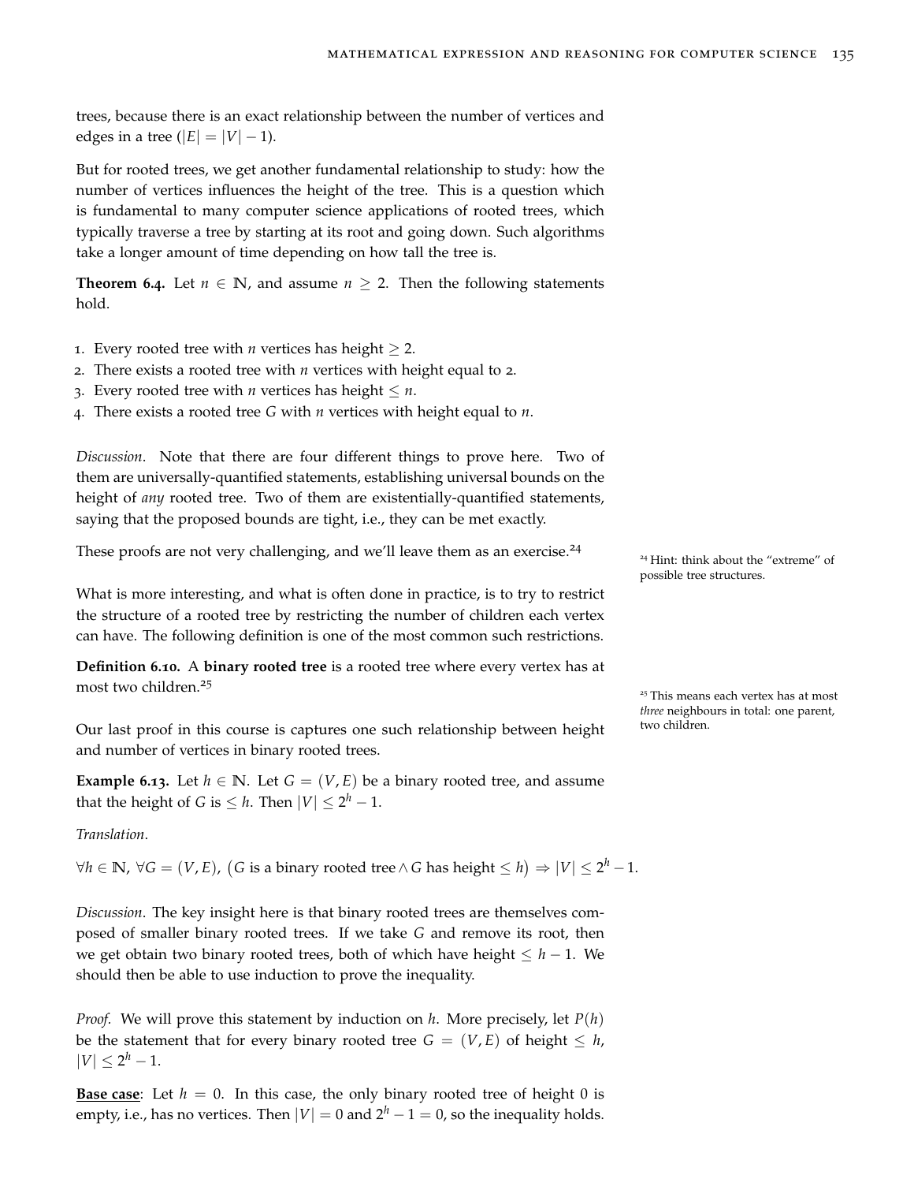trees, because there is an exact relationship between the number of vertices and edges in a tree ($|E| = |V| - 1$).

But for rooted trees, we get another fundamental relationship to study: how the number of vertices influences the height of the tree. This is a question which is fundamental to many computer science applications of rooted trees, which typically traverse a tree by starting at its root and going down. Such algorithms take a longer amount of time depending on how tall the tree is.

**Theorem 6.4.** Let $n \in \mathbb{N}$, and assume $n \geq 2$. Then the following statements hold.

1. Every rooted tree with $n$ vertices has height $\geq 2$.
2. There exists a rooted tree with $n$ vertices with height equal to 2.
3. Every rooted tree with $n$ vertices has height $\leq n$.
4. There exists a rooted tree $G$ with $n$ vertices with height equal to $n$.

*Discussion.* Note that there are four different things to prove here. Two of them are universally-quantified statements, establishing universal bounds on the height of *any* rooted tree. Two of them are existentially-quantified statements, saying that the proposed bounds are tight, i.e., they can be met exactly.

These proofs are not very challenging, and we'll leave them as an exercise.[24]

[24] Hint: think about the "extreme" of possible tree structures.

What is more interesting, and what is often done in practice, is to try to restrict the structure of a rooted tree by restricting the number of children each vertex can have. The following definition is one of the most common such restrictions.

**Definition 6.10.** A **binary rooted tree** is a rooted tree where every vertex has at most two children.[25]

[25] This means each vertex has at most *three* neighbours in total: one parent, two children.

Our last proof in this course is captures one such relationship between height and number of vertices in binary rooted trees.

**Example 6.13.** Let $h \in \mathbb{N}$. Let $G = (V, E)$ be a binary rooted tree, and assume that the height of $G$ is $\leq h$. Then $|V| \leq 2^h - 1$.

*Translation.*

$$\forall h \in \mathbb{N},\ \forall G = (V, E),\ \big(G \text{ is a binary rooted tree} \land G \text{ has height} \leq h\big) \Rightarrow |V| \leq 2^h - 1.$$

*Discussion.* The key insight here is that binary rooted trees are themselves composed of smaller binary rooted trees. If we take $G$ and remove its root, then we get two binary rooted trees, both of which have height $\leq h - 1$. We should then be able to use induction to prove the inequality.

*Proof.* We will prove this statement by induction on $h$. More precisely, let $P(h)$ be the statement that for every binary rooted tree $G = (V, E)$ of height $\leq h$, $|V| \leq 2^h - 1$.

**<u>Base case</u>**: Let $h = 0$. In this case, the only binary rooted tree of height 0 is empty, i.e., has no vertices. Then $|V| = 0$ and $2^h - 1 = 0$, so the inequality holds.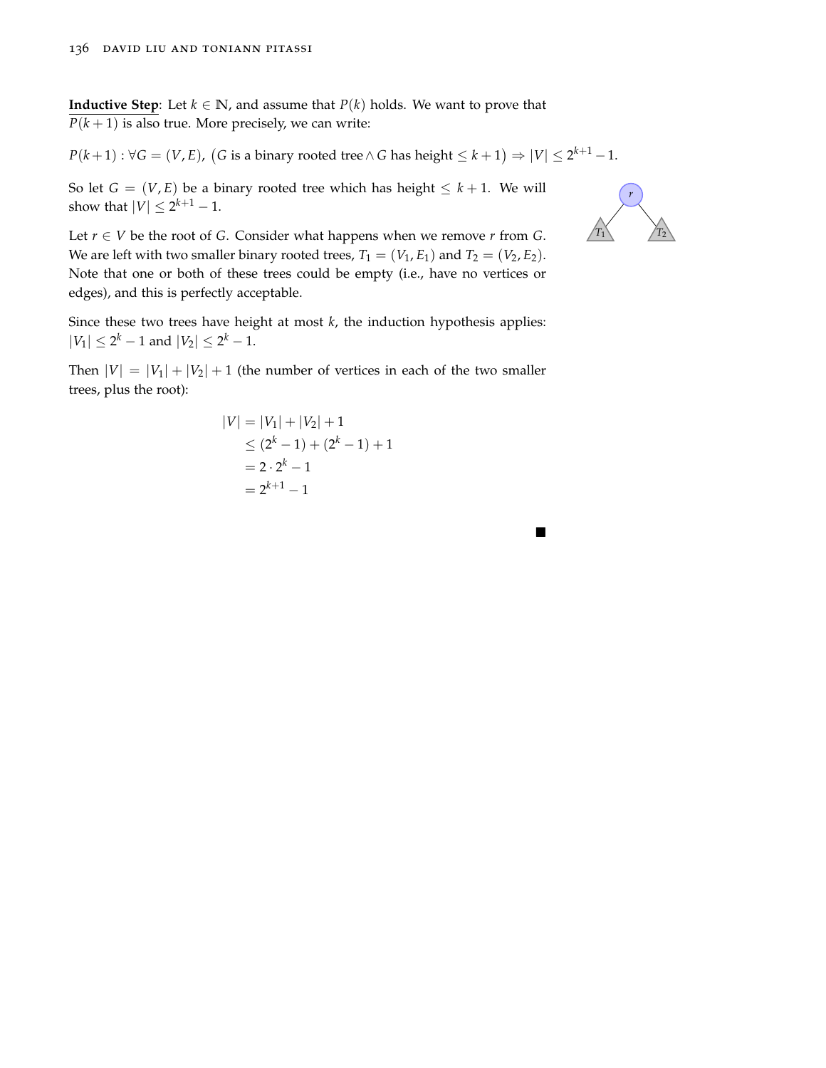**Inductive Step**: Let $k \in \mathbb{N}$, and assume that $P(k)$ holds. We want to prove that $P(k+1)$ is also true. More precisely, we can write:

$$P(k+1) : \forall G = (V, E),\ \big(G \text{ is a binary rooted tree} \land G \text{ has height} \leq k+1\big) \Rightarrow |V| \leq 2^{k+1} - 1.$$

So let $G = (V, E)$ be a binary rooted tree which has height $\leq k+1$. We will show that $|V| \leq 2^{k+1} - 1$.

Let $r \in V$ be the root of $G$. Consider what happens when we remove $r$ from $G$. We are left with two smaller binary rooted trees, $T_1 = (V_1, E_1)$ and $T_2 = (V_2, E_2)$. Note that one or both of these trees could be empty (i.e., have no vertices or edges), and this is perfectly acceptable.

Since these two trees have height at most $k$, the induction hypothesis applies: $|V_1| \leq 2^k - 1$ and $|V_2| \leq 2^k - 1$.

Then $|V| = |V_1| + |V_2| + 1$ (the number of vertices in each of the two smaller trees, plus the root):

$$\begin{aligned}
|V| &= |V_1| + |V_2| + 1 \\
&\leq (2^k - 1) + (2^k - 1) + 1 \\
&= 2 \cdot 2^k - 1 \\
&= 2^{k+1} - 1
\end{aligned}$$

■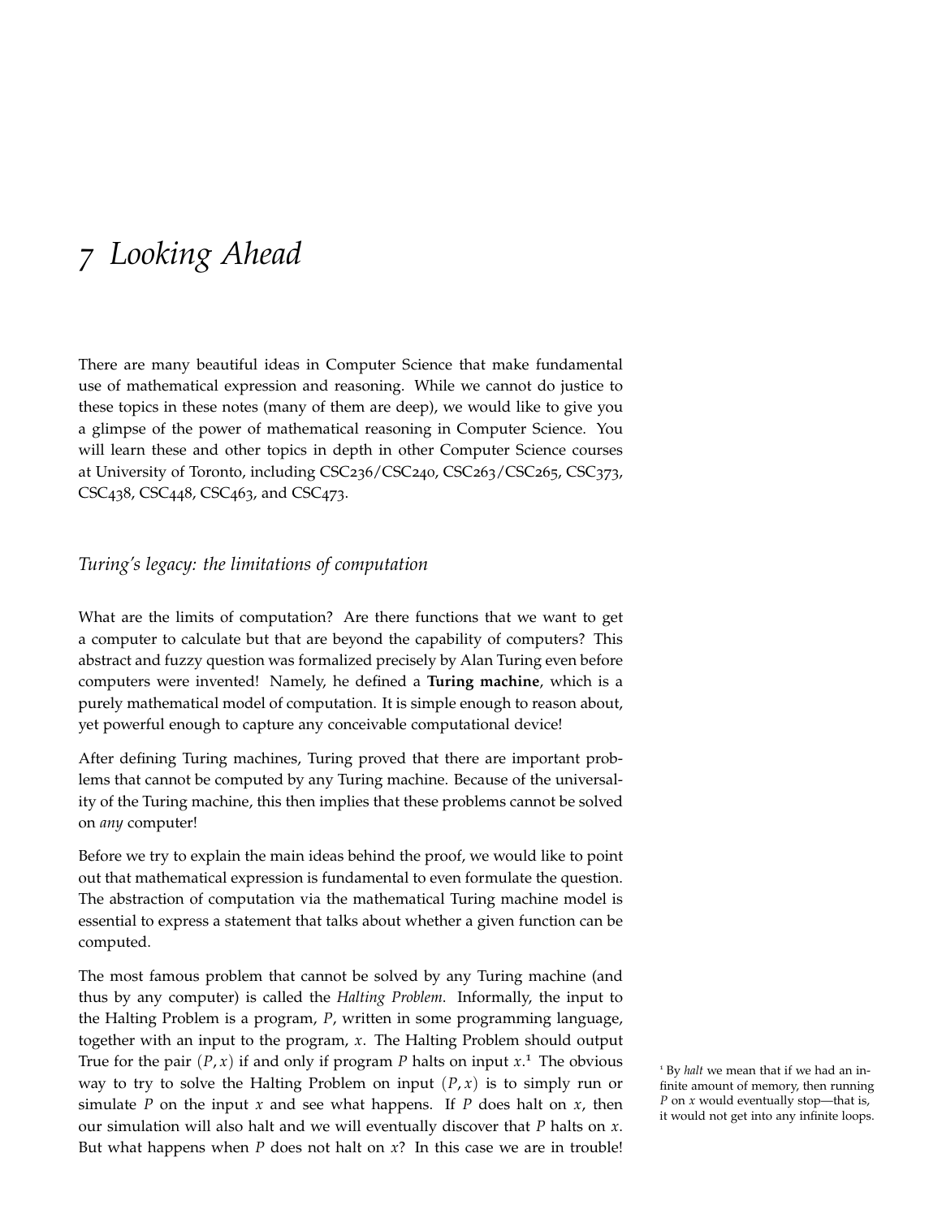# 7 Looking Ahead

There are many beautiful ideas in Computer Science that make fundamental use of mathematical expression and reasoning. While we cannot do justice to these topics in these notes (many of them are deep), we would like to give you a glimpse of the power of mathematical reasoning in Computer Science. You will learn these and other topics in depth in other Computer Science courses at University of Toronto, including CSC236/CSC240, CSC263/CSC265, CSC373, CSC438, CSC448, CSC463, and CSC473.

## *Turing's legacy: the limitations of computation*

What are the limits of computation? Are there functions that we want to get a computer to calculate but that are beyond the capability of computers? This abstract and fuzzy question was formalized precisely by Alan Turing even before computers were invented! Namely, he defined a **Turing machine**, which is a purely mathematical model of computation. It is simple enough to reason about, yet powerful enough to capture any conceivable computational device!

After defining Turing machines, Turing proved that there are important problems that cannot be computed by any Turing machine. Because of the universality of the Turing machine, this then implies that these problems cannot be solved on *any* computer!

Before we try to explain the main ideas behind the proof, we would like to point out that mathematical expression is fundamental to even formulate the question. The abstraction of computation via the mathematical Turing machine model is essential to express a statement that talks about whether a given function can be computed.

The most famous problem that cannot be solved by any Turing machine (and thus by any computer) is called the *Halting Problem*. Informally, the input to the Halting Problem is a program, $P$, written in some programming language, together with an input to the program, $x$. The Halting Problem should output True for the pair $(P, x)$ if and only if program $P$ halts on input $x$.[1] The obvious way to try to solve the Halting Problem on input $(P, x)$ is to simply run or simulate $P$ on the input $x$ and see what happens. If $P$ does halt on $x$, then our simulation will also halt and we will eventually discover that $P$ halts on $x$. But what happens when $P$ does not halt on $x$? In this case we are in trouble!

[1] By *halt* we mean that if we had an infinite amount of memory, then running $P$ on $x$ would eventually stop—that is, it would not get into any infinite loops.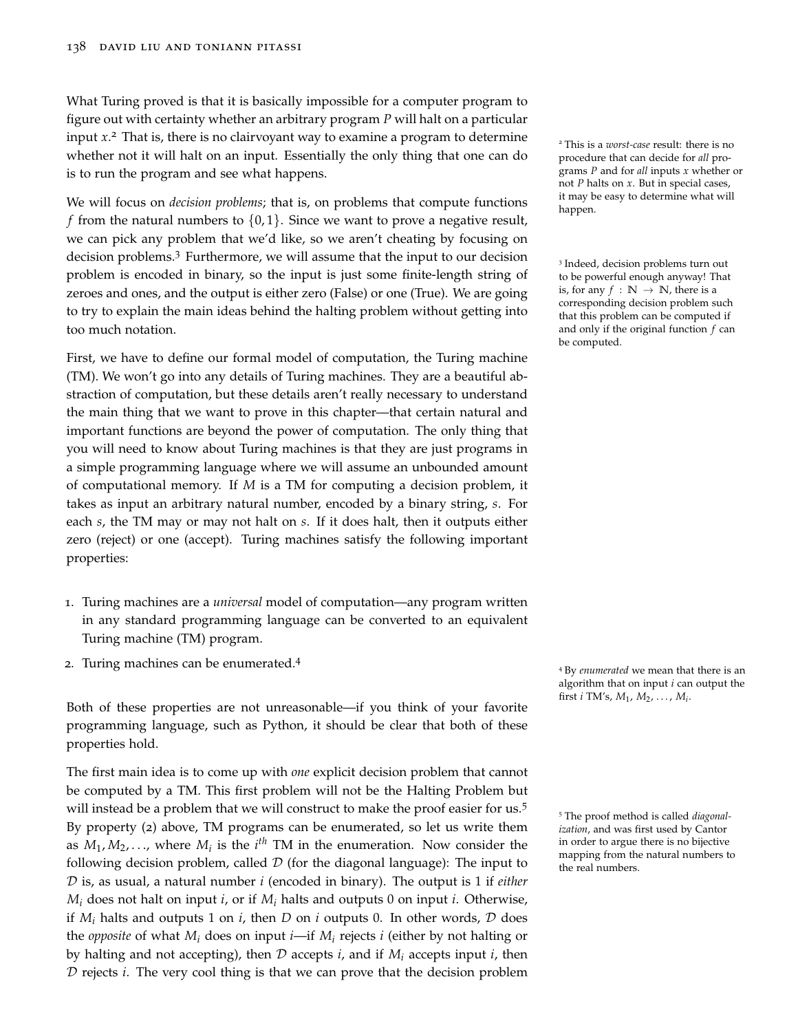What Turing proved is that it is basically impossible for a computer program to figure out with certainty whether an arbitrary program $P$ will halt on a particular input $x$.[2] That is, there is no clairvoyant way to examine a program to determine whether not it will halt on an input. Essentially the only thing that one can do is to run the program and see what happens.

[2] This is a *worst-case* result: there is no procedure that can decide for *all* programs $P$ and for *all* inputs $x$ whether or not $P$ halts on $x$. But in special cases, it may be easy to determine what will happen.

We will focus on *decision problems*; that is, on problems that compute functions $f$ from the natural numbers to $\{0, 1\}$. Since we want to prove a negative result, we can pick any problem that we'd like, so we aren't cheating by focusing on decision problems.[3] Furthermore, we will assume that the input to our decision problem is encoded in binary, so the input is just some finite-length string of zeroes and ones, and the output is either zero (False) or one (True). We are going to try to explain the main ideas behind the halting problem without getting into too much notation.

[3] Indeed, decision problems turn out to be powerful enough anyway! That is, for any $f : \mathbb{N} \to \mathbb{N}$, there is a corresponding decision problem such that this problem can be computed if and only if the original function $f$ can be computed.

First, we have to define our formal model of computation, the Turing machine (TM). We won't go into any details of Turing machines. They are a beautiful abstraction of computation, but these details aren't really necessary to understand the main thing that we want to prove in this chapter—that certain natural and important functions are beyond the power of computation. The only thing that you will need to know about Turing machines is that they are just programs in a simple programming language where we will assume an unbounded amount of computational memory. If $M$ is a TM for computing a decision problem, it takes as input an arbitrary natural number, encoded by a binary string, $s$. For each $s$, the TM may or may not halt on $s$. If it does halt, then it outputs either zero (reject) or one (accept). Turing machines satisfy the following important properties:

1. Turing machines are a *universal* model of computation—any program written in any standard programming language can be converted to an equivalent Turing machine (TM) program.
2. Turing machines can be enumerated.[4]

[4] By *enumerated* we mean that there is an algorithm that on input $i$ can output the first $i$ TM's, $M_1, M_2, \ldots, M_i$.

Both of these properties are not unreasonable—if you think of your favorite programming language, such as Python, it should be clear that both of these properties hold.

The first main idea is to come up with *one* explicit decision problem that cannot be computed by a TM. This first problem will not be the Halting Problem but will instead be a problem that we will construct to make the proof easier for us.[5] By property (2) above, TM programs can be enumerated, so let us write them as $M_1, M_2, \ldots$, where $M_i$ is the $i^{th}$ TM in the enumeration. Now consider the following decision problem, called $\mathcal{D}$ (for the diagonal language): The input to $\mathcal{D}$ is, as usual, a natural number $i$ (encoded in binary). The output is 1 if *either* $M_i$ does not halt on input $i$, or if $M_i$ halts and outputs 0 on input $i$. Otherwise, if $M_i$ halts and outputs 1 on $i$, then $D$ on $i$ outputs 0. In other words, $\mathcal{D}$ does the *opposite* of what $M_i$ does on input $i$—if $M_i$ rejects $i$ (either by not halting or by halting and not accepting), then $\mathcal{D}$ accepts $i$, and if $M_i$ accepts input $i$, then $\mathcal{D}$ rejects $i$. The very cool thing is that we can prove that the decision problem

[5] The proof method is called *diagonalization*, and was first used by Cantor in order to argue there is no bijective mapping from the natural numbers to the real numbers.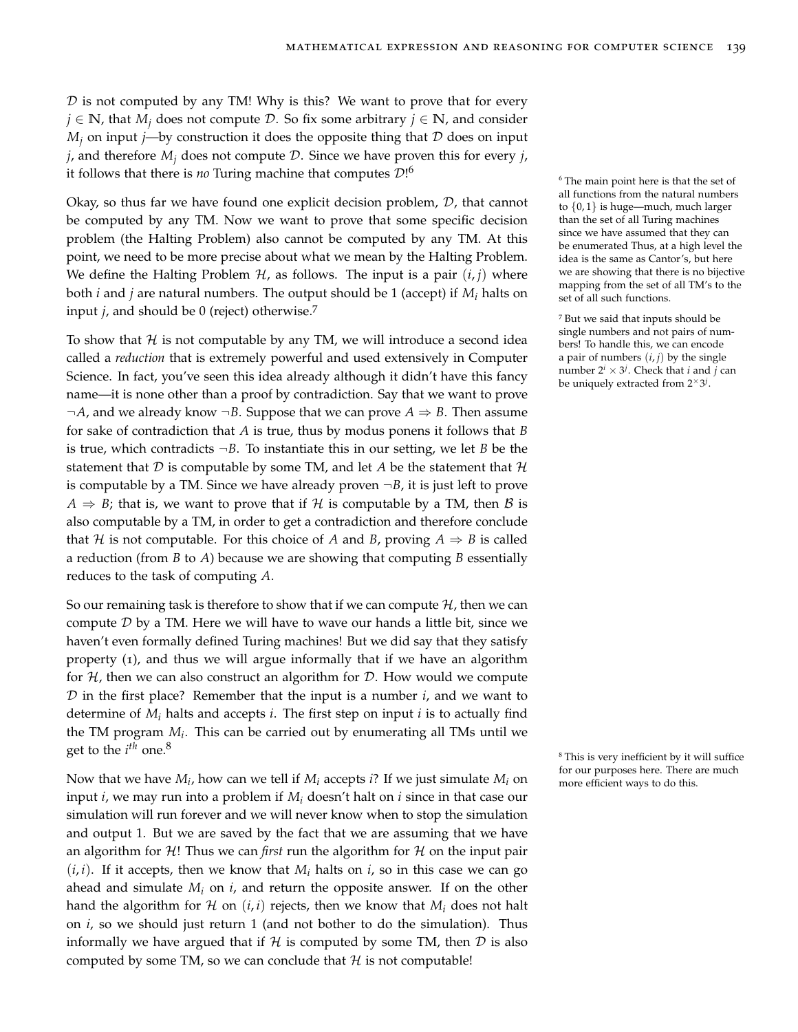$\mathcal{D}$ is not computed by any TM! Why is this? We want to prove that for every $j \in \mathbb{N}$, that $M_j$ does not compute $\mathcal{D}$. So fix some arbitrary $j \in \mathbb{N}$, and consider $M_j$ on input $j$—by construction it does the opposite thing that $\mathcal{D}$ does on input $j$, and therefore $M_j$ does not compute $\mathcal{D}$. Since we have proven this for every $j$, it follows that there is *no* Turing machine that computes $\mathcal{D}$![6]

Okay, so thus far we have found one explicit decision problem, $\mathcal{D}$, that cannot be computed by any TM. Now we want to prove that some specific decision problem (the Halting Problem) also cannot be computed by any TM. At this point, we need to be more precise about what we mean by the Halting Problem. We define the Halting Problem $\mathcal{H}$, as follows. The input is a pair $(i, j)$ where both $i$ and $j$ are natural numbers. The output should be 1 (accept) if $M_i$ halts on input $j$, and should be 0 (reject) otherwise.[7]

To show that $\mathcal{H}$ is not computable by any TM, we will introduce a second idea called a *reduction* that is extremely powerful and used extensively in Computer Science. In fact, you've seen this idea already although it didn't have this fancy name—it is none other than a proof by contradiction. Say that we want to prove $\neg A$, and we already know $\neg B$. Suppose that we can prove $A \Rightarrow B$. Then assume for sake of contradiction that $A$ is true, thus by modus ponens it follows that $B$ is true, which contradicts $\neg B$. To instantiate this in our setting, we let $B$ be the statement that $\mathcal{D}$ is computable by some TM, and let $A$ be the statement that $\mathcal{H}$ is computable by a TM. Since we have already proven $\neg B$, it is just left to prove $A \Rightarrow B$; that is, we want to prove that if $\mathcal{H}$ is computable by a TM, then $\mathcal{B}$ is also computable by a TM, in order to get a contradiction and therefore conclude that $\mathcal{H}$ is not computable. For this choice of $A$ and $B$, proving $A \Rightarrow B$ is called a reduction (from $B$ to $A$) because we are showing that computing $B$ essentially reduces to the task of computing $A$.

So our remaining task is therefore to show that if we can compute $\mathcal{H}$, then we can compute $\mathcal{D}$ by a TM. Here we will have to wave our hands a little bit, since we haven't even formally defined Turing machines! But we did say that they satisfy property (1), and thus we will argue informally that if we have an algorithm for $\mathcal{H}$, then we can also construct an algorithm for $\mathcal{D}$. How would we compute $\mathcal{D}$ in the first place? Remember that the input is a number $i$, and we want to determine of $M_i$ halts and accepts $i$. The first step on input $i$ is to actually find the TM program $M_i$. This can be carried out by enumerating all TMs until we get to the $i^{th}$ one.[8]

Now that we have $M_i$, how can we tell if $M_i$ accepts $i$? If we just simulate $M_i$ on input $i$, we may run into a problem if $M_i$ doesn't halt on $i$ since in that case our simulation will run forever and we will never know when to stop the simulation and output 1. But we are saved by the fact that we are assuming that we have an algorithm for $\mathcal{H}$! Thus we can *first* run the algorithm for $\mathcal{H}$ on the input pair $(i, i)$. If it accepts, then we know that $M_i$ halts on $i$, so in this case we can go ahead and simulate $M_i$ on $i$, and return the opposite answer. If on the other hand the algorithm for $\mathcal{H}$ on $(i, i)$ rejects, then we know that $M_i$ does not halt on $i$, so we should just return 1 (and not bother to do the simulation). Thus informally we have argued that if $\mathcal{H}$ is computed by some TM, then $\mathcal{D}$ is also computed by some TM, so we can conclude that $\mathcal{H}$ is not computable!

---

[6] The main point here is that the set of all functions from the natural numbers to $\{0, 1\}$ is huge—much, much larger than the set of all Turing machines since we have assumed that they can be enumerated Thus, at a high level the idea is the same as Cantor's, but here we are showing that there is no bijective mapping from the set of all TM's to the set of all such functions.

[7] But we said that inputs should be single numbers and not pairs of numbers! To handle this, we can encode a pair of numbers $(i, j)$ by the single number $2^i \times 3^j$. Check that $i$ and $j$ can be uniquely extracted from $2^{\times}3^j$.

[8] This is very inefficient by it will suffice for our purposes here. There are much more efficient ways to do this.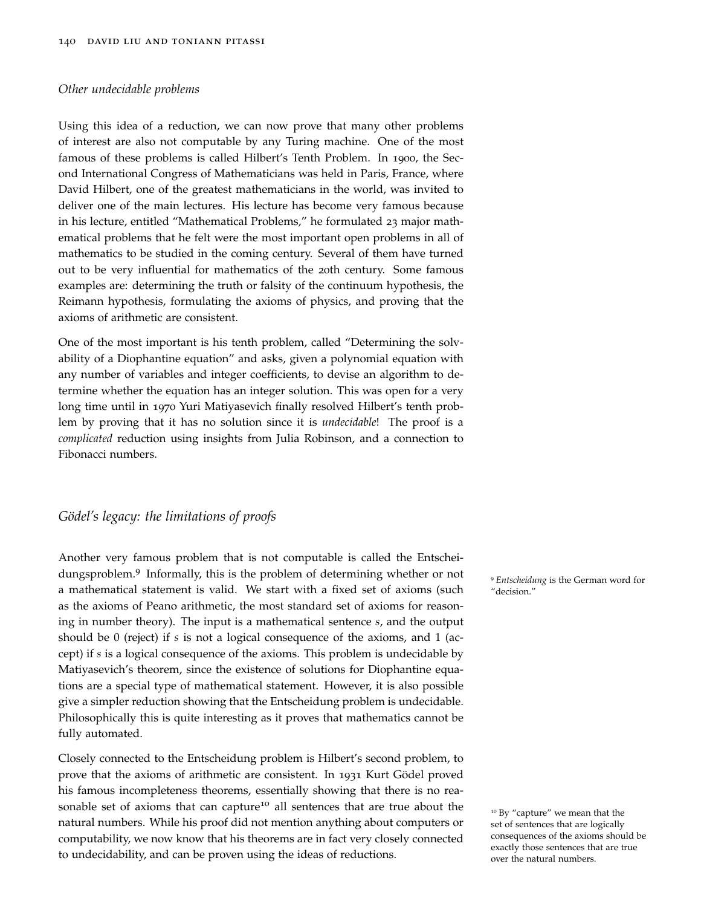### *Other undecidable problems*

Using this idea of a reduction, we can now prove that many other problems of interest are also not computable by any Turing machine. One of the most famous of these problems is called Hilbert's Tenth Problem. In 1900, the Second International Congress of Mathematicians was held in Paris, France, where David Hilbert, one of the greatest mathematicians in the world, was invited to deliver one of the main lectures. His lecture has become very famous because in his lecture, entitled "Mathematical Problems," he formulated 23 major mathematical problems that he felt were the most important open problems in all of mathematics to be studied in the coming century. Several of them have turned out to be very influential for mathematics of the 20th century. Some famous examples are: determining the truth or falsity of the continuum hypothesis, the Reimann hypothesis, formulating the axioms of physics, and proving that the axioms of arithmetic are consistent.

One of the most important is his tenth problem, called "Determining the solvability of a Diophantine equation" and asks, given a polynomial equation with any number of variables and integer coefficients, to devise an algorithm to determine whether the equation has an integer solution. This was open for a very long time until in 1970 Yuri Matiyasevich finally resolved Hilbert's tenth problem by proving that it has no solution since it is *undecidable*! The proof is a *complicated* reduction using insights from Julia Robinson, and a connection to Fibonacci numbers.

### *Gödel's legacy: the limitations of proofs*

Another very famous problem that is not computable is called the Entscheidungsproblem.[9] Informally, this is the problem of determining whether or not a mathematical statement is valid. We start with a fixed set of axioms (such as the axioms of Peano arithmetic, the most standard set of axioms for reasoning in number theory). The input is a mathematical sentence $s$, and the output should be 0 (reject) if $s$ is not a logical consequence of the axioms, and 1 (accept) if $s$ is a logical consequence of the axioms. This problem is undecidable by Matiyasevich's theorem, since the existence of solutions for Diophantine equations are a special type of mathematical statement. However, it is also possible give a simpler reduction showing that the Entscheidung problem is undecidable. Philosophically this is quite interesting as it proves that mathematics cannot be fully automated.

[9] *Entscheidung* is the German word for "decision."

Closely connected to the Entscheidung problem is Hilbert's second problem, to prove that the axioms of arithmetic are consistent. In 1931 Kurt Gödel proved his famous incompleteness theorems, essentially showing that there is no reasonable set of axioms that can capture[10] all sentences that are true about the natural numbers. While his proof did not mention anything about computers or computability, we now know that his theorems are in fact very closely connected to undecidability, and can be proven using the ideas of reductions.

[10] By "capture" we mean that the set of sentences that are logically consequences of the axioms should be exactly those sentences that are true over the natural numbers.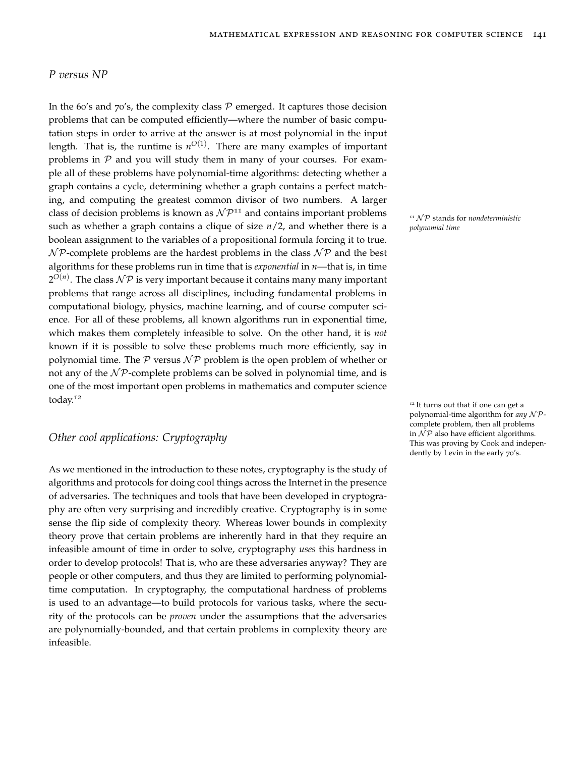## *P versus NP*

In the 60's and 70's, the complexity class $\mathcal{P}$ emerged. It captures those decision problems that can be computed efficiently—where the number of basic computation steps in order to arrive at the answer is at most polynomial in the input length. That is, the runtime is $n^{O(1)}$. There are many examples of important problems in $\mathcal{P}$ and you will study them in many of your courses. For example all of these problems have polynomial-time algorithms: detecting whether a graph contains a cycle, determining whether a graph contains a perfect matching, and computing the greatest common divisor of two numbers. A larger class of decision problems is known as $\mathcal{NP}$[11] and contains important problems such as whether a graph contains a clique of size $n/2$, and whether there is a boolean assignment to the variables of a propositional formula forcing it to true. $\mathcal{NP}$-complete problems are the hardest problems in the class $\mathcal{NP}$ and the best algorithms for these problems run in time that is *exponential* in $n$—that is, in time $2^{O(n)}$. The class $\mathcal{NP}$ is very important because it contains many many important problems that range across all disciplines, including fundamental problems in computational biology, physics, machine learning, and of course computer science. For all of these problems, all known algorithms run in exponential time, which makes them completely infeasible to solve. On the other hand, it is *not* known if it is possible to solve these problems much more efficiently, say in polynomial time. The $\mathcal{P}$ versus $\mathcal{NP}$ problem is the open problem of whether or not any of the $\mathcal{NP}$-complete problems can be solved in polynomial time, and is one of the most important open problems in mathematics and computer science today.[12]

[11] $\mathcal{NP}$ stands for *nondeterministic polynomial time*

[12] It turns out that if one can get a polynomial-time algorithm for *any* $\mathcal{NP}$-complete problem, then all problems in $\mathcal{NP}$ also have efficient algorithms. This was proving by Cook and independently by Levin in the early 70's.

## *Other cool applications: Cryptography*

As we mentioned in the introduction to these notes, cryptography is the study of algorithms and protocols for doing cool things across the Internet in the presence of adversaries. The techniques and tools that have been developed in cryptography are often very surprising and incredibly creative. Cryptography is in some sense the flip side of complexity theory. Whereas lower bounds in complexity theory prove that certain problems are inherently hard in that they require an infeasible amount of time in order to solve, cryptography *uses* this hardness in order to develop protocols! That is, who are these adversaries anyway? They are people or other computers, and thus they are limited to performing polynomial-time computation. In cryptography, the computational hardness of problems is used to an advantage—to build protocols for various tasks, where the security of the protocols can be *proven* under the assumptions that the adversaries are polynomially-bounded, and that certain problems in complexity theory are infeasible.